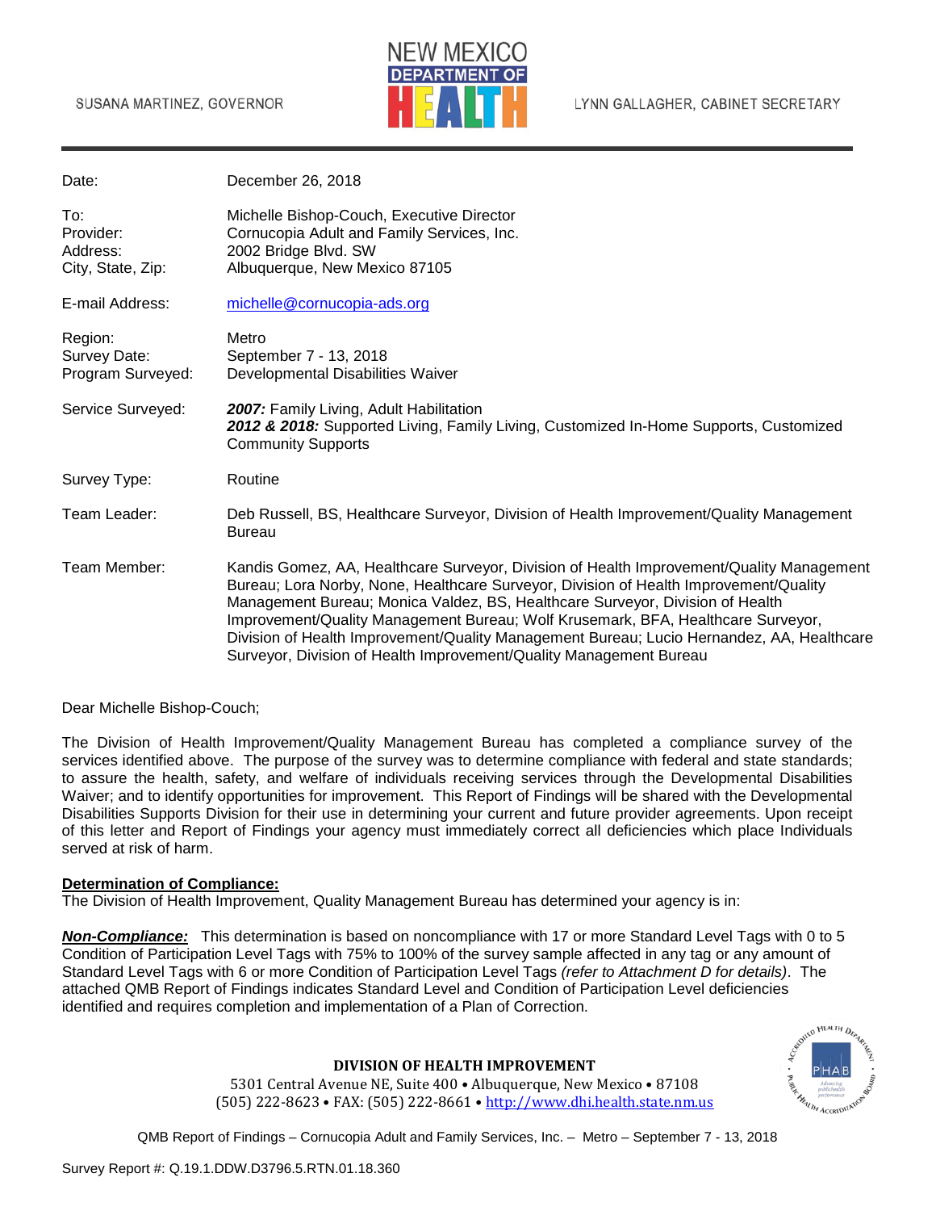SUSANA MARTINEZ, GOVERNOR

NEW MEXICO DEPARTMENT OF HEALTH

LYNN GALLAGHER, CABINET SECRETARY

| | |
|---|---|
| Date: | December 26, 2018 |
| To: | Michelle Bishop-Couch, Executive Director |
| Provider: | Cornucopia Adult and Family Services, Inc. |
| Address: | 2002 Bridge Blvd. SW |
| City, State, Zip: | Albuquerque, New Mexico 87105 |
| E-mail Address: | michelle@cornucopia-ads.org |
| Region: | Metro |
| Survey Date: | September 7 - 13, 2018 |
| Program Surveyed: | Developmental Disabilities Waiver |
| Service Surveyed: | ***2007:*** Family Living, Adult Habilitation<br>***2012 & 2018:*** Supported Living, Family Living, Customized In-Home Supports, Customized Community Supports |
| Survey Type: | Routine |
| Team Leader: | Deb Russell, BS, Healthcare Surveyor, Division of Health Improvement/Quality Management Bureau |
| Team Member: | Kandis Gomez, AA, Healthcare Surveyor, Division of Health Improvement/Quality Management Bureau; Lora Norby, None, Healthcare Surveyor, Division of Health Improvement/Quality Management Bureau; Monica Valdez, BS, Healthcare Surveyor, Division of Health Improvement/Quality Management Bureau; Wolf Krusemark, BFA, Healthcare Surveyor, Division of Health Improvement/Quality Management Bureau; Lucio Hernandez, AA, Healthcare Surveyor, Division of Health Improvement/Quality Management Bureau |

Dear Michelle Bishop-Couch;

The Division of Health Improvement/Quality Management Bureau has completed a compliance survey of the services identified above. The purpose of the survey was to determine compliance with federal and state standards; to assure the health, safety, and welfare of individuals receiving services through the Developmental Disabilities Waiver; and to identify opportunities for improvement. This Report of Findings will be shared with the Developmental Disabilities Supports Division for their use in determining your current and future provider agreements. Upon receipt of this letter and Report of Findings your agency must immediately correct all deficiencies which place Individuals served at risk of harm.

**Determination of Compliance:**
The Division of Health Improvement, Quality Management Bureau has determined your agency is in:

***Non-Compliance:*** This determination is based on noncompliance with 17 or more Standard Level Tags with 0 to 5 Condition of Participation Level Tags with 75% to 100% of the survey sample affected in any tag or any amount of Standard Level Tags with 6 or more Condition of Participation Level Tags *(refer to Attachment D for details)*. The attached QMB Report of Findings indicates Standard Level and Condition of Participation Level deficiencies identified and requires completion and implementation of a Plan of Correction.

**DIVISION OF HEALTH IMPROVEMENT**
5301 Central Avenue NE, Suite 400 • Albuquerque, New Mexico • 87108
(505) 222-8623 • FAX: (505) 222-8661 • http://www.dhi.health.state.nm.us

QMB Report of Findings – Cornucopia Adult and Family Services, Inc. – Metro – September 7 - 13, 2018

Survey Report #: Q.19.1.DDW.D3796.5.RTN.01.18.360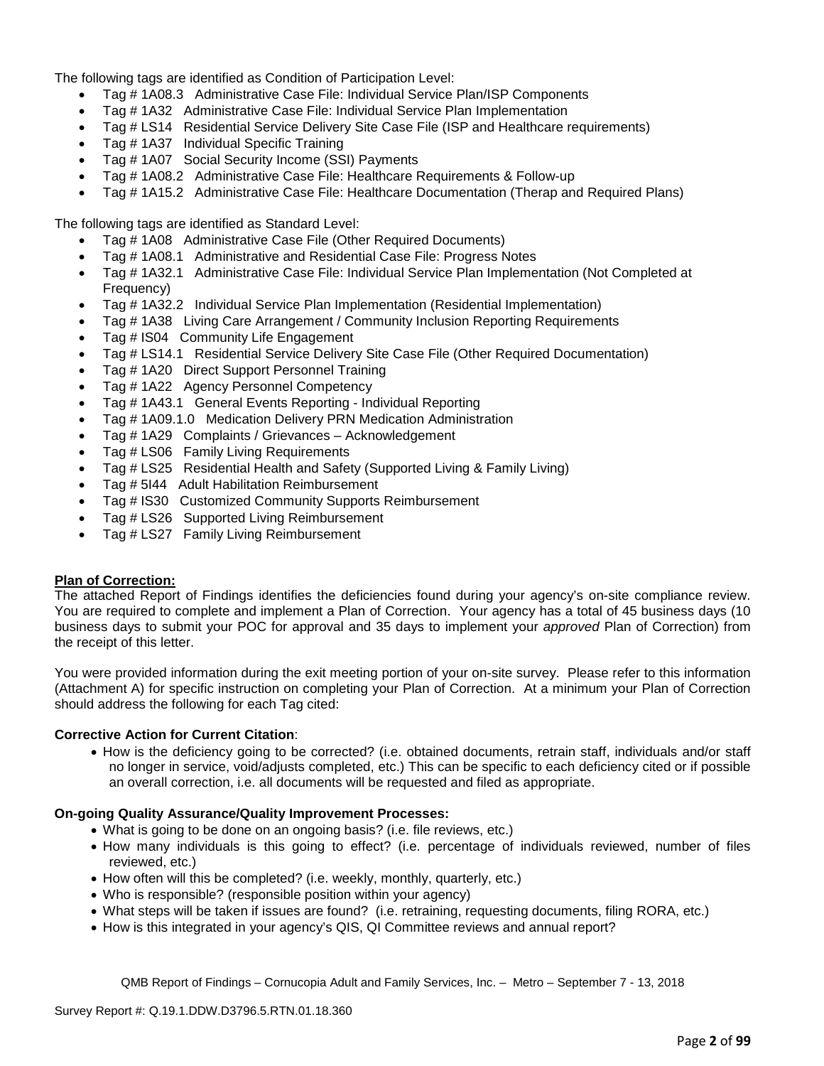The following tags are identified as Condition of Participation Level:

- Tag # 1A08.3 Administrative Case File: Individual Service Plan/ISP Components
- Tag # 1A32 Administrative Case File: Individual Service Plan Implementation
- Tag # LS14 Residential Service Delivery Site Case File (ISP and Healthcare requirements)
- Tag # 1A37 Individual Specific Training
- Tag # 1A07 Social Security Income (SSI) Payments
- Tag # 1A08.2 Administrative Case File: Healthcare Requirements & Follow-up
- Tag # 1A15.2 Administrative Case File: Healthcare Documentation (Therap and Required Plans)

The following tags are identified as Standard Level:

- Tag # 1A08 Administrative Case File (Other Required Documents)
- Tag # 1A08.1 Administrative and Residential Case File: Progress Notes
- Tag # 1A32.1 Administrative Case File: Individual Service Plan Implementation (Not Completed at Frequency)
- Tag # 1A32.2 Individual Service Plan Implementation (Residential Implementation)
- Tag # 1A38 Living Care Arrangement / Community Inclusion Reporting Requirements
- Tag # IS04 Community Life Engagement
- Tag # LS14.1 Residential Service Delivery Site Case File (Other Required Documentation)
- Tag # 1A20 Direct Support Personnel Training
- Tag # 1A22 Agency Personnel Competency
- Tag # 1A43.1 General Events Reporting - Individual Reporting
- Tag # 1A09.1.0 Medication Delivery PRN Medication Administration
- Tag # 1A29 Complaints / Grievances – Acknowledgement
- Tag # LS06 Family Living Requirements
- Tag # LS25 Residential Health and Safety (Supported Living & Family Living)
- Tag # 5I44 Adult Habilitation Reimbursement
- Tag # IS30 Customized Community Supports Reimbursement
- Tag # LS26 Supported Living Reimbursement
- Tag # LS27 Family Living Reimbursement

**Plan of Correction:**

The attached Report of Findings identifies the deficiencies found during your agency's on-site compliance review. You are required to complete and implement a Plan of Correction. Your agency has a total of 45 business days (10 business days to submit your POC for approval and 35 days to implement your *approved* Plan of Correction) from the receipt of this letter.

You were provided information during the exit meeting portion of your on-site survey. Please refer to this information (Attachment A) for specific instruction on completing your Plan of Correction. At a minimum your Plan of Correction should address the following for each Tag cited:

**Corrective Action for Current Citation**:

- How is the deficiency going to be corrected? (i.e. obtained documents, retrain staff, individuals and/or staff no longer in service, void/adjusts completed, etc.) This can be specific to each deficiency cited or if possible an overall correction, i.e. all documents will be requested and filed as appropriate.

**On-going Quality Assurance/Quality Improvement Processes:**

- What is going to be done on an ongoing basis? (i.e. file reviews, etc.)
- How many individuals is this going to effect? (i.e. percentage of individuals reviewed, number of files reviewed, etc.)
- How often will this be completed? (i.e. weekly, monthly, quarterly, etc.)
- Who is responsible? (responsible position within your agency)
- What steps will be taken if issues are found? (i.e. retraining, requesting documents, filing RORA, etc.)
- How is this integrated in your agency's QIS, QI Committee reviews and annual report?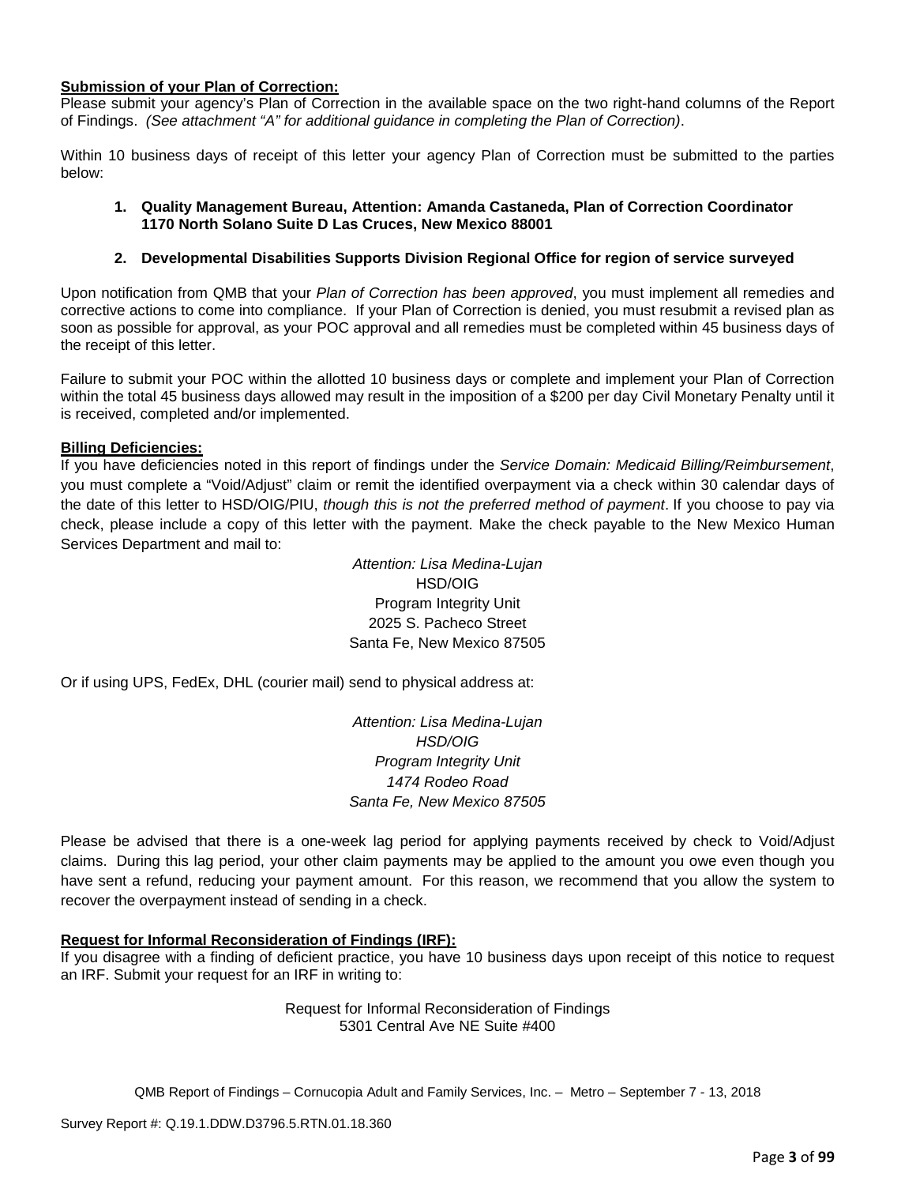**Submission of your Plan of Correction:**
Please submit your agency's Plan of Correction in the available space on the two right-hand columns of the Report of Findings. *(See attachment "A" for additional guidance in completing the Plan of Correction)*.

Within 10 business days of receipt of this letter your agency Plan of Correction must be submitted to the parties below:

1. **Quality Management Bureau, Attention: Amanda Castaneda, Plan of Correction Coordinator 1170 North Solano Suite D Las Cruces, New Mexico 88001**

2. **Developmental Disabilities Supports Division Regional Office for region of service surveyed**

Upon notification from QMB that your *Plan of Correction has been approved*, you must implement all remedies and corrective actions to come into compliance. If your Plan of Correction is denied, you must resubmit a revised plan as soon as possible for approval, as your POC approval and all remedies must be completed within 45 business days of the receipt of this letter.

Failure to submit your POC within the allotted 10 business days or complete and implement your Plan of Correction within the total 45 business days allowed may result in the imposition of a $200 per day Civil Monetary Penalty until it is received, completed and/or implemented.

**Billing Deficiencies:**
If you have deficiencies noted in this report of findings under the *Service Domain: Medicaid Billing/Reimbursement*, you must complete a "Void/Adjust" claim or remit the identified overpayment via a check within 30 calendar days of the date of this letter to HSD/OIG/PIU, *though this is not the preferred method of payment*. If you choose to pay via check, please include a copy of this letter with the payment. Make the check payable to the New Mexico Human Services Department and mail to:

*Attention: Lisa Medina-Lujan*
HSD/OIG
Program Integrity Unit
2025 S. Pacheco Street
Santa Fe, New Mexico 87505

Or if using UPS, FedEx, DHL (courier mail) send to physical address at:

*Attention: Lisa Medina-Lujan*
*HSD/OIG*
*Program Integrity Unit*
*1474 Rodeo Road*
*Santa Fe, New Mexico 87505*

Please be advised that there is a one-week lag period for applying payments received by check to Void/Adjust claims. During this lag period, your other claim payments may be applied to the amount you owe even though you have sent a refund, reducing your payment amount. For this reason, we recommend that you allow the system to recover the overpayment instead of sending in a check.

**Request for Informal Reconsideration of Findings (IRF):**
If you disagree with a finding of deficient practice, you have 10 business days upon receipt of this notice to request an IRF. Submit your request for an IRF in writing to:

Request for Informal Reconsideration of Findings
5301 Central Ave NE Suite #400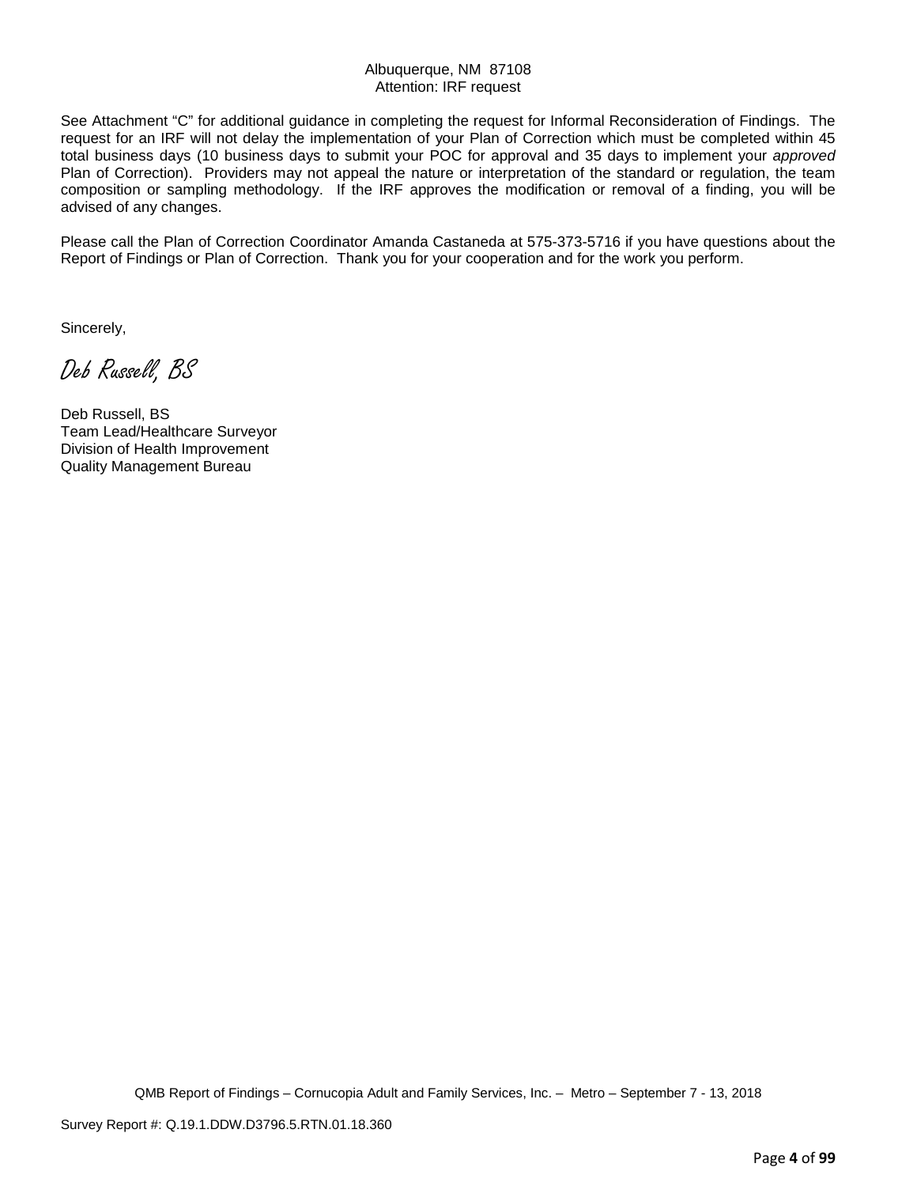Albuquerque, NM 87108
Attention: IRF request

See Attachment “C” for additional guidance in completing the request for Informal Reconsideration of Findings. The request for an IRF will not delay the implementation of your Plan of Correction which must be completed within 45 total business days (10 business days to submit your POC for approval and 35 days to implement your *approved* Plan of Correction). Providers may not appeal the nature or interpretation of the standard or regulation, the team composition or sampling methodology. If the IRF approves the modification or removal of a finding, you will be advised of any changes.

Please call the Plan of Correction Coordinator Amanda Castaneda at 575-373-5716 if you have questions about the Report of Findings or Plan of Correction. Thank you for your cooperation and for the work you perform.

Sincerely,

*Deb Russell, BS*

Deb Russell, BS
Team Lead/Healthcare Surveyor
Division of Health Improvement
Quality Management Bureau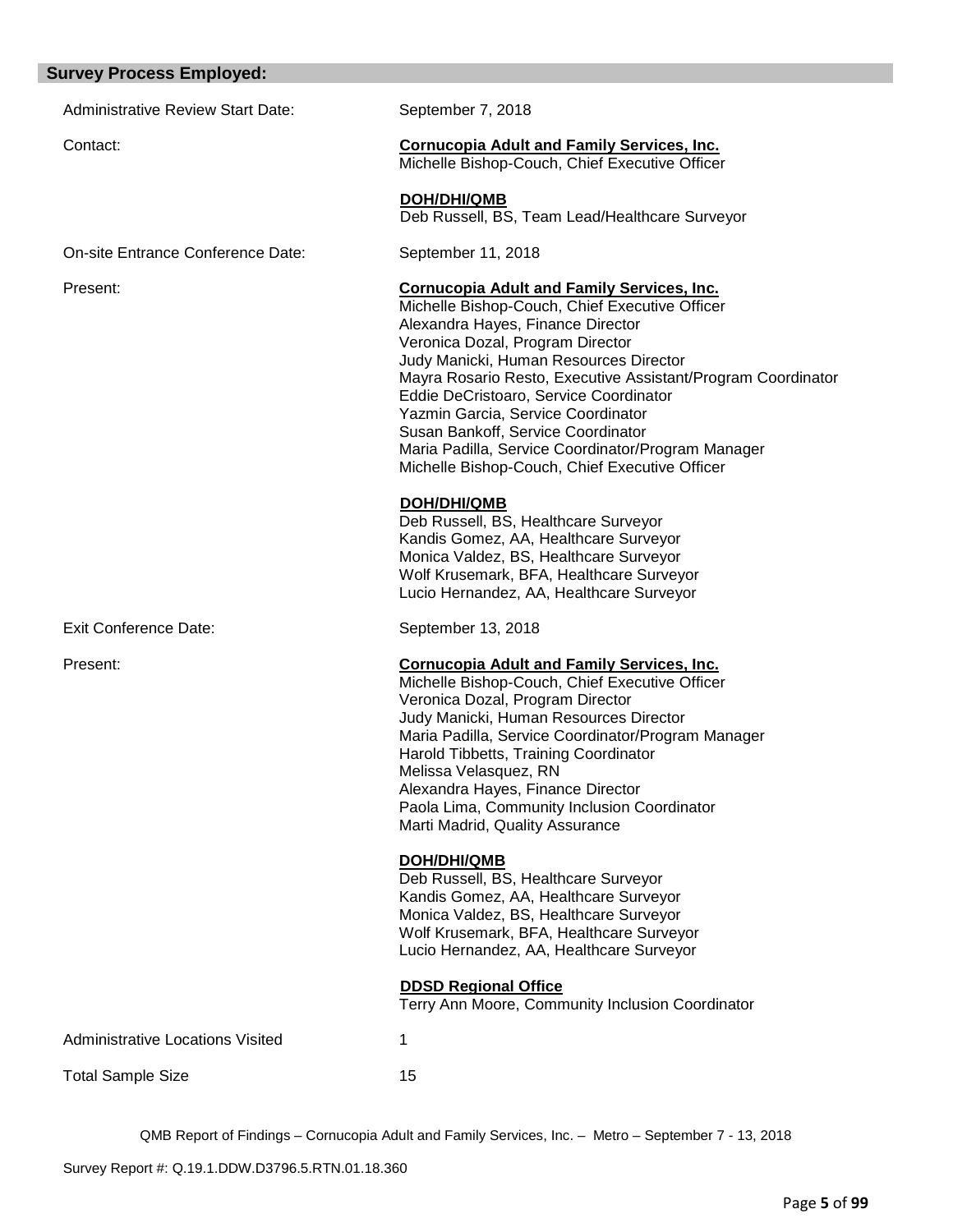## Survey Process Employed:

| | |
|---|---|
| Administrative Review Start Date: | September 7, 2018 |
| Contact: | **Cornucopia Adult and Family Services, Inc.**<br>Michelle Bishop-Couch, Chief Executive Officer<br><br>**DOH/DHI/QMB**<br>Deb Russell, BS, Team Lead/Healthcare Surveyor |
| On-site Entrance Conference Date: | September 11, 2018 |
| Present: | **Cornucopia Adult and Family Services, Inc.**<br>Michelle Bishop-Couch, Chief Executive Officer<br>Alexandra Hayes, Finance Director<br>Veronica Dozal, Program Director<br>Judy Manicki, Human Resources Director<br>Mayra Rosario Resto, Executive Assistant/Program Coordinator<br>Eddie DeCristoaro, Service Coordinator<br>Yazmin Garcia, Service Coordinator<br>Susan Bankoff, Service Coordinator<br>Maria Padilla, Service Coordinator/Program Manager<br>Michelle Bishop-Couch, Chief Executive Officer<br><br>**DOH/DHI/QMB**<br>Deb Russell, BS, Healthcare Surveyor<br>Kandis Gomez, AA, Healthcare Surveyor<br>Monica Valdez, BS, Healthcare Surveyor<br>Wolf Krusemark, BFA, Healthcare Surveyor<br>Lucio Hernandez, AA, Healthcare Surveyor |
| Exit Conference Date: | September 13, 2018 |
| Present: | **Cornucopia Adult and Family Services, Inc.**<br>Michelle Bishop-Couch, Chief Executive Officer<br>Veronica Dozal, Program Director<br>Judy Manicki, Human Resources Director<br>Maria Padilla, Service Coordinator/Program Manager<br>Harold Tibbetts, Training Coordinator<br>Melissa Velasquez, RN<br>Alexandra Hayes, Finance Director<br>Paola Lima, Community Inclusion Coordinator<br>Marti Madrid, Quality Assurance<br><br>**DOH/DHI/QMB**<br>Deb Russell, BS, Healthcare Surveyor<br>Kandis Gomez, AA, Healthcare Surveyor<br>Monica Valdez, BS, Healthcare Surveyor<br>Wolf Krusemark, BFA, Healthcare Surveyor<br>Lucio Hernandez, AA, Healthcare Surveyor<br><br>**DDSD Regional Office**<br>Terry Ann Moore, Community Inclusion Coordinator |
| Administrative Locations Visited | 1 |
| Total Sample Size | 15 |

QMB Report of Findings – Cornucopia Adult and Family Services, Inc. – Metro – September 7 - 13, 2018

Survey Report #: Q.19.1.DDW.D3796.5.RTN.01.18.360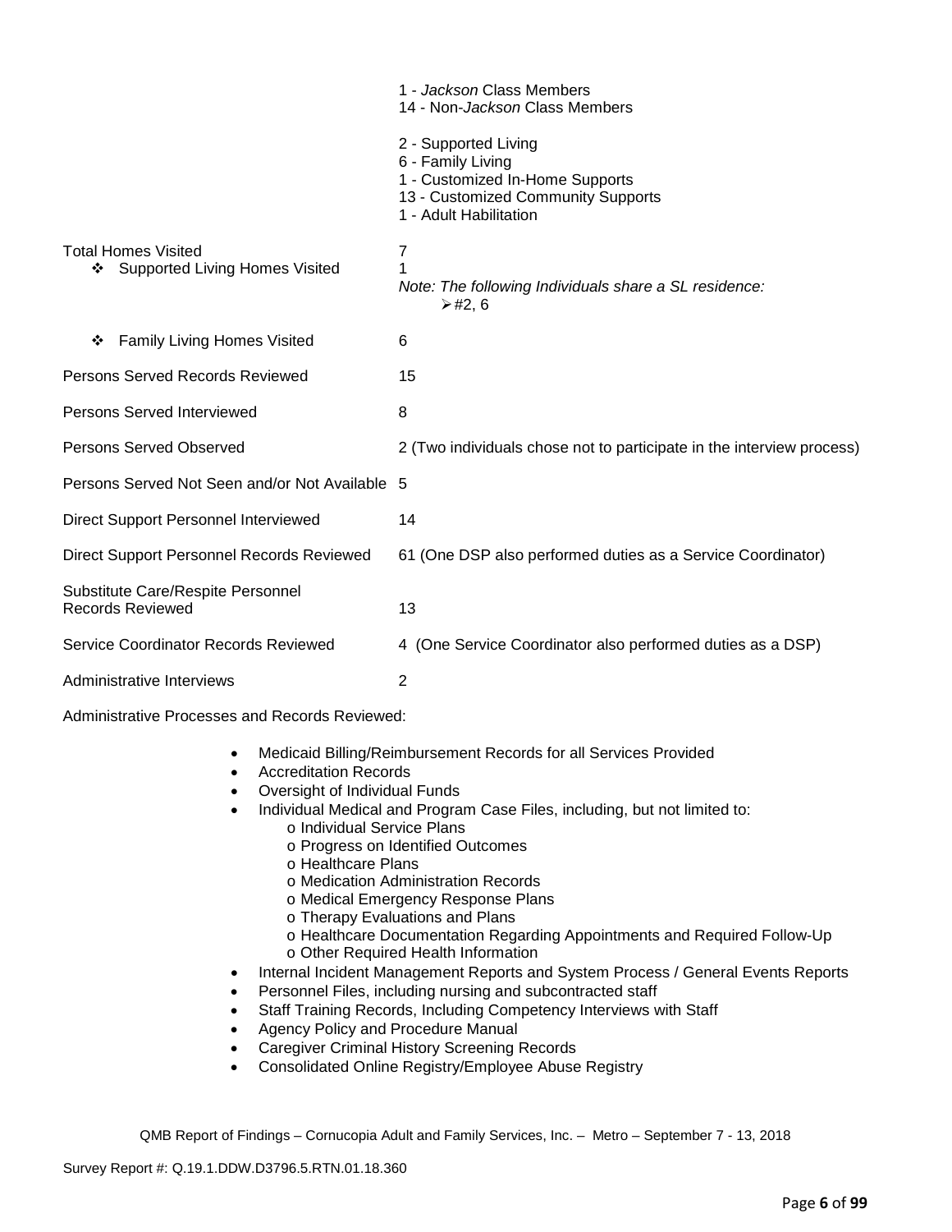| | |
|---|---|
| | 1 - *Jackson* Class Members<br>14 - Non-*Jackson* Class Members<br><br>2 - Supported Living<br>6 - Family Living<br>1 - Customized In-Home Supports<br>13 - Customized Community Supports<br>1 - Adult Habilitation |
| Total Homes Visited | 7 |
| ❖ Supported Living Homes Visited | 1<br>*Note: The following Individuals share a SL residence:*<br>➢ #2, 6 |
| ❖ Family Living Homes Visited | 6 |
| Persons Served Records Reviewed | 15 |
| Persons Served Interviewed | 8 |
| Persons Served Observed | 2 (Two individuals chose not to participate in the interview process) |
| Persons Served Not Seen and/or Not Available | 5 |
| Direct Support Personnel Interviewed | 14 |
| Direct Support Personnel Records Reviewed | 61 (One DSP also performed duties as a Service Coordinator) |
| Substitute Care/Respite Personnel Records Reviewed | 13 |
| Service Coordinator Records Reviewed | 4 (One Service Coordinator also performed duties as a DSP) |
| Administrative Interviews | 2 |

Administrative Processes and Records Reviewed:

- Medicaid Billing/Reimbursement Records for all Services Provided
- Accreditation Records
- Oversight of Individual Funds
- Individual Medical and Program Case Files, including, but not limited to:
  - Individual Service Plans
  - Progress on Identified Outcomes
  - Healthcare Plans
  - Medication Administration Records
  - Medical Emergency Response Plans
  - Therapy Evaluations and Plans
  - Healthcare Documentation Regarding Appointments and Required Follow-Up
  - Other Required Health Information
- Internal Incident Management Reports and System Process / General Events Reports
- Personnel Files, including nursing and subcontracted staff
- Staff Training Records, Including Competency Interviews with Staff
- Agency Policy and Procedure Manual
- Caregiver Criminal History Screening Records
- Consolidated Online Registry/Employee Abuse Registry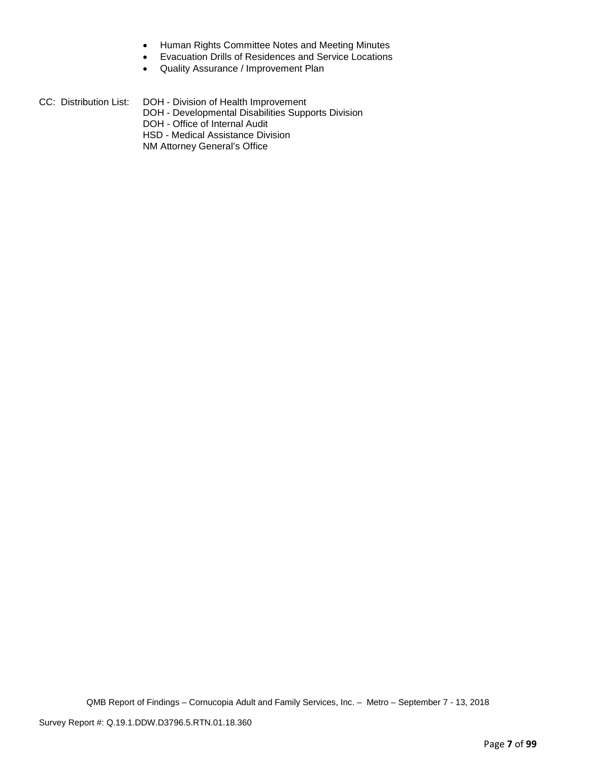- Human Rights Committee Notes and Meeting Minutes
- Evacuation Drills of Residences and Service Locations
- Quality Assurance / Improvement Plan

CC: Distribution List: DOH - Division of Health Improvement
DOH - Developmental Disabilities Supports Division
DOH - Office of Internal Audit
HSD - Medical Assistance Division
NM Attorney General's Office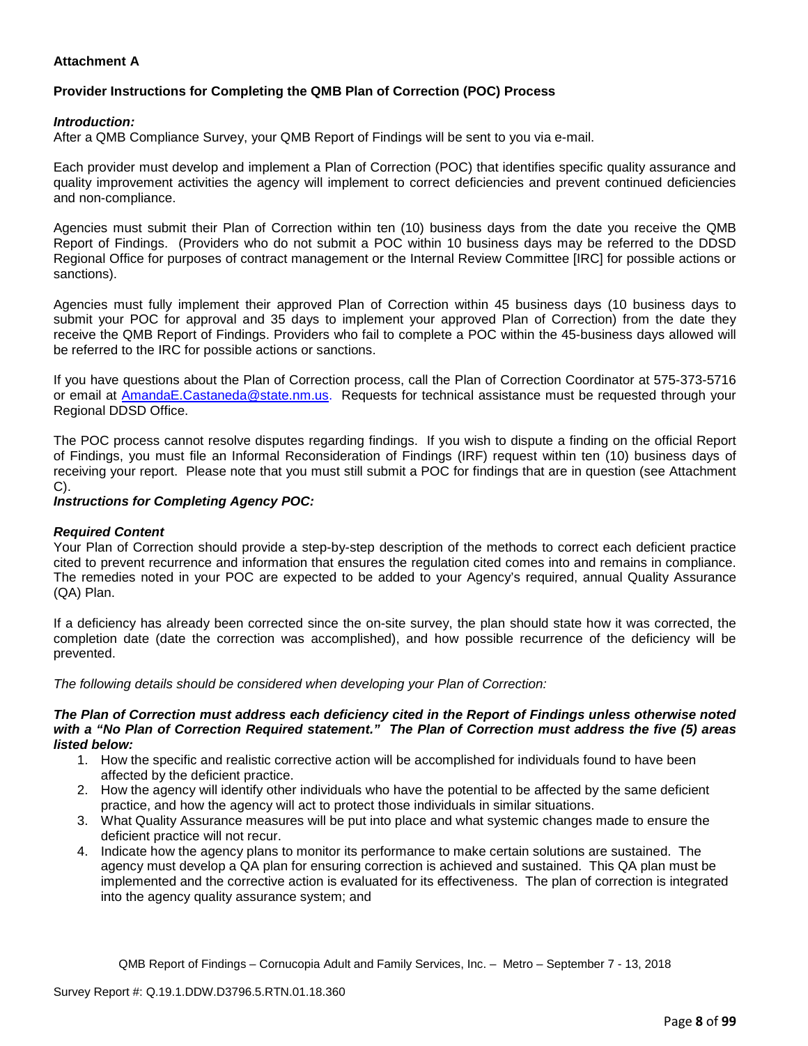**Attachment A**

**Provider Instructions for Completing the QMB Plan of Correction (POC) Process**

***Introduction:***
After a QMB Compliance Survey, your QMB Report of Findings will be sent to you via e-mail.

Each provider must develop and implement a Plan of Correction (POC) that identifies specific quality assurance and quality improvement activities the agency will implement to correct deficiencies and prevent continued deficiencies and non-compliance.

Agencies must submit their Plan of Correction within ten (10) business days from the date you receive the QMB Report of Findings. (Providers who do not submit a POC within 10 business days may be referred to the DDSD Regional Office for purposes of contract management or the Internal Review Committee [IRC] for possible actions or sanctions).

Agencies must fully implement their approved Plan of Correction within 45 business days (10 business days to submit your POC for approval and 35 days to implement your approved Plan of Correction) from the date they receive the QMB Report of Findings. Providers who fail to complete a POC within the 45-business days allowed will be referred to the IRC for possible actions or sanctions.

If you have questions about the Plan of Correction process, call the Plan of Correction Coordinator at 575-373-5716 or email at AmandaE.Castaneda@state.nm.us. Requests for technical assistance must be requested through your Regional DDSD Office.

The POC process cannot resolve disputes regarding findings. If you wish to dispute a finding on the official Report of Findings, you must file an Informal Reconsideration of Findings (IRF) request within ten (10) business days of receiving your report. Please note that you must still submit a POC for findings that are in question (see Attachment C).

***Instructions for Completing Agency POC:***

***Required Content***
Your Plan of Correction should provide a step-by-step description of the methods to correct each deficient practice cited to prevent recurrence and information that ensures the regulation cited comes into and remains in compliance. The remedies noted in your POC are expected to be added to your Agency's required, annual Quality Assurance (QA) Plan.

If a deficiency has already been corrected since the on-site survey, the plan should state how it was corrected, the completion date (date the correction was accomplished), and how possible recurrence of the deficiency will be prevented.

*The following details should be considered when developing your Plan of Correction:*

***The Plan of Correction must address each deficiency cited in the Report of Findings unless otherwise noted with a "No Plan of Correction Required statement." The Plan of Correction must address the five (5) areas listed below:***

1. How the specific and realistic corrective action will be accomplished for individuals found to have been affected by the deficient practice.
2. How the agency will identify other individuals who have the potential to be affected by the same deficient practice, and how the agency will act to protect those individuals in similar situations.
3. What Quality Assurance measures will be put into place and what systemic changes made to ensure the deficient practice will not recur.
4. Indicate how the agency plans to monitor its performance to make certain solutions are sustained. The agency must develop a QA plan for ensuring correction is achieved and sustained. This QA plan must be implemented and the corrective action is evaluated for its effectiveness. The plan of correction is integrated into the agency quality assurance system; and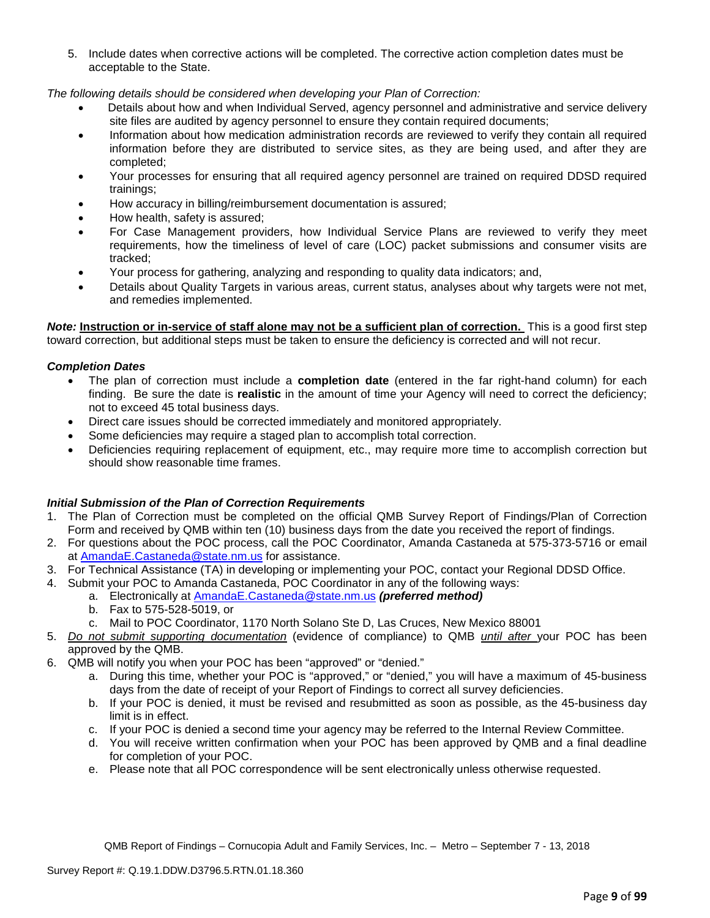5. Include dates when corrective actions will be completed. The corrective action completion dates must be acceptable to the State.

*The following details should be considered when developing your Plan of Correction:*

- Details about how and when Individual Served, agency personnel and administrative and service delivery site files are audited by agency personnel to ensure they contain required documents;
- Information about how medication administration records are reviewed to verify they contain all required information before they are distributed to service sites, as they are being used, and after they are completed;
- Your processes for ensuring that all required agency personnel are trained on required DDSD required trainings;
- How accuracy in billing/reimbursement documentation is assured;
- How health, safety is assured;
- For Case Management providers, how Individual Service Plans are reviewed to verify they meet requirements, how the timeliness of level of care (LOC) packet submissions and consumer visits are tracked;
- Your process for gathering, analyzing and responding to quality data indicators; and,
- Details about Quality Targets in various areas, current status, analyses about why targets were not met, and remedies implemented.

***Note:*** **<u>Instruction or in-service of staff alone may not be a sufficient plan of correction.</u>** This is a good first step toward correction, but additional steps must be taken to ensure the deficiency is corrected and will not recur.

***Completion Dates***

- The plan of correction must include a **completion date** (entered in the far right-hand column) for each finding. Be sure the date is **realistic** in the amount of time your Agency will need to correct the deficiency; not to exceed 45 total business days.
- Direct care issues should be corrected immediately and monitored appropriately.
- Some deficiencies may require a staged plan to accomplish total correction.
- Deficiencies requiring replacement of equipment, etc., may require more time to accomplish correction but should show reasonable time frames.

***Initial Submission of the Plan of Correction Requirements***

1. The Plan of Correction must be completed on the official QMB Survey Report of Findings/Plan of Correction Form and received by QMB within ten (10) business days from the date you received the report of findings.
2. For questions about the POC process, call the POC Coordinator, Amanda Castaneda at 575-373-5716 or email at AmandaE.Castaneda@state.nm.us for assistance.
3. For Technical Assistance (TA) in developing or implementing your POC, contact your Regional DDSD Office.
4. Submit your POC to Amanda Castaneda, POC Coordinator in any of the following ways:
   a. Electronically at AmandaE.Castaneda@state.nm.us ***(preferred method)***
   b. Fax to 575-528-5019, or
   c. Mail to POC Coordinator, 1170 North Solano Ste D, Las Cruces, New Mexico 88001
5. *<u>Do not submit supporting documentation</u>* (evidence of compliance) to QMB *<u>until after</u>* your POC has been approved by the QMB.
6. QMB will notify you when your POC has been "approved" or "denied."
   a. During this time, whether your POC is "approved," or "denied," you will have a maximum of 45-business days from the date of receipt of your Report of Findings to correct all survey deficiencies.
   b. If your POC is denied, it must be revised and resubmitted as soon as possible, as the 45-business day limit is in effect.
   c. If your POC is denied a second time your agency may be referred to the Internal Review Committee.
   d. You will receive written confirmation when your POC has been approved by QMB and a final deadline for completion of your POC.
   e. Please note that all POC correspondence will be sent electronically unless otherwise requested.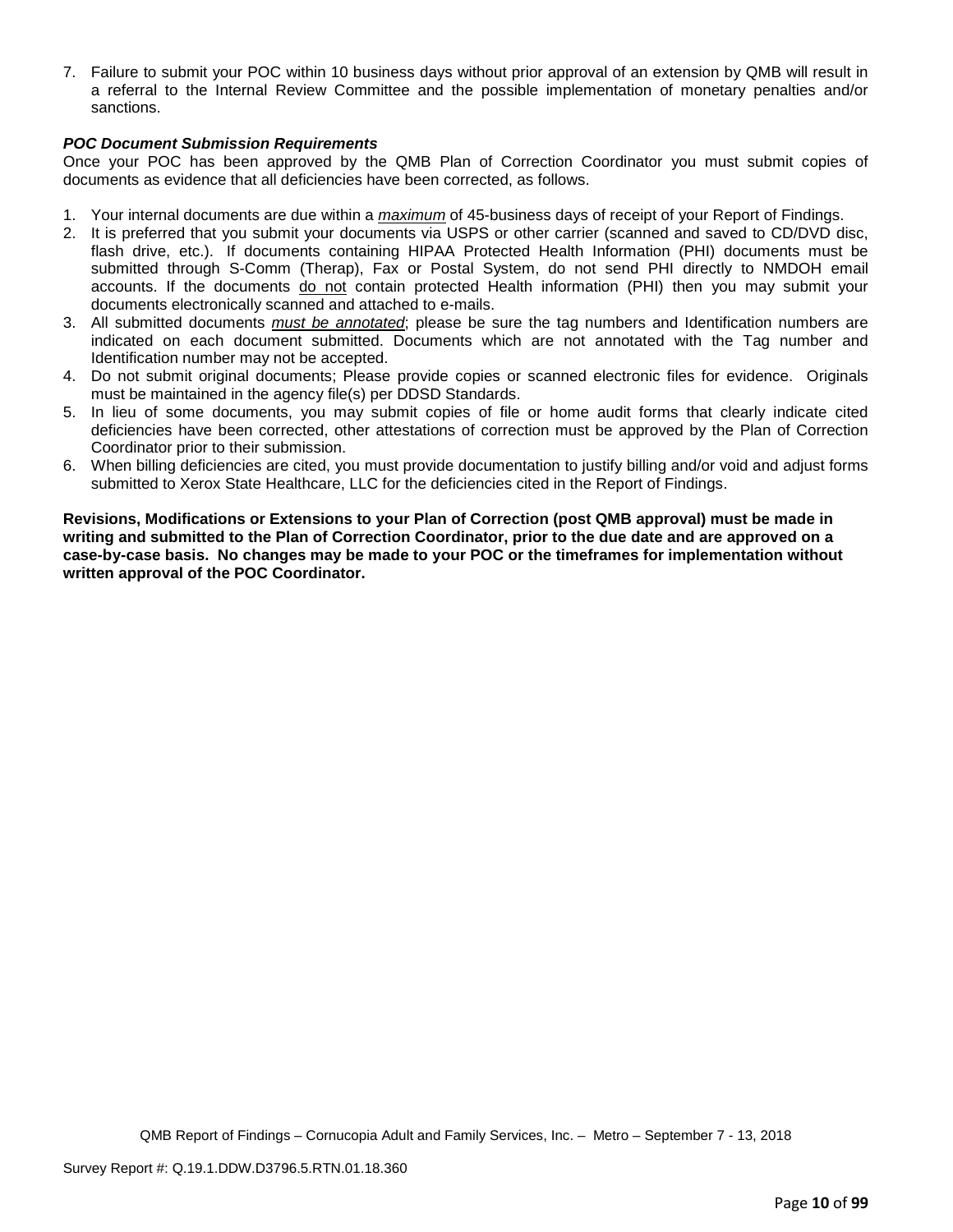7. Failure to submit your POC within 10 business days without prior approval of an extension by QMB will result in a referral to the Internal Review Committee and the possible implementation of monetary penalties and/or sanctions.

***POC Document Submission Requirements***

Once your POC has been approved by the QMB Plan of Correction Coordinator you must submit copies of documents as evidence that all deficiencies have been corrected, as follows.

1. Your internal documents are due within a ***maximum*** of 45-business days of receipt of your Report of Findings.
2. It is preferred that you submit your documents via USPS or other carrier (scanned and saved to CD/DVD disc, flash drive, etc.). If documents containing HIPAA Protected Health Information (PHI) documents must be submitted through S-Comm (Therap), Fax or Postal System, do not send PHI directly to NMDOH email accounts. If the documents do not contain protected Health information (PHI) then you may submit your documents electronically scanned and attached to e-mails.
3. All submitted documents ***must be annotated***; please be sure the tag numbers and Identification numbers are indicated on each document submitted. Documents which are not annotated with the Tag number and Identification number may not be accepted.
4. Do not submit original documents; Please provide copies or scanned electronic files for evidence. Originals must be maintained in the agency file(s) per DDSD Standards.
5. In lieu of some documents, you may submit copies of file or home audit forms that clearly indicate cited deficiencies have been corrected, other attestations of correction must be approved by the Plan of Correction Coordinator prior to their submission.
6. When billing deficiencies are cited, you must provide documentation to justify billing and/or void and adjust forms submitted to Xerox State Healthcare, LLC for the deficiencies cited in the Report of Findings.

**Revisions, Modifications or Extensions to your Plan of Correction (post QMB approval) must be made in writing and submitted to the Plan of Correction Coordinator, prior to the due date and are approved on a case-by-case basis. No changes may be made to your POC or the timeframes for implementation without written approval of the POC Coordinator.**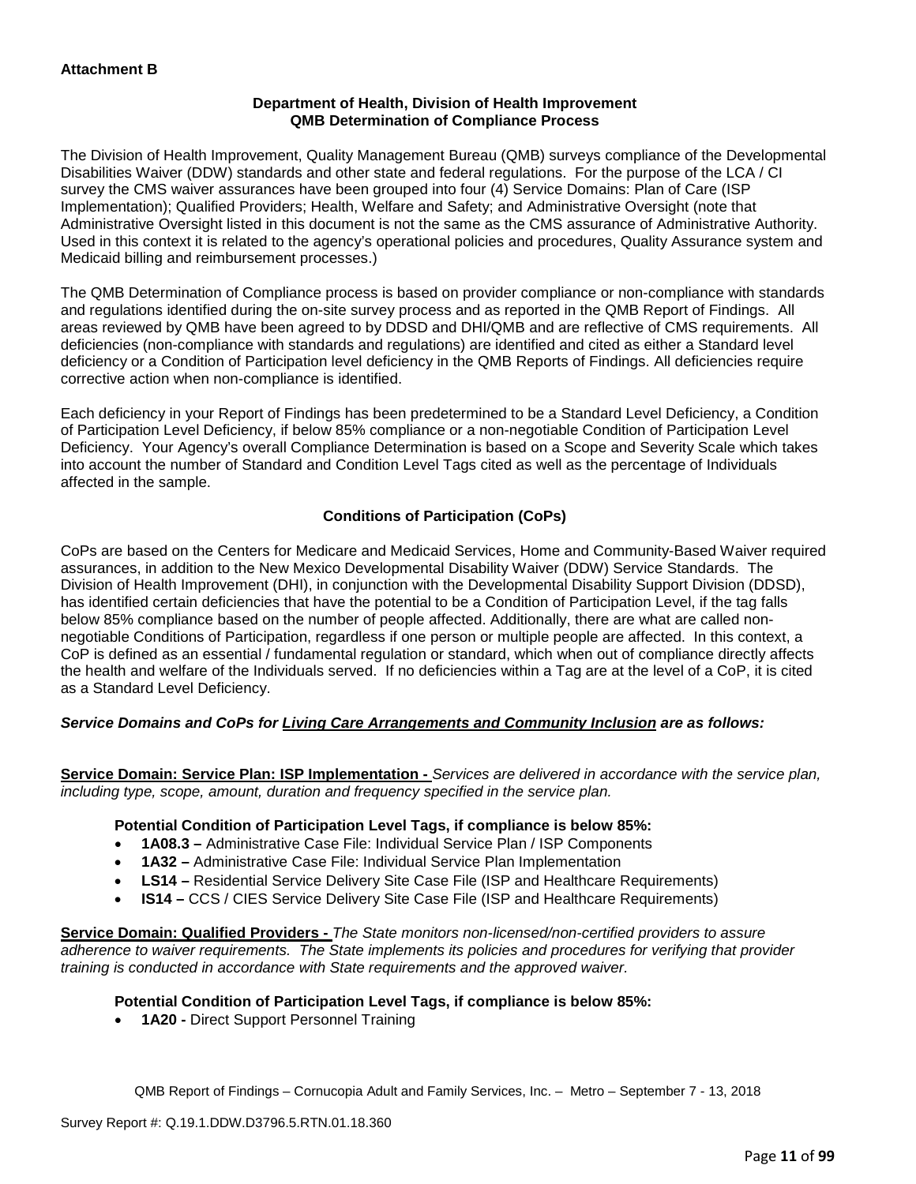**Attachment B**

**Department of Health, Division of Health Improvement**
**QMB Determination of Compliance Process**

The Division of Health Improvement, Quality Management Bureau (QMB) surveys compliance of the Developmental Disabilities Waiver (DDW) standards and other state and federal regulations. For the purpose of the LCA / CI survey the CMS waiver assurances have been grouped into four (4) Service Domains: Plan of Care (ISP Implementation); Qualified Providers; Health, Welfare and Safety; and Administrative Oversight (note that Administrative Oversight listed in this document is not the same as the CMS assurance of Administrative Authority. Used in this context it is related to the agency's operational policies and procedures, Quality Assurance system and Medicaid billing and reimbursement processes.)

The QMB Determination of Compliance process is based on provider compliance or non-compliance with standards and regulations identified during the on-site survey process and as reported in the QMB Report of Findings. All areas reviewed by QMB have been agreed to by DDSD and DHI/QMB and are reflective of CMS requirements. All deficiencies (non-compliance with standards and regulations) are identified and cited as either a Standard level deficiency or a Condition of Participation level deficiency in the QMB Reports of Findings. All deficiencies require corrective action when non-compliance is identified.

Each deficiency in your Report of Findings has been predetermined to be a Standard Level Deficiency, a Condition of Participation Level Deficiency, if below 85% compliance or a non-negotiable Condition of Participation Level Deficiency. Your Agency's overall Compliance Determination is based on a Scope and Severity Scale which takes into account the number of Standard and Condition Level Tags cited as well as the percentage of Individuals affected in the sample.

**Conditions of Participation (CoPs)**

CoPs are based on the Centers for Medicare and Medicaid Services, Home and Community-Based Waiver required assurances, in addition to the New Mexico Developmental Disability Waiver (DDW) Service Standards. The Division of Health Improvement (DHI), in conjunction with the Developmental Disability Support Division (DDSD), has identified certain deficiencies that have the potential to be a Condition of Participation Level, if the tag falls below 85% compliance based on the number of people affected. Additionally, there are what are called non-negotiable Conditions of Participation, regardless if one person or multiple people are affected. In this context, a CoP is defined as an essential / fundamental regulation or standard, which when out of compliance directly affects the health and welfare of the Individuals served. If no deficiencies within a Tag are at the level of a CoP, it is cited as a Standard Level Deficiency.

***Service Domains and CoPs for Living Care Arrangements and Community Inclusion are as follows:***

**Service Domain: Service Plan: ISP Implementation -** *Services are delivered in accordance with the service plan, including type, scope, amount, duration and frequency specified in the service plan.*

**Potential Condition of Participation Level Tags, if compliance is below 85%:**

- **1A08.3 –** Administrative Case File: Individual Service Plan / ISP Components
- **1A32 –** Administrative Case File: Individual Service Plan Implementation
- **LS14 –** Residential Service Delivery Site Case File (ISP and Healthcare Requirements)
- **IS14 –** CCS / CIES Service Delivery Site Case File (ISP and Healthcare Requirements)

**Service Domain: Qualified Providers -** *The State monitors non-licensed/non-certified providers to assure adherence to waiver requirements. The State implements its policies and procedures for verifying that provider training is conducted in accordance with State requirements and the approved waiver.*

**Potential Condition of Participation Level Tags, if compliance is below 85%:**

- **1A20 -** Direct Support Personnel Training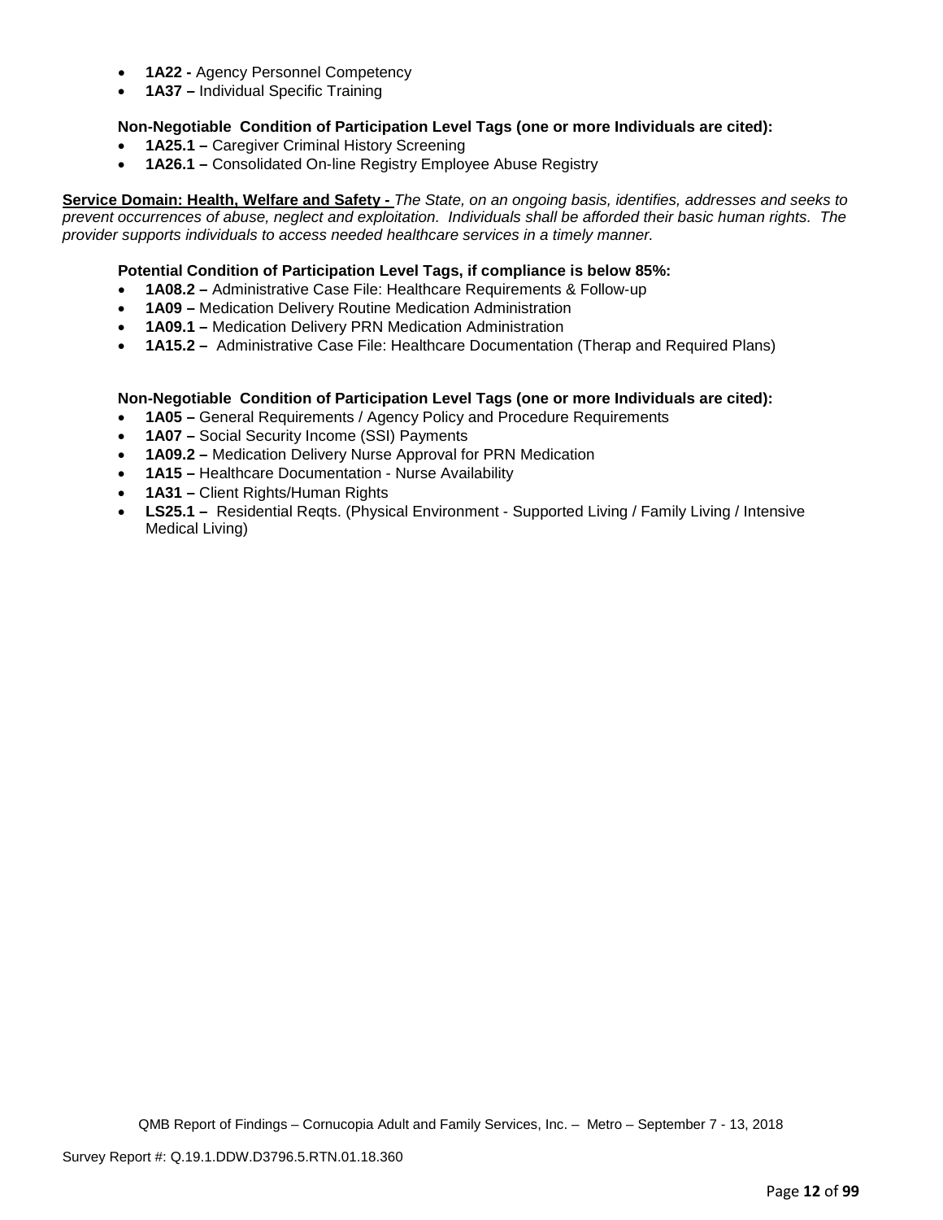- **1A22 -** Agency Personnel Competency
- **1A37 –** Individual Specific Training

**Non-Negotiable Condition of Participation Level Tags (one or more Individuals are cited):**

- **1A25.1 –** Caregiver Criminal History Screening
- **1A26.1 –** Consolidated On-line Registry Employee Abuse Registry

**Service Domain: Health, Welfare and Safety -** *The State, on an ongoing basis, identifies, addresses and seeks to prevent occurrences of abuse, neglect and exploitation. Individuals shall be afforded their basic human rights. The provider supports individuals to access needed healthcare services in a timely manner.*

**Potential Condition of Participation Level Tags, if compliance is below 85%:**

- **1A08.2 –** Administrative Case File: Healthcare Requirements & Follow-up
- **1A09 –** Medication Delivery Routine Medication Administration
- **1A09.1 –** Medication Delivery PRN Medication Administration
- **1A15.2 –** Administrative Case File: Healthcare Documentation (Therap and Required Plans)

**Non-Negotiable Condition of Participation Level Tags (one or more Individuals are cited):**

- **1A05 –** General Requirements / Agency Policy and Procedure Requirements
- **1A07 –** Social Security Income (SSI) Payments
- **1A09.2 –** Medication Delivery Nurse Approval for PRN Medication
- **1A15 –** Healthcare Documentation - Nurse Availability
- **1A31 –** Client Rights/Human Rights
- **LS25.1 –** Residential Reqts. (Physical Environment - Supported Living / Family Living / Intensive Medical Living)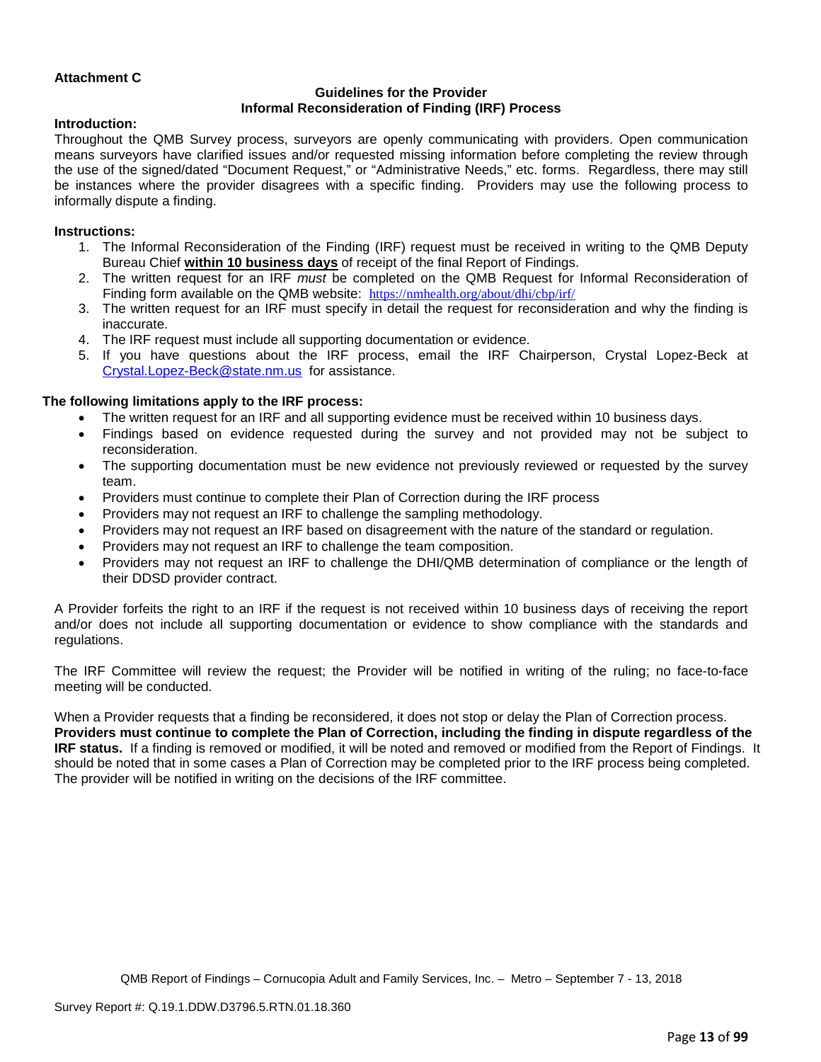**Attachment C**

**Guidelines for the Provider**
**Informal Reconsideration of Finding (IRF) Process**

**Introduction:**

Throughout the QMB Survey process, surveyors are openly communicating with providers. Open communication means surveyors have clarified issues and/or requested missing information before completing the review through the use of the signed/dated "Document Request," or "Administrative Needs," etc. forms. Regardless, there may still be instances where the provider disagrees with a specific finding. Providers may use the following process to informally dispute a finding.

**Instructions:**

1. The Informal Reconsideration of the Finding (IRF) request must be received in writing to the QMB Deputy Bureau Chief **within 10 business days** of receipt of the final Report of Findings.
2. The written request for an IRF *must* be completed on the QMB Request for Informal Reconsideration of Finding form available on the QMB website: https://nmhealth.org/about/dhi/cbp/irf/
3. The written request for an IRF must specify in detail the request for reconsideration and why the finding is inaccurate.
4. The IRF request must include all supporting documentation or evidence.
5. If you have questions about the IRF process, email the IRF Chairperson, Crystal Lopez-Beck at Crystal.Lopez-Beck@state.nm.us for assistance.

**The following limitations apply to the IRF process:**

- The written request for an IRF and all supporting evidence must be received within 10 business days.
- Findings based on evidence requested during the survey and not provided may not be subject to reconsideration.
- The supporting documentation must be new evidence not previously reviewed or requested by the survey team.
- Providers must continue to complete their Plan of Correction during the IRF process
- Providers may not request an IRF to challenge the sampling methodology.
- Providers may not request an IRF based on disagreement with the nature of the standard or regulation.
- Providers may not request an IRF to challenge the team composition.
- Providers may not request an IRF to challenge the DHI/QMB determination of compliance or the length of their DDSD provider contract.

A Provider forfeits the right to an IRF if the request is not received within 10 business days of receiving the report and/or does not include all supporting documentation or evidence to show compliance with the standards and regulations.

The IRF Committee will review the request; the Provider will be notified in writing of the ruling; no face-to-face meeting will be conducted.

When a Provider requests that a finding be reconsidered, it does not stop or delay the Plan of Correction process. **Providers must continue to complete the Plan of Correction, including the finding in dispute regardless of the IRF status.** If a finding is removed or modified, it will be noted and removed or modified from the Report of Findings. It should be noted that in some cases a Plan of Correction may be completed prior to the IRF process being completed. The provider will be notified in writing on the decisions of the IRF committee.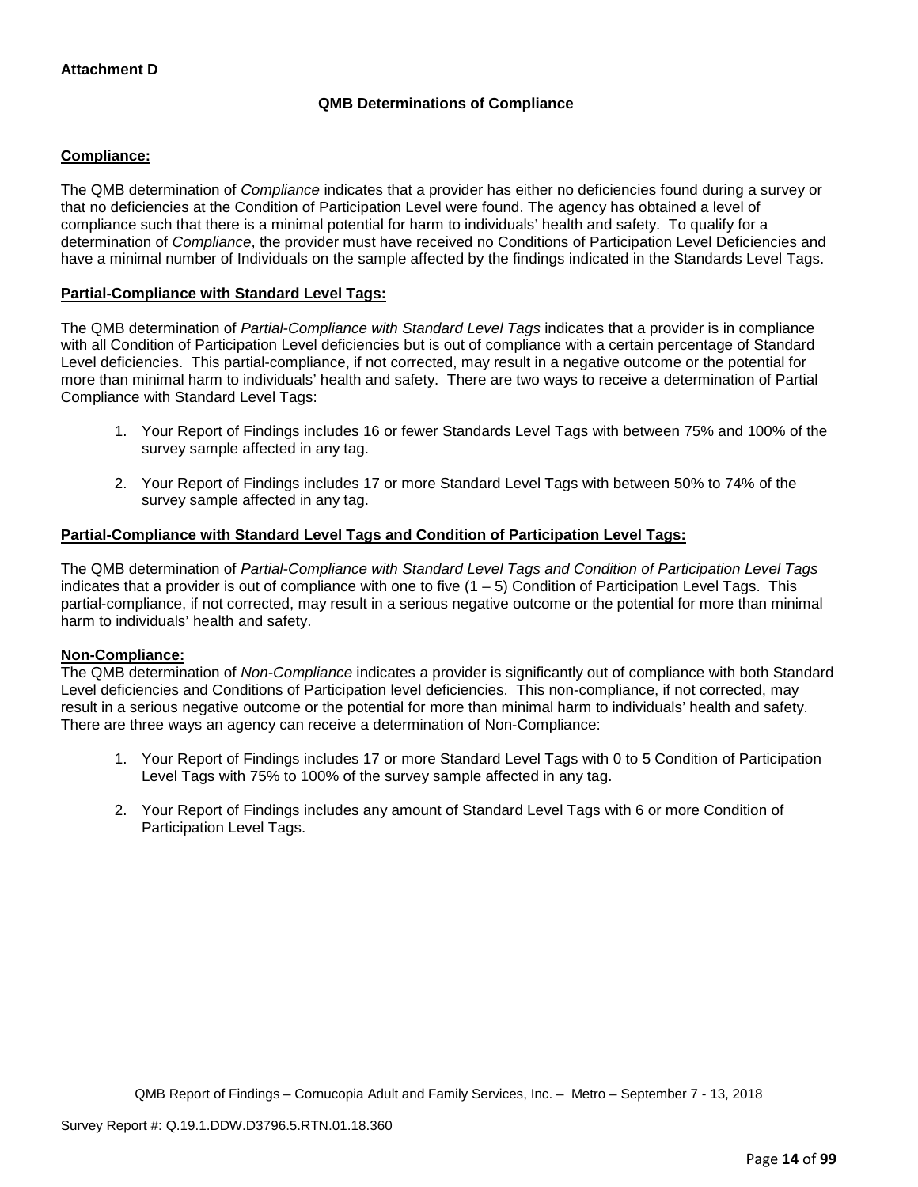**Attachment D**

## QMB Determinations of Compliance

**Compliance:**

The QMB determination of *Compliance* indicates that a provider has either no deficiencies found during a survey or that no deficiencies at the Condition of Participation Level were found. The agency has obtained a level of compliance such that there is a minimal potential for harm to individuals' health and safety. To qualify for a determination of *Compliance*, the provider must have received no Conditions of Participation Level Deficiencies and have a minimal number of Individuals on the sample affected by the findings indicated in the Standards Level Tags.

**Partial-Compliance with Standard Level Tags:**

The QMB determination of *Partial-Compliance with Standard Level Tags* indicates that a provider is in compliance with all Condition of Participation Level deficiencies but is out of compliance with a certain percentage of Standard Level deficiencies. This partial-compliance, if not corrected, may result in a negative outcome or the potential for more than minimal harm to individuals' health and safety. There are two ways to receive a determination of Partial Compliance with Standard Level Tags:

1. Your Report of Findings includes 16 or fewer Standards Level Tags with between 75% and 100% of the survey sample affected in any tag.

2. Your Report of Findings includes 17 or more Standard Level Tags with between 50% to 74% of the survey sample affected in any tag.

**Partial-Compliance with Standard Level Tags and Condition of Participation Level Tags:**

The QMB determination of *Partial-Compliance with Standard Level Tags and Condition of Participation Level Tags* indicates that a provider is out of compliance with one to five (1 – 5) Condition of Participation Level Tags. This partial-compliance, if not corrected, may result in a serious negative outcome or the potential for more than minimal harm to individuals' health and safety.

**Non-Compliance:**

The QMB determination of *Non-Compliance* indicates a provider is significantly out of compliance with both Standard Level deficiencies and Conditions of Participation level deficiencies. This non-compliance, if not corrected, may result in a serious negative outcome or the potential for more than minimal harm to individuals' health and safety. There are three ways an agency can receive a determination of Non-Compliance:

1. Your Report of Findings includes 17 or more Standard Level Tags with 0 to 5 Condition of Participation Level Tags with 75% to 100% of the survey sample affected in any tag.

2. Your Report of Findings includes any amount of Standard Level Tags with 6 or more Condition of Participation Level Tags.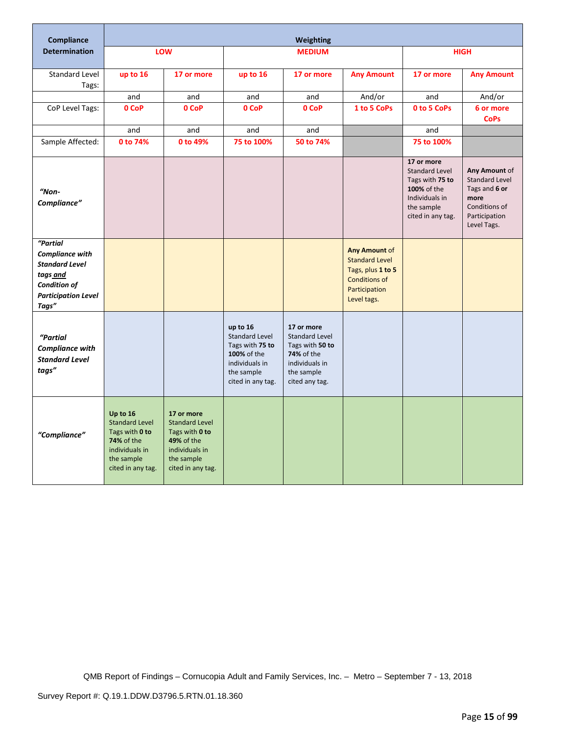| Compliance Determination | Weighting | | | | | | |
|---|---|---|---|---|---|---|---|
| | LOW | | MEDIUM | | | HIGH | |
| Standard Level Tags: | up to 16 | 17 or more | up to 16 | 17 or more | Any Amount | 17 or more | Any Amount |
| | and | and | and | and | And/or | and | And/or |
| CoP Level Tags: | 0 CoP | 0 CoP | 0 CoP | 0 CoP | 1 to 5 CoPs | 0 to 5 CoPs | 6 or more CoPs |
| | and | and | and | and | | and | |
| Sample Affected: | 0 to 74% | 0 to 49% | 75 to 100% | 50 to 74% | | 75 to 100% | |
| ***"Non-Compliance"*** | | | | | | **17 or more** Standard Level Tags with **75 to 100%** of the Individuals in the sample cited in any tag. | **Any Amount** of Standard Level Tags and **6 or more** Conditions of Participation Level Tags. |
| ***"Partial Compliance with Standard Level tags and Condition of Participation Level Tags"*** | | | | | **Any Amount** of Standard Level Tags, plus **1 to 5** Conditions of Participation Level tags. | | |
| ***"Partial Compliance with Standard Level tags"*** | | | **up to 16** Standard Level Tags with **75 to 100%** of the individuals in the sample cited in any tag. | **17 or more** Standard Level Tags with **50 to 74%** of the individuals in the sample cited any tag. | | | |
| ***"Compliance"*** | **Up to 16** Standard Level Tags with **0 to 74%** of the individuals in the sample cited in any tag. | **17 or more** Standard Level Tags with **0 to 49%** of the individuals in the sample cited in any tag. | | | | | |

QMB Report of Findings – Cornucopia Adult and Family Services, Inc. – Metro – September 7 - 13, 2018

Survey Report #: Q.19.1.DDW.D3796.5.RTN.01.18.360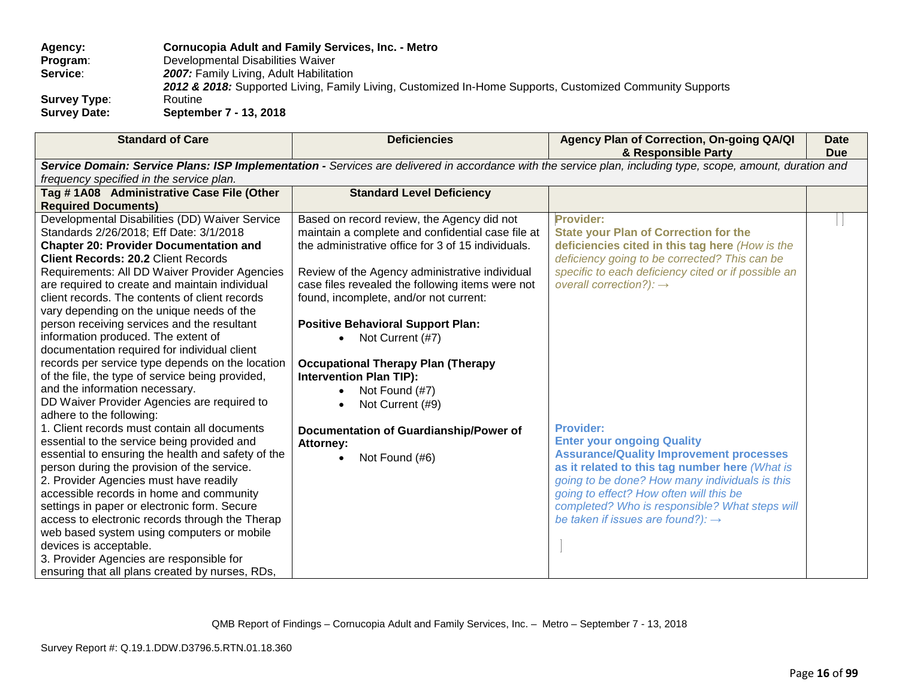**Agency:** **Cornucopia Adult and Family Services, Inc. - Metro**
**Program:** Developmental Disabilities Waiver
**Service:** ***2007:*** Family Living, Adult Habilitation
***2012 & 2018:*** Supported Living, Family Living, Customized In-Home Supports, Customized Community Supports
**Survey Type:** Routine
**Survey Date:** **September 7 - 13, 2018**

| Standard of Care | Deficiencies | Agency Plan of Correction, On-going QA/QI & Responsible Party | Date Due |
|---|---|---|---|
| ***Service Domain: Service Plans: ISP Implementation -*** *Services are delivered in accordance with the service plan, including type, scope, amount, duration and frequency specified in the service plan.* | | | |
| **Tag # 1A08 Administrative Case File (Other Required Documents)** | **Standard Level Deficiency** | | |
| Developmental Disabilities (DD) Waiver Service Standards 2/26/2018; Eff Date: 3/1/2018<br>**Chapter 20: Provider Documentation and Client Records: 20.2** Client Records Requirements: All DD Waiver Provider Agencies are required to create and maintain individual client records. The contents of client records vary depending on the unique needs of the person receiving services and the resultant information produced. The extent of documentation required for individual client records per service type depends on the location of the file, the type of service being provided, and the information necessary.<br>DD Waiver Provider Agencies are required to adhere to the following:<br>1. Client records must contain all documents essential to the service being provided and essential to ensuring the health and safety of the person during the provision of the service.<br>2. Provider Agencies must have readily accessible records in home and community settings in paper or electronic form. Secure access to electronic records through the Therap web based system using computers or mobile devices is acceptable.<br>3. Provider Agencies are responsible for ensuring that all plans created by nurses, RDs, | Based on record review, the Agency did not maintain a complete and confidential case file at the administrative office for 3 of 15 individuals.<br><br>Review of the Agency administrative individual case files revealed the following items were not found, incomplete, and/or not current:<br><br>**Positive Behavioral Support Plan:**<br>• Not Current (#7)<br><br>**Occupational Therapy Plan (Therapy Intervention Plan TIP):**<br>• Not Found (#7)<br>• Not Current (#9)<br><br>**Documentation of Guardianship/Power of Attorney:**<br>• Not Found (#6) | **Provider:**<br>**State your Plan of Correction for the deficiencies cited in this tag here** *(How is the deficiency going to be corrected? This can be specific to each deficiency cited or if possible an overall correction?): →*<br><br>**Provider:**<br>**Enter your ongoing Quality Assurance/Quality Improvement processes as it related to this tag number here** *(What is going to be done? How many individuals is this going to effect? How often will this be completed? Who is responsible? What steps will be taken if issues are found?): →* | |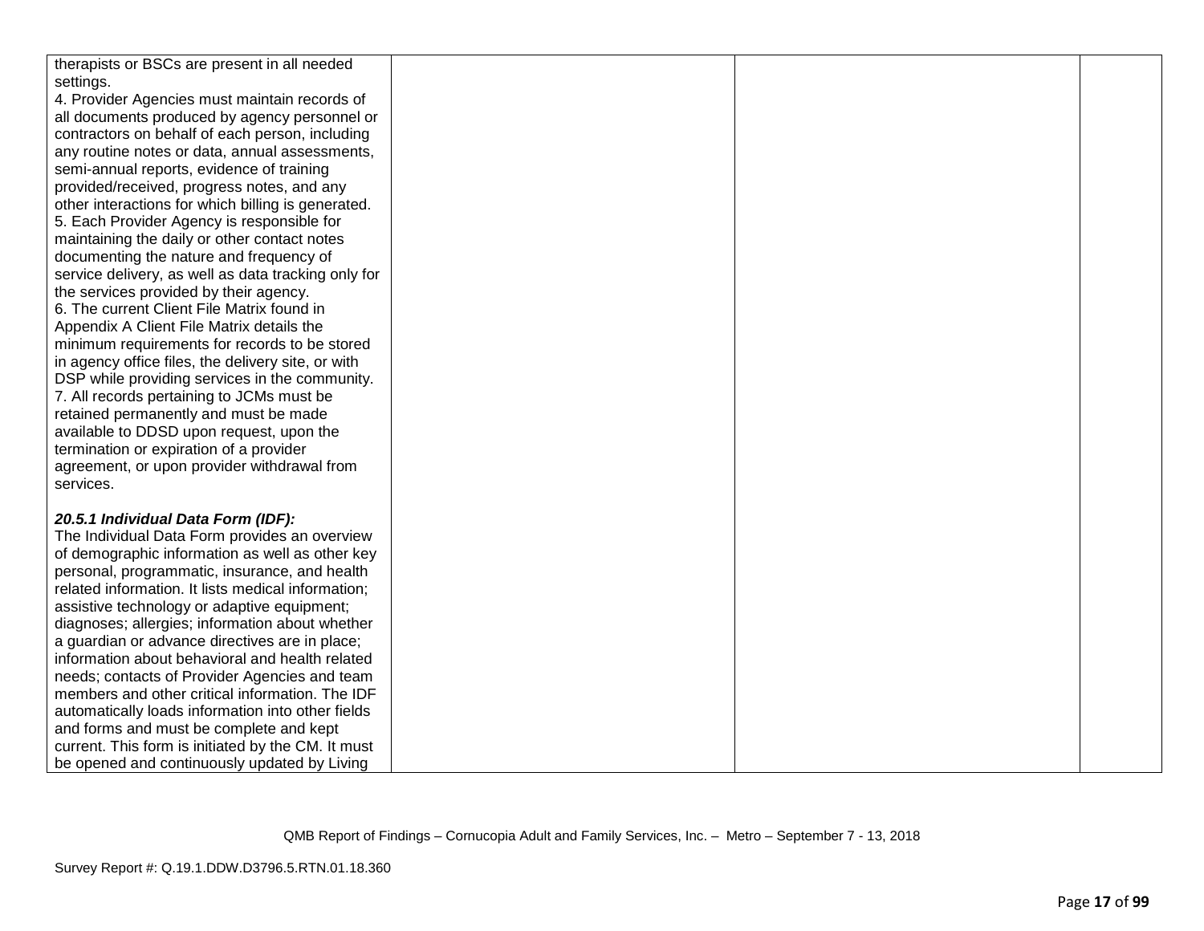| | | | |
|---|---|---|---|
| therapists or BSCs are present in all needed settings.<br>4. Provider Agencies must maintain records of all documents produced by agency personnel or contractors on behalf of each person, including any routine notes or data, annual assessments, semi-annual reports, evidence of training provided/received, progress notes, and any other interactions for which billing is generated.<br>5. Each Provider Agency is responsible for maintaining the daily or other contact notes documenting the nature and frequency of service delivery, as well as data tracking only for the services provided by their agency.<br>6. The current Client File Matrix found in Appendix A Client File Matrix details the minimum requirements for records to be stored in agency office files, the delivery site, or with DSP while providing services in the community.<br>7. All records pertaining to JCMs must be retained permanently and must be made available to DDSD upon request, upon the termination or expiration of a provider agreement, or upon provider withdrawal from services.<br><br>***20.5.1 Individual Data Form (IDF):***<br>The Individual Data Form provides an overview of demographic information as well as other key personal, programmatic, insurance, and health related information. It lists medical information; assistive technology or adaptive equipment; diagnoses; allergies; information about whether a guardian or advance directives are in place; information about behavioral and health related needs; contacts of Provider Agencies and team members and other critical information. The IDF automatically loads information into other fields and forms and must be complete and kept current. This form is initiated by the CM. It must be opened and continuously updated by Living | | | |

QMB Report of Findings – Cornucopia Adult and Family Services, Inc. – Metro – September 7 - 13, 2018

Survey Report #: Q.19.1.DDW.D3796.5.RTN.01.18.360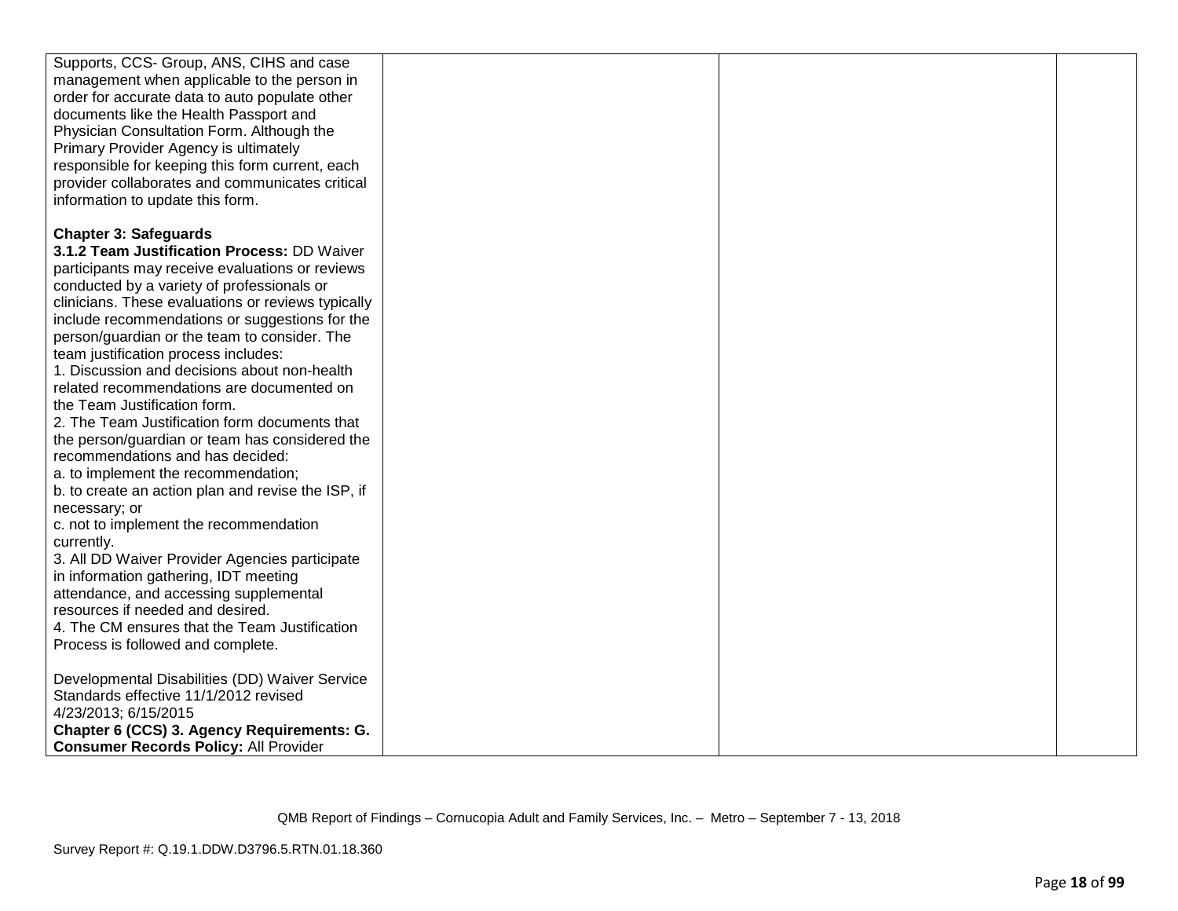| | | | |
|---|---|---|---|
| Supports, CCS- Group, ANS, CIHS and case management when applicable to the person in order for accurate data to auto populate other documents like the Health Passport and Physician Consultation Form. Although the Primary Provider Agency is ultimately responsible for keeping this form current, each provider collaborates and communicates critical information to update this form.<br><br>**Chapter 3: Safeguards**<br>**3.1.2 Team Justification Process:** DD Waiver participants may receive evaluations or reviews conducted by a variety of professionals or clinicians. These evaluations or reviews typically include recommendations or suggestions for the person/guardian or the team to consider. The team justification process includes:<br>1. Discussion and decisions about non-health related recommendations are documented on the Team Justification form.<br>2. The Team Justification form documents that the person/guardian or team has considered the recommendations and has decided:<br>a. to implement the recommendation;<br>b. to create an action plan and revise the ISP, if necessary; or<br>c. not to implement the recommendation currently.<br>3. All DD Waiver Provider Agencies participate in information gathering, IDT meeting attendance, and accessing supplemental resources if needed and desired.<br>4. The CM ensures that the Team Justification Process is followed and complete.<br><br>Developmental Disabilities (DD) Waiver Service Standards effective 11/1/2012 revised 4/23/2013; 6/15/2015<br>**Chapter 6 (CCS) 3. Agency Requirements: G. Consumer Records Policy:** All Provider | | | |

QMB Report of Findings – Cornucopia Adult and Family Services, Inc. – Metro – September 7 - 13, 2018

Survey Report #: Q.19.1.DDW.D3796.5.RTN.01.18.360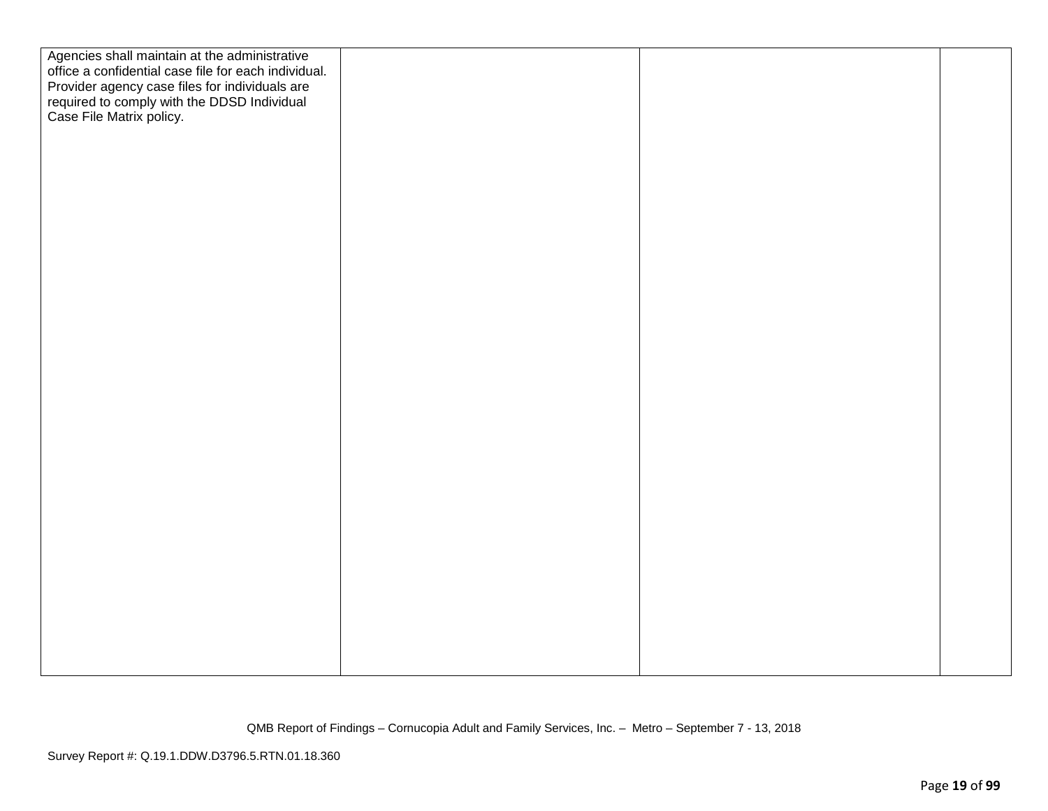| | | | |
|---|---|---|---|
| Agencies shall maintain at the administrative office a confidential case file for each individual. Provider agency case files for individuals are required to comply with the DDSD Individual Case File Matrix policy. | | | |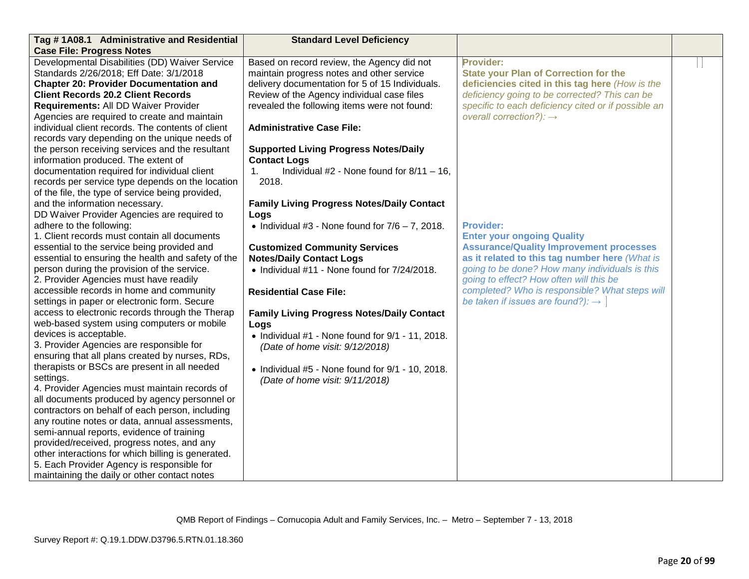| **Tag # 1A08.1 Administrative and Residential Case File: Progress Notes** | **Standard Level Deficiency** | | |
|---|---|---|---|
| Developmental Disabilities (DD) Waiver Service Standards 2/26/2018; Eff Date: 3/1/2018<br>**Chapter 20: Provider Documentation and Client Records 20.2 Client Records Requirements:** All DD Waiver Provider Agencies are required to create and maintain individual client records. The contents of client records vary depending on the unique needs of the person receiving services and the resultant information produced. The extent of documentation required for individual client records per service type depends on the location of the file, the type of service being provided, and the information necessary.<br>DD Waiver Provider Agencies are required to adhere to the following:<br>1. Client records must contain all documents essential to the service being provided and essential to ensuring the health and safety of the person during the provision of the service.<br>2. Provider Agencies must have readily accessible records in home and community settings in paper or electronic form. Secure access to electronic records through the Therap web-based system using computers or mobile devices is acceptable.<br>3. Provider Agencies are responsible for ensuring that all plans created by nurses, RDs, therapists or BSCs are present in all needed settings.<br>4. Provider Agencies must maintain records of all documents produced by agency personnel or contractors on behalf of each person, including any routine notes or data, annual assessments, semi-annual reports, evidence of training provided/received, progress notes, and any other interactions for which billing is generated.<br>5. Each Provider Agency is responsible for maintaining the daily or other contact notes | Based on record review, the Agency did not maintain progress notes and other service delivery documentation for 5 of 15 Individuals. Review of the Agency individual case files revealed the following items were not found:<br><br>**Administrative Case File:**<br><br>**Supported Living Progress Notes/Daily Contact Logs**<br>1. Individual #2 - None found for 8/11 – 16, 2018.<br><br>**Family Living Progress Notes/Daily Contact Logs**<br>• Individual #3 - None found for 7/6 – 7, 2018.<br><br>**Customized Community Services Notes/Daily Contact Logs**<br>• Individual #11 - None found for 7/24/2018.<br><br>**Residential Case File:**<br><br>**Family Living Progress Notes/Daily Contact Logs**<br>• Individual #1 - None found for 9/1 - 11, 2018. *(Date of home visit: 9/12/2018)*<br><br>• Individual #5 - None found for 9/1 - 10, 2018. *(Date of home visit: 9/11/2018)* | **Provider:**<br>**State your Plan of Correction for the deficiencies cited in this tag here** *(How is the deficiency going to be corrected? This can be specific to each deficiency cited or if possible an overall correction?):* →<br><br>**Provider:**<br>**Enter your ongoing Quality Assurance/Quality Improvement processes as it related to this tag number here** *(What is going to be done? How many individuals is this going to effect? How often will this be completed? Who is responsible? What steps will be taken if issues are found?):* → | |

QMB Report of Findings – Cornucopia Adult and Family Services, Inc. – Metro – September 7 - 13, 2018

Survey Report #: Q.19.1.DDW.D3796.5.RTN.01.18.360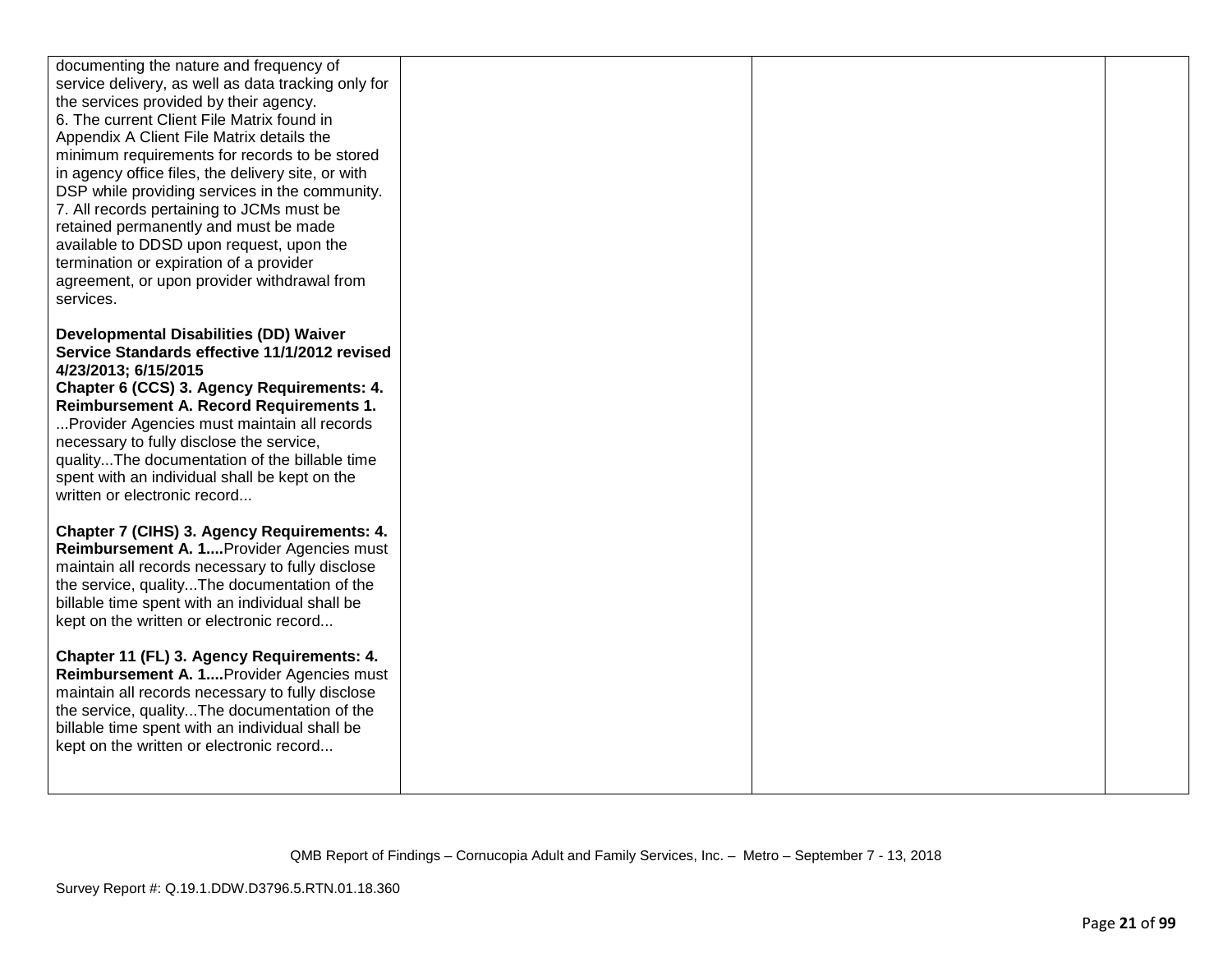| | | | |
|---|---|---|---|
| documenting the nature and frequency of service delivery, as well as data tracking only for the services provided by their agency.<br>6. The current Client File Matrix found in Appendix A Client File Matrix details the minimum requirements for records to be stored in agency office files, the delivery site, or with DSP while providing services in the community.<br>7. All records pertaining to JCMs must be retained permanently and must be made available to DDSD upon request, upon the termination or expiration of a provider agreement, or upon provider withdrawal from services.<br><br>**Developmental Disabilities (DD) Waiver Service Standards effective 11/1/2012 revised 4/23/2013; 6/15/2015**<br>**Chapter 6 (CCS) 3. Agency Requirements: 4. Reimbursement A. Record Requirements 1.** ...Provider Agencies must maintain all records necessary to fully disclose the service, quality...The documentation of the billable time spent with an individual shall be kept on the written or electronic record...<br><br>**Chapter 7 (CIHS) 3. Agency Requirements: 4. Reimbursement A. 1....**Provider Agencies must maintain all records necessary to fully disclose the service, quality...The documentation of the billable time spent with an individual shall be kept on the written or electronic record...<br><br>**Chapter 11 (FL) 3. Agency Requirements: 4. Reimbursement A. 1....**Provider Agencies must maintain all records necessary to fully disclose the service, quality...The documentation of the billable time spent with an individual shall be kept on the written or electronic record... | | | |

QMB Report of Findings – Cornucopia Adult and Family Services, Inc. – Metro – September 7 - 13, 2018

Survey Report #: Q.19.1.DDW.D3796.5.RTN.01.18.360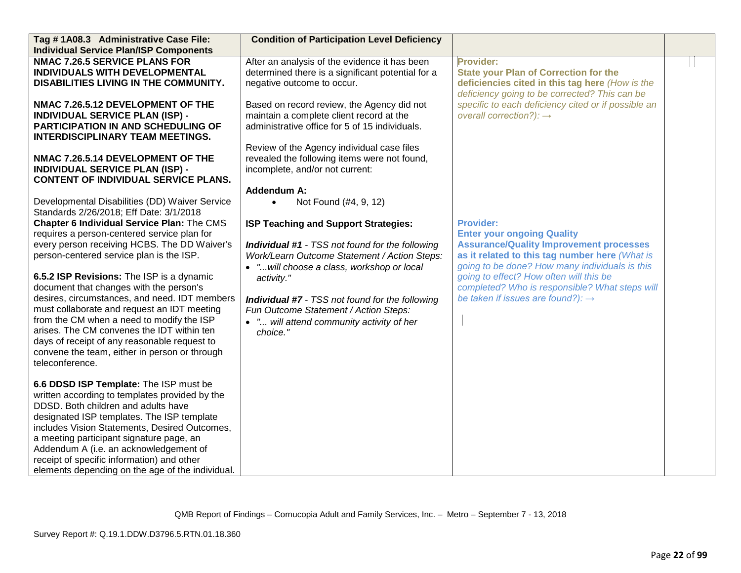| Tag # 1A08.3 Administrative Case File: Individual Service Plan/ISP Components | Condition of Participation Level Deficiency | | |
|---|---|---|---|
| **NMAC 7.26.5 SERVICE PLANS FOR INDIVIDUALS WITH DEVELOPMENTAL DISABILITIES LIVING IN THE COMMUNITY.**<br><br>**NMAC 7.26.5.12 DEVELOPMENT OF THE INDIVIDUAL SERVICE PLAN (ISP) - PARTICIPATION IN AND SCHEDULING OF INTERDISCIPLINARY TEAM MEETINGS.**<br><br>**NMAC 7.26.5.14 DEVELOPMENT OF THE INDIVIDUAL SERVICE PLAN (ISP) - CONTENT OF INDIVIDUAL SERVICE PLANS.**<br><br>Developmental Disabilities (DD) Waiver Service Standards 2/26/2018; Eff Date: 3/1/2018<br>**Chapter 6 Individual Service Plan:** The CMS requires a person-centered service plan for every person receiving HCBS. The DD Waiver's person-centered service plan is the ISP.<br><br>**6.5.2 ISP Revisions:** The ISP is a dynamic document that changes with the person's desires, circumstances, and need. IDT members must collaborate and request an IDT meeting from the CM when a need to modify the ISP arises. The CM convenes the IDT within ten days of receipt of any reasonable request to convene the team, either in person or through teleconference.<br><br>**6.6 DDSD ISP Template:** The ISP must be written according to templates provided by the DDSD. Both children and adults have designated ISP templates. The ISP template includes Vision Statements, Desired Outcomes, a meeting participant signature page, an Addendum A (i.e. an acknowledgement of receipt of specific information) and other elements depending on the age of the individual. | After an analysis of the evidence it has been determined there is a significant potential for a negative outcome to occur.<br><br>Based on record review, the Agency did not maintain a complete client record at the administrative office for 5 of 15 individuals.<br><br>Review of the Agency individual case files revealed the following items were not found, incomplete, and/or not current:<br><br>**Addendum A:**<br>• Not Found (#4, 9, 12)<br><br>**ISP Teaching and Support Strategies:**<br><br>***Individual #1*** *- TSS not found for the following Work/Learn Outcome Statement / Action Steps:*<br>• *"...will choose a class, workshop or local activity."*<br><br>***Individual #7*** *- TSS not found for the following Fun Outcome Statement / Action Steps:*<br>• *"... will attend community activity of her choice."* | **Provider:**<br>**State your Plan of Correction for the deficiencies cited in this tag here** *(How is the deficiency going to be corrected? This can be specific to each deficiency cited or if possible an overall correction?):* →<br><br>**Provider:**<br>**Enter your ongoing Quality Assurance/Quality Improvement processes as it related to this tag number here** *(What is going to be done? How many individuals is this going to effect? How often will this be completed? Who is responsible? What steps will be taken if issues are found?):* → | |

QMB Report of Findings – Cornucopia Adult and Family Services, Inc. – Metro – September 7 - 13, 2018

Survey Report #: Q.19.1.DDW.D3796.5.RTN.01.18.360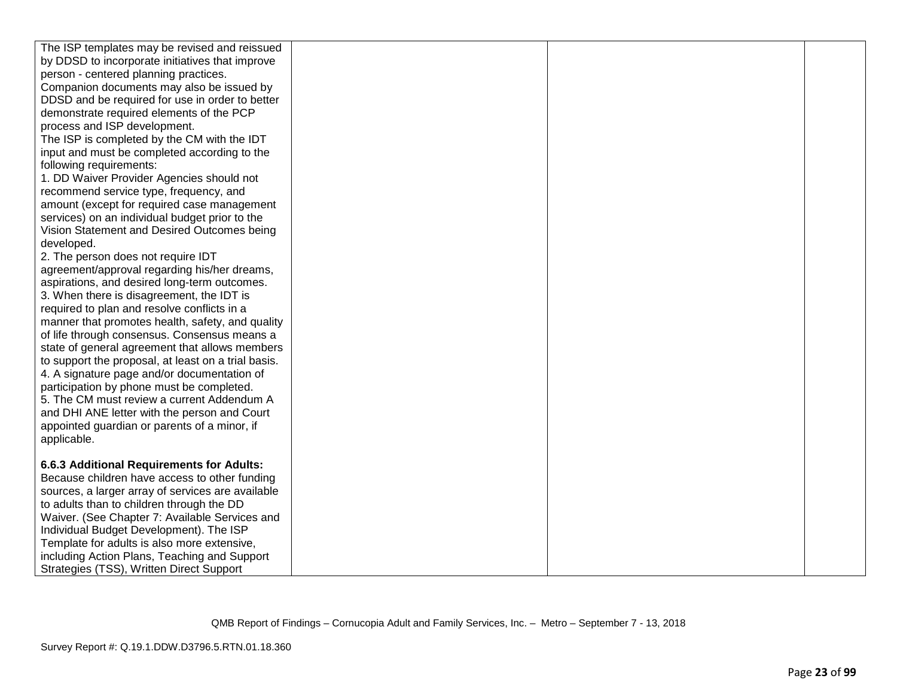| | | | |
|---|---|---|---|
| The ISP templates may be revised and reissued by DDSD to incorporate initiatives that improve person - centered planning practices. Companion documents may also be issued by DDSD and be required for use in order to better demonstrate required elements of the PCP process and ISP development.<br>The ISP is completed by the CM with the IDT input and must be completed according to the following requirements:<br>1. DD Waiver Provider Agencies should not recommend service type, frequency, and amount (except for required case management services) on an individual budget prior to the Vision Statement and Desired Outcomes being developed.<br>2. The person does not require IDT agreement/approval regarding his/her dreams, aspirations, and desired long-term outcomes.<br>3. When there is disagreement, the IDT is required to plan and resolve conflicts in a manner that promotes health, safety, and quality of life through consensus. Consensus means a state of general agreement that allows members to support the proposal, at least on a trial basis.<br>4. A signature page and/or documentation of participation by phone must be completed.<br>5. The CM must review a current Addendum A and DHI ANE letter with the person and Court appointed guardian or parents of a minor, if applicable.<br><br>**6.6.3 Additional Requirements for Adults:** Because children have access to other funding sources, a larger array of services are available to adults than to children through the DD Waiver. (See Chapter 7: Available Services and Individual Budget Development). The ISP Template for adults is also more extensive, including Action Plans, Teaching and Support Strategies (TSS), Written Direct Support | | | |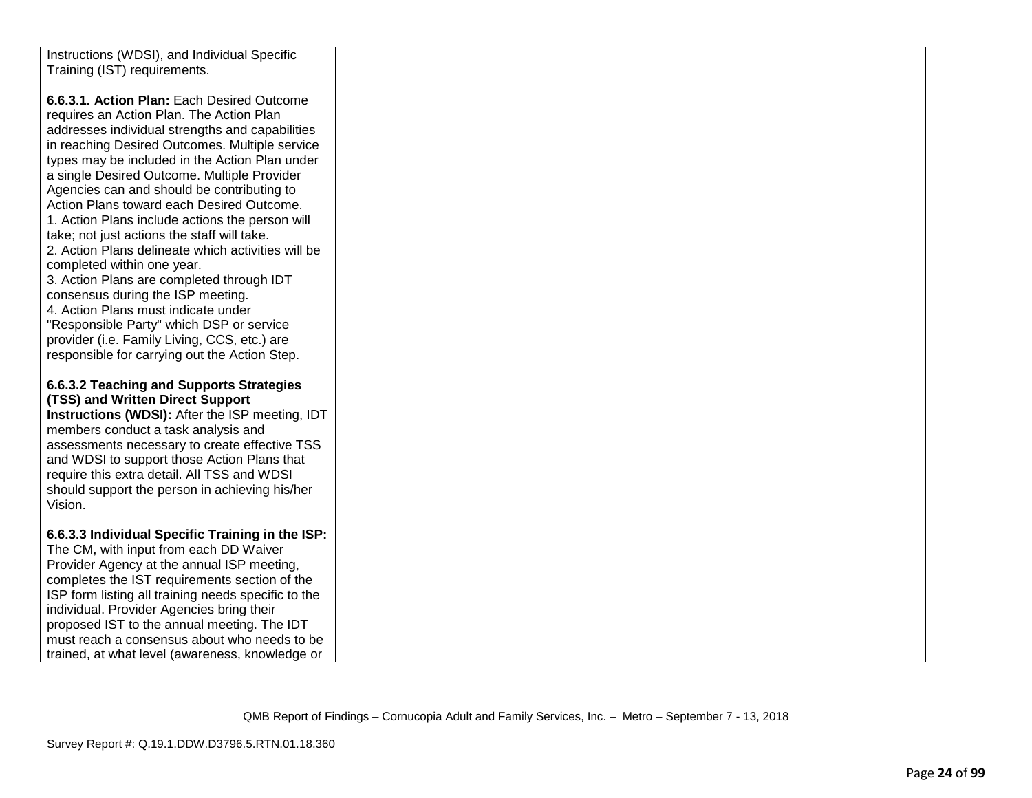| | | | |
|---|---|---|---|
| Instructions (WDSI), and Individual Specific Training (IST) requirements.<br><br>**6.6.3.1. Action Plan:** Each Desired Outcome requires an Action Plan. The Action Plan addresses individual strengths and capabilities in reaching Desired Outcomes. Multiple service types may be included in the Action Plan under a single Desired Outcome. Multiple Provider Agencies can and should be contributing to Action Plans toward each Desired Outcome.<br>1. Action Plans include actions the person will take; not just actions the staff will take.<br>2. Action Plans delineate which activities will be completed within one year.<br>3. Action Plans are completed through IDT consensus during the ISP meeting.<br>4. Action Plans must indicate under "Responsible Party" which DSP or service provider (i.e. Family Living, CCS, etc.) are responsible for carrying out the Action Step.<br><br>**6.6.3.2 Teaching and Supports Strategies (TSS) and Written Direct Support Instructions (WDSI):** After the ISP meeting, IDT members conduct a task analysis and assessments necessary to create effective TSS and WDSI to support those Action Plans that require this extra detail. All TSS and WDSI should support the person in achieving his/her Vision.<br><br>**6.6.3.3 Individual Specific Training in the ISP:** The CM, with input from each DD Waiver Provider Agency at the annual ISP meeting, completes the IST requirements section of the ISP form listing all training needs specific to the individual. Provider Agencies bring their proposed IST to the annual meeting. The IDT must reach a consensus about who needs to be trained, at what level (awareness, knowledge or | | | |

QMB Report of Findings – Cornucopia Adult and Family Services, Inc. – Metro – September 7 - 13, 2018

Survey Report #: Q.19.1.DDW.D3796.5.RTN.01.18.360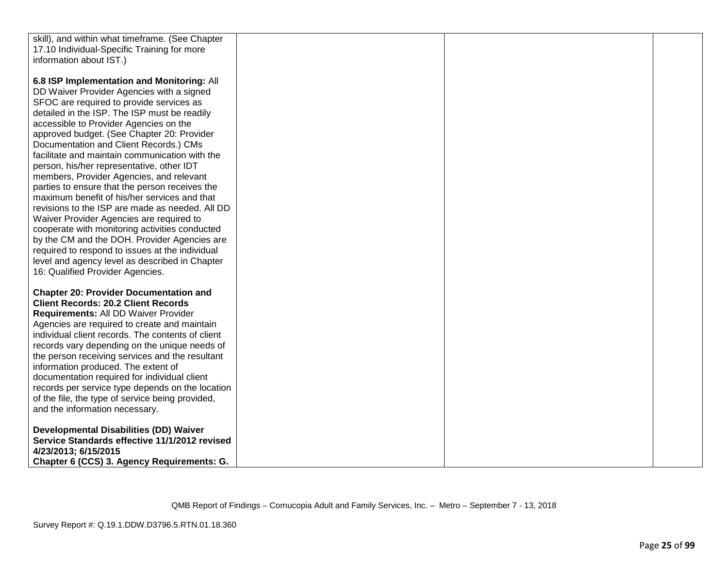| | | | |
|---|---|---|---|
| skill), and within what timeframe. (See Chapter 17.10 Individual-Specific Training for more information about IST.)<br><br>**6.8 ISP Implementation and Monitoring:** All DD Waiver Provider Agencies with a signed SFOC are required to provide services as detailed in the ISP. The ISP must be readily accessible to Provider Agencies on the approved budget. (See Chapter 20: Provider Documentation and Client Records.) CMs facilitate and maintain communication with the person, his/her representative, other IDT members, Provider Agencies, and relevant parties to ensure that the person receives the maximum benefit of his/her services and that revisions to the ISP are made as needed. All DD Waiver Provider Agencies are required to cooperate with monitoring activities conducted by the CM and the DOH. Provider Agencies are required to respond to issues at the individual level and agency level as described in Chapter 16: Qualified Provider Agencies.<br><br>**Chapter 20: Provider Documentation and Client Records: 20.2 Client Records Requirements:** All DD Waiver Provider Agencies are required to create and maintain individual client records. The contents of client records vary depending on the unique needs of the person receiving services and the resultant information produced. The extent of documentation required for individual client records per service type depends on the location of the file, the type of service being provided, and the information necessary.<br><br>**Developmental Disabilities (DD) Waiver Service Standards effective 11/1/2012 revised 4/23/2013; 6/15/2015**<br>**Chapter 6 (CCS) 3. Agency Requirements: G.** | | | |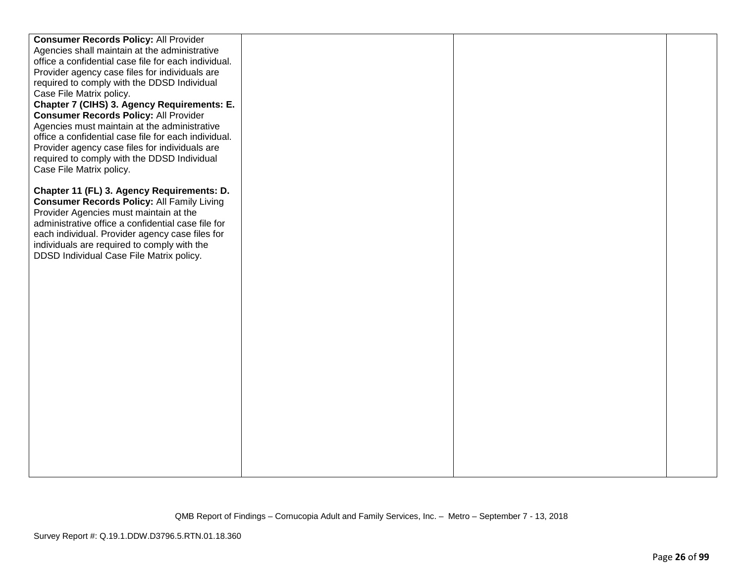| | | | |
|---|---|---|---|
| **Consumer Records Policy:** All Provider Agencies shall maintain at the administrative office a confidential case file for each individual. Provider agency case files for individuals are required to comply with the DDSD Individual Case File Matrix policy.<br>**Chapter 7 (CIHS) 3. Agency Requirements: E. Consumer Records Policy:** All Provider Agencies must maintain at the administrative office a confidential case file for each individual. Provider agency case files for individuals are required to comply with the DDSD Individual Case File Matrix policy.<br><br>**Chapter 11 (FL) 3. Agency Requirements: D. Consumer Records Policy:** All Family Living Provider Agencies must maintain at the administrative office a confidential case file for each individual. Provider agency case files for individuals are required to comply with the DDSD Individual Case File Matrix policy. | | | |

QMB Report of Findings – Cornucopia Adult and Family Services, Inc. – Metro – September 7 - 13, 2018

Survey Report #: Q.19.1.DDW.D3796.5.RTN.01.18.360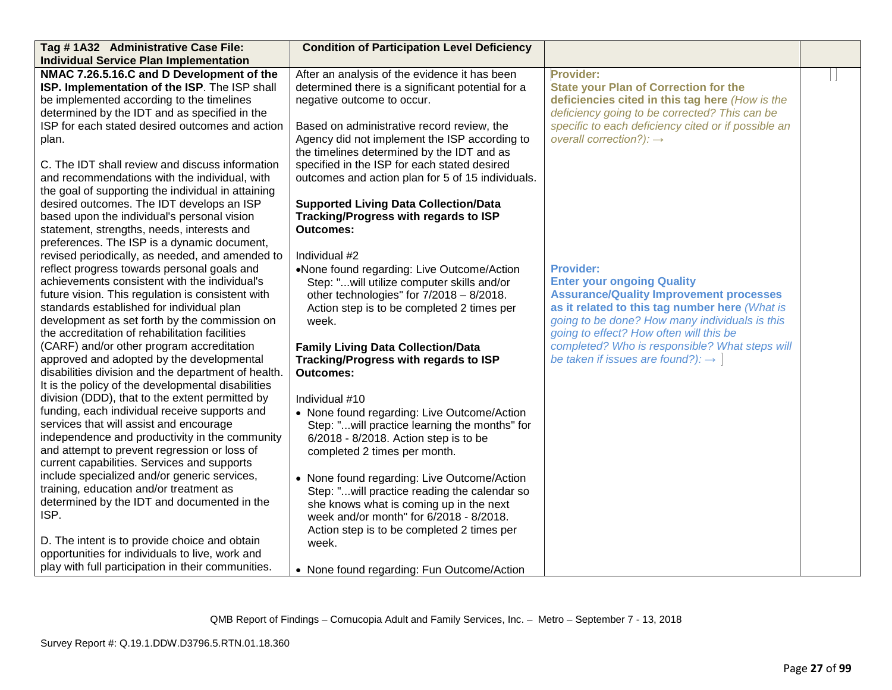| Tag # 1A32 Administrative Case File: Individual Service Plan Implementation | Condition of Participation Level Deficiency | | |
|---|---|---|---|
| **NMAC 7.26.5.16.C and D Development of the ISP. Implementation of the ISP**. The ISP shall be implemented according to the timelines determined by the IDT and as specified in the ISP for each stated desired outcomes and action plan.<br><br>C. The IDT shall review and discuss information and recommendations with the individual, with the goal of supporting the individual in attaining desired outcomes. The IDT develops an ISP based upon the individual's personal vision statement, strengths, needs, interests and preferences. The ISP is a dynamic document, revised periodically, as needed, and amended to reflect progress towards personal goals and achievements consistent with the individual's future vision. This regulation is consistent with standards established for individual plan development as set forth by the commission on the accreditation of rehabilitation facilities (CARF) and/or other program accreditation approved and adopted by the developmental disabilities division and the department of health. It is the policy of the developmental disabilities division (DDD), that to the extent permitted by funding, each individual receive supports and services that will assist and encourage independence and productivity in the community and attempt to prevent regression or loss of current capabilities. Services and supports include specialized and/or generic services, training, education and/or treatment as determined by the IDT and documented in the ISP.<br><br>D. The intent is to provide choice and obtain opportunities for individuals to live, work and play with full participation in their communities. | After an analysis of the evidence it has been determined there is a significant potential for a negative outcome to occur.<br><br>Based on administrative record review, the Agency did not implement the ISP according to the timelines determined by the IDT and as specified in the ISP for each stated desired outcomes and action plan for 5 of 15 individuals.<br><br>**Supported Living Data Collection/Data Tracking/Progress with regards to ISP Outcomes:**<br><br>Individual #2<br>• None found regarding: Live Outcome/Action Step: "...will utilize computer skills and/or other technologies" for 7/2018 – 8/2018. Action step is to be completed 2 times per week.<br><br>**Family Living Data Collection/Data Tracking/Progress with regards to ISP Outcomes:**<br><br>Individual #10<br>• None found regarding: Live Outcome/Action Step: "...will practice learning the months" for 6/2018 - 8/2018. Action step is to be completed 2 times per month.<br><br>• None found regarding: Live Outcome/Action Step: "...will practice reading the calendar so she knows what is coming up in the next week and/or month" for 6/2018 - 8/2018. Action step is to be completed 2 times per week.<br><br>• None found regarding: Fun Outcome/Action | **Provider:**<br>**State your Plan of Correction for the deficiencies cited in this tag here** *(How is the deficiency going to be corrected? This can be specific to each deficiency cited or if possible an overall correction?): →*<br><br>**Provider:**<br>**Enter your ongoing Quality Assurance/Quality Improvement processes as it related to this tag number here** *(What is going to be done? How many individuals is this going to effect? How often will this be completed? Who is responsible? What steps will be taken if issues are found?): →* | |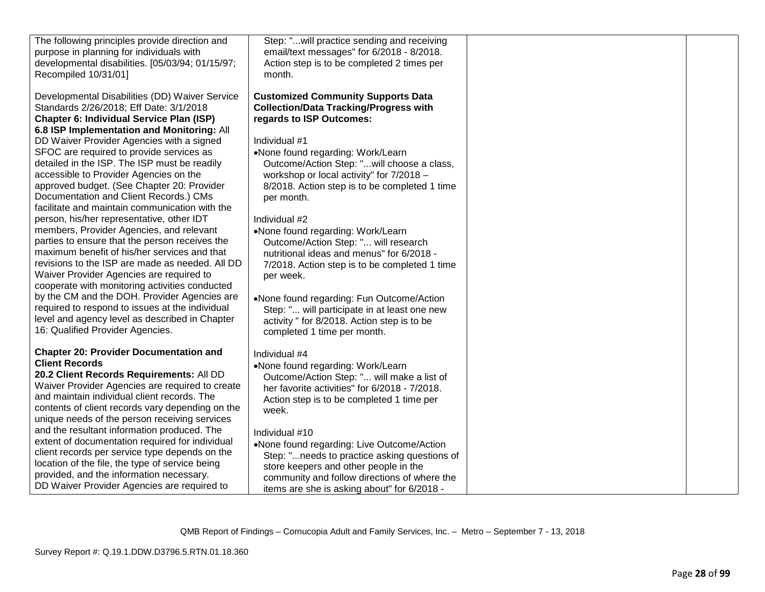| | | | |
|---|---|---|---|
| The following principles provide direction and purpose in planning for individuals with developmental disabilities. [05/03/94; 01/15/97; Recompiled 10/31/01]<br><br>Developmental Disabilities (DD) Waiver Service Standards 2/26/2018; Eff Date: 3/1/2018<br>**Chapter 6: Individual Service Plan (ISP)**<br>**6.8 ISP Implementation and Monitoring:** All DD Waiver Provider Agencies with a signed SFOC are required to provide services as detailed in the ISP. The ISP must be readily accessible to Provider Agencies on the approved budget. (See Chapter 20: Provider Documentation and Client Records.) CMs facilitate and maintain communication with the person, his/her representative, other IDT members, Provider Agencies, and relevant parties to ensure that the person receives the maximum benefit of his/her services and that revisions to the ISP are made as needed. All DD Waiver Provider Agencies are required to cooperate with monitoring activities conducted by the CM and the DOH. Provider Agencies are required to respond to issues at the individual level and agency level as described in Chapter 16: Qualified Provider Agencies.<br><br>**Chapter 20: Provider Documentation and Client Records**<br>**20.2 Client Records Requirements:** All DD Waiver Provider Agencies are required to create and maintain individual client records. The contents of client records vary depending on the unique needs of the person receiving services and the resultant information produced. The extent of documentation required for individual client records per service type depends on the location of the file, the type of service being provided, and the information necessary.<br>DD Waiver Provider Agencies are required to | Step: "...will practice sending and receiving email/text messages" for 6/2018 - 8/2018. Action step is to be completed 2 times per month.<br><br>**Customized Community Supports Data Collection/Data Tracking/Progress with regards to ISP Outcomes:**<br><br>Individual #1<br>• None found regarding: Work/Learn Outcome/Action Step: "...will choose a class, workshop or local activity" for 7/2018 – 8/2018. Action step is to be completed 1 time per month.<br><br>Individual #2<br>• None found regarding: Work/Learn Outcome/Action Step: "... will research nutritional ideas and menus" for 6/2018 - 7/2018. Action step is to be completed 1 time per week.<br><br>• None found regarding: Fun Outcome/Action Step: "... will participate in at least one new activity " for 8/2018. Action step is to be completed 1 time per month.<br><br>Individual #4<br>• None found regarding: Work/Learn Outcome/Action Step: "... will make a list of her favorite activities" for 6/2018 - 7/2018. Action step is to be completed 1 time per week.<br><br>Individual #10<br>• None found regarding: Live Outcome/Action Step: "...needs to practice asking questions of store keepers and other people in the community and follow directions of where the items are she is asking about" for 6/2018 - | | |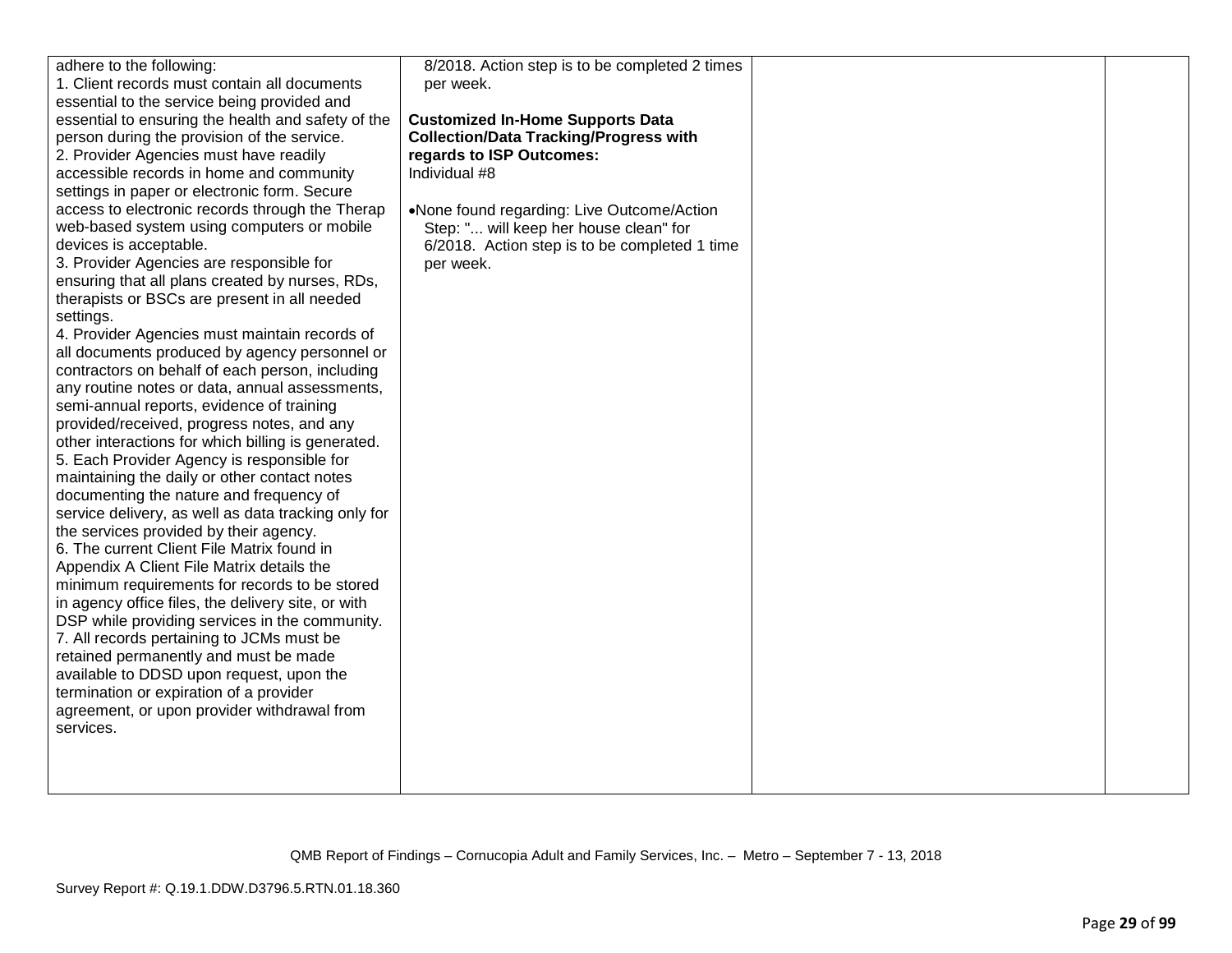| | | | |
|---|---|---|---|
| adhere to the following:<br>1. Client records must contain all documents essential to the service being provided and essential to ensuring the health and safety of the person during the provision of the service.<br>2. Provider Agencies must have readily accessible records in home and community settings in paper or electronic form. Secure access to electronic records through the Therap web-based system using computers or mobile devices is acceptable.<br>3. Provider Agencies are responsible for ensuring that all plans created by nurses, RDs, therapists or BSCs are present in all needed settings.<br>4. Provider Agencies must maintain records of all documents produced by agency personnel or contractors on behalf of each person, including any routine notes or data, annual assessments, semi-annual reports, evidence of training provided/received, progress notes, and any other interactions for which billing is generated.<br>5. Each Provider Agency is responsible for maintaining the daily or other contact notes documenting the nature and frequency of service delivery, as well as data tracking only for the services provided by their agency.<br>6. The current Client File Matrix found in Appendix A Client File Matrix details the minimum requirements for records to be stored in agency office files, the delivery site, or with DSP while providing services in the community.<br>7. All records pertaining to JCMs must be retained permanently and must be made available to DDSD upon request, upon the termination or expiration of a provider agreement, or upon provider withdrawal from services. | 8/2018. Action step is to be completed 2 times per week.<br><br>**Customized In-Home Supports Data Collection/Data Tracking/Progress with regards to ISP Outcomes:**<br>Individual #8<br><br>• None found regarding: Live Outcome/Action Step: "... will keep her house clean" for 6/2018. Action step is to be completed 1 time per week. | | |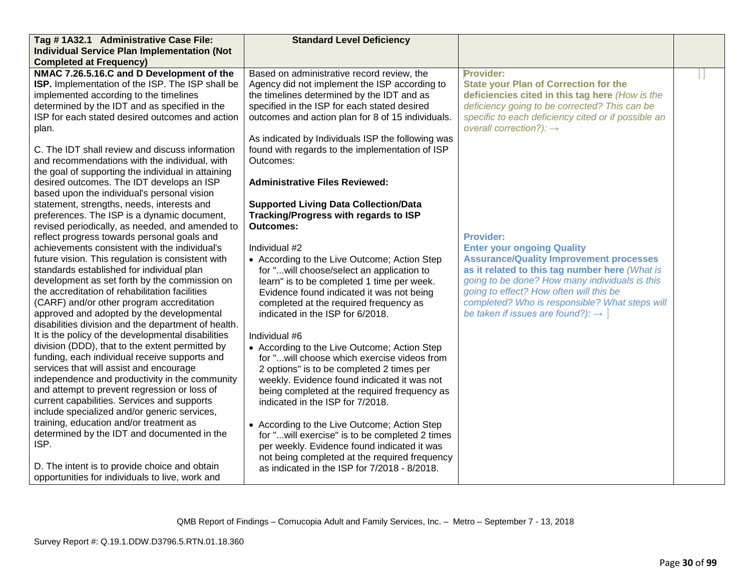| Tag # 1A32.1 Administrative Case File: Individual Service Plan Implementation (Not Completed at Frequency) | Standard Level Deficiency | | |
|---|---|---|---|
| **NMAC 7.26.5.16.C and D Development of the ISP.** Implementation of the ISP. The ISP shall be implemented according to the timelines determined by the IDT and as specified in the ISP for each stated desired outcomes and action plan.<br><br>C. The IDT shall review and discuss information and recommendations with the individual, with the goal of supporting the individual in attaining desired outcomes. The IDT develops an ISP based upon the individual's personal vision statement, strengths, needs, interests and preferences. The ISP is a dynamic document, revised periodically, as needed, and amended to reflect progress towards personal goals and achievements consistent with the individual's future vision. This regulation is consistent with standards established for individual plan development as set forth by the commission on the accreditation of rehabilitation facilities (CARF) and/or other program accreditation approved and adopted by the developmental disabilities division and the department of health. It is the policy of the developmental disabilities division (DDD), that to the extent permitted by funding, each individual receive supports and services that will assist and encourage independence and productivity in the community and attempt to prevent regression or loss of current capabilities. Services and supports include specialized and/or generic services, training, education and/or treatment as determined by the IDT and documented in the ISP.<br><br>D. The intent is to provide choice and obtain opportunities for individuals to live, work and | Based on administrative record review, the Agency did not implement the ISP according to the timelines determined by the IDT and as specified in the ISP for each stated desired outcomes and action plan for 8 of 15 individuals.<br><br>As indicated by Individuals ISP the following was found with regards to the implementation of ISP Outcomes:<br><br>**Administrative Files Reviewed:**<br><br>**Supported Living Data Collection/Data Tracking/Progress with regards to ISP Outcomes:**<br><br>Individual #2<br>• According to the Live Outcome; Action Step for "...will choose/select an application to learn" is to be completed 1 time per week. Evidence found indicated it was not being completed at the required frequency as indicated in the ISP for 6/2018.<br><br>Individual #6<br>• According to the Live Outcome; Action Step for "...will choose which exercise videos from 2 options" is to be completed 2 times per weekly. Evidence found indicated it was not being completed at the required frequency as indicated in the ISP for 7/2018.<br><br>• According to the Live Outcome; Action Step for "...will exercise" is to be completed 2 times per weekly. Evidence found indicated it was not being completed at the required frequency as indicated in the ISP for 7/2018 - 8/2018. | **Provider:**<br>**State your Plan of Correction for the deficiencies cited in this tag here** *(How is the deficiency going to be corrected? This can be specific to each deficiency cited or if possible an overall correction?):* →<br><br>**Provider:**<br>**Enter your ongoing Quality Assurance/Quality Improvement processes as it related to this tag number here** *(What is going to be done? How many individuals is this going to effect? How often will this be completed? Who is responsible? What steps will be taken if issues are found?):* → | |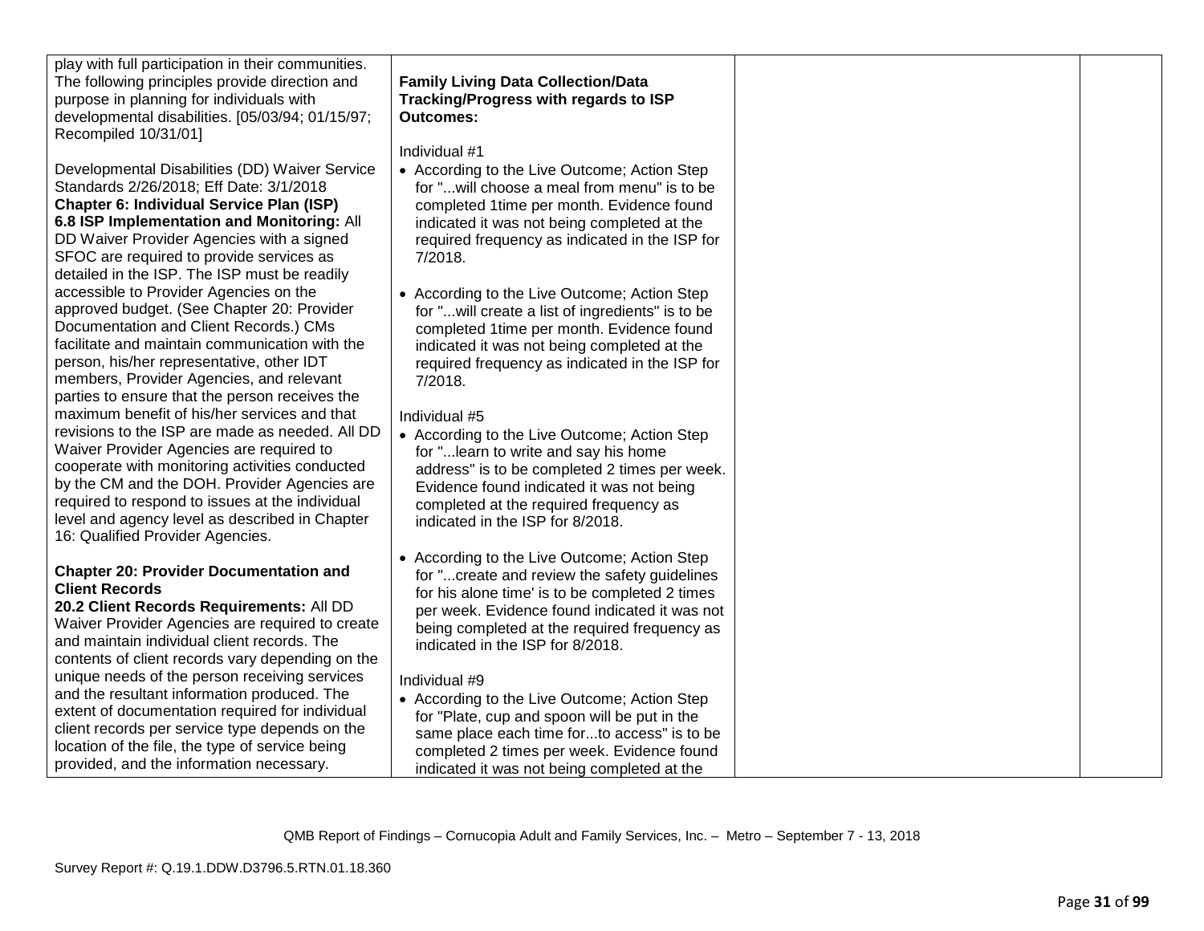| | | | |
|---|---|---|---|
| play with full participation in their communities. The following principles provide direction and purpose in planning for individuals with developmental disabilities. [05/03/94; 01/15/97; Recompiled 10/31/01]<br><br>Developmental Disabilities (DD) Waiver Service Standards 2/26/2018; Eff Date: 3/1/2018<br>**Chapter 6: Individual Service Plan (ISP)**<br>**6.8 ISP Implementation and Monitoring:** All DD Waiver Provider Agencies with a signed SFOC are required to provide services as detailed in the ISP. The ISP must be readily accessible to Provider Agencies on the approved budget. (See Chapter 20: Provider Documentation and Client Records.) CMs facilitate and maintain communication with the person, his/her representative, other IDT members, Provider Agencies, and relevant parties to ensure that the person receives the maximum benefit of his/her services and that revisions to the ISP are made as needed. All DD Waiver Provider Agencies are required to cooperate with monitoring activities conducted by the CM and the DOH. Provider Agencies are required to respond to issues at the individual level and agency level as described in Chapter 16: Qualified Provider Agencies.<br><br>**Chapter 20: Provider Documentation and Client Records**<br>**20.2 Client Records Requirements:** All DD Waiver Provider Agencies are required to create and maintain individual client records. The contents of client records vary depending on the unique needs of the person receiving services and the resultant information produced. The extent of documentation required for individual client records per service type depends on the location of the file, the type of service being provided, and the information necessary. | **Family Living Data Collection/Data Tracking/Progress with regards to ISP Outcomes:**<br><br>Individual #1<br>• According to the Live Outcome; Action Step for "...will choose a meal from menu" is to be completed 1time per month. Evidence found indicated it was not being completed at the required frequency as indicated in the ISP for 7/2018.<br><br>• According to the Live Outcome; Action Step for "...will create a list of ingredients" is to be completed 1time per month. Evidence found indicated it was not being completed at the required frequency as indicated in the ISP for 7/2018.<br><br>Individual #5<br>• According to the Live Outcome; Action Step for "...learn to write and say his home address" is to be completed 2 times per week. Evidence found indicated it was not being completed at the required frequency as indicated in the ISP for 8/2018.<br><br>• According to the Live Outcome; Action Step for "...create and review the safety guidelines for his alone time' is to be completed 2 times per week. Evidence found indicated it was not being completed at the required frequency as indicated in the ISP for 8/2018.<br><br>Individual #9<br>• According to the Live Outcome; Action Step for "Plate, cup and spoon will be put in the same place each time for...to access" is to be completed 2 times per week. Evidence found indicated it was not being completed at the | | |

QMB Report of Findings – Cornucopia Adult and Family Services, Inc. – Metro – September 7 - 13, 2018

Survey Report #: Q.19.1.DDW.D3796.5.RTN.01.18.360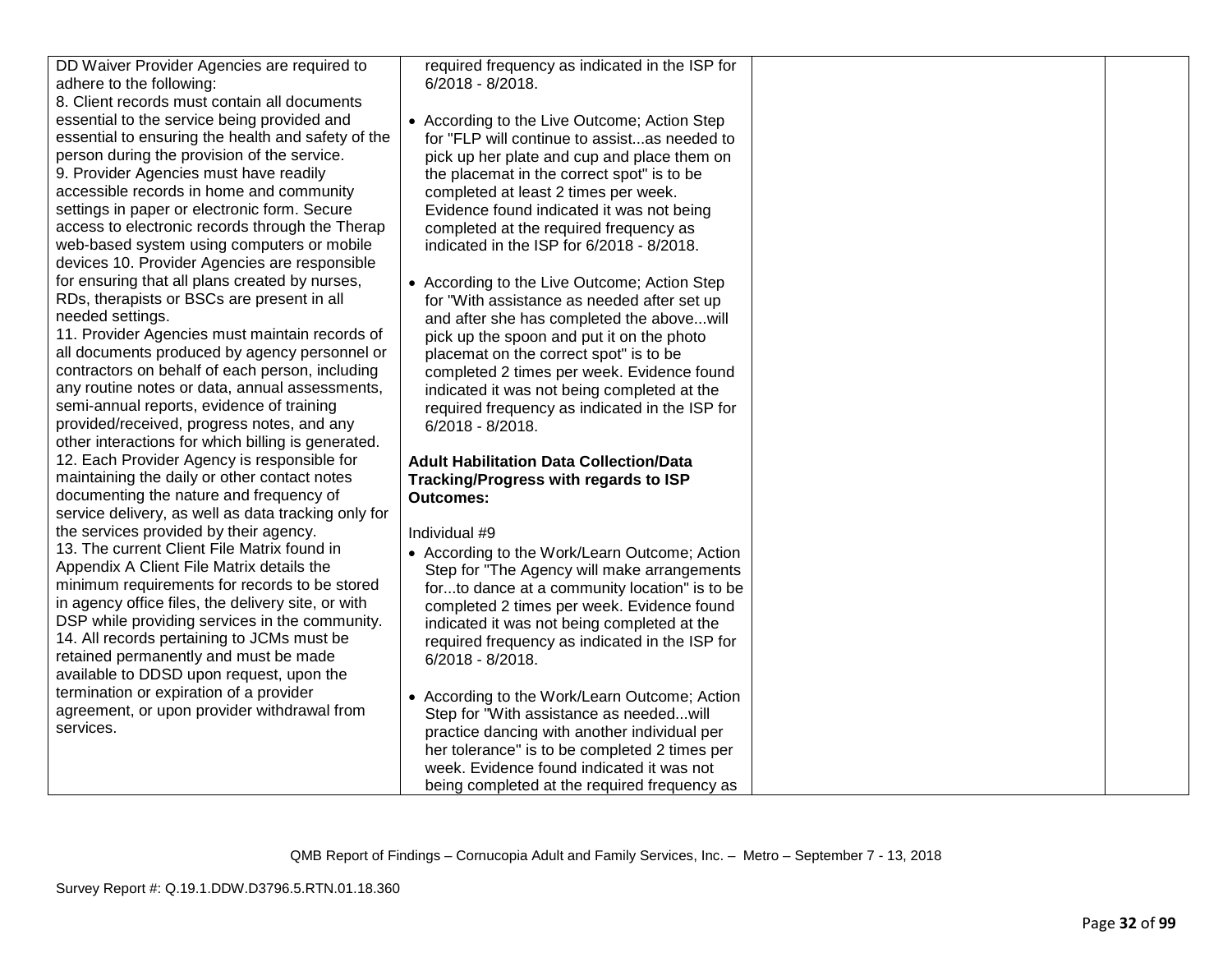| | | | |
|---|---|---|---|
| DD Waiver Provider Agencies are required to adhere to the following:<br>8. Client records must contain all documents essential to the service being provided and essential to ensuring the health and safety of the person during the provision of the service.<br>9. Provider Agencies must have readily accessible records in home and community settings in paper or electronic form. Secure access to electronic records through the Therap web-based system using computers or mobile devices 10. Provider Agencies are responsible for ensuring that all plans created by nurses, RDs, therapists or BSCs are present in all needed settings.<br>11. Provider Agencies must maintain records of all documents produced by agency personnel or contractors on behalf of each person, including any routine notes or data, annual assessments, semi-annual reports, evidence of training provided/received, progress notes, and any other interactions for which billing is generated.<br>12. Each Provider Agency is responsible for maintaining the daily or other contact notes documenting the nature and frequency of service delivery, as well as data tracking only for the services provided by their agency.<br>13. The current Client File Matrix found in Appendix A Client File Matrix details the minimum requirements for records to be stored in agency office files, the delivery site, or with DSP while providing services in the community.<br>14. All records pertaining to JCMs must be retained permanently and must be made available to DDSD upon request, upon the termination or expiration of a provider agreement, or upon provider withdrawal from services. | required frequency as indicated in the ISP for 6/2018 - 8/2018.<br><br>• According to the Live Outcome; Action Step for "FLP will continue to assist...as needed to pick up her plate and cup and place them on the placemat in the correct spot" is to be completed at least 2 times per week. Evidence found indicated it was not being completed at the required frequency as indicated in the ISP for 6/2018 - 8/2018.<br><br>• According to the Live Outcome; Action Step for "With assistance as needed after set up and after she has completed the above...will pick up the spoon and put it on the photo placemat on the correct spot" is to be completed 2 times per week. Evidence found indicated it was not being completed at the required frequency as indicated in the ISP for 6/2018 - 8/2018.<br><br>**Adult Habilitation Data Collection/Data Tracking/Progress with regards to ISP Outcomes:**<br><br>Individual #9<br>• According to the Work/Learn Outcome; Action Step for "The Agency will make arrangements for...to dance at a community location" is to be completed 2 times per week. Evidence found indicated it was not being completed at the required frequency as indicated in the ISP for 6/2018 - 8/2018.<br><br>• According to the Work/Learn Outcome; Action Step for "With assistance as needed...will practice dancing with another individual per her tolerance" is to be completed 2 times per week. Evidence found indicated it was not being completed at the required frequency as | | |

QMB Report of Findings – Cornucopia Adult and Family Services, Inc. – Metro – September 7 - 13, 2018

Survey Report #: Q.19.1.DDW.D3796.5.RTN.01.18.360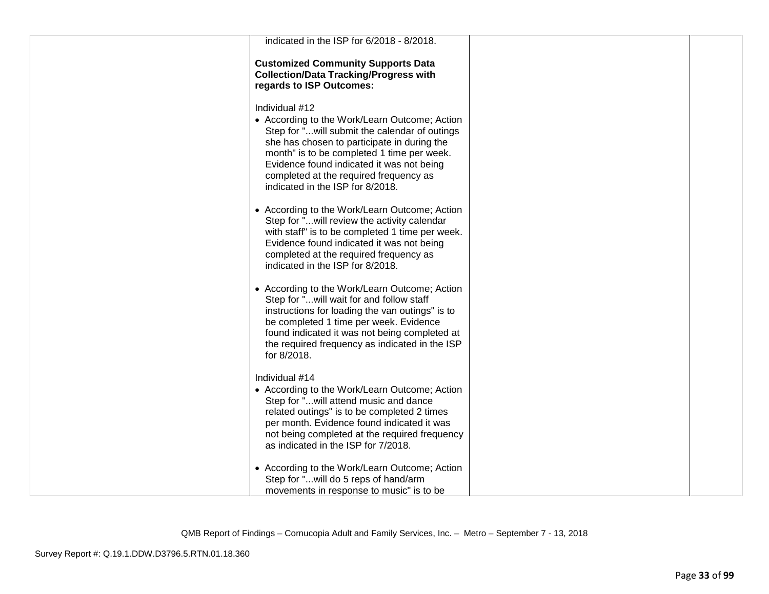| | | | |
|---|---|---|---|
| | indicated in the ISP for 6/2018 - 8/2018.<br><br>**Customized Community Supports Data Collection/Data Tracking/Progress with regards to ISP Outcomes:**<br><br>Individual #12<br>• According to the Work/Learn Outcome; Action Step for "...will submit the calendar of outings she has chosen to participate in during the month" is to be completed 1 time per week. Evidence found indicated it was not being completed at the required frequency as indicated in the ISP for 8/2018.<br><br>• According to the Work/Learn Outcome; Action Step for "...will review the activity calendar with staff" is to be completed 1 time per week. Evidence found indicated it was not being completed at the required frequency as indicated in the ISP for 8/2018.<br><br>• According to the Work/Learn Outcome; Action Step for "...will wait for and follow staff instructions for loading the van outings" is to be completed 1 time per week. Evidence found indicated it was not being completed at the required frequency as indicated in the ISP for 8/2018.<br><br>Individual #14<br>• According to the Work/Learn Outcome; Action Step for "...will attend music and dance related outings" is to be completed 2 times per month. Evidence found indicated it was not being completed at the required frequency as indicated in the ISP for 7/2018.<br><br>• According to the Work/Learn Outcome; Action Step for "...will do 5 reps of hand/arm movements in response to music" is to be | | |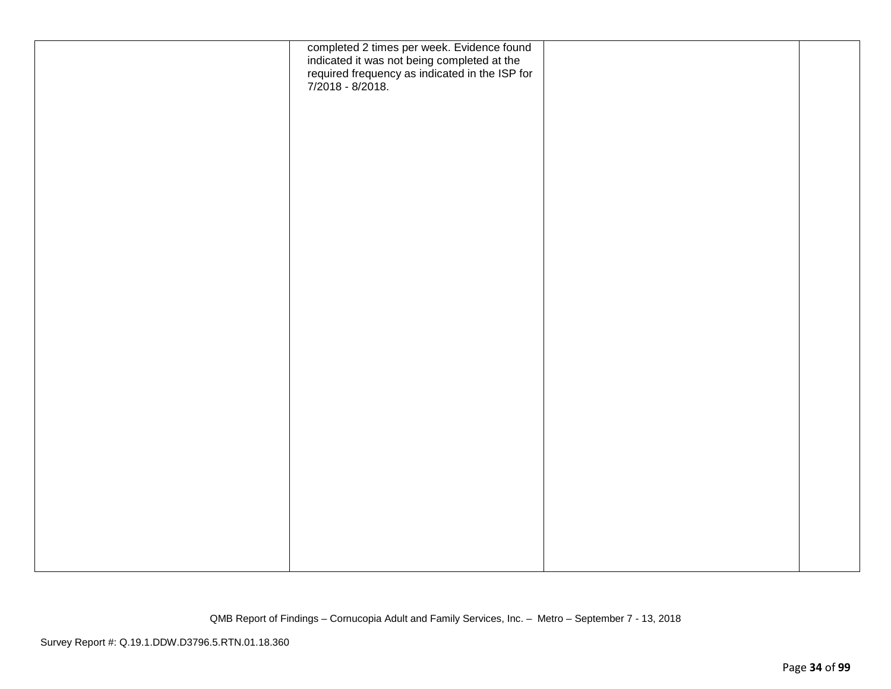|  | completed 2 times per week. Evidence found indicated it was not being completed at the required frequency as indicated in the ISP for 7/2018 - 8/2018. |  |  |
|---|---|---|---|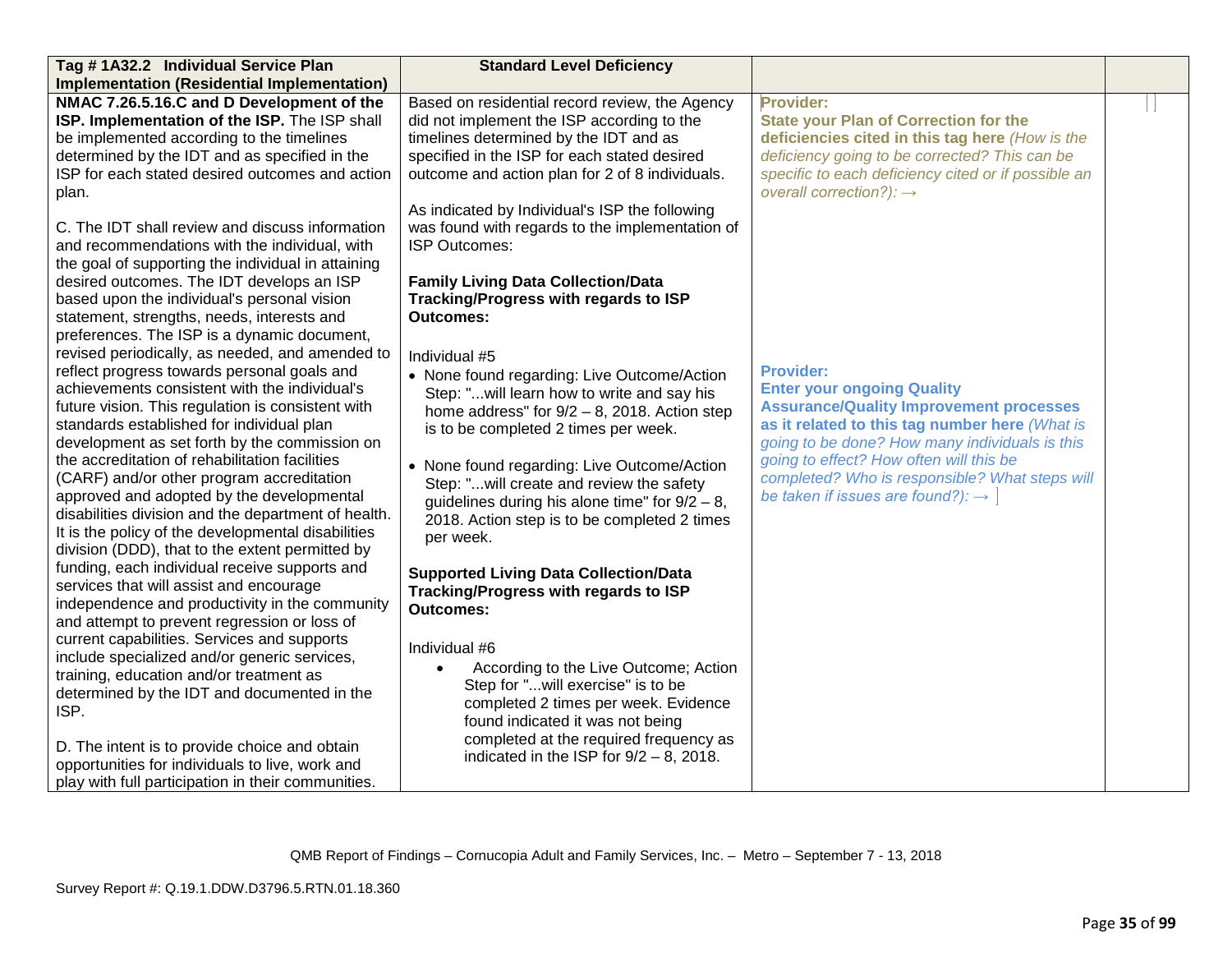| Tag # 1A32.2 Individual Service Plan Implementation (Residential Implementation) | Standard Level Deficiency | | |
|---|---|---|---|
| **NMAC 7.26.5.16.C and D Development of the ISP. Implementation of the ISP.** The ISP shall be implemented according to the timelines determined by the IDT and as specified in the ISP for each stated desired outcomes and action plan.<br><br>C. The IDT shall review and discuss information and recommendations with the individual, with the goal of supporting the individual in attaining desired outcomes. The IDT develops an ISP based upon the individual's personal vision statement, strengths, needs, interests and preferences. The ISP is a dynamic document, revised periodically, as needed, and amended to reflect progress towards personal goals and achievements consistent with the individual's future vision. This regulation is consistent with standards established for individual plan development as set forth by the commission on the accreditation of rehabilitation facilities (CARF) and/or other program accreditation approved and adopted by the developmental disabilities division and the department of health. It is the policy of the developmental disabilities division (DDD), that to the extent permitted by funding, each individual receive supports and services that will assist and encourage independence and productivity in the community and attempt to prevent regression or loss of current capabilities. Services and supports include specialized and/or generic services, training, education and/or treatment as determined by the IDT and documented in the ISP.<br><br>D. The intent is to provide choice and obtain opportunities for individuals to live, work and play with full participation in their communities. | Based on residential record review, the Agency did not implement the ISP according to the timelines determined by the IDT and as specified in the ISP for each stated desired outcome and action plan for 2 of 8 individuals.<br><br>As indicated by Individual's ISP the following was found with regards to the implementation of ISP Outcomes:<br><br>**Family Living Data Collection/Data Tracking/Progress with regards to ISP Outcomes:**<br><br>Individual #5<br>• None found regarding: Live Outcome/Action Step: "...will learn how to write and say his home address" for 9/2 – 8, 2018. Action step is to be completed 2 times per week.<br><br>• None found regarding: Live Outcome/Action Step: "...will create and review the safety guidelines during his alone time" for 9/2 – 8, 2018. Action step is to be completed 2 times per week.<br><br>**Supported Living Data Collection/Data Tracking/Progress with regards to ISP Outcomes:**<br><br>Individual #6<br>• According to the Live Outcome; Action Step for "...will exercise" is to be completed 2 times per week. Evidence found indicated it was not being completed at the required frequency as indicated in the ISP for 9/2 – 8, 2018. | **Provider:**<br>**State your Plan of Correction for the deficiencies cited in this tag here** *(How is the deficiency going to be corrected? This can be specific to each deficiency cited or if possible an overall correction?):* →<br><br>**Provider:**<br>**Enter your ongoing Quality Assurance/Quality Improvement processes as it related to this tag number here** *(What is going to be done? How many individuals is this going to effect? How often will this be completed? Who is responsible? What steps will be taken if issues are found?):* → | |

QMB Report of Findings – Cornucopia Adult and Family Services, Inc. – Metro – September 7 - 13, 2018

Survey Report #: Q.19.1.DDW.D3796.5.RTN.01.18.360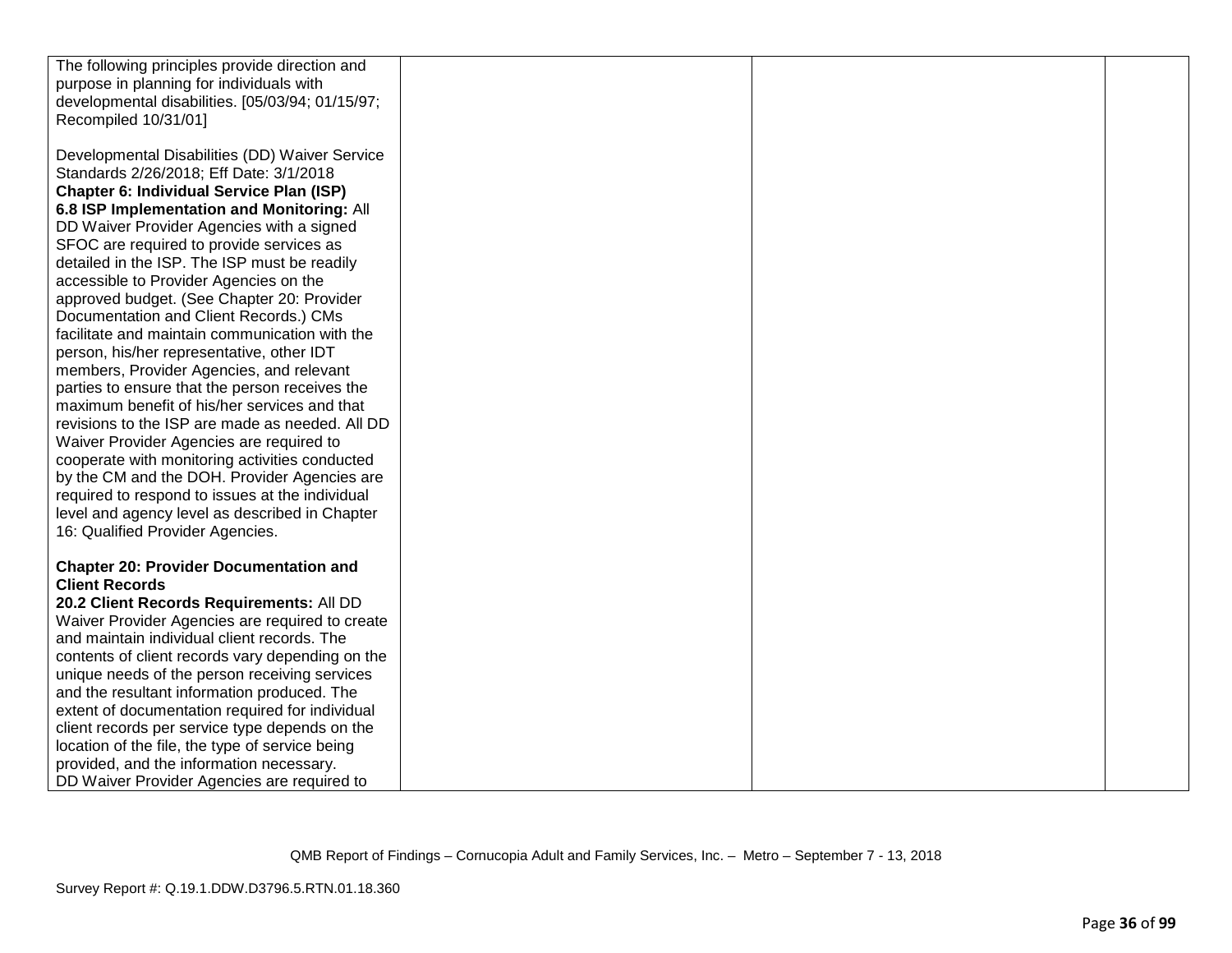| | | | |
|---|---|---|---|
| The following principles provide direction and purpose in planning for individuals with developmental disabilities. [05/03/94; 01/15/97; Recompiled 10/31/01]<br><br>Developmental Disabilities (DD) Waiver Service Standards 2/26/2018; Eff Date: 3/1/2018<br>**Chapter 6: Individual Service Plan (ISP)**<br>**6.8 ISP Implementation and Monitoring:** All DD Waiver Provider Agencies with a signed SFOC are required to provide services as detailed in the ISP. The ISP must be readily accessible to Provider Agencies on the approved budget. (See Chapter 20: Provider Documentation and Client Records.) CMs facilitate and maintain communication with the person, his/her representative, other IDT members, Provider Agencies, and relevant parties to ensure that the person receives the maximum benefit of his/her services and that revisions to the ISP are made as needed. All DD Waiver Provider Agencies are required to cooperate with monitoring activities conducted by the CM and the DOH. Provider Agencies are required to respond to issues at the individual level and agency level as described in Chapter 16: Qualified Provider Agencies.<br><br>**Chapter 20: Provider Documentation and Client Records**<br>**20.2 Client Records Requirements:** All DD Waiver Provider Agencies are required to create and maintain individual client records. The contents of client records vary depending on the unique needs of the person receiving services and the resultant information produced. The extent of documentation required for individual client records per service type depends on the location of the file, the type of service being provided, and the information necessary.<br>DD Waiver Provider Agencies are required to | | | |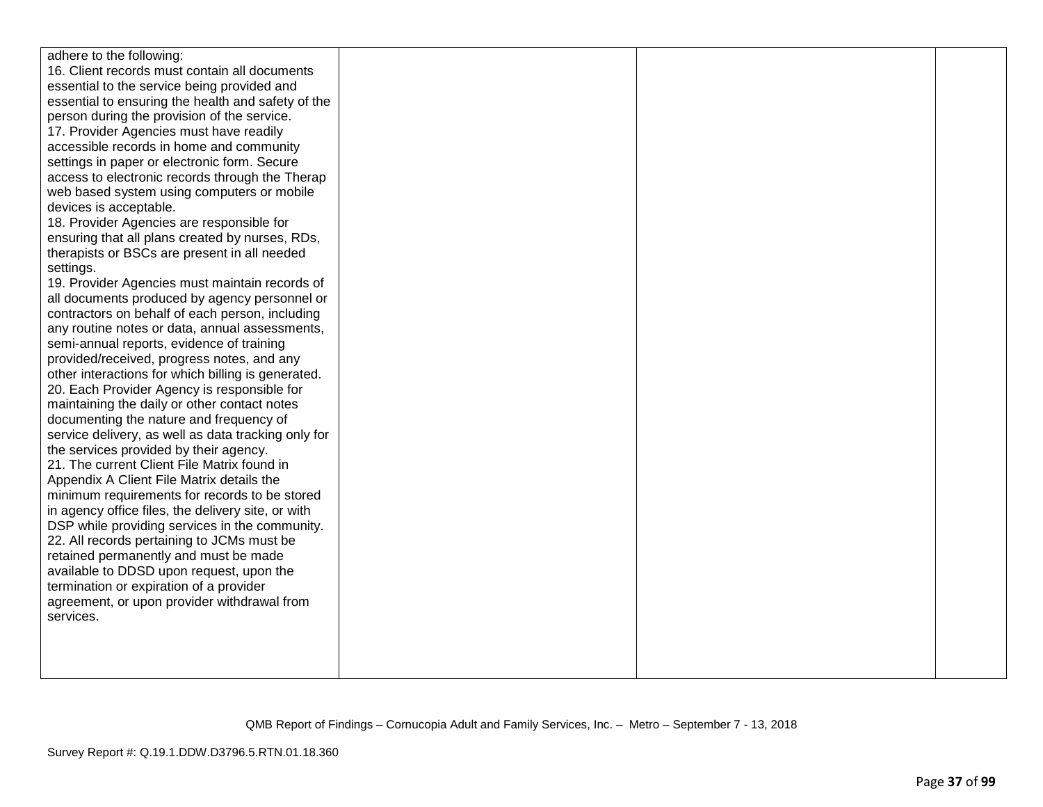| | | | |
|---|---|---|---|
| adhere to the following:<br>16. Client records must contain all documents essential to the service being provided and essential to ensuring the health and safety of the person during the provision of the service.<br>17. Provider Agencies must have readily accessible records in home and community settings in paper or electronic form. Secure access to electronic records through the Therap web based system using computers or mobile devices is acceptable.<br>18. Provider Agencies are responsible for ensuring that all plans created by nurses, RDs, therapists or BSCs are present in all needed settings.<br>19. Provider Agencies must maintain records of all documents produced by agency personnel or contractors on behalf of each person, including any routine notes or data, annual assessments, semi-annual reports, evidence of training provided/received, progress notes, and any other interactions for which billing is generated.<br>20. Each Provider Agency is responsible for maintaining the daily or other contact notes documenting the nature and frequency of service delivery, as well as data tracking only for the services provided by their agency.<br>21. The current Client File Matrix found in Appendix A Client File Matrix details the minimum requirements for records to be stored in agency office files, the delivery site, or with DSP while providing services in the community.<br>22. All records pertaining to JCMs must be retained permanently and must be made available to DDSD upon request, upon the termination or expiration of a provider agreement, or upon provider withdrawal from services. | | | |

QMB Report of Findings – Cornucopia Adult and Family Services, Inc. – Metro – September 7 - 13, 2018

Survey Report #: Q.19.1.DDW.D3796.5.RTN.01.18.360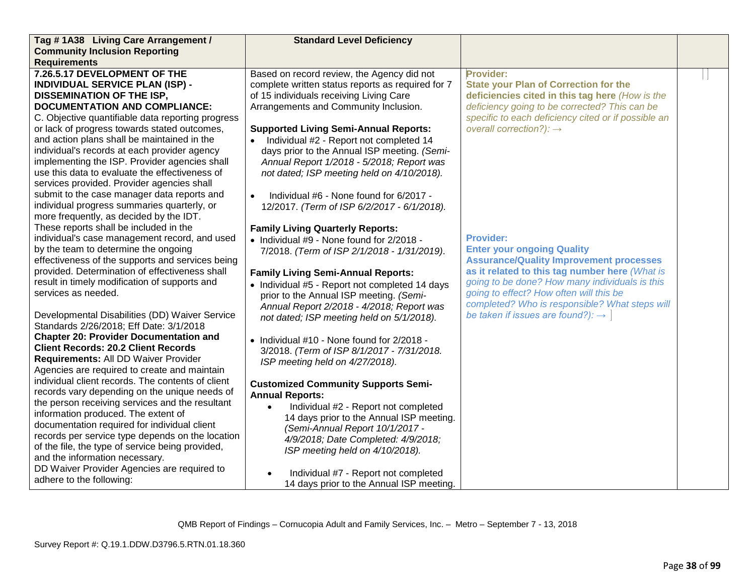| Tag # 1A38 Living Care Arrangement / Community Inclusion Reporting Requirements | Standard Level Deficiency | | |
|---|---|---|---|
| **7.26.5.17 DEVELOPMENT OF THE INDIVIDUAL SERVICE PLAN (ISP) - DISSEMINATION OF THE ISP, DOCUMENTATION AND COMPLIANCE:**<br>C. Objective quantifiable data reporting progress or lack of progress towards stated outcomes, and action plans shall be maintained in the individual's records at each provider agency implementing the ISP. Provider agencies shall use this data to evaluate the effectiveness of services provided. Provider agencies shall submit to the case manager data reports and individual progress summaries quarterly, or more frequently, as decided by the IDT. These reports shall be included in the individual's case management record, and used by the team to determine the ongoing effectiveness of the supports and services being provided. Determination of effectiveness shall result in timely modification of supports and services as needed.<br><br>Developmental Disabilities (DD) Waiver Service Standards 2/26/2018; Eff Date: 3/1/2018<br>**Chapter 20: Provider Documentation and Client Records: 20.2 Client Records Requirements:** All DD Waiver Provider Agencies are required to create and maintain individual client records. The contents of client records vary depending on the unique needs of the person receiving services and the resultant information produced. The extent of documentation required for individual client records per service type depends on the location of the file, the type of service being provided, and the information necessary.<br>DD Waiver Provider Agencies are required to adhere to the following: | Based on record review, the Agency did not complete written status reports as required for 7 of 15 individuals receiving Living Care Arrangements and Community Inclusion.<br><br>**Supported Living Semi-Annual Reports:**<br>• Individual #2 - Report not completed 14 days prior to the Annual ISP meeting. *(Semi-Annual Report 1/2018 - 5/2018; Report was not dated; ISP meeting held on 4/10/2018).*<br><br>• Individual #6 - None found for 6/2017 - 12/2017. *(Term of ISP 6/2/2017 - 6/1/2018).*<br><br>**Family Living Quarterly Reports:**<br>• Individual #9 - None found for 2/2018 - 7/2018. *(Term of ISP 2/1/2018 - 1/31/2019).*<br><br>**Family Living Semi-Annual Reports:**<br>• Individual #5 - Report not completed 14 days prior to the Annual ISP meeting. *(Semi-Annual Report 2/2018 - 4/2018; Report was not dated; ISP meeting held on 5/1/2018).*<br><br>• Individual #10 - None found for 2/2018 - 3/2018. *(Term of ISP 8/1/2017 - 7/31/2018. ISP meeting held on 4/27/2018).*<br><br>**Customized Community Supports Semi-Annual Reports:**<br>• Individual #2 - Report not completed 14 days prior to the Annual ISP meeting. *(Semi-Annual Report 10/1/2017 - 4/9/2018; Date Completed: 4/9/2018; ISP meeting held on 4/10/2018).*<br><br>• Individual #7 - Report not completed 14 days prior to the Annual ISP meeting. | **Provider:**<br>**State your Plan of Correction for the deficiencies cited in this tag here** *(How is the deficiency going to be corrected? This can be specific to each deficiency cited or if possible an overall correction?):* →<br><br>**Provider:**<br>**Enter your ongoing Quality Assurance/Quality Improvement processes as it related to this tag number here** *(What is going to be done? How many individuals is this going to effect? How often will this be completed? Who is responsible? What steps will be taken if issues are found?):* → | |

QMB Report of Findings – Cornucopia Adult and Family Services, Inc. – Metro – September 7 - 13, 2018

Survey Report #: Q.19.1.DDW.D3796.5.RTN.01.18.360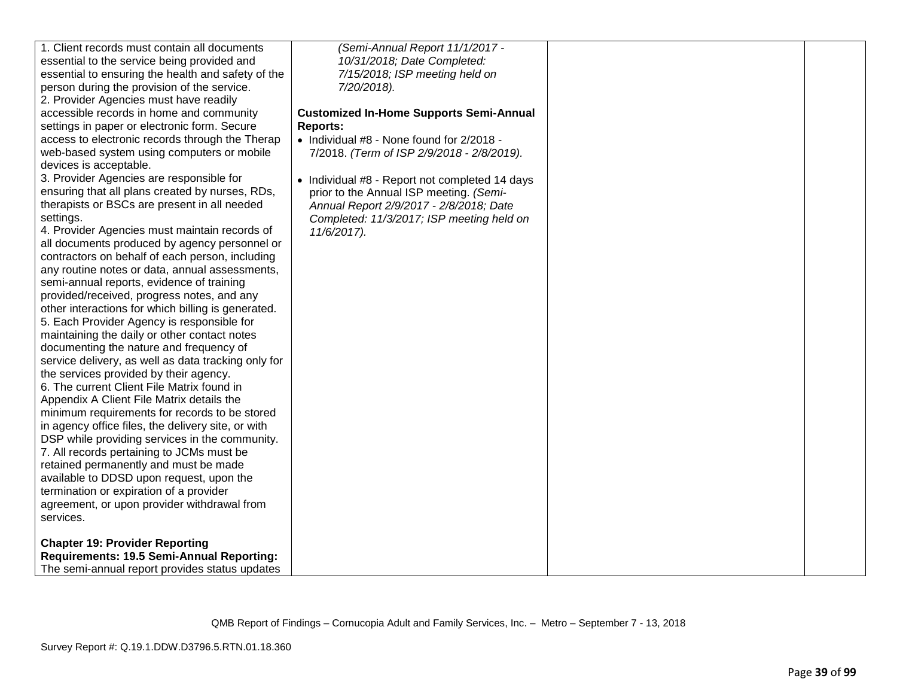| | | | |
|---|---|---|---|
| 1. Client records must contain all documents essential to the service being provided and essential to ensuring the health and safety of the person during the provision of the service.<br>2. Provider Agencies must have readily accessible records in home and community settings in paper or electronic form. Secure access to electronic records through the Therap web-based system using computers or mobile devices is acceptable.<br>3. Provider Agencies are responsible for ensuring that all plans created by nurses, RDs, therapists or BSCs are present in all needed settings.<br>4. Provider Agencies must maintain records of all documents produced by agency personnel or contractors on behalf of each person, including any routine notes or data, annual assessments, semi-annual reports, evidence of training provided/received, progress notes, and any other interactions for which billing is generated.<br>5. Each Provider Agency is responsible for maintaining the daily or other contact notes documenting the nature and frequency of service delivery, as well as data tracking only for the services provided by their agency.<br>6. The current Client File Matrix found in Appendix A Client File Matrix details the minimum requirements for records to be stored in agency office files, the delivery site, or with DSP while providing services in the community.<br>7. All records pertaining to JCMs must be retained permanently and must be made available to DDSD upon request, upon the termination or expiration of a provider agreement, or upon provider withdrawal from services.<br><br>**Chapter 19: Provider Reporting Requirements: 19.5 Semi-Annual Reporting:** The semi-annual report provides status updates | *(Semi-Annual Report 11/1/2017 - 10/31/2018; Date Completed: 7/15/2018; ISP meeting held on 7/20/2018).*<br><br>**Customized In-Home Supports Semi-Annual Reports:**<br>• Individual #8 - None found for 2/2018 - 7/2018. *(Term of ISP 2/9/2018 - 2/8/2019).*<br><br>• Individual #8 - Report not completed 14 days prior to the Annual ISP meeting. *(Semi-Annual Report 2/9/2017 - 2/8/2018; Date Completed: 11/3/2017; ISP meeting held on 11/6/2017).* | | |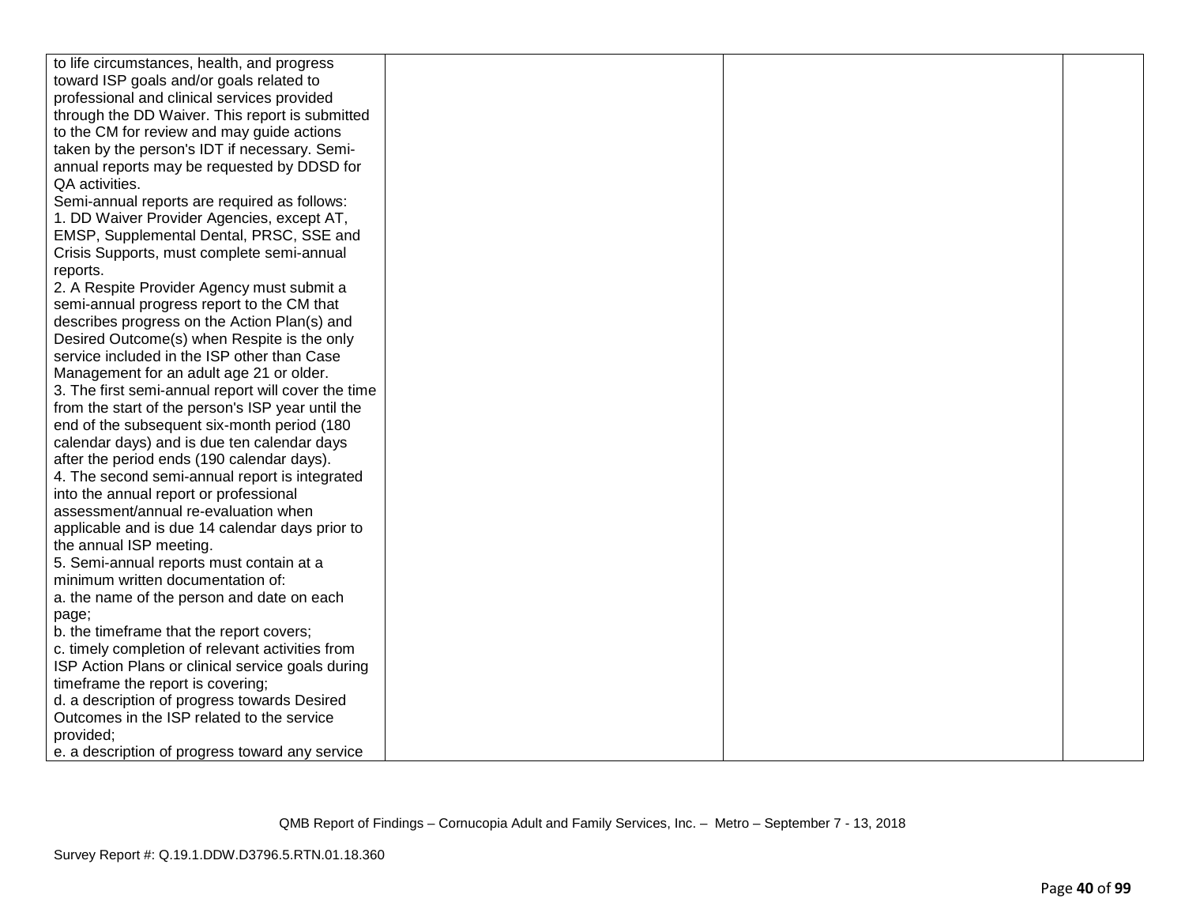| | | | |
|---|---|---|---|
| to life circumstances, health, and progress toward ISP goals and/or goals related to professional and clinical services provided through the DD Waiver. This report is submitted to the CM for review and may guide actions taken by the person's IDT if necessary. Semi-annual reports may be requested by DDSD for QA activities.<br>Semi-annual reports are required as follows:<br>1. DD Waiver Provider Agencies, except AT, EMSP, Supplemental Dental, PRSC, SSE and Crisis Supports, must complete semi-annual reports.<br>2. A Respite Provider Agency must submit a semi-annual progress report to the CM that describes progress on the Action Plan(s) and Desired Outcome(s) when Respite is the only service included in the ISP other than Case Management for an adult age 21 or older.<br>3. The first semi-annual report will cover the time from the start of the person's ISP year until the end of the subsequent six-month period (180 calendar days) and is due ten calendar days after the period ends (190 calendar days).<br>4. The second semi-annual report is integrated into the annual report or professional assessment/annual re-evaluation when applicable and is due 14 calendar days prior to the annual ISP meeting.<br>5. Semi-annual reports must contain at a minimum written documentation of:<br>a. the name of the person and date on each page;<br>b. the timeframe that the report covers;<br>c. timely completion of relevant activities from ISP Action Plans or clinical service goals during timeframe the report is covering;<br>d. a description of progress towards Desired Outcomes in the ISP related to the service provided;<br>e. a description of progress toward any service | | | |

QMB Report of Findings – Cornucopia Adult and Family Services, Inc. – Metro – September 7 - 13, 2018

Survey Report #: Q.19.1.DDW.D3796.5.RTN.01.18.360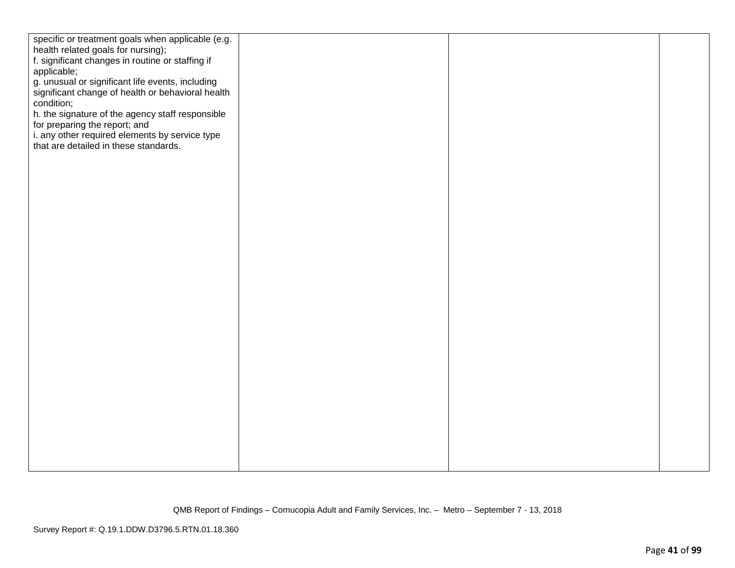| | | | |
|---|---|---|---|
| specific or treatment goals when applicable (e.g. health related goals for nursing);<br>f. significant changes in routine or staffing if applicable;<br>g. unusual or significant life events, including significant change of health or behavioral health condition;<br>h. the signature of the agency staff responsible for preparing the report; and<br>i. any other required elements by service type that are detailed in these standards. | | | |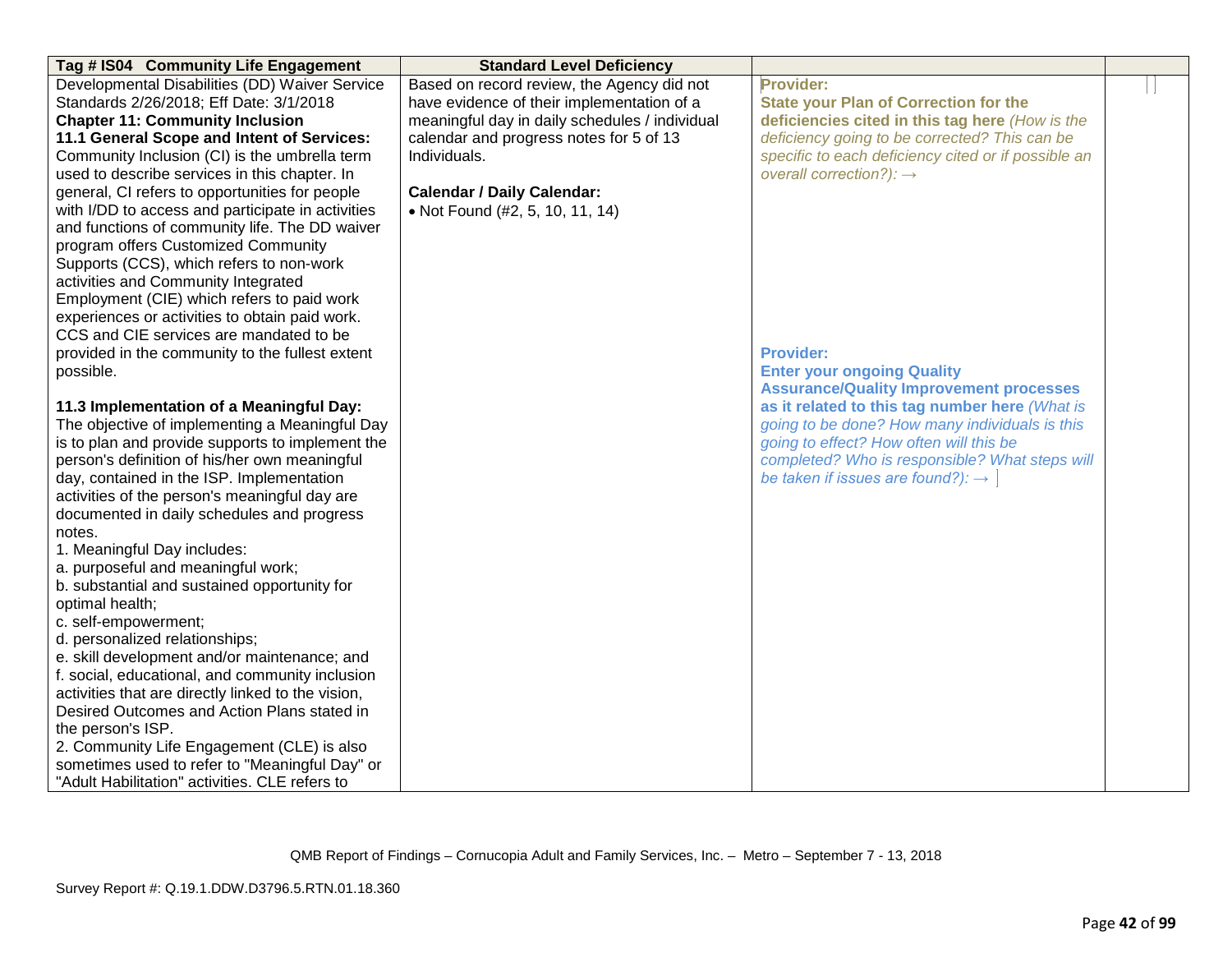| Tag # IS04 Community Life Engagement | Standard Level Deficiency | | |
|---|---|---|---|
| Developmental Disabilities (DD) Waiver Service Standards 2/26/2018; Eff Date: 3/1/2018<br>**Chapter 11: Community Inclusion**<br>**11.1 General Scope and Intent of Services:** Community Inclusion (CI) is the umbrella term used to describe services in this chapter. In general, CI refers to opportunities for people with I/DD to access and participate in activities and functions of community life. The DD waiver program offers Customized Community Supports (CCS), which refers to non-work activities and Community Integrated Employment (CIE) which refers to paid work experiences or activities to obtain paid work. CCS and CIE services are mandated to be provided in the community to the fullest extent possible.<br><br>**11.3 Implementation of a Meaningful Day:** The objective of implementing a Meaningful Day is to plan and provide supports to implement the person's definition of his/her own meaningful day, contained in the ISP. Implementation activities of the person's meaningful day are documented in daily schedules and progress notes.<br>1. Meaningful Day includes:<br>a. purposeful and meaningful work;<br>b. substantial and sustained opportunity for optimal health;<br>c. self-empowerment;<br>d. personalized relationships;<br>e. skill development and/or maintenance; and<br>f. social, educational, and community inclusion activities that are directly linked to the vision, Desired Outcomes and Action Plans stated in the person's ISP.<br>2. Community Life Engagement (CLE) is also sometimes used to refer to "Meaningful Day" or "Adult Habilitation" activities. CLE refers to | Based on record review, the Agency did not have evidence of their implementation of a meaningful day in daily schedules / individual calendar and progress notes for 5 of 13 Individuals.<br><br>**Calendar / Daily Calendar:**<br>• Not Found (#2, 5, 10, 11, 14) | **Provider:**<br>**State your Plan of Correction for the deficiencies cited in this tag here** *(How is the deficiency going to be corrected? This can be specific to each deficiency cited or if possible an overall correction?):* →<br><br>**Provider:**<br>**Enter your ongoing Quality Assurance/Quality Improvement processes as it related to this tag number here** *(What is going to be done? How many individuals is this going to effect? How often will this be completed? Who is responsible? What steps will be taken if issues are found?):* → | |

QMB Report of Findings – Cornucopia Adult and Family Services, Inc. – Metro – September 7 - 13, 2018

Survey Report #: Q.19.1.DDW.D3796.5.RTN.01.18.360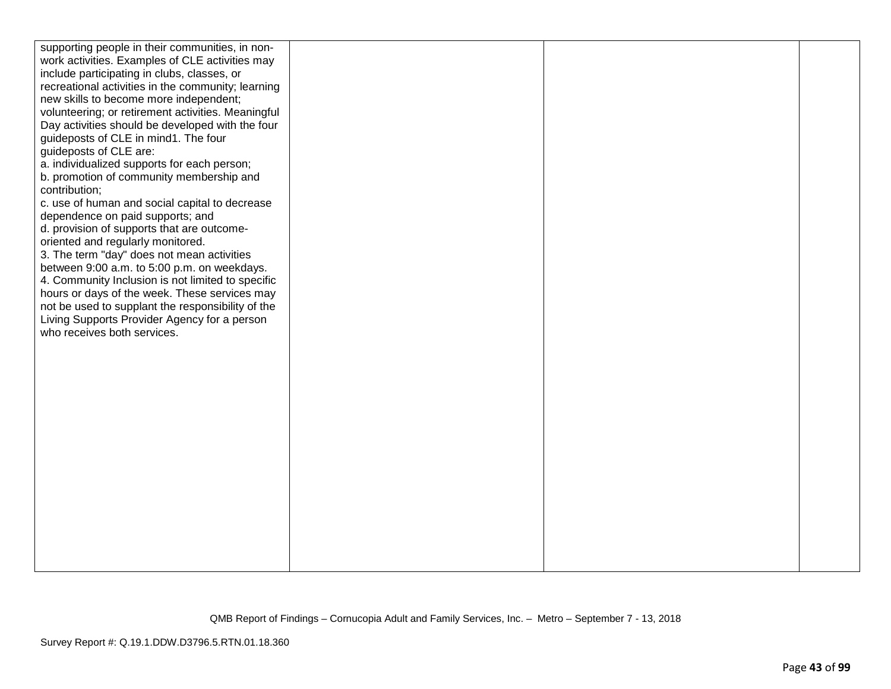| | | | |
|---|---|---|---|
| supporting people in their communities, in non-work activities. Examples of CLE activities may include participating in clubs, classes, or recreational activities in the community; learning new skills to become more independent; volunteering; or retirement activities. Meaningful Day activities should be developed with the four guideposts of CLE in mind1. The four guideposts of CLE are:<br>a. individualized supports for each person;<br>b. promotion of community membership and contribution;<br>c. use of human and social capital to decrease dependence on paid supports; and<br>d. provision of supports that are outcome-oriented and regularly monitored.<br>3. The term "day" does not mean activities between 9:00 a.m. to 5:00 p.m. on weekdays.<br>4. Community Inclusion is not limited to specific hours or days of the week. These services may not be used to supplant the responsibility of the Living Supports Provider Agency for a person who receives both services. | | | |

QMB Report of Findings – Cornucopia Adult and Family Services, Inc. – Metro – September 7 - 13, 2018

Survey Report #: Q.19.1.DDW.D3796.5.RTN.01.18.360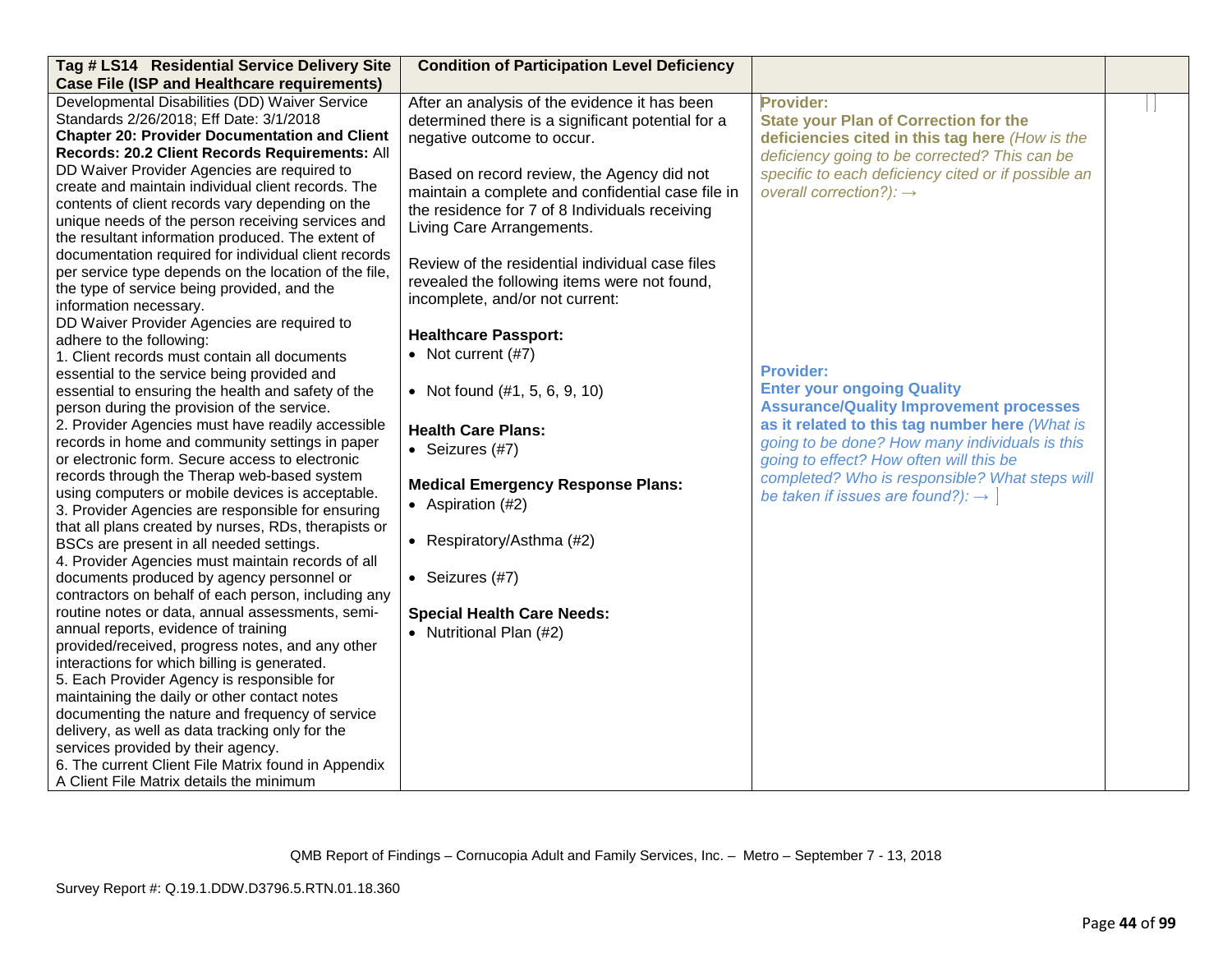| Tag # LS14 Residential Service Delivery Site Case File (ISP and Healthcare requirements) | Condition of Participation Level Deficiency | | |
|---|---|---|---|
| Developmental Disabilities (DD) Waiver Service Standards 2/26/2018; Eff Date: 3/1/2018<br>**Chapter 20: Provider Documentation and Client Records: 20.2 Client Records Requirements:** All DD Waiver Provider Agencies are required to create and maintain individual client records. The contents of client records vary depending on the unique needs of the person receiving services and the resultant information produced. The extent of documentation required for individual client records per service type depends on the location of the file, the type of service being provided, and the information necessary.<br>DD Waiver Provider Agencies are required to adhere to the following:<br>1. Client records must contain all documents essential to the service being provided and essential to ensuring the health and safety of the person during the provision of the service.<br>2. Provider Agencies must have readily accessible records in home and community settings in paper or electronic form. Secure access to electronic records through the Therap web-based system using computers or mobile devices is acceptable.<br>3. Provider Agencies are responsible for ensuring that all plans created by nurses, RDs, therapists or BSCs are present in all needed settings.<br>4. Provider Agencies must maintain records of all documents produced by agency personnel or contractors on behalf of each person, including any routine notes or data, annual assessments, semi-annual reports, evidence of training provided/received, progress notes, and any other interactions for which billing is generated.<br>5. Each Provider Agency is responsible for maintaining the daily or other contact notes documenting the nature and frequency of service delivery, as well as data tracking only for the services provided by their agency.<br>6. The current Client File Matrix found in Appendix A Client File Matrix details the minimum | After an analysis of the evidence it has been determined there is a significant potential for a negative outcome to occur.<br><br>Based on record review, the Agency did not maintain a complete and confidential case file in the residence for 7 of 8 Individuals receiving Living Care Arrangements.<br><br>Review of the residential individual case files revealed the following items were not found, incomplete, and/or not current:<br><br>**Healthcare Passport:**<br>• Not current (#7)<br><br>• Not found (#1, 5, 6, 9, 10)<br><br>**Health Care Plans:**<br>• Seizures (#7)<br><br>**Medical Emergency Response Plans:**<br>• Aspiration (#2)<br><br>• Respiratory/Asthma (#2)<br><br>• Seizures (#7)<br><br>**Special Health Care Needs:**<br>• Nutritional Plan (#2) | **Provider:**<br>**State your Plan of Correction for the deficiencies cited in this tag here** *(How is the deficiency going to be corrected? This can be specific to each deficiency cited or if possible an overall correction?):* →<br><br>**Provider:**<br>**Enter your ongoing Quality Assurance/Quality Improvement processes as it related to this tag number here** *(What is going to be done? How many individuals is this going to effect? How often will this be completed? Who is responsible? What steps will be taken if issues are found?):* → | |

QMB Report of Findings – Cornucopia Adult and Family Services, Inc. – Metro – September 7 - 13, 2018

Survey Report #: Q.19.1.DDW.D3796.5.RTN.01.18.360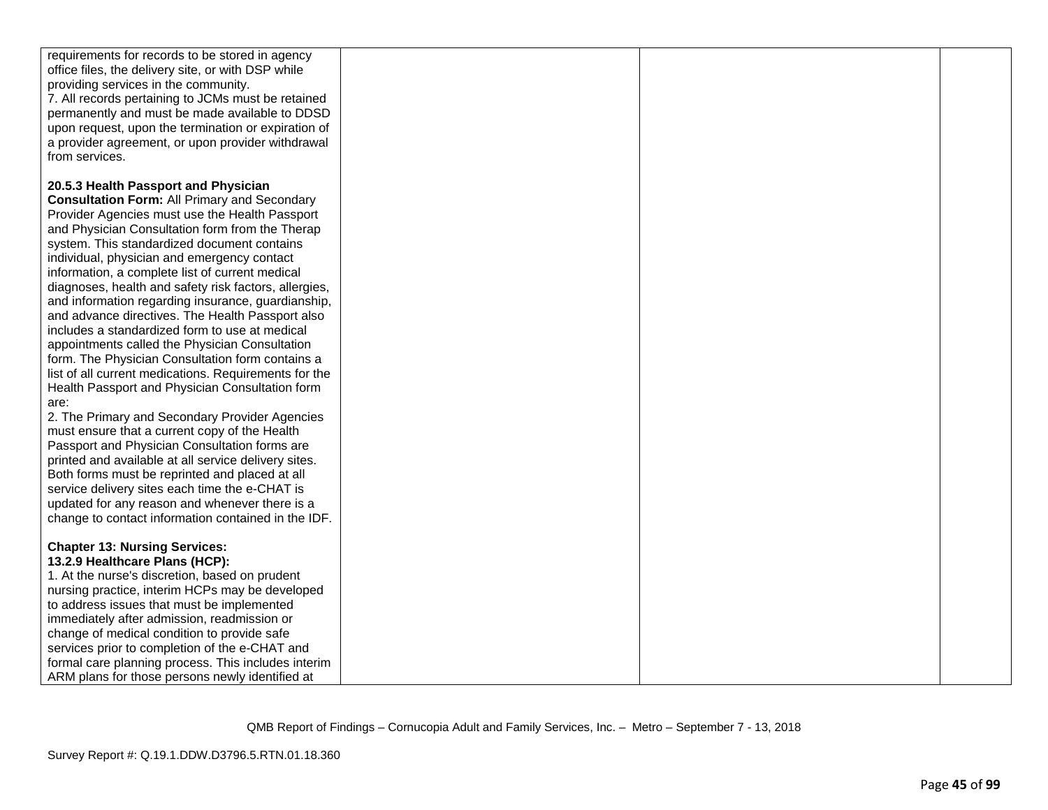| | | | |
|---|---|---|---|
| requirements for records to be stored in agency office files, the delivery site, or with DSP while providing services in the community.<br>7. All records pertaining to JCMs must be retained permanently and must be made available to DDSD upon request, upon the termination or expiration of a provider agreement, or upon provider withdrawal from services.<br><br>**20.5.3 Health Passport and Physician Consultation Form:** All Primary and Secondary Provider Agencies must use the Health Passport and Physician Consultation form from the Therap system. This standardized document contains individual, physician and emergency contact information, a complete list of current medical diagnoses, health and safety risk factors, allergies, and information regarding insurance, guardianship, and advance directives. The Health Passport also includes a standardized form to use at medical appointments called the Physician Consultation form. The Physician Consultation form contains a list of all current medications. Requirements for the Health Passport and Physician Consultation form are:<br>2. The Primary and Secondary Provider Agencies must ensure that a current copy of the Health Passport and Physician Consultation forms are printed and available at all service delivery sites. Both forms must be reprinted and placed at all service delivery sites each time the e-CHAT is updated for any reason and whenever there is a change to contact information contained in the IDF.<br><br>**Chapter 13: Nursing Services:**<br>**13.2.9 Healthcare Plans (HCP):**<br>1. At the nurse's discretion, based on prudent nursing practice, interim HCPs may be developed to address issues that must be implemented immediately after admission, readmission or change of medical condition to provide safe services prior to completion of the e-CHAT and formal care planning process. This includes interim ARM plans for those persons newly identified at | | | |

QMB Report of Findings – Cornucopia Adult and Family Services, Inc. – Metro – September 7 - 13, 2018

Survey Report #: Q.19.1.DDW.D3796.5.RTN.01.18.360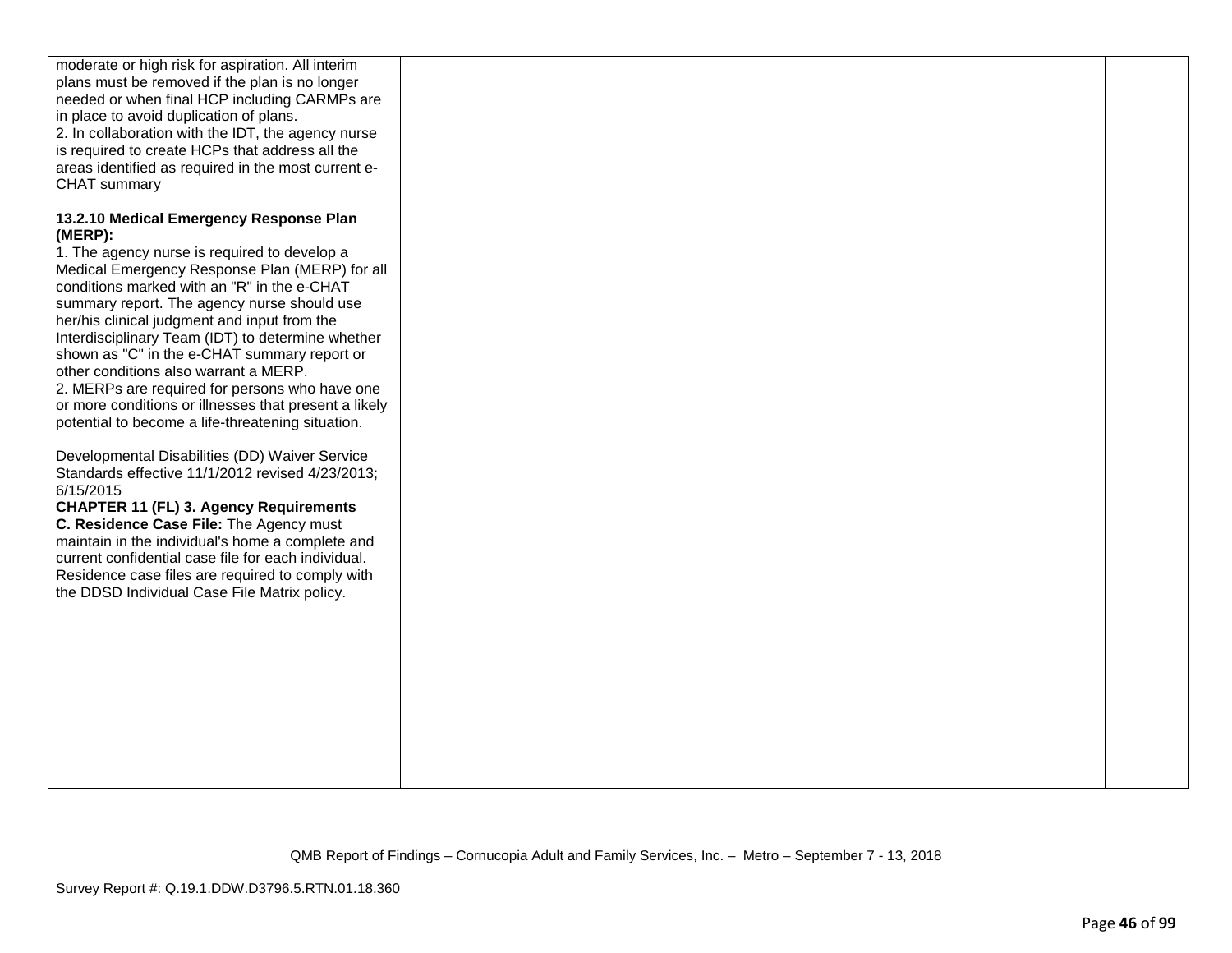| | | | |
|---|---|---|---|
| moderate or high risk for aspiration. All interim plans must be removed if the plan is no longer needed or when final HCP including CARMPs are in place to avoid duplication of plans.<br>2. In collaboration with the IDT, the agency nurse is required to create HCPs that address all the areas identified as required in the most current e-CHAT summary<br><br>**13.2.10 Medical Emergency Response Plan (MERP):**<br>1. The agency nurse is required to develop a Medical Emergency Response Plan (MERP) for all conditions marked with an "R" in the e-CHAT summary report. The agency nurse should use her/his clinical judgment and input from the Interdisciplinary Team (IDT) to determine whether shown as "C" in the e-CHAT summary report or other conditions also warrant a MERP.<br>2. MERPs are required for persons who have one or more conditions or illnesses that present a likely potential to become a life-threatening situation.<br><br>Developmental Disabilities (DD) Waiver Service Standards effective 11/1/2012 revised 4/23/2013; 6/15/2015<br>**CHAPTER 11 (FL) 3. Agency Requirements**<br>**C. Residence Case File:** The Agency must maintain in the individual's home a complete and current confidential case file for each individual. Residence case files are required to comply with the DDSD Individual Case File Matrix policy. | | | |

QMB Report of Findings – Cornucopia Adult and Family Services, Inc. – Metro – September 7 - 13, 2018

Survey Report #: Q.19.1.DDW.D3796.5.RTN.01.18.360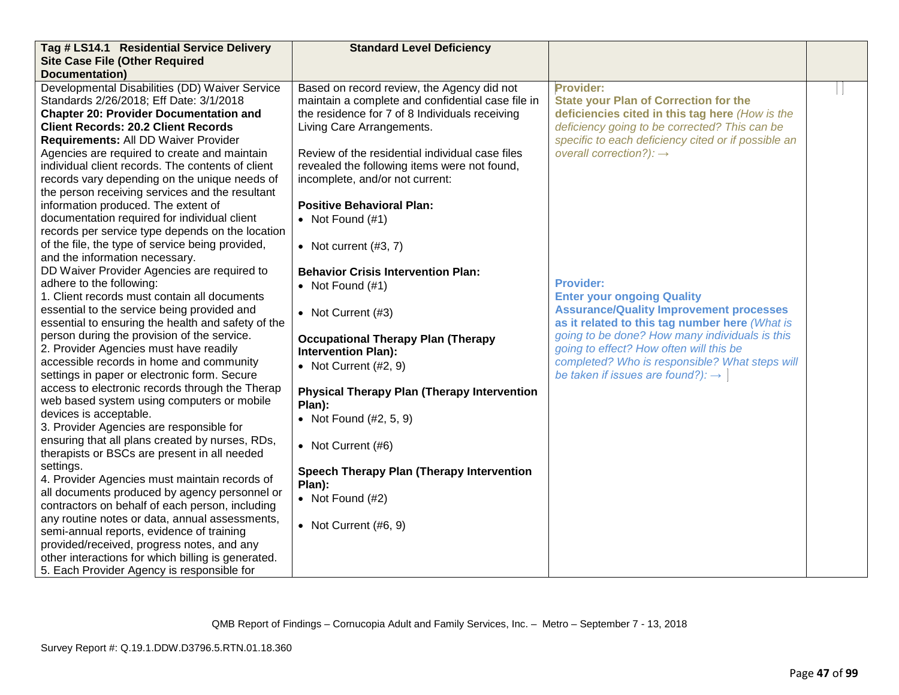| Tag # LS14.1 Residential Service Delivery Site Case File (Other Required Documentation) | Standard Level Deficiency | | |
|---|---|---|---|
| Developmental Disabilities (DD) Waiver Service Standards 2/26/2018; Eff Date: 3/1/2018<br>**Chapter 20: Provider Documentation and Client Records: 20.2 Client Records Requirements:** All DD Waiver Provider Agencies are required to create and maintain individual client records. The contents of client records vary depending on the unique needs of the person receiving services and the resultant information produced. The extent of documentation required for individual client records per service type depends on the location of the file, the type of service being provided, and the information necessary.<br>DD Waiver Provider Agencies are required to adhere to the following:<br>1. Client records must contain all documents essential to the service being provided and essential to ensuring the health and safety of the person during the provision of the service.<br>2. Provider Agencies must have readily accessible records in home and community settings in paper or electronic form. Secure access to electronic records through the Therap web based system using computers or mobile devices is acceptable.<br>3. Provider Agencies are responsible for ensuring that all plans created by nurses, RDs, therapists or BSCs are present in all needed settings.<br>4. Provider Agencies must maintain records of all documents produced by agency personnel or contractors on behalf of each person, including any routine notes or data, annual assessments, semi-annual reports, evidence of training provided/received, progress notes, and any other interactions for which billing is generated.<br>5. Each Provider Agency is responsible for | Based on record review, the Agency did not maintain a complete and confidential case file in the residence for 7 of 8 Individuals receiving Living Care Arrangements.<br><br>Review of the residential individual case files revealed the following items were not found, incomplete, and/or not current:<br><br>**Positive Behavioral Plan:**<br>• Not Found (#1)<br>• Not current (#3, 7)<br><br>**Behavior Crisis Intervention Plan:**<br>• Not Found (#1)<br>• Not Current (#3)<br><br>**Occupational Therapy Plan (Therapy Intervention Plan):**<br>• Not Current (#2, 9)<br><br>**Physical Therapy Plan (Therapy Intervention Plan):**<br>• Not Found (#2, 5, 9)<br>• Not Current (#6)<br><br>**Speech Therapy Plan (Therapy Intervention Plan):**<br>• Not Found (#2)<br>• Not Current (#6, 9) | **Provider:**<br>**State your Plan of Correction for the deficiencies cited in this tag here** *(How is the deficiency going to be corrected? This can be specific to each deficiency cited or if possible an overall correction?):* →<br><br>**Provider:**<br>**Enter your ongoing Quality Assurance/Quality Improvement processes as it related to this tag number here** *(What is going to be done? How many individuals is this going to effect? How often will this be completed? Who is responsible? What steps will be taken if issues are found?):* → | |

QMB Report of Findings – Cornucopia Adult and Family Services, Inc. – Metro – September 7 - 13, 2018

Survey Report #: Q.19.1.DDW.D3796.5.RTN.01.18.360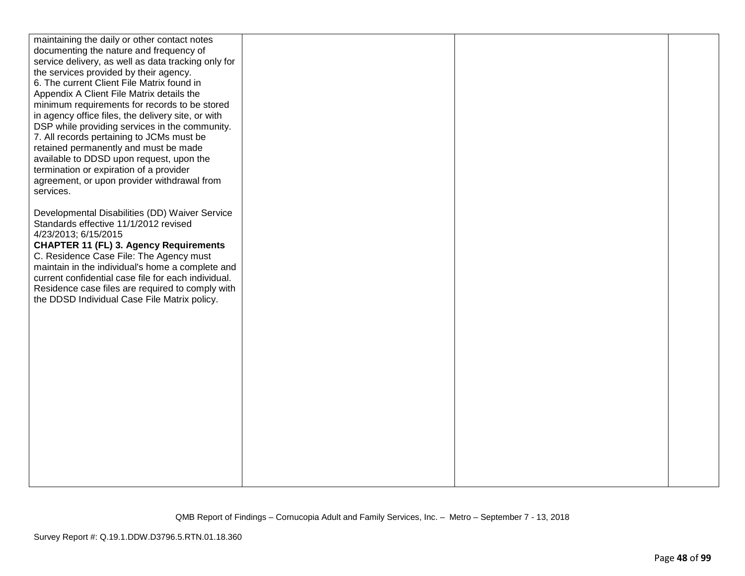| | | | |
|---|---|---|---|
| maintaining the daily or other contact notes documenting the nature and frequency of service delivery, as well as data tracking only for the services provided by their agency.<br>6. The current Client File Matrix found in Appendix A Client File Matrix details the minimum requirements for records to be stored in agency office files, the delivery site, or with DSP while providing services in the community.<br>7. All records pertaining to JCMs must be retained permanently and must be made available to DDSD upon request, upon the termination or expiration of a provider agreement, or upon provider withdrawal from services.<br><br>Developmental Disabilities (DD) Waiver Service Standards effective 11/1/2012 revised 4/23/2013; 6/15/2015<br>**CHAPTER 11 (FL) 3. Agency Requirements**<br>C. Residence Case File: The Agency must maintain in the individual's home a complete and current confidential case file for each individual. Residence case files are required to comply with the DDSD Individual Case File Matrix policy. | | | |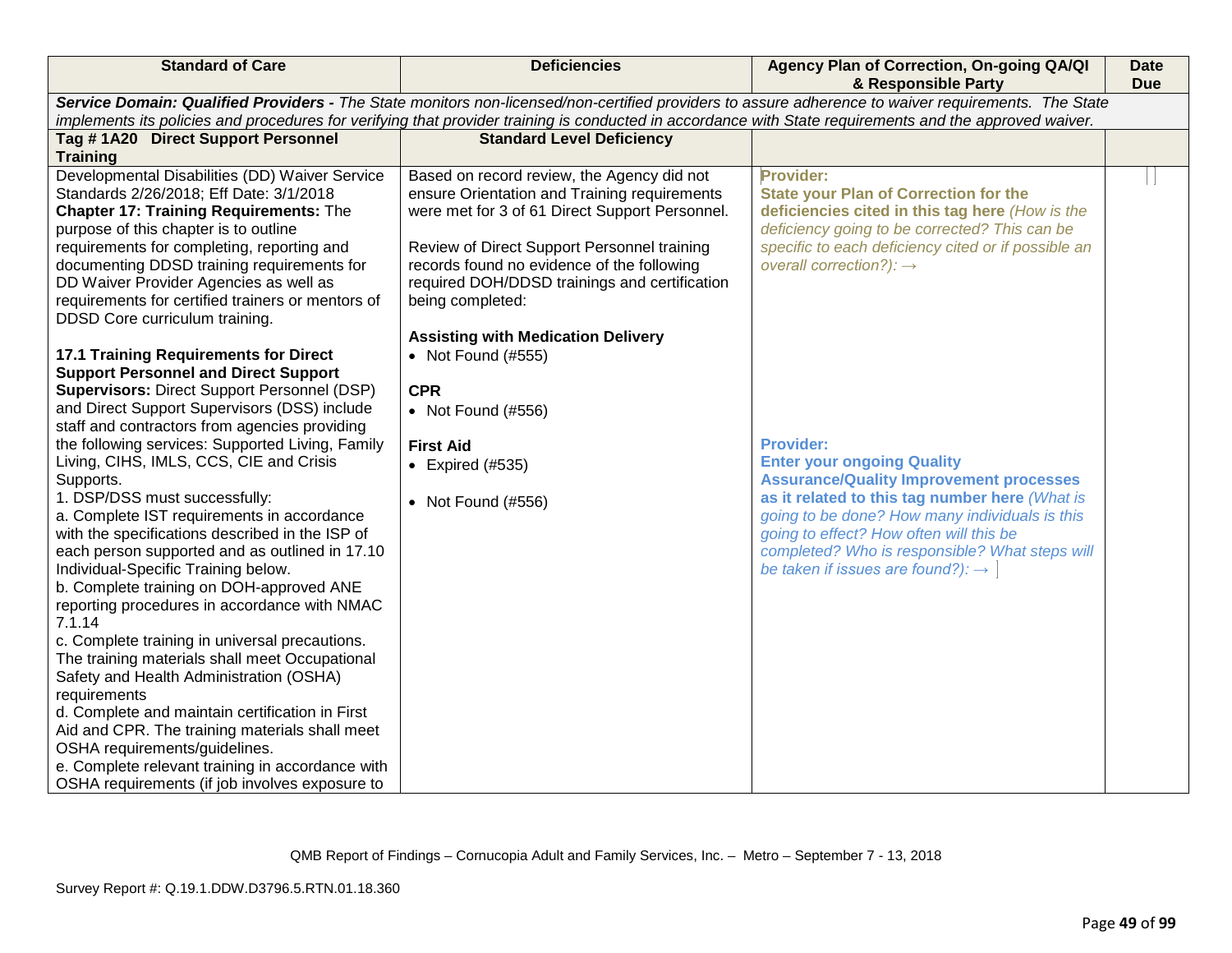| Standard of Care | Deficiencies | Agency Plan of Correction, On-going QA/QI & Responsible Party | Date Due |
|---|---|---|---|
| ***Service Domain: Qualified Providers -*** *The State monitors non-licensed/non-certified providers to assure adherence to waiver requirements. The State implements its policies and procedures for verifying that provider training is conducted in accordance with State requirements and the approved waiver.* | | | |
| **Tag # 1A20 Direct Support Personnel Training** | **Standard Level Deficiency** | | |
| Developmental Disabilities (DD) Waiver Service Standards 2/26/2018; Eff Date: 3/1/2018<br>**Chapter 17: Training Requirements:** The purpose of this chapter is to outline requirements for completing, reporting and documenting DDSD training requirements for DD Waiver Provider Agencies as well as requirements for certified trainers or mentors of DDSD Core curriculum training.<br><br>**17.1 Training Requirements for Direct Support Personnel and Direct Support Supervisors:** Direct Support Personnel (DSP) and Direct Support Supervisors (DSS) include staff and contractors from agencies providing the following services: Supported Living, Family Living, CIHS, IMLS, CCS, CIE and Crisis Supports.<br>1. DSP/DSS must successfully:<br>a. Complete IST requirements in accordance with the specifications described in the ISP of each person supported and as outlined in 17.10 Individual-Specific Training below.<br>b. Complete training on DOH-approved ANE reporting procedures in accordance with NMAC 7.1.14<br>c. Complete training in universal precautions. The training materials shall meet Occupational Safety and Health Administration (OSHA) requirements<br>d. Complete and maintain certification in First Aid and CPR. The training materials shall meet OSHA requirements/guidelines.<br>e. Complete relevant training in accordance with OSHA requirements (if job involves exposure to | Based on record review, the Agency did not ensure Orientation and Training requirements were met for 3 of 61 Direct Support Personnel.<br><br>Review of Direct Support Personnel training records found no evidence of the following required DOH/DDSD trainings and certification being completed:<br><br>**Assisting with Medication Delivery**<br>• Not Found (#555)<br><br>**CPR**<br>• Not Found (#556)<br><br>**First Aid**<br>• Expired (#535)<br><br>• Not Found (#556) | **Provider:**<br>**State your Plan of Correction for the deficiencies cited in this tag here** *(How is the deficiency going to be corrected? This can be specific to each deficiency cited or if possible an overall correction?):* →<br><br>**Provider:**<br>**Enter your ongoing Quality Assurance/Quality Improvement processes as it related to this tag number here** *(What is going to be done? How many individuals is this going to effect? How often will this be completed? Who is responsible? What steps will be taken if issues are found?):* → | |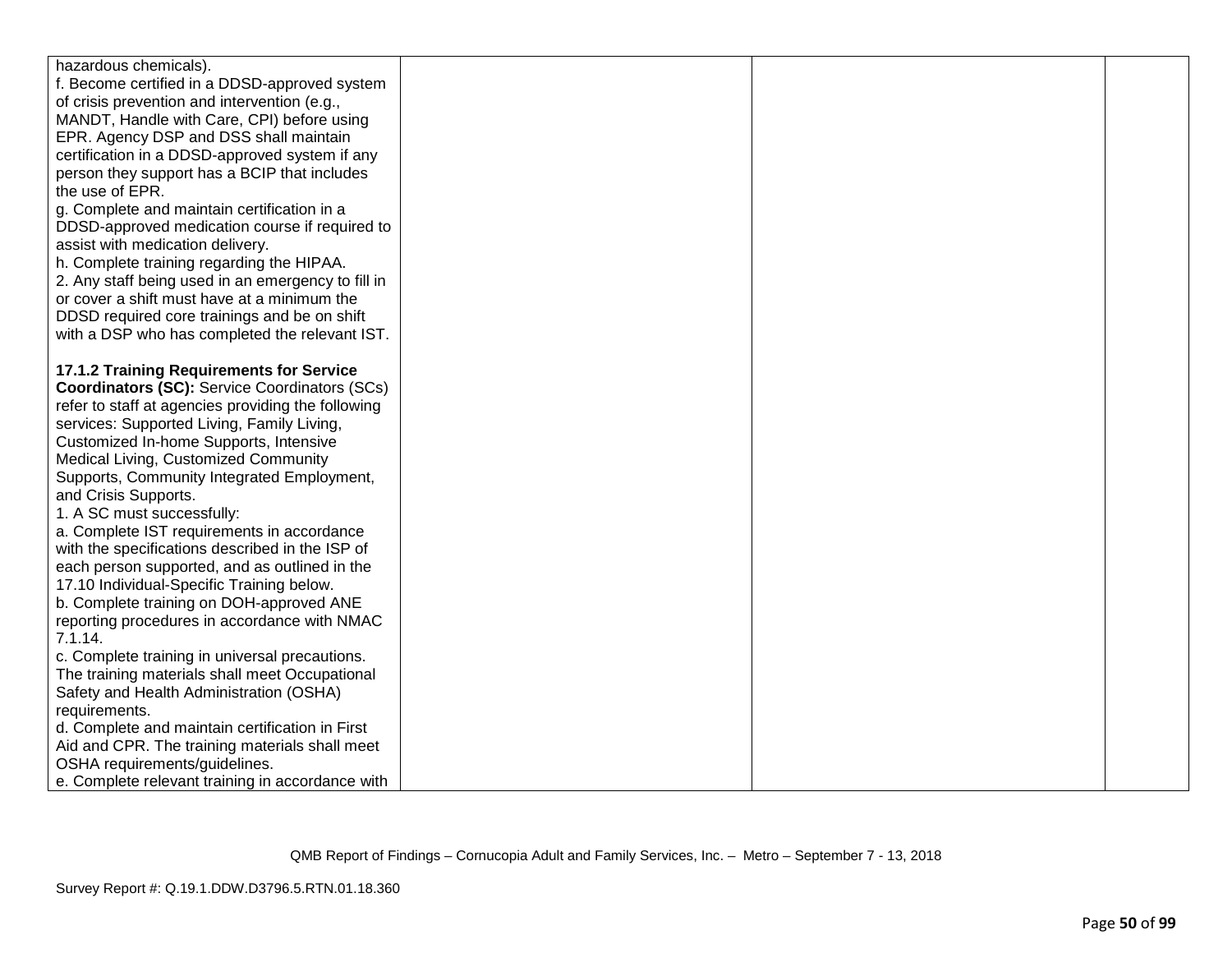| | | | |
|---|---|---|---|
| hazardous chemicals).<br>f. Become certified in a DDSD-approved system of crisis prevention and intervention (e.g., MANDT, Handle with Care, CPI) before using EPR. Agency DSP and DSS shall maintain certification in a DDSD-approved system if any person they support has a BCIP that includes the use of EPR.<br>g. Complete and maintain certification in a DDSD-approved medication course if required to assist with medication delivery.<br>h. Complete training regarding the HIPAA.<br>2. Any staff being used in an emergency to fill in or cover a shift must have at a minimum the DDSD required core trainings and be on shift with a DSP who has completed the relevant IST.<br><br>**17.1.2 Training Requirements for Service Coordinators (SC):** Service Coordinators (SCs) refer to staff at agencies providing the following services: Supported Living, Family Living, Customized In-home Supports, Intensive Medical Living, Customized Community Supports, Community Integrated Employment, and Crisis Supports.<br>1. A SC must successfully:<br>a. Complete IST requirements in accordance with the specifications described in the ISP of each person supported, and as outlined in the 17.10 Individual-Specific Training below.<br>b. Complete training on DOH-approved ANE reporting procedures in accordance with NMAC 7.1.14.<br>c. Complete training in universal precautions. The training materials shall meet Occupational Safety and Health Administration (OSHA) requirements.<br>d. Complete and maintain certification in First Aid and CPR. The training materials shall meet OSHA requirements/guidelines.<br>e. Complete relevant training in accordance with | | | |

QMB Report of Findings – Cornucopia Adult and Family Services, Inc. – Metro – September 7 - 13, 2018

Survey Report #: Q.19.1.DDW.D3796.5.RTN.01.18.360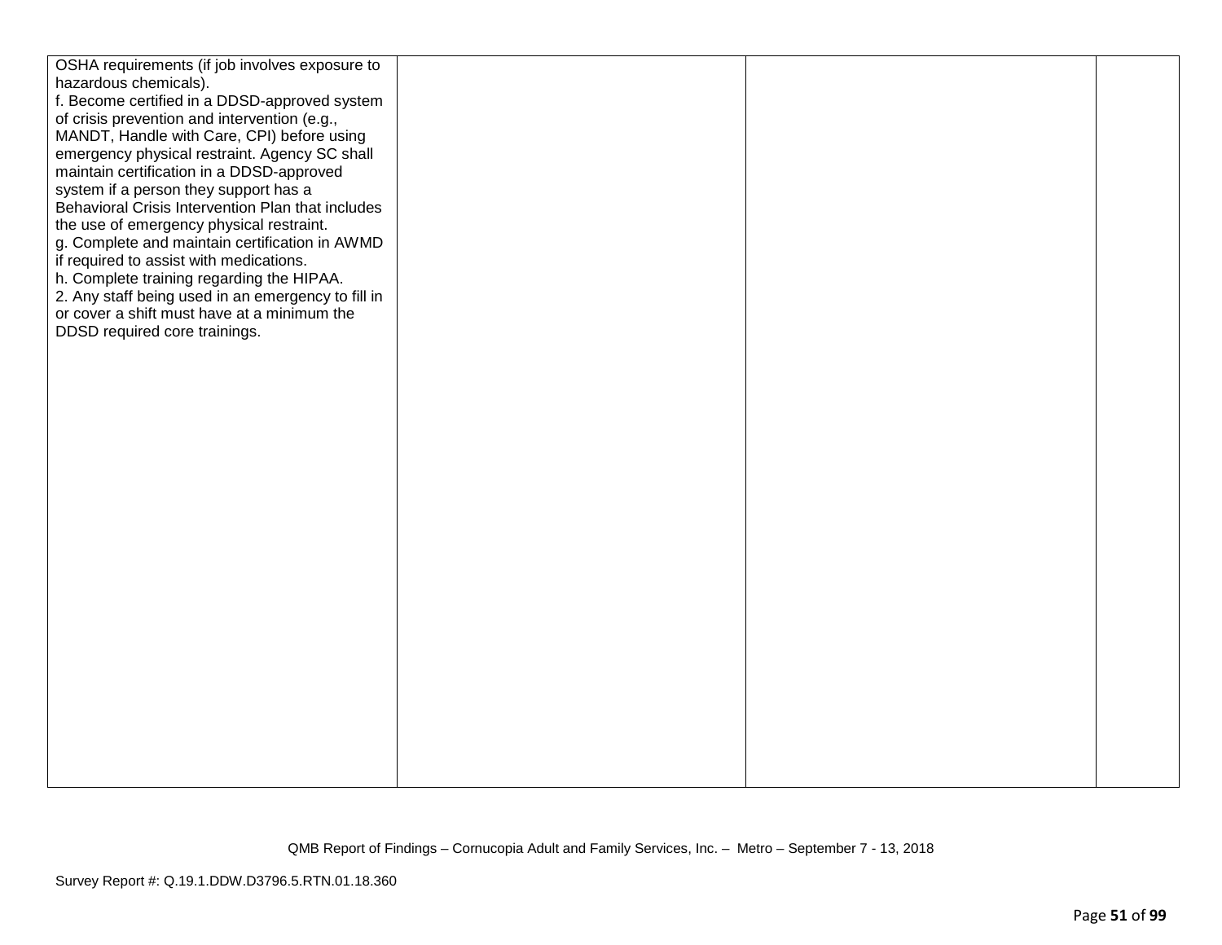| | | | |
|---|---|---|---|
| OSHA requirements (if job involves exposure to hazardous chemicals).<br>f. Become certified in a DDSD-approved system of crisis prevention and intervention (e.g., MANDT, Handle with Care, CPI) before using emergency physical restraint. Agency SC shall maintain certification in a DDSD-approved system if a person they support has a Behavioral Crisis Intervention Plan that includes the use of emergency physical restraint.<br>g. Complete and maintain certification in AWMD if required to assist with medications.<br>h. Complete training regarding the HIPAA.<br>2. Any staff being used in an emergency to fill in or cover a shift must have at a minimum the DDSD required core trainings. | | | |

QMB Report of Findings – Cornucopia Adult and Family Services, Inc. – Metro – September 7 - 13, 2018

Survey Report #: Q.19.1.DDW.D3796.5.RTN.01.18.360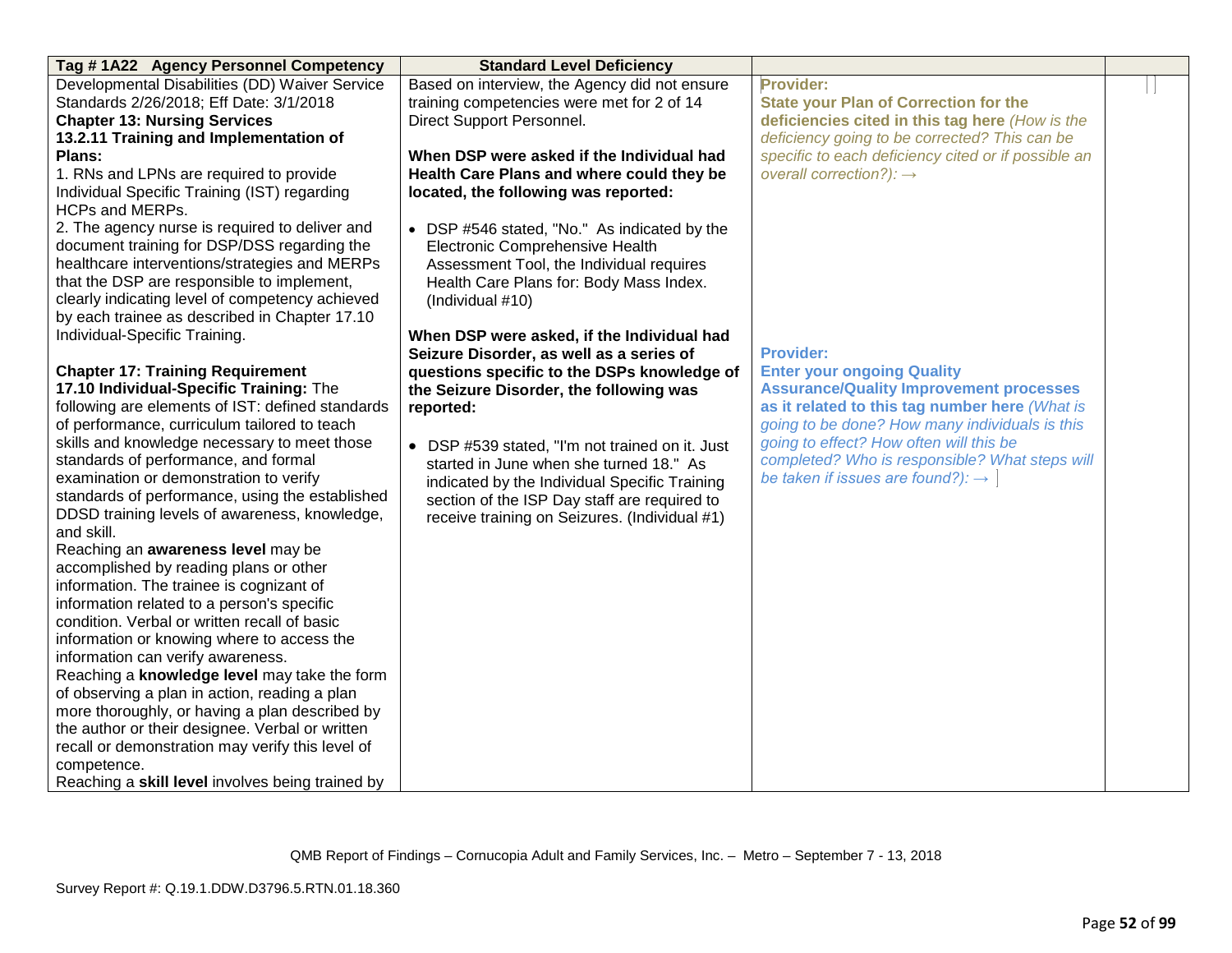| Tag # 1A22 Agency Personnel Competency | Standard Level Deficiency | | |
|---|---|---|---|
| Developmental Disabilities (DD) Waiver Service Standards 2/26/2018; Eff Date: 3/1/2018<br>**Chapter 13: Nursing Services**<br>**13.2.11 Training and Implementation of Plans:**<br>1. RNs and LPNs are required to provide Individual Specific Training (IST) regarding HCPs and MERPs.<br>2. The agency nurse is required to deliver and document training for DSP/DSS regarding the healthcare interventions/strategies and MERPs that the DSP are responsible to implement, clearly indicating level of competency achieved by each trainee as described in Chapter 17.10 Individual-Specific Training.<br><br>**Chapter 17: Training Requirement**<br>**17.10 Individual-Specific Training:** The following are elements of IST: defined standards of performance, curriculum tailored to teach skills and knowledge necessary to meet those standards of performance, and formal examination or demonstration to verify standards of performance, using the established DDSD training levels of awareness, knowledge, and skill.<br>Reaching an **awareness level** may be accomplished by reading plans or other information. The trainee is cognizant of information related to a person's specific condition. Verbal or written recall of basic information or knowing where to access the information can verify awareness.<br>Reaching a **knowledge level** may take the form of observing a plan in action, reading a plan more thoroughly, or having a plan described by the author or their designee. Verbal or written recall or demonstration may verify this level of competence.<br>Reaching a **skill level** involves being trained by | Based on interview, the Agency did not ensure training competencies were met for 2 of 14 Direct Support Personnel.<br><br>**When DSP were asked if the Individual had Health Care Plans and where could they be located, the following was reported:**<br><br>• DSP #546 stated, "No." As indicated by the Electronic Comprehensive Health Assessment Tool, the Individual requires Health Care Plans for: Body Mass Index. (Individual #10)<br><br>**When DSP were asked, if the Individual had Seizure Disorder, as well as a series of questions specific to the DSPs knowledge of the Seizure Disorder, the following was reported:**<br><br>• DSP #539 stated, "I'm not trained on it. Just started in June when she turned 18." As indicated by the Individual Specific Training section of the ISP Day staff are required to receive training on Seizures. (Individual #1) | **Provider:**<br>**State your Plan of Correction for the deficiencies cited in this tag here** *(How is the deficiency going to be corrected? This can be specific to each deficiency cited or if possible an overall correction?):* →<br><br>**Provider:**<br>**Enter your ongoing Quality Assurance/Quality Improvement processes as it related to this tag number here** *(What is going to be done? How many individuals is this going to effect? How often will this be completed? Who is responsible? What steps will be taken if issues are found?):* → | |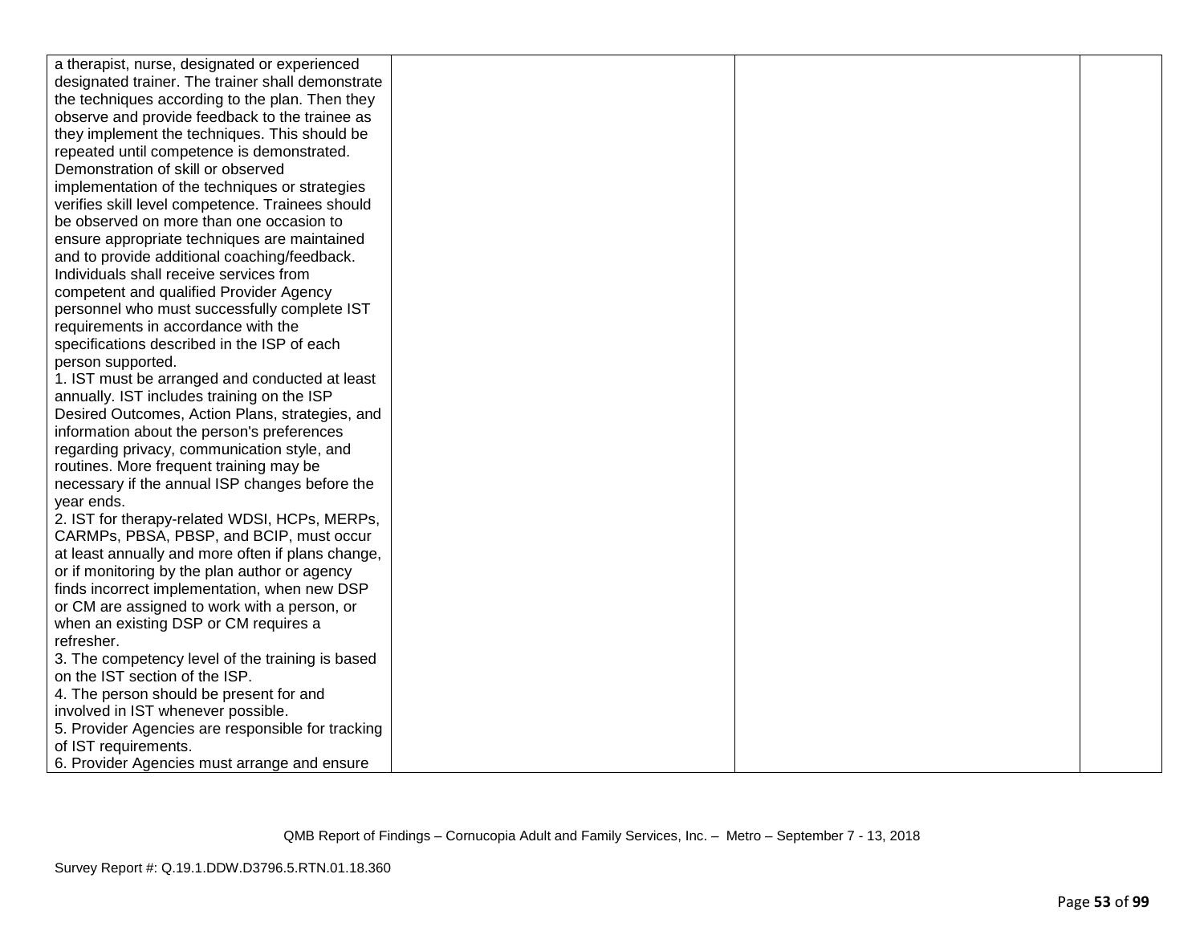| | | | |
|---|---|---|---|
| a therapist, nurse, designated or experienced designated trainer. The trainer shall demonstrate the techniques according to the plan. Then they observe and provide feedback to the trainee as they implement the techniques. This should be repeated until competence is demonstrated. Demonstration of skill or observed implementation of the techniques or strategies verifies skill level competence. Trainees should be observed on more than one occasion to ensure appropriate techniques are maintained and to provide additional coaching/feedback.<br>Individuals shall receive services from competent and qualified Provider Agency personnel who must successfully complete IST requirements in accordance with the specifications described in the ISP of each person supported.<br>1. IST must be arranged and conducted at least annually. IST includes training on the ISP Desired Outcomes, Action Plans, strategies, and information about the person's preferences regarding privacy, communication style, and routines. More frequent training may be necessary if the annual ISP changes before the year ends.<br>2. IST for therapy-related WDSI, HCPs, MERPs, CARMPs, PBSA, PBSP, and BCIP, must occur at least annually and more often if plans change, or if monitoring by the plan author or agency finds incorrect implementation, when new DSP or CM are assigned to work with a person, or when an existing DSP or CM requires a refresher.<br>3. The competency level of the training is based on the IST section of the ISP.<br>4. The person should be present for and involved in IST whenever possible.<br>5. Provider Agencies are responsible for tracking of IST requirements.<br>6. Provider Agencies must arrange and ensure | | | |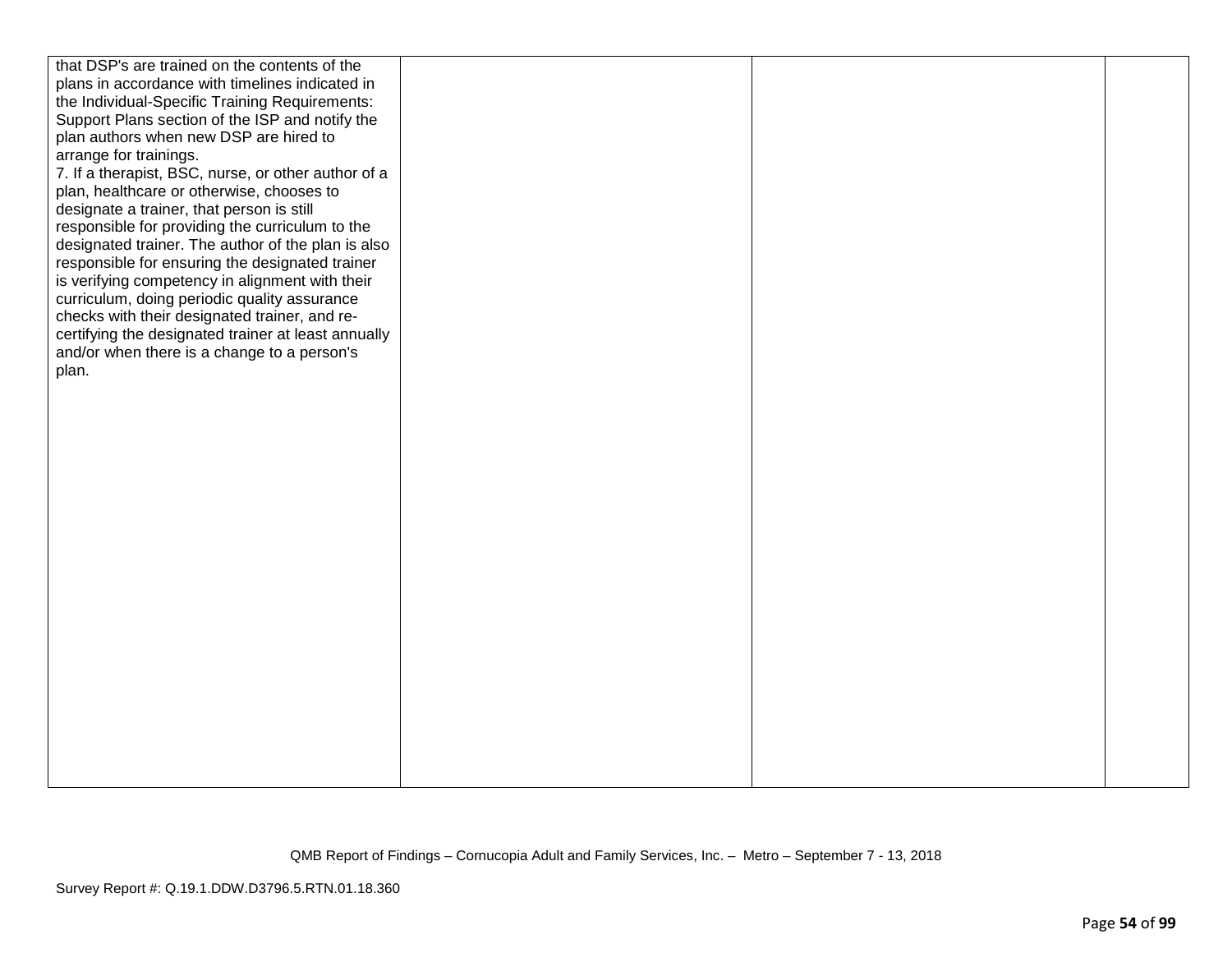| | | | |
|---|---|---|---|
| that DSP's are trained on the contents of the plans in accordance with timelines indicated in the Individual-Specific Training Requirements: Support Plans section of the ISP and notify the plan authors when new DSP are hired to arrange for trainings.<br>7. If a therapist, BSC, nurse, or other author of a plan, healthcare or otherwise, chooses to designate a trainer, that person is still responsible for providing the curriculum to the designated trainer. The author of the plan is also responsible for ensuring the designated trainer is verifying competency in alignment with their curriculum, doing periodic quality assurance checks with their designated trainer, and re-certifying the designated trainer at least annually and/or when there is a change to a person's plan. | | | |

QMB Report of Findings – Cornucopia Adult and Family Services, Inc. – Metro – September 7 - 13, 2018

Survey Report #: Q.19.1.DDW.D3796.5.RTN.01.18.360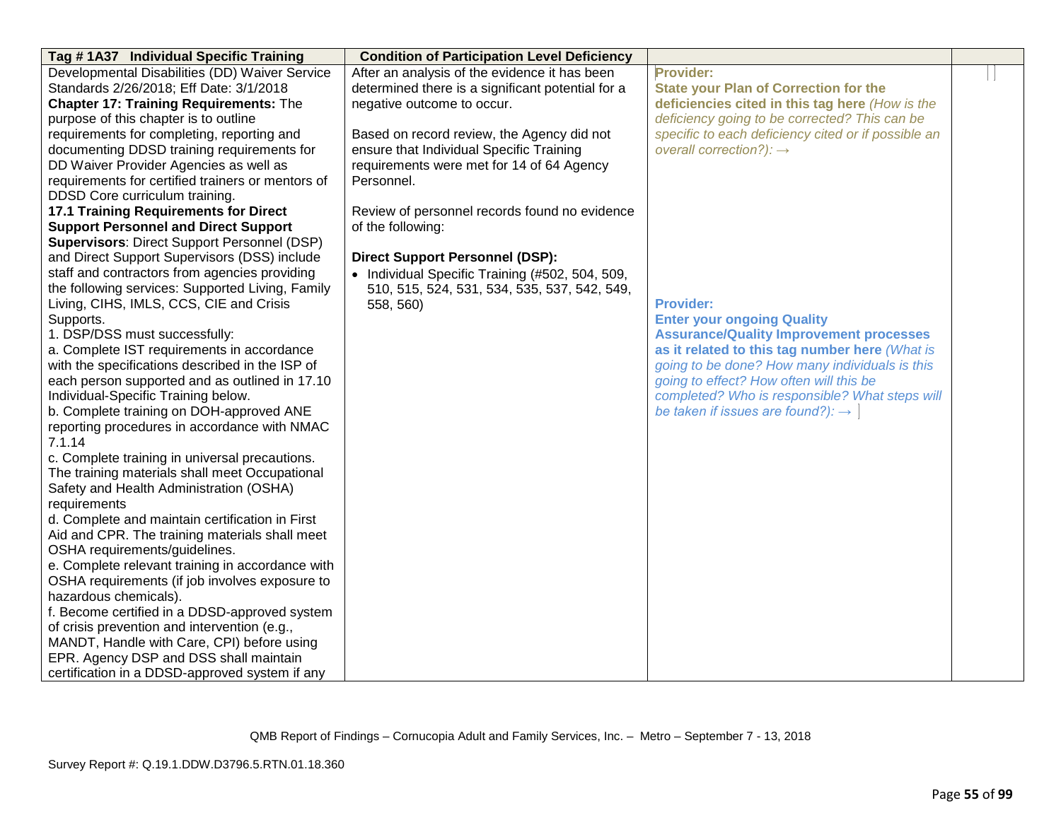| **Tag # 1A37 Individual Specific Training** | **Condition of Participation Level Deficiency** | | |
|---|---|---|---|
| Developmental Disabilities (DD) Waiver Service Standards 2/26/2018; Eff Date: 3/1/2018<br>**Chapter 17: Training Requirements:** The purpose of this chapter is to outline requirements for completing, reporting and documenting DDSD training requirements for DD Waiver Provider Agencies as well as requirements for certified trainers or mentors of DDSD Core curriculum training.<br>**17.1 Training Requirements for Direct Support Personnel and Direct Support Supervisors**: Direct Support Personnel (DSP) and Direct Support Supervisors (DSS) include staff and contractors from agencies providing the following services: Supported Living, Family Living, CIHS, IMLS, CCS, CIE and Crisis Supports.<br>1. DSP/DSS must successfully:<br>a. Complete IST requirements in accordance with the specifications described in the ISP of each person supported and as outlined in 17.10 Individual-Specific Training below.<br>b. Complete training on DOH-approved ANE reporting procedures in accordance with NMAC 7.1.14<br>c. Complete training in universal precautions. The training materials shall meet Occupational Safety and Health Administration (OSHA) requirements<br>d. Complete and maintain certification in First Aid and CPR. The training materials shall meet OSHA requirements/guidelines.<br>e. Complete relevant training in accordance with OSHA requirements (if job involves exposure to hazardous chemicals).<br>f. Become certified in a DDSD-approved system of crisis prevention and intervention (e.g., MANDT, Handle with Care, CPI) before using EPR. Agency DSP and DSS shall maintain certification in a DDSD-approved system if any | After an analysis of the evidence it has been determined there is a significant potential for a negative outcome to occur.<br><br>Based on record review, the Agency did not ensure that Individual Specific Training requirements were met for 14 of 64 Agency Personnel.<br><br>Review of personnel records found no evidence of the following:<br><br>**Direct Support Personnel (DSP):**<br>• Individual Specific Training (#502, 504, 509, 510, 515, 524, 531, 534, 535, 537, 542, 549, 558, 560) | **Provider:**<br>**State your Plan of Correction for the deficiencies cited in this tag here** *(How is the deficiency going to be corrected? This can be specific to each deficiency cited or if possible an overall correction?):* →<br><br><br><br><br><br>**Provider:**<br>**Enter your ongoing Quality Assurance/Quality Improvement processes as it related to this tag number here** *(What is going to be done? How many individuals is this going to effect? How often will this be completed? Who is responsible? What steps will be taken if issues are found?):* → | |

QMB Report of Findings – Cornucopia Adult and Family Services, Inc. – Metro – September 7 - 13, 2018

Survey Report #: Q.19.1.DDW.D3796.5.RTN.01.18.360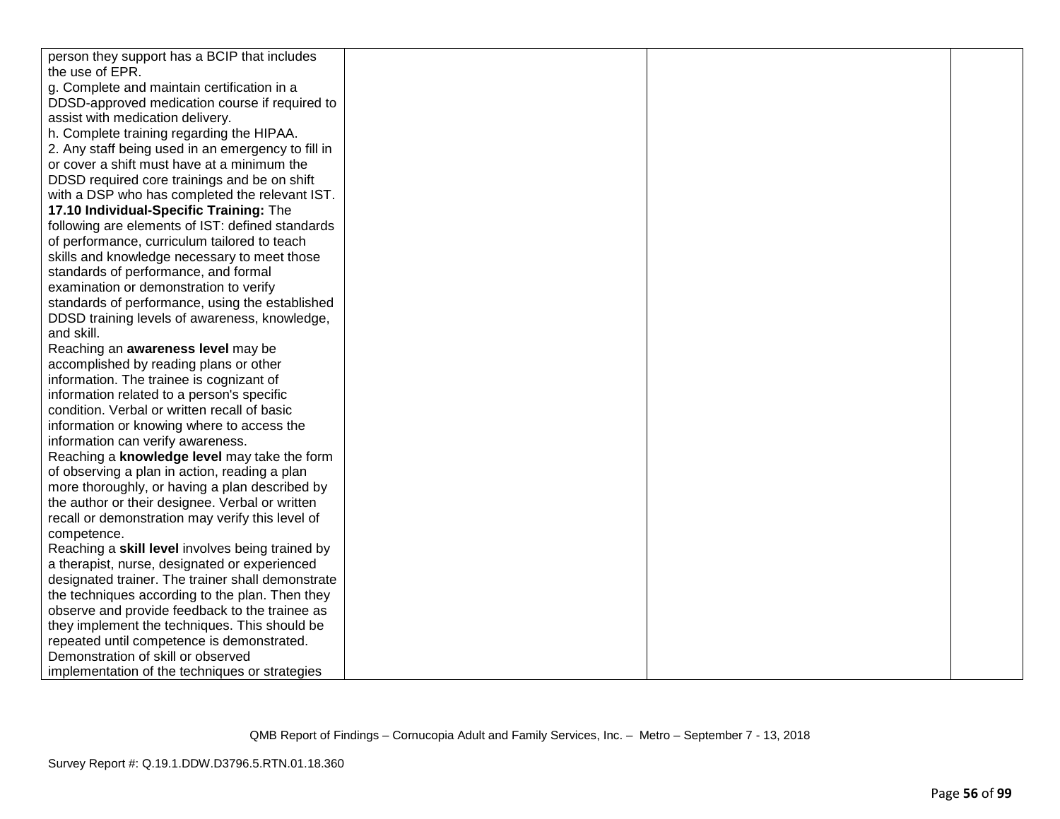| | | | |
|---|---|---|---|
| person they support has a BCIP that includes the use of EPR.<br>g. Complete and maintain certification in a DDSD-approved medication course if required to assist with medication delivery.<br>h. Complete training regarding the HIPAA.<br>2. Any staff being used in an emergency to fill in or cover a shift must have at a minimum the DDSD required core trainings and be on shift with a DSP who has completed the relevant IST.<br>**17.10 Individual-Specific Training:** The following are elements of IST: defined standards of performance, curriculum tailored to teach skills and knowledge necessary to meet those standards of performance, and formal examination or demonstration to verify standards of performance, using the established DDSD training levels of awareness, knowledge, and skill.<br>Reaching an **awareness level** may be accomplished by reading plans or other information. The trainee is cognizant of information related to a person's specific condition. Verbal or written recall of basic information or knowing where to access the information can verify awareness.<br>Reaching a **knowledge level** may take the form of observing a plan in action, reading a plan more thoroughly, or having a plan described by the author or their designee. Verbal or written recall or demonstration may verify this level of competence.<br>Reaching a **skill level** involves being trained by a therapist, nurse, designated or experienced designated trainer. The trainer shall demonstrate the techniques according to the plan. Then they observe and provide feedback to the trainee as they implement the techniques. This should be repeated until competence is demonstrated. Demonstration of skill or observed implementation of the techniques or strategies | | | |

QMB Report of Findings – Cornucopia Adult and Family Services, Inc. – Metro – September 7 - 13, 2018

Survey Report #: Q.19.1.DDW.D3796.5.RTN.01.18.360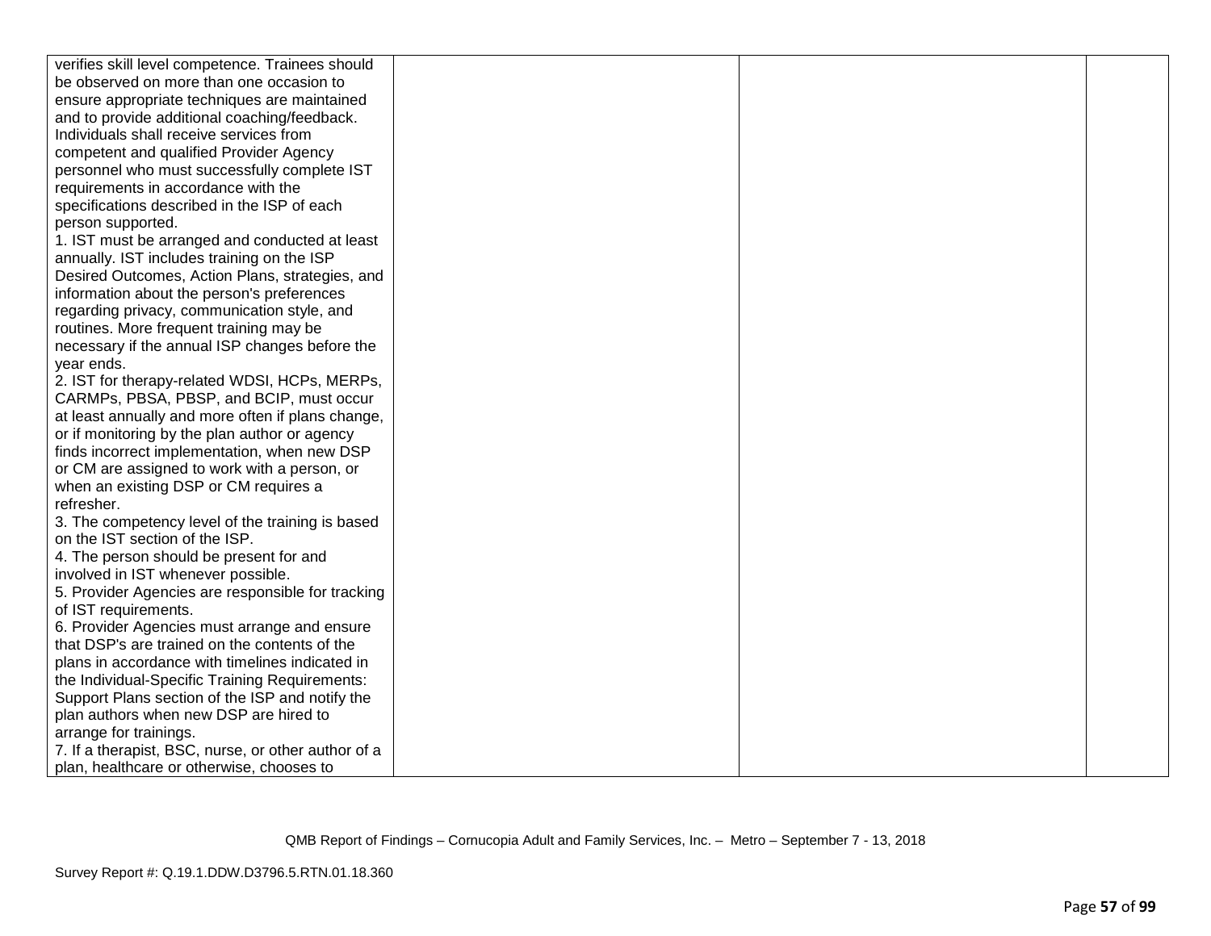| | | | |
|---|---|---|---|
| verifies skill level competence. Trainees should be observed on more than one occasion to ensure appropriate techniques are maintained and to provide additional coaching/feedback. Individuals shall receive services from competent and qualified Provider Agency personnel who must successfully complete IST requirements in accordance with the specifications described in the ISP of each person supported.<br>1. IST must be arranged and conducted at least annually. IST includes training on the ISP Desired Outcomes, Action Plans, strategies, and information about the person's preferences regarding privacy, communication style, and routines. More frequent training may be necessary if the annual ISP changes before the year ends.<br>2. IST for therapy-related WDSI, HCPs, MERPs, CARMPs, PBSA, PBSP, and BCIP, must occur at least annually and more often if plans change, or if monitoring by the plan author or agency finds incorrect implementation, when new DSP or CM are assigned to work with a person, or when an existing DSP or CM requires a refresher.<br>3. The competency level of the training is based on the IST section of the ISP.<br>4. The person should be present for and involved in IST whenever possible.<br>5. Provider Agencies are responsible for tracking of IST requirements.<br>6. Provider Agencies must arrange and ensure that DSP's are trained on the contents of the plans in accordance with timelines indicated in the Individual-Specific Training Requirements: Support Plans section of the ISP and notify the plan authors when new DSP are hired to arrange for trainings.<br>7. If a therapist, BSC, nurse, or other author of a plan, healthcare or otherwise, chooses to | | | |

QMB Report of Findings – Cornucopia Adult and Family Services, Inc. – Metro – September 7 - 13, 2018

Survey Report #: Q.19.1.DDW.D3796.5.RTN.01.18.360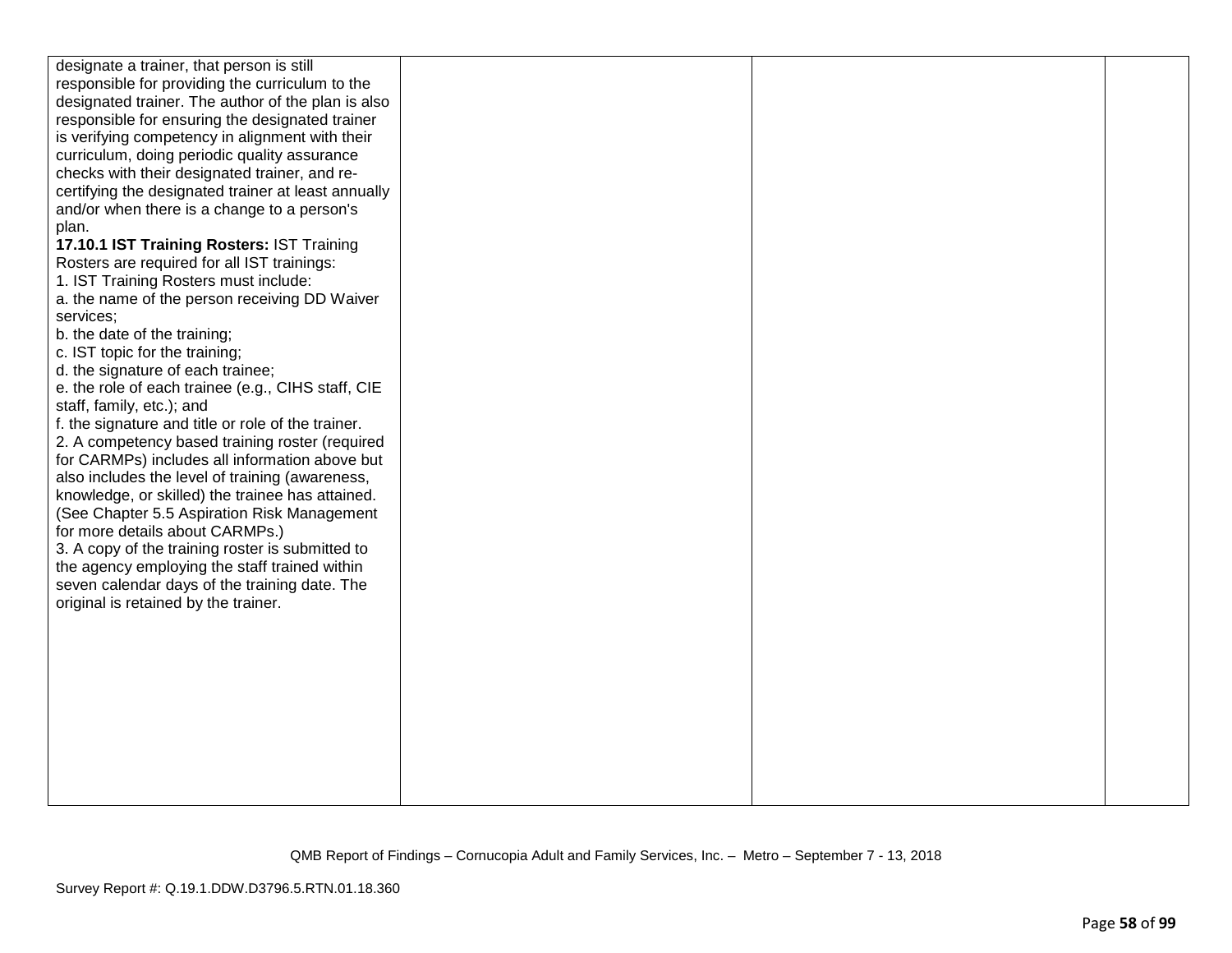| | | | |
|---|---|---|---|
| designate a trainer, that person is still responsible for providing the curriculum to the designated trainer. The author of the plan is also responsible for ensuring the designated trainer is verifying competency in alignment with their curriculum, doing periodic quality assurance checks with their designated trainer, and re-certifying the designated trainer at least annually and/or when there is a change to a person's plan.<br>**17.10.1 IST Training Rosters:** IST Training Rosters are required for all IST trainings:<br>1. IST Training Rosters must include:<br>a. the name of the person receiving DD Waiver services;<br>b. the date of the training;<br>c. IST topic for the training;<br>d. the signature of each trainee;<br>e. the role of each trainee (e.g., CIHS staff, CIE staff, family, etc.); and<br>f. the signature and title or role of the trainer.<br>2. A competency based training roster (required for CARMPs) includes all information above but also includes the level of training (awareness, knowledge, or skilled) the trainee has attained. (See Chapter 5.5 Aspiration Risk Management for more details about CARMPs.)<br>3. A copy of the training roster is submitted to the agency employing the staff trained within seven calendar days of the training date. The original is retained by the trainer. | | | |

QMB Report of Findings – Cornucopia Adult and Family Services, Inc. – Metro – September 7 - 13, 2018

Survey Report #: Q.19.1.DDW.D3796.5.RTN.01.18.360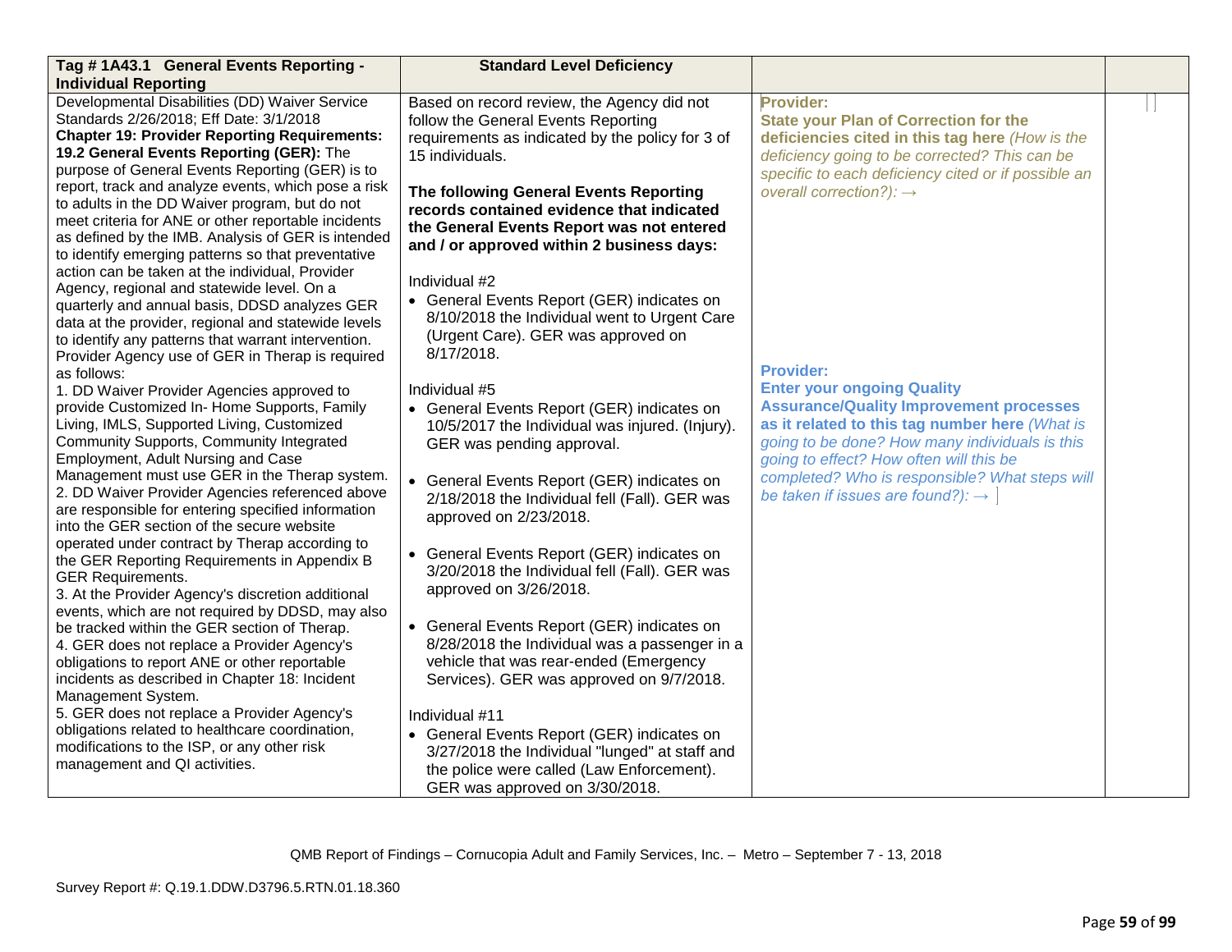| Tag # 1A43.1 General Events Reporting - Individual Reporting | Standard Level Deficiency | | |
|---|---|---|---|
| Developmental Disabilities (DD) Waiver Service Standards 2/26/2018; Eff Date: 3/1/2018<br>**Chapter 19: Provider Reporting Requirements: 19.2 General Events Reporting (GER):** The purpose of General Events Reporting (GER) is to report, track and analyze events, which pose a risk to adults in the DD Waiver program, but do not meet criteria for ANE or other reportable incidents as defined by the IMB. Analysis of GER is intended to identify emerging patterns so that preventative action can be taken at the individual, Provider Agency, regional and statewide level. On a quarterly and annual basis, DDSD analyzes GER data at the provider, regional and statewide levels to identify any patterns that warrant intervention. Provider Agency use of GER in Therap is required as follows:<br>1. DD Waiver Provider Agencies approved to provide Customized In- Home Supports, Family Living, IMLS, Supported Living, Customized Community Supports, Community Integrated Employment, Adult Nursing and Case Management must use GER in the Therap system.<br>2. DD Waiver Provider Agencies referenced above are responsible for entering specified information into the GER section of the secure website operated under contract by Therap according to the GER Reporting Requirements in Appendix B GER Requirements.<br>3. At the Provider Agency's discretion additional events, which are not required by DDSD, may also be tracked within the GER section of Therap.<br>4. GER does not replace a Provider Agency's obligations to report ANE or other reportable incidents as described in Chapter 18: Incident Management System.<br>5. GER does not replace a Provider Agency's obligations related to healthcare coordination, modifications to the ISP, or any other risk management and QI activities. | Based on record review, the Agency did not follow the General Events Reporting requirements as indicated by the policy for 3 of 15 individuals.<br><br>**The following General Events Reporting records contained evidence that indicated the General Events Report was not entered and / or approved within 2 business days:**<br><br>Individual #2<br>• General Events Report (GER) indicates on 8/10/2018 the Individual went to Urgent Care (Urgent Care). GER was approved on 8/17/2018.<br><br>Individual #5<br>• General Events Report (GER) indicates on 10/5/2017 the Individual was injured. (Injury). GER was pending approval.<br><br>• General Events Report (GER) indicates on 2/18/2018 the Individual fell (Fall). GER was approved on 2/23/2018.<br><br>• General Events Report (GER) indicates on 3/20/2018 the Individual fell (Fall). GER was approved on 3/26/2018.<br><br>• General Events Report (GER) indicates on 8/28/2018 the Individual was a passenger in a vehicle that was rear-ended (Emergency Services). GER was approved on 9/7/2018.<br><br>Individual #11<br>• General Events Report (GER) indicates on 3/27/2018 the Individual "lunged" at staff and the police were called (Law Enforcement). GER was approved on 3/30/2018. | **Provider:**<br>**State your Plan of Correction for the deficiencies cited in this tag here** *(How is the deficiency going to be corrected? This can be specific to each deficiency cited or if possible an overall correction?):* →<br><br>**Provider:**<br>**Enter your ongoing Quality Assurance/Quality Improvement processes as it related to this tag number here** *(What is going to be done? How many individuals is this going to effect? How often will this be completed? Who is responsible? What steps will be taken if issues are found?):* → | |

QMB Report of Findings – Cornucopia Adult and Family Services, Inc. – Metro – September 7 - 13, 2018

Survey Report #: Q.19.1.DDW.D3796.5.RTN.01.18.360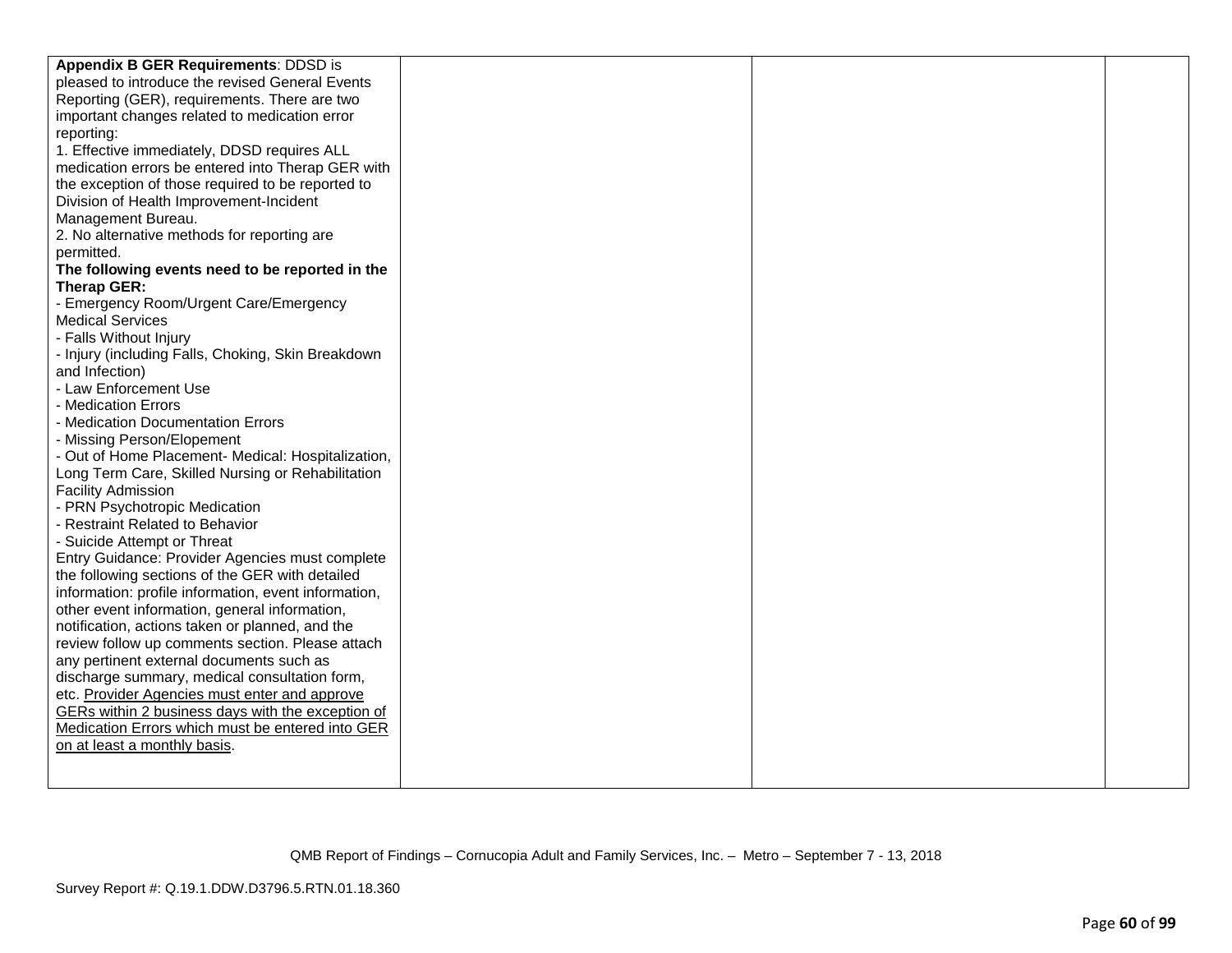| | | | |
|---|---|---|---|
| **Appendix B GER Requirements**: DDSD is pleased to introduce the revised General Events Reporting (GER), requirements. There are two important changes related to medication error reporting:<br>1. Effective immediately, DDSD requires ALL medication errors be entered into Therap GER with the exception of those required to be reported to Division of Health Improvement-Incident Management Bureau.<br>2. No alternative methods for reporting are permitted.<br>**The following events need to be reported in the Therap GER:**<br>- Emergency Room/Urgent Care/Emergency Medical Services<br>- Falls Without Injury<br>- Injury (including Falls, Choking, Skin Breakdown and Infection)<br>- Law Enforcement Use<br>- Medication Errors<br>- Medication Documentation Errors<br>- Missing Person/Elopement<br>- Out of Home Placement- Medical: Hospitalization, Long Term Care, Skilled Nursing or Rehabilitation Facility Admission<br>- PRN Psychotropic Medication<br>- Restraint Related to Behavior<br>- Suicide Attempt or Threat<br>Entry Guidance: Provider Agencies must complete the following sections of the GER with detailed information: profile information, event information, other event information, general information, notification, actions taken or planned, and the review follow up comments section. Please attach any pertinent external documents such as discharge summary, medical consultation form, etc. <u>Provider Agencies must enter and approve GERs within 2 business days with the exception of Medication Errors which must be entered into GER on at least a monthly basis</u>. | | | |

QMB Report of Findings – Cornucopia Adult and Family Services, Inc. – Metro – September 7 - 13, 2018

Survey Report #: Q.19.1.DDW.D3796.5.RTN.01.18.360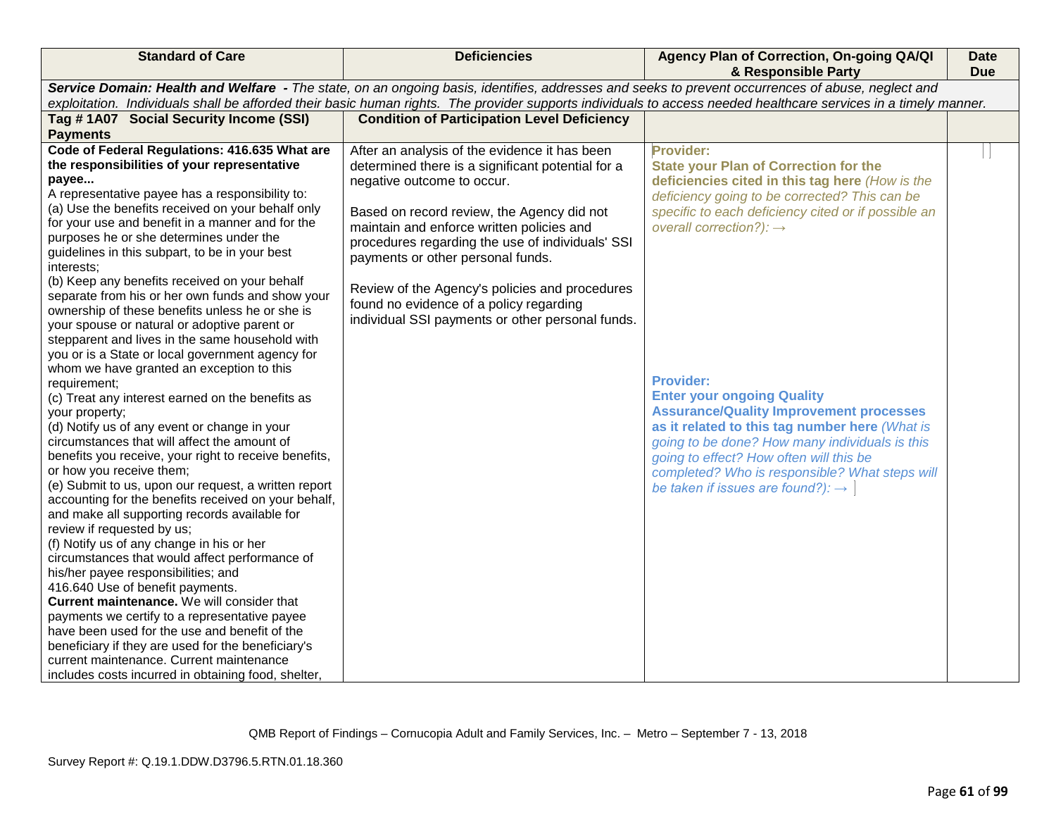| Standard of Care | Deficiencies | Agency Plan of Correction, On-going QA/QI & Responsible Party | Date Due |
|---|---|---|---|
| ***Service Domain: Health and Welfare** - The state, on an ongoing basis, identifies, addresses and seeks to prevent occurrences of abuse, neglect and exploitation. Individuals shall be afforded their basic human rights. The provider supports individuals to access needed healthcare services in a timely manner.* | | | |
| **Tag # 1A07 Social Security Income (SSI) Payments** | **Condition of Participation Level Deficiency** | | |
| **Code of Federal Regulations: 416.635 What are the responsibilities of your representative payee...**<br>A representative payee has a responsibility to:<br>(a) Use the benefits received on your behalf only for your use and benefit in a manner and for the purposes he or she determines under the guidelines in this subpart, to be in your best interests;<br>(b) Keep any benefits received on your behalf separate from his or her own funds and show your ownership of these benefits unless he or she is your spouse or natural or adoptive parent or stepparent and lives in the same household with you or is a State or local government agency for whom we have granted an exception to this requirement;<br>(c) Treat any interest earned on the benefits as your property;<br>(d) Notify us of any event or change in your circumstances that will affect the amount of benefits you receive, your right to receive benefits, or how you receive them;<br>(e) Submit to us, upon our request, a written report accounting for the benefits received on your behalf, and make all supporting records available for review if requested by us;<br>(f) Notify us of any change in his or her circumstances that would affect performance of his/her payee responsibilities; and<br>416.640 Use of benefit payments.<br>**Current maintenance.** We will consider that payments we certify to a representative payee have been used for the use and benefit of the beneficiary if they are used for the beneficiary's current maintenance. Current maintenance includes costs incurred in obtaining food, shelter, | After an analysis of the evidence it has been determined there is a significant potential for a negative outcome to occur.<br><br>Based on record review, the Agency did not maintain and enforce written policies and procedures regarding the use of individuals' SSI payments or other personal funds.<br><br>Review of the Agency's policies and procedures found no evidence of a policy regarding individual SSI payments or other personal funds. | **Provider:**<br>**State your Plan of Correction for the deficiencies cited in this tag here** *(How is the deficiency going to be corrected? This can be specific to each deficiency cited or if possible an overall correction?):* →<br><br>**Provider:**<br>**Enter your ongoing Quality Assurance/Quality Improvement processes as it related to this tag number here** *(What is going to be done? How many individuals is this going to effect? How often will this be completed? Who is responsible? What steps will be taken if issues are found?):* → | |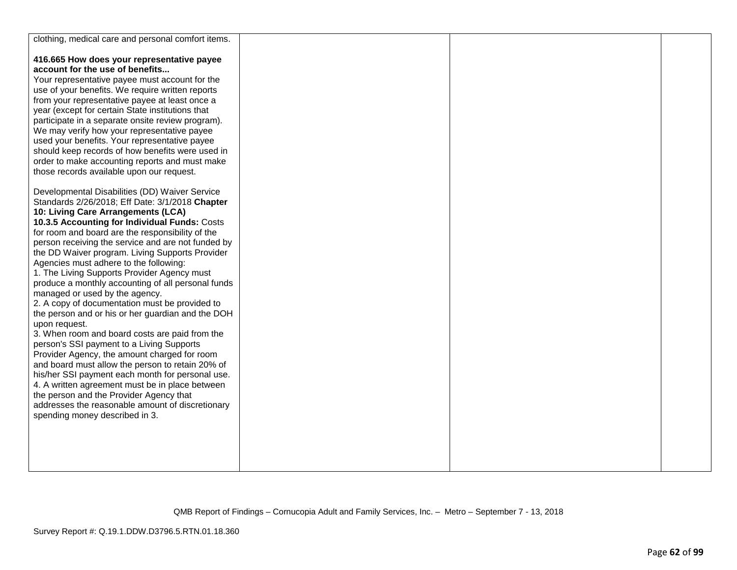| | | | |
|---|---|---|---|
| clothing, medical care and personal comfort items.<br><br>**416.665 How does your representative payee account for the use of benefits...**<br>Your representative payee must account for the use of your benefits. We require written reports from your representative payee at least once a year (except for certain State institutions that participate in a separate onsite review program). We may verify how your representative payee used your benefits. Your representative payee should keep records of how benefits were used in order to make accounting reports and must make those records available upon our request.<br><br>Developmental Disabilities (DD) Waiver Service Standards 2/26/2018; Eff Date: 3/1/2018 **Chapter 10: Living Care Arrangements (LCA)**<br>**10.3.5 Accounting for Individual Funds:** Costs for room and board are the responsibility of the person receiving the service and are not funded by the DD Waiver program. Living Supports Provider Agencies must adhere to the following:<br>1. The Living Supports Provider Agency must produce a monthly accounting of all personal funds managed or used by the agency.<br>2. A copy of documentation must be provided to the person and or his or her guardian and the DOH upon request.<br>3. When room and board costs are paid from the person's SSI payment to a Living Supports Provider Agency, the amount charged for room and board must allow the person to retain 20% of his/her SSI payment each month for personal use.<br>4. A written agreement must be in place between the person and the Provider Agency that addresses the reasonable amount of discretionary spending money described in 3. | | | |

QMB Report of Findings – Cornucopia Adult and Family Services, Inc. – Metro – September 7 - 13, 2018

Survey Report #: Q.19.1.DDW.D3796.5.RTN.01.18.360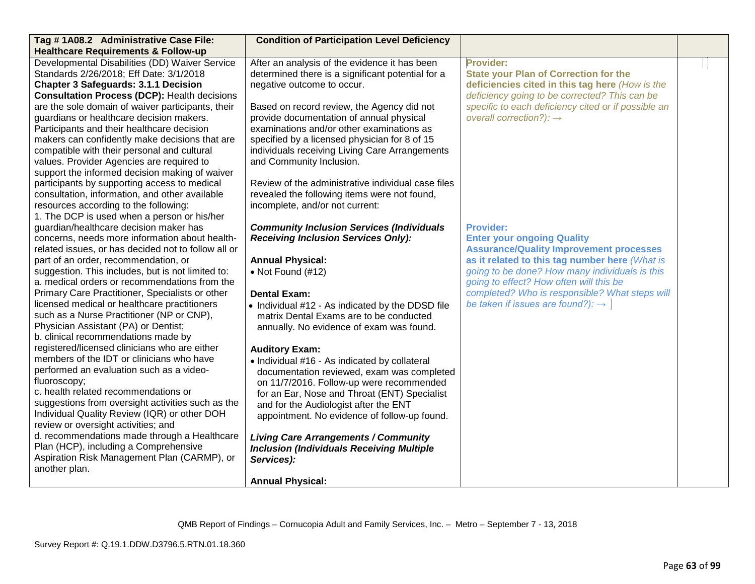| Tag # 1A08.2 Administrative Case File: Healthcare Requirements & Follow-up | Condition of Participation Level Deficiency | | |
|---|---|---|---|
| Developmental Disabilities (DD) Waiver Service Standards 2/26/2018; Eff Date: 3/1/2018<br>**Chapter 3 Safeguards: 3.1.1 Decision Consultation Process (DCP):** Health decisions are the sole domain of waiver participants, their guardians or healthcare decision makers. Participants and their healthcare decision makers can confidently make decisions that are compatible with their personal and cultural values. Provider Agencies are required to support the informed decision making of waiver participants by supporting access to medical consultation, information, and other available resources according to the following:<br>1. The DCP is used when a person or his/her guardian/healthcare decision maker has concerns, needs more information about health-related issues, or has decided not to follow all or part of an order, recommendation, or suggestion. This includes, but is not limited to:<br>a. medical orders or recommendations from the Primary Care Practitioner, Specialists or other licensed medical or healthcare practitioners such as a Nurse Practitioner (NP or CNP), Physician Assistant (PA) or Dentist;<br>b. clinical recommendations made by registered/licensed clinicians who are either members of the IDT or clinicians who have performed an evaluation such as a video-fluoroscopy;<br>c. health related recommendations or suggestions from oversight activities such as the Individual Quality Review (IQR) or other DOH review or oversight activities; and<br>d. recommendations made through a Healthcare Plan (HCP), including a Comprehensive Aspiration Risk Management Plan (CARMP), or another plan. | After an analysis of the evidence it has been determined there is a significant potential for a negative outcome to occur.<br><br>Based on record review, the Agency did not provide documentation of annual physical examinations and/or other examinations as specified by a licensed physician for 8 of 15 individuals receiving Living Care Arrangements and Community Inclusion.<br><br>Review of the administrative individual case files revealed the following items were not found, incomplete, and/or not current:<br><br>***Community Inclusion Services (Individuals Receiving Inclusion Services Only):***<br><br>**Annual Physical:**<br>• Not Found (#12)<br><br>**Dental Exam:**<br>• Individual #12 - As indicated by the DDSD file matrix Dental Exams are to be conducted annually. No evidence of exam was found.<br><br>**Auditory Exam:**<br>• Individual #16 - As indicated by collateral documentation reviewed, exam was completed on 11/7/2016. Follow-up were recommended for an Ear, Nose and Throat (ENT) Specialist and for the Audiologist after the ENT appointment. No evidence of follow-up found.<br><br>***Living Care Arrangements / Community Inclusion (Individuals Receiving Multiple Services):***<br><br>**Annual Physical:** | **Provider:**<br>**State your Plan of Correction for the deficiencies cited in this tag here** *(How is the deficiency going to be corrected? This can be specific to each deficiency cited or if possible an overall correction?): →*<br><br>**Provider:**<br>**Enter your ongoing Quality Assurance/Quality Improvement processes as it related to this tag number here** *(What is going to be done? How many individuals is this going to effect? How often will this be completed? Who is responsible? What steps will be taken if issues are found?): →* | |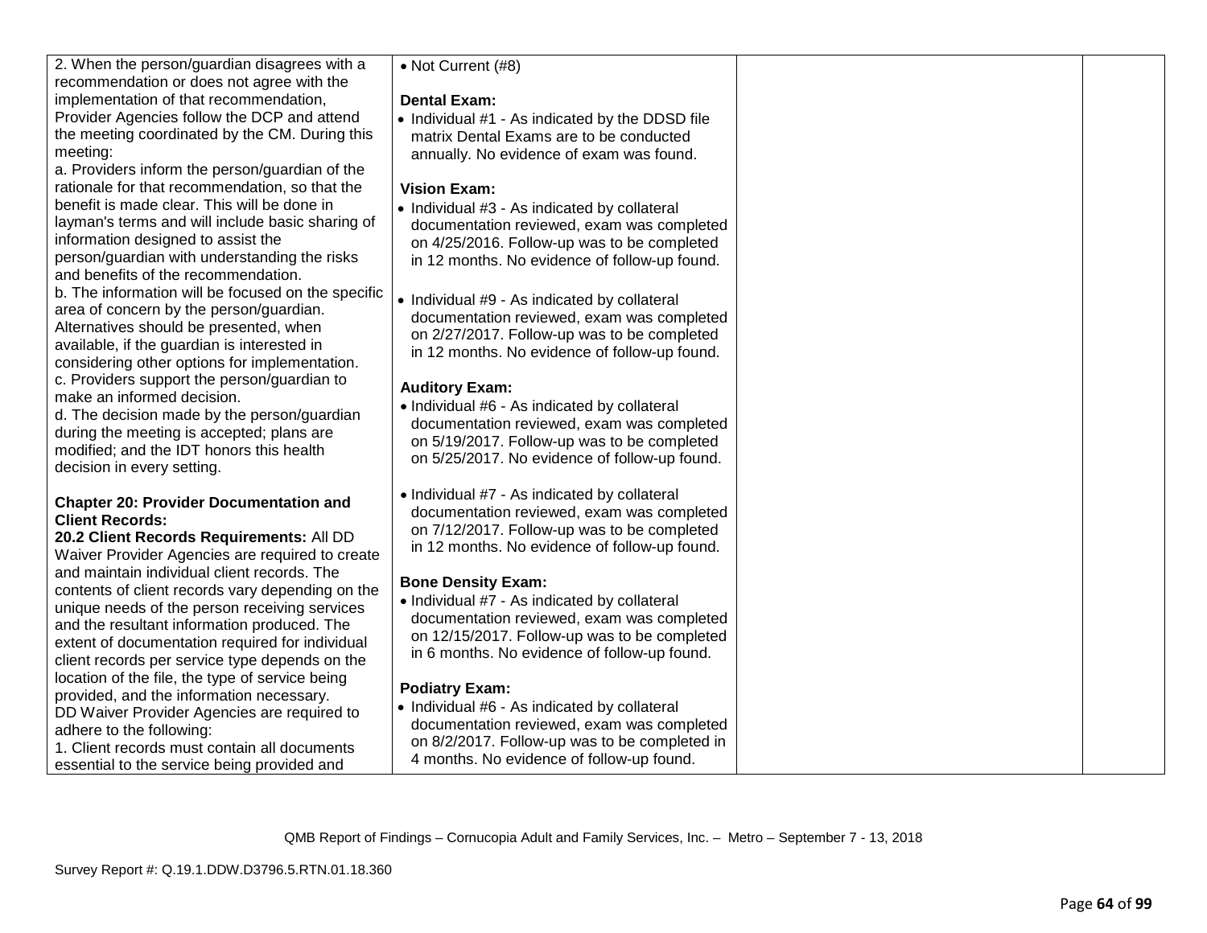| | | | |
|---|---|---|---|
| 2. When the person/guardian disagrees with a recommendation or does not agree with the implementation of that recommendation, Provider Agencies follow the DCP and attend the meeting coordinated by the CM. During this meeting:<br>a. Providers inform the person/guardian of the rationale for that recommendation, so that the benefit is made clear. This will be done in layman's terms and will include basic sharing of information designed to assist the person/guardian with understanding the risks and benefits of the recommendation.<br>b. The information will be focused on the specific area of concern by the person/guardian. Alternatives should be presented, when available, if the guardian is interested in considering other options for implementation.<br>c. Providers support the person/guardian to make an informed decision.<br>d. The decision made by the person/guardian during the meeting is accepted; plans are modified; and the IDT honors this health decision in every setting.<br><br>**Chapter 20: Provider Documentation and Client Records:**<br>**20.2 Client Records Requirements:** All DD Waiver Provider Agencies are required to create and maintain individual client records. The contents of client records vary depending on the unique needs of the person receiving services and the resultant information produced. The extent of documentation required for individual client records per service type depends on the location of the file, the type of service being provided, and the information necessary.<br>DD Waiver Provider Agencies are required to adhere to the following:<br>1. Client records must contain all documents essential to the service being provided and | • Not Current (#8)<br><br>**Dental Exam:**<br>• Individual #1 - As indicated by the DDSD file matrix Dental Exams are to be conducted annually. No evidence of exam was found.<br><br>**Vision Exam:**<br>• Individual #3 - As indicated by collateral documentation reviewed, exam was completed on 4/25/2016. Follow-up was to be completed in 12 months. No evidence of follow-up found.<br><br>• Individual #9 - As indicated by collateral documentation reviewed, exam was completed on 2/27/2017. Follow-up was to be completed in 12 months. No evidence of follow-up found.<br><br>**Auditory Exam:**<br>• Individual #6 - As indicated by collateral documentation reviewed, exam was completed on 5/19/2017. Follow-up was to be completed on 5/25/2017. No evidence of follow-up found.<br><br>• Individual #7 - As indicated by collateral documentation reviewed, exam was completed on 7/12/2017. Follow-up was to be completed in 12 months. No evidence of follow-up found.<br><br>**Bone Density Exam:**<br>• Individual #7 - As indicated by collateral documentation reviewed, exam was completed on 12/15/2017. Follow-up was to be completed in 6 months. No evidence of follow-up found.<br><br>**Podiatry Exam:**<br>• Individual #6 - As indicated by collateral documentation reviewed, exam was completed on 8/2/2017. Follow-up was to be completed in 4 months. No evidence of follow-up found. | | |

QMB Report of Findings – Cornucopia Adult and Family Services, Inc. – Metro – September 7 - 13, 2018

Survey Report #: Q.19.1.DDW.D3796.5.RTN.01.18.360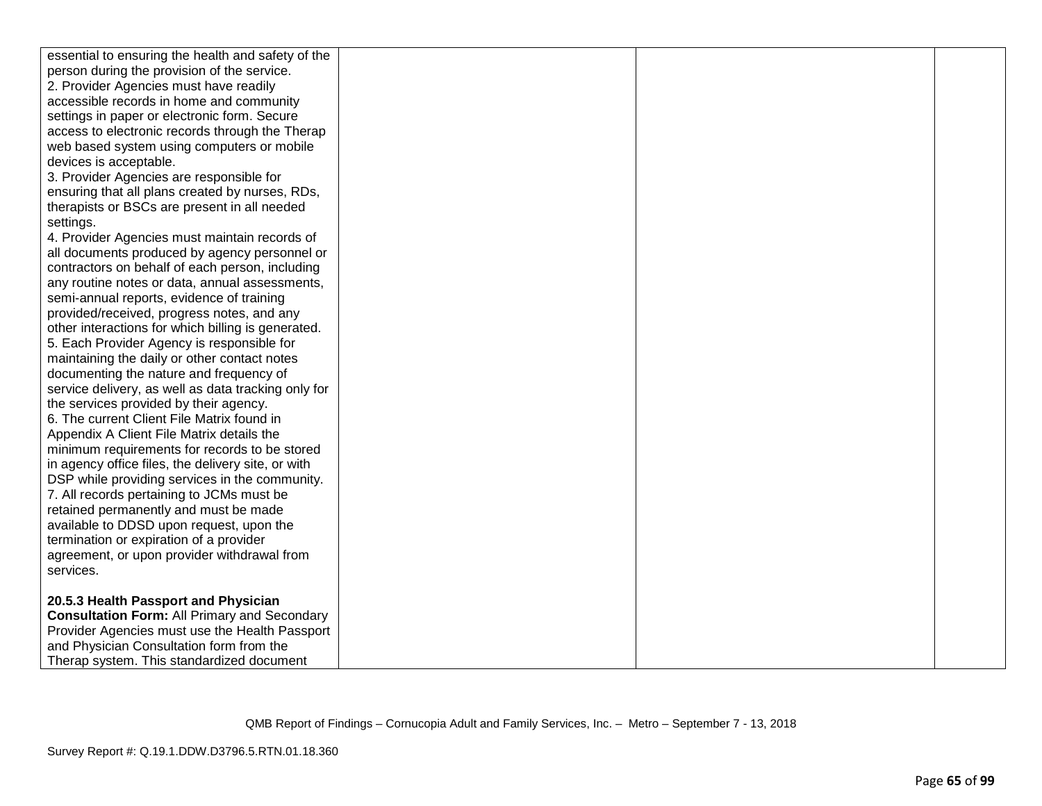| | | | |
|---|---|---|---|
| essential to ensuring the health and safety of the person during the provision of the service.<br>2. Provider Agencies must have readily accessible records in home and community settings in paper or electronic form. Secure access to electronic records through the Therap web based system using computers or mobile devices is acceptable.<br>3. Provider Agencies are responsible for ensuring that all plans created by nurses, RDs, therapists or BSCs are present in all needed settings.<br>4. Provider Agencies must maintain records of all documents produced by agency personnel or contractors on behalf of each person, including any routine notes or data, annual assessments, semi-annual reports, evidence of training provided/received, progress notes, and any other interactions for which billing is generated.<br>5. Each Provider Agency is responsible for maintaining the daily or other contact notes documenting the nature and frequency of service delivery, as well as data tracking only for the services provided by their agency.<br>6. The current Client File Matrix found in Appendix A Client File Matrix details the minimum requirements for records to be stored in agency office files, the delivery site, or with DSP while providing services in the community.<br>7. All records pertaining to JCMs must be retained permanently and must be made available to DDSD upon request, upon the termination or expiration of a provider agreement, or upon provider withdrawal from services.<br><br>**20.5.3 Health Passport and Physician Consultation Form:** All Primary and Secondary Provider Agencies must use the Health Passport and Physician Consultation form from the Therap system. This standardized document | | | |

QMB Report of Findings – Cornucopia Adult and Family Services, Inc. – Metro – September 7 - 13, 2018

Survey Report #: Q.19.1.DDW.D3796.5.RTN.01.18.360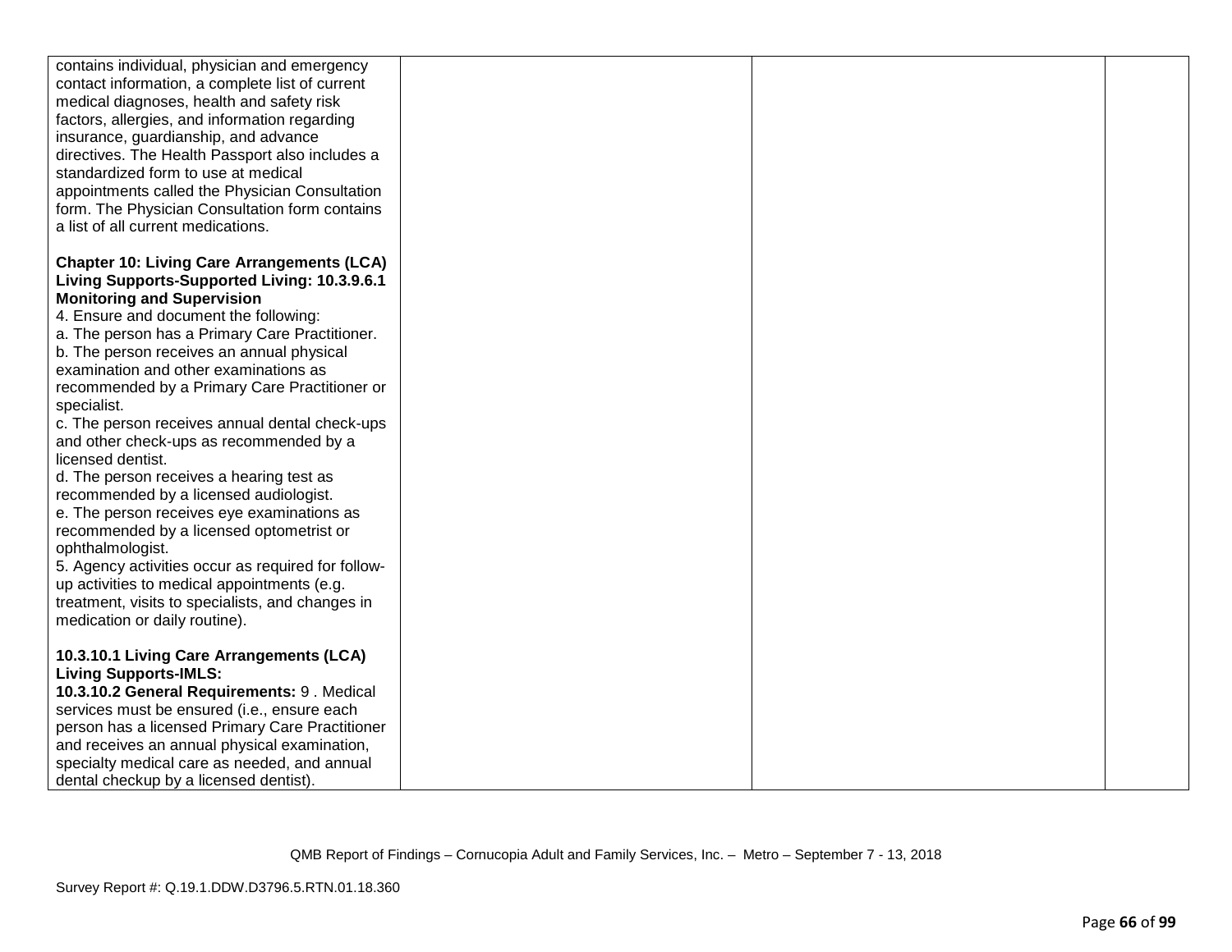| | | | |
|---|---|---|---|
| contains individual, physician and emergency contact information, a complete list of current medical diagnoses, health and safety risk factors, allergies, and information regarding insurance, guardianship, and advance directives. The Health Passport also includes a standardized form to use at medical appointments called the Physician Consultation form. The Physician Consultation form contains a list of all current medications.<br><br>**Chapter 10: Living Care Arrangements (LCA) Living Supports-Supported Living: 10.3.9.6.1 Monitoring and Supervision**<br>4. Ensure and document the following:<br>a. The person has a Primary Care Practitioner.<br>b. The person receives an annual physical examination and other examinations as recommended by a Primary Care Practitioner or specialist.<br>c. The person receives annual dental check-ups and other check-ups as recommended by a licensed dentist.<br>d. The person receives a hearing test as recommended by a licensed audiologist.<br>e. The person receives eye examinations as recommended by a licensed optometrist or ophthalmologist.<br>5. Agency activities occur as required for follow-up activities to medical appointments (e.g. treatment, visits to specialists, and changes in medication or daily routine).<br><br>**10.3.10.1 Living Care Arrangements (LCA) Living Supports-IMLS:**<br>**10.3.10.2 General Requirements:** 9 . Medical services must be ensured (i.e., ensure each person has a licensed Primary Care Practitioner and receives an annual physical examination, specialty medical care as needed, and annual dental checkup by a licensed dentist). | | | |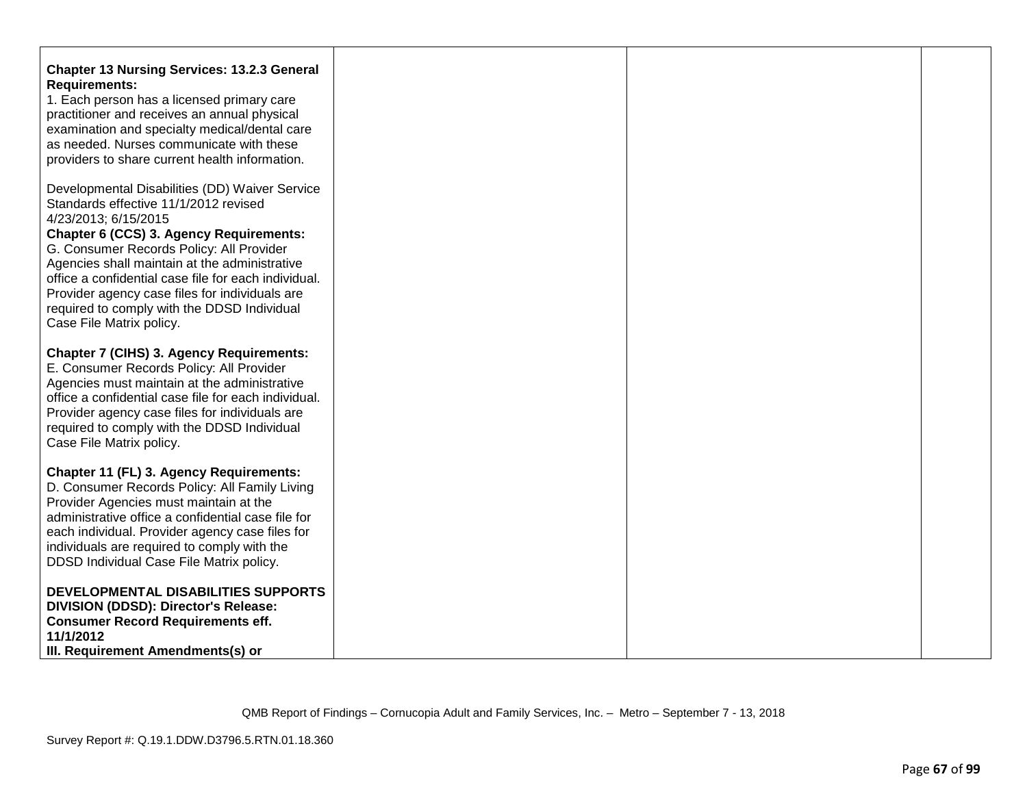| | | | |
|---|---|---|---|
| **Chapter 13 Nursing Services: 13.2.3 General Requirements:**<br>1. Each person has a licensed primary care practitioner and receives an annual physical examination and specialty medical/dental care as needed. Nurses communicate with these providers to share current health information.<br><br>Developmental Disabilities (DD) Waiver Service Standards effective 11/1/2012 revised 4/23/2013; 6/15/2015<br>**Chapter 6 (CCS) 3. Agency Requirements:**<br>G. Consumer Records Policy: All Provider Agencies shall maintain at the administrative office a confidential case file for each individual. Provider agency case files for individuals are required to comply with the DDSD Individual Case File Matrix policy.<br><br>**Chapter 7 (CIHS) 3. Agency Requirements:**<br>E. Consumer Records Policy: All Provider Agencies must maintain at the administrative office a confidential case file for each individual. Provider agency case files for individuals are required to comply with the DDSD Individual Case File Matrix policy.<br><br>**Chapter 11 (FL) 3. Agency Requirements:**<br>D. Consumer Records Policy: All Family Living Provider Agencies must maintain at the administrative office a confidential case file for each individual. Provider agency case files for individuals are required to comply with the DDSD Individual Case File Matrix policy.<br><br>**DEVELOPMENTAL DISABILITIES SUPPORTS DIVISION (DDSD): Director's Release: Consumer Record Requirements eff. 11/1/2012**<br>**III. Requirement Amendments(s) or** | | | |

QMB Report of Findings – Cornucopia Adult and Family Services, Inc. – Metro – September 7 - 13, 2018

Survey Report #: Q.19.1.DDW.D3796.5.RTN.01.18.360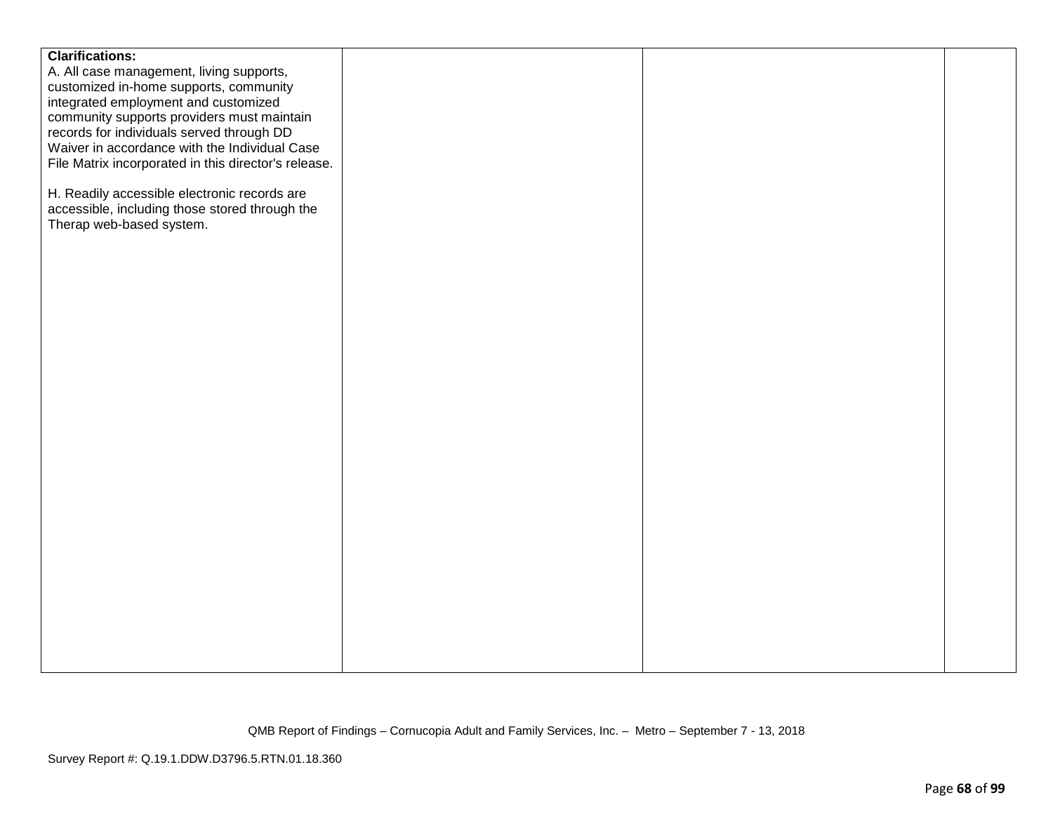| | | | |
|---|---|---|---|
| **Clarifications:**<br>A. All case management, living supports, customized in-home supports, community integrated employment and customized community supports providers must maintain records for individuals served through DD Waiver in accordance with the Individual Case File Matrix incorporated in this director's release.<br><br>H. Readily accessible electronic records are accessible, including those stored through the Therap web-based system. | | | |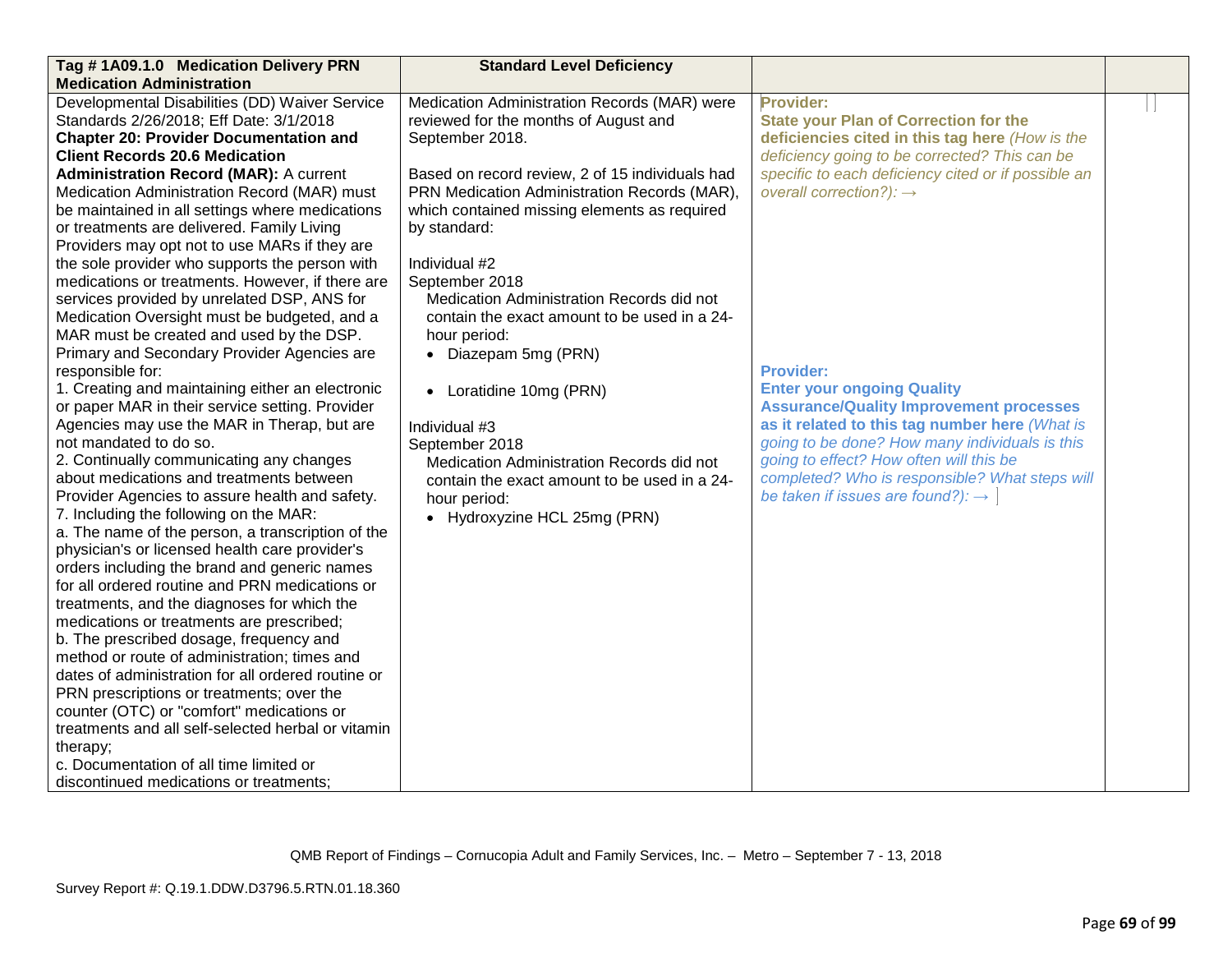| Tag # 1A09.1.0 Medication Delivery PRN Medication Administration | Standard Level Deficiency | | |
|---|---|---|---|
| Developmental Disabilities (DD) Waiver Service Standards 2/26/2018; Eff Date: 3/1/2018<br>**Chapter 20: Provider Documentation and Client Records 20.6 Medication Administration Record (MAR):** A current Medication Administration Record (MAR) must be maintained in all settings where medications or treatments are delivered. Family Living Providers may opt not to use MARs if they are the sole provider who supports the person with medications or treatments. However, if there are services provided by unrelated DSP, ANS for Medication Oversight must be budgeted, and a MAR must be created and used by the DSP. Primary and Secondary Provider Agencies are responsible for:<br>1. Creating and maintaining either an electronic or paper MAR in their service setting. Provider Agencies may use the MAR in Therap, but are not mandated to do so.<br>2. Continually communicating any changes about medications and treatments between Provider Agencies to assure health and safety.<br>7. Including the following on the MAR:<br>a. The name of the person, a transcription of the physician's or licensed health care provider's orders including the brand and generic names for all ordered routine and PRN medications or treatments, and the diagnoses for which the medications or treatments are prescribed;<br>b. The prescribed dosage, frequency and method or route of administration; times and dates of administration for all ordered routine or PRN prescriptions or treatments; over the counter (OTC) or "comfort" medications or treatments and all self-selected herbal or vitamin therapy;<br>c. Documentation of all time limited or discontinued medications or treatments; | Medication Administration Records (MAR) were reviewed for the months of August and September 2018.<br><br>Based on record review, 2 of 15 individuals had PRN Medication Administration Records (MAR), which contained missing elements as required by standard:<br><br>Individual #2<br>September 2018<br>Medication Administration Records did not contain the exact amount to be used in a 24-hour period:<br>• Diazepam 5mg (PRN)<br><br>• Loratidine 10mg (PRN)<br><br>Individual #3<br>September 2018<br>Medication Administration Records did not contain the exact amount to be used in a 24-hour period:<br>• Hydroxyzine HCL 25mg (PRN) | **Provider:**<br>**State your Plan of Correction for the deficiencies cited in this tag here** *(How is the deficiency going to be corrected? This can be specific to each deficiency cited or if possible an overall correction?):* →<br><br><br><br><br>**Provider:**<br>**Enter your ongoing Quality Assurance/Quality Improvement processes as it related to this tag number here** *(What is going to be done? How many individuals is this going to effect? How often will this be completed? Who is responsible? What steps will be taken if issues are found?):* → | |

QMB Report of Findings – Cornucopia Adult and Family Services, Inc. – Metro – September 7 - 13, 2018

Survey Report #: Q.19.1.DDW.D3796.5.RTN.01.18.360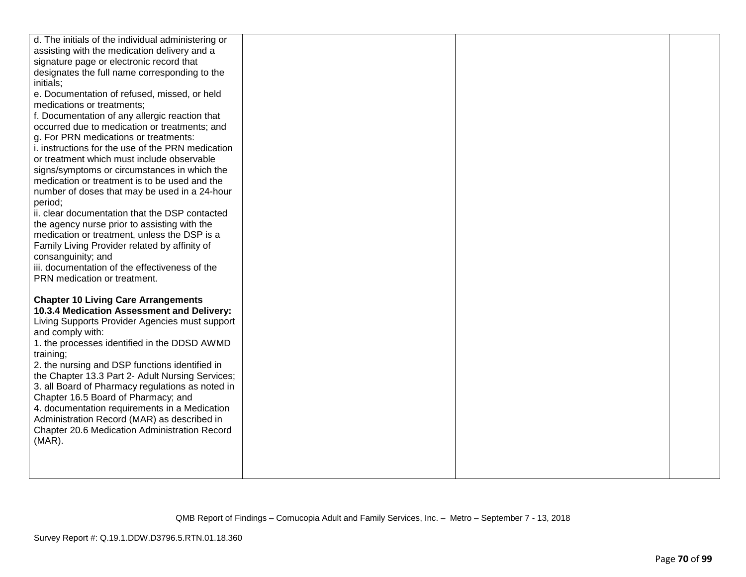| | | | |
|---|---|---|---|
| d. The initials of the individual administering or assisting with the medication delivery and a signature page or electronic record that designates the full name corresponding to the initials;<br>e. Documentation of refused, missed, or held medications or treatments;<br>f. Documentation of any allergic reaction that occurred due to medication or treatments; and<br>g. For PRN medications or treatments:<br>i. instructions for the use of the PRN medication or treatment which must include observable signs/symptoms or circumstances in which the medication or treatment is to be used and the number of doses that may be used in a 24-hour period;<br>ii. clear documentation that the DSP contacted the agency nurse prior to assisting with the medication or treatment, unless the DSP is a Family Living Provider related by affinity of consanguinity; and<br>iii. documentation of the effectiveness of the PRN medication or treatment.<br><br>**Chapter 10 Living Care Arrangements**<br>**10.3.4 Medication Assessment and Delivery:** Living Supports Provider Agencies must support and comply with:<br>1. the processes identified in the DDSD AWMD training;<br>2. the nursing and DSP functions identified in the Chapter 13.3 Part 2- Adult Nursing Services;<br>3. all Board of Pharmacy regulations as noted in Chapter 16.5 Board of Pharmacy; and<br>4. documentation requirements in a Medication Administration Record (MAR) as described in Chapter 20.6 Medication Administration Record (MAR). | | | |

QMB Report of Findings – Cornucopia Adult and Family Services, Inc. – Metro – September 7 - 13, 2018

Survey Report #: Q.19.1.DDW.D3796.5.RTN.01.18.360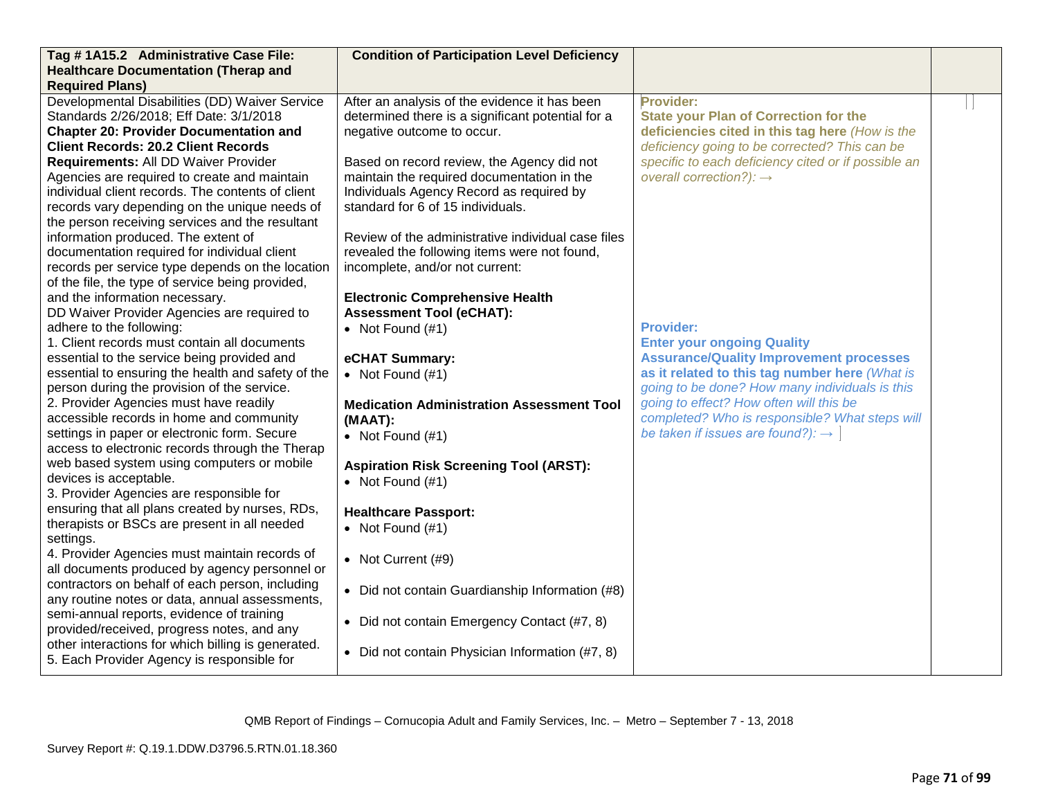| Tag # 1A15.2 Administrative Case File: Healthcare Documentation (Therap and Required Plans) | Condition of Participation Level Deficiency | | |
|---|---|---|---|
| Developmental Disabilities (DD) Waiver Service Standards 2/26/2018; Eff Date: 3/1/2018<br>**Chapter 20: Provider Documentation and Client Records: 20.2 Client Records Requirements:** All DD Waiver Provider Agencies are required to create and maintain individual client records. The contents of client records vary depending on the unique needs of the person receiving services and the resultant information produced. The extent of documentation required for individual client records per service type depends on the location of the file, the type of service being provided, and the information necessary.<br>DD Waiver Provider Agencies are required to adhere to the following:<br>1. Client records must contain all documents essential to the service being provided and essential to ensuring the health and safety of the person during the provision of the service.<br>2. Provider Agencies must have readily accessible records in home and community settings in paper or electronic form. Secure access to electronic records through the Therap web based system using computers or mobile devices is acceptable.<br>3. Provider Agencies are responsible for ensuring that all plans created by nurses, RDs, therapists or BSCs are present in all needed settings.<br>4. Provider Agencies must maintain records of all documents produced by agency personnel or contractors on behalf of each person, including any routine notes or data, annual assessments, semi-annual reports, evidence of training provided/received, progress notes, and any other interactions for which billing is generated.<br>5. Each Provider Agency is responsible for | After an analysis of the evidence it has been determined there is a significant potential for a negative outcome to occur.<br><br>Based on record review, the Agency did not maintain the required documentation in the Individuals Agency Record as required by standard for 6 of 15 individuals.<br><br>Review of the administrative individual case files revealed the following items were not found, incomplete, and/or not current:<br><br>**Electronic Comprehensive Health Assessment Tool (eCHAT):**<br>• Not Found (#1)<br><br>**eCHAT Summary:**<br>• Not Found (#1)<br><br>**Medication Administration Assessment Tool (MAAT):**<br>• Not Found (#1)<br><br>**Aspiration Risk Screening Tool (ARST):**<br>• Not Found (#1)<br><br>**Healthcare Passport:**<br>• Not Found (#1)<br><br>• Not Current (#9)<br><br>• Did not contain Guardianship Information (#8)<br><br>• Did not contain Emergency Contact (#7, 8)<br><br>• Did not contain Physician Information (#7, 8) | **Provider:**<br>**State your Plan of Correction for the deficiencies cited in this tag here** *(How is the deficiency going to be corrected? This can be specific to each deficiency cited or if possible an overall correction?):* →<br><br>**Provider:**<br>**Enter your ongoing Quality Assurance/Quality Improvement processes as it related to this tag number here** *(What is going to be done? How many individuals is this going to effect? How often will this be completed? Who is responsible? What steps will be taken if issues are found?):* → | |

QMB Report of Findings – Cornucopia Adult and Family Services, Inc. – Metro – September 7 - 13, 2018

Survey Report #: Q.19.1.DDW.D3796.5.RTN.01.18.360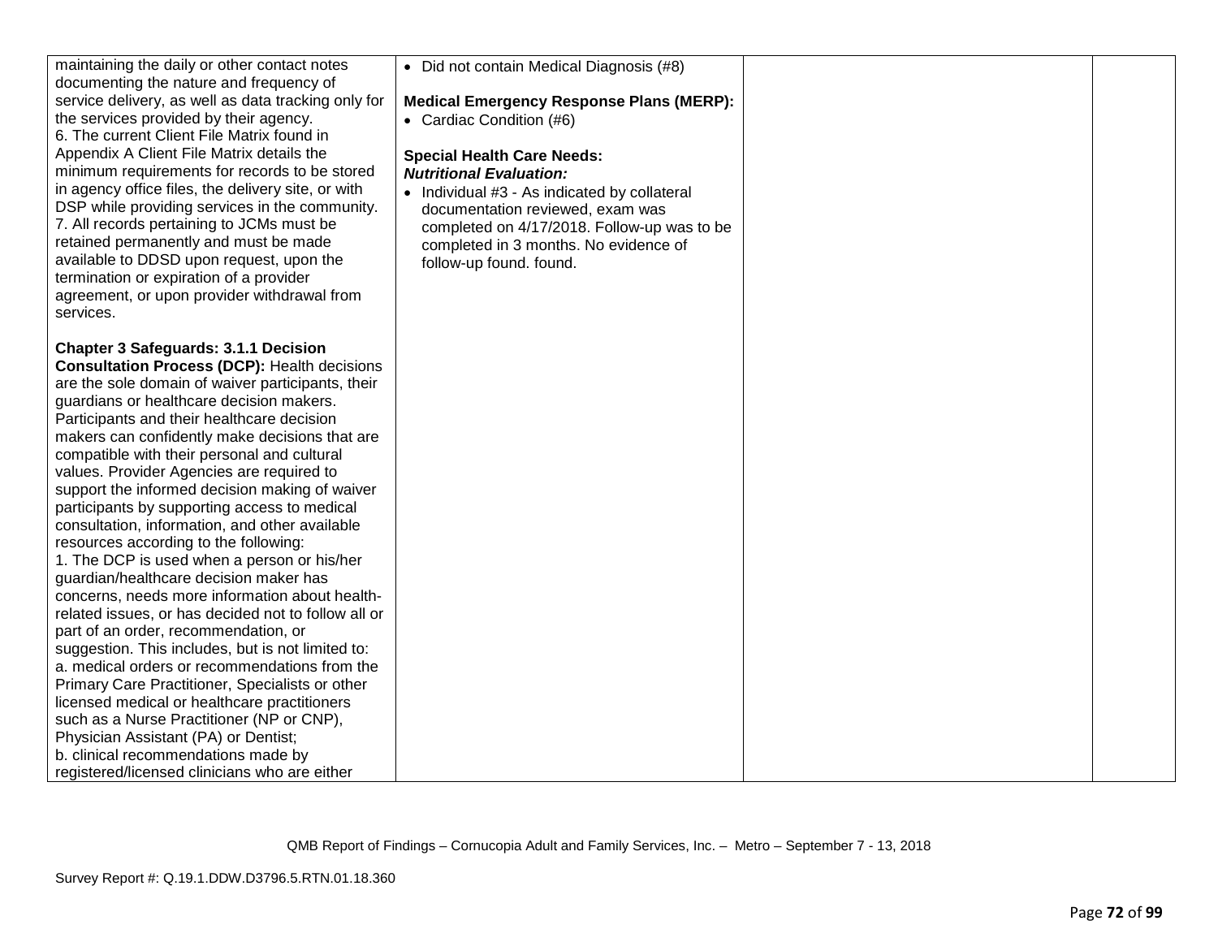| | | | |
|---|---|---|---|
| maintaining the daily or other contact notes documenting the nature and frequency of service delivery, as well as data tracking only for the services provided by their agency.<br>6. The current Client File Matrix found in Appendix A Client File Matrix details the minimum requirements for records to be stored in agency office files, the delivery site, or with DSP while providing services in the community.<br>7. All records pertaining to JCMs must be retained permanently and must be made available to DDSD upon request, upon the termination or expiration of a provider agreement, or upon provider withdrawal from services.<br><br>**Chapter 3 Safeguards: 3.1.1 Decision Consultation Process (DCP):** Health decisions are the sole domain of waiver participants, their guardians or healthcare decision makers. Participants and their healthcare decision makers can confidently make decisions that are compatible with their personal and cultural values. Provider Agencies are required to support the informed decision making of waiver participants by supporting access to medical consultation, information, and other available resources according to the following:<br>1. The DCP is used when a person or his/her guardian/healthcare decision maker has concerns, needs more information about health-related issues, or has decided not to follow all or part of an order, recommendation, or suggestion. This includes, but is not limited to:<br>a. medical orders or recommendations from the Primary Care Practitioner, Specialists or other licensed medical or healthcare practitioners such as a Nurse Practitioner (NP or CNP), Physician Assistant (PA) or Dentist;<br>b. clinical recommendations made by registered/licensed clinicians who are either | • Did not contain Medical Diagnosis (#8)<br><br>**Medical Emergency Response Plans (MERP):**<br>• Cardiac Condition (#6)<br><br>**Special Health Care Needs:**<br>***Nutritional Evaluation:***<br>• Individual #3 - As indicated by collateral documentation reviewed, exam was completed on 4/17/2018. Follow-up was to be completed in 3 months. No evidence of follow-up found. found. | | |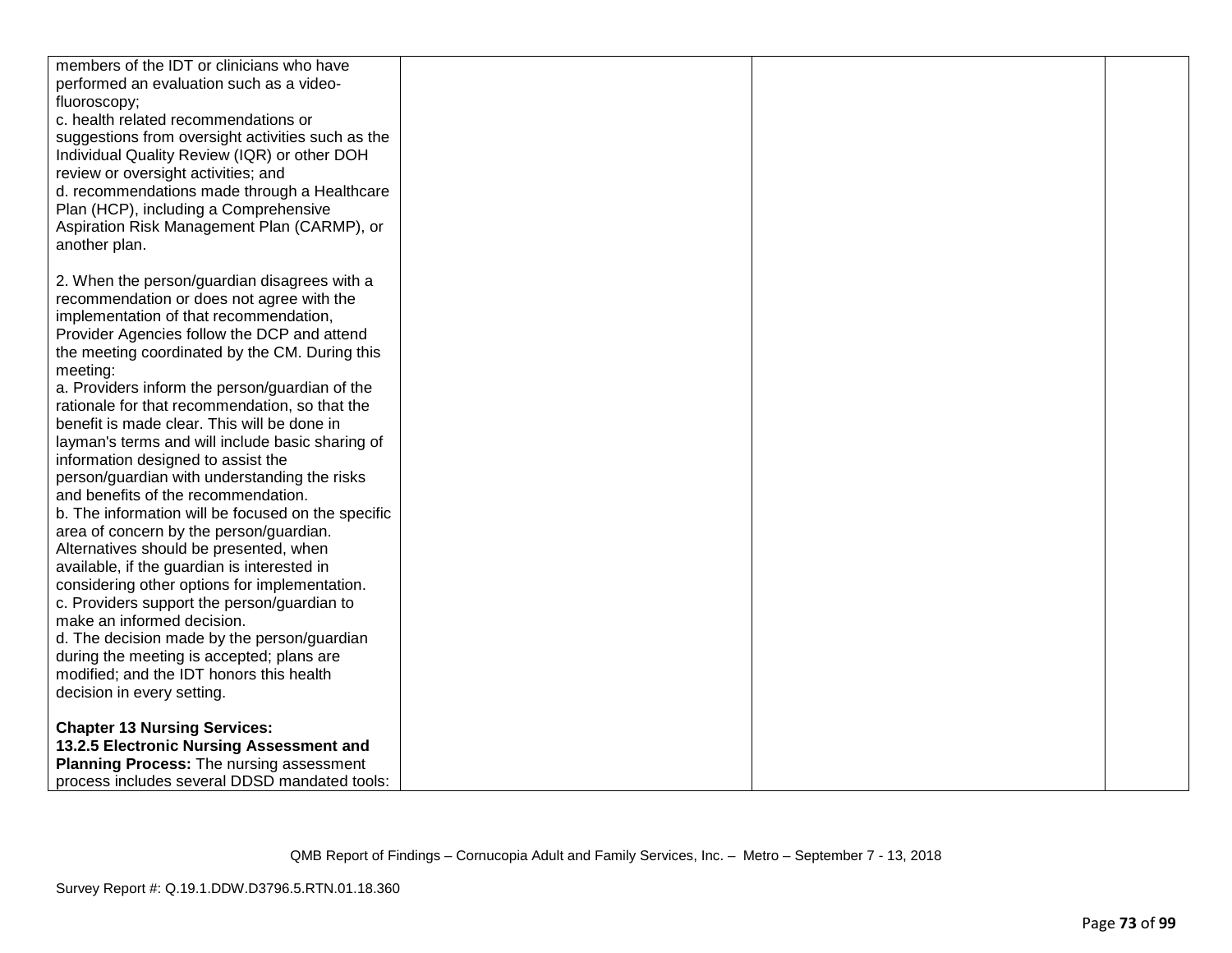| | | | |
|---|---|---|---|
| members of the IDT or clinicians who have performed an evaluation such as a video-fluoroscopy;<br>c. health related recommendations or suggestions from oversight activities such as the Individual Quality Review (IQR) or other DOH review or oversight activities; and<br>d. recommendations made through a Healthcare Plan (HCP), including a Comprehensive Aspiration Risk Management Plan (CARMP), or another plan.<br><br>2. When the person/guardian disagrees with a recommendation or does not agree with the implementation of that recommendation, Provider Agencies follow the DCP and attend the meeting coordinated by the CM. During this meeting:<br>a. Providers inform the person/guardian of the rationale for that recommendation, so that the benefit is made clear. This will be done in layman's terms and will include basic sharing of information designed to assist the person/guardian with understanding the risks and benefits of the recommendation.<br>b. The information will be focused on the specific area of concern by the person/guardian. Alternatives should be presented, when available, if the guardian is interested in considering other options for implementation.<br>c. Providers support the person/guardian to make an informed decision.<br>d. The decision made by the person/guardian during the meeting is accepted; plans are modified; and the IDT honors this health decision in every setting.<br><br>**Chapter 13 Nursing Services:**<br>**13.2.5 Electronic Nursing Assessment and Planning Process:** The nursing assessment process includes several DDSD mandated tools: | | | |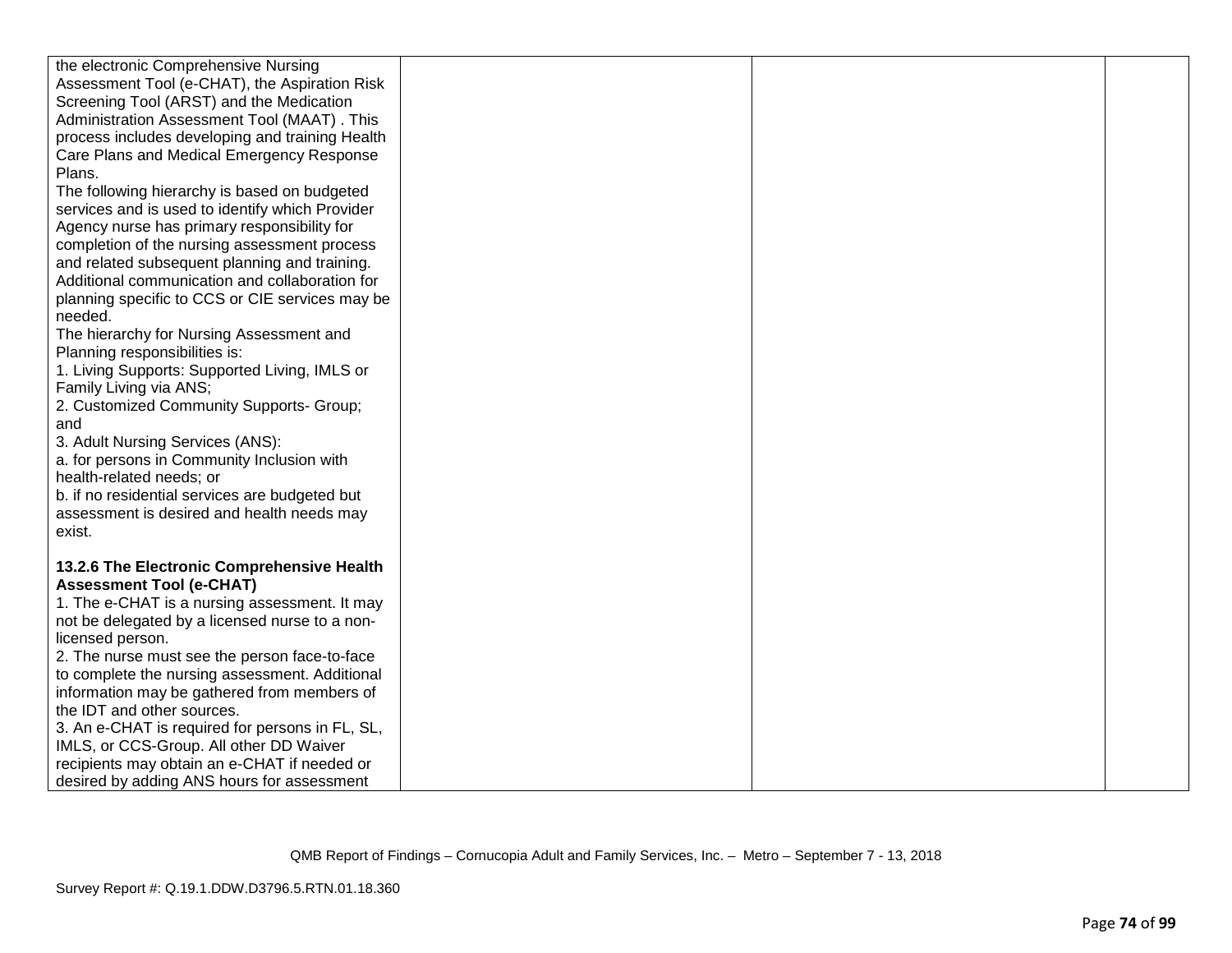| | | | |
|---|---|---|---|
| the electronic Comprehensive Nursing Assessment Tool (e-CHAT), the Aspiration Risk Screening Tool (ARST) and the Medication Administration Assessment Tool (MAAT) . This process includes developing and training Health Care Plans and Medical Emergency Response Plans.<br>The following hierarchy is based on budgeted services and is used to identify which Provider Agency nurse has primary responsibility for completion of the nursing assessment process and related subsequent planning and training. Additional communication and collaboration for planning specific to CCS or CIE services may be needed.<br>The hierarchy for Nursing Assessment and Planning responsibilities is:<br>1. Living Supports: Supported Living, IMLS or Family Living via ANS;<br>2. Customized Community Supports- Group; and<br>3. Adult Nursing Services (ANS):<br>a. for persons in Community Inclusion with health-related needs; or<br>b. if no residential services are budgeted but assessment is desired and health needs may exist.<br><br>**13.2.6 The Electronic Comprehensive Health Assessment Tool (e-CHAT)**<br>1. The e-CHAT is a nursing assessment. It may not be delegated by a licensed nurse to a non-licensed person.<br>2. The nurse must see the person face-to-face to complete the nursing assessment. Additional information may be gathered from members of the IDT and other sources.<br>3. An e-CHAT is required for persons in FL, SL, IMLS, or CCS-Group. All other DD Waiver recipients may obtain an e-CHAT if needed or desired by adding ANS hours for assessment | | | |

QMB Report of Findings – Cornucopia Adult and Family Services, Inc. – Metro – September 7 - 13, 2018

Survey Report #: Q.19.1.DDW.D3796.5.RTN.01.18.360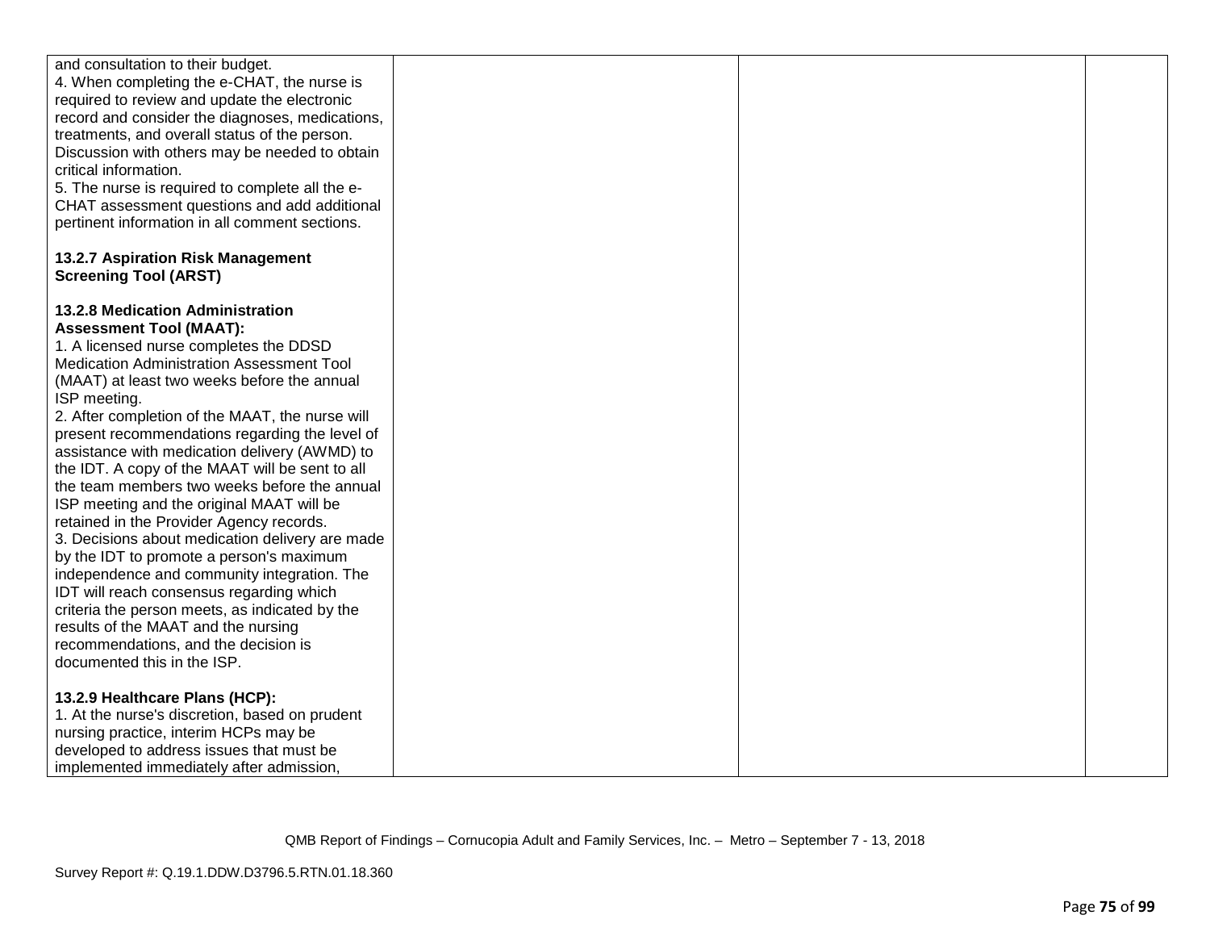| | | | |
|---|---|---|---|
| and consultation to their budget.<br>4. When completing the e-CHAT, the nurse is required to review and update the electronic record and consider the diagnoses, medications, treatments, and overall status of the person. Discussion with others may be needed to obtain critical information.<br>5. The nurse is required to complete all the e-CHAT assessment questions and add additional pertinent information in all comment sections.<br><br>**13.2.7 Aspiration Risk Management Screening Tool (ARST)**<br><br>**13.2.8 Medication Administration Assessment Tool (MAAT):**<br>1. A licensed nurse completes the DDSD Medication Administration Assessment Tool (MAAT) at least two weeks before the annual ISP meeting.<br>2. After completion of the MAAT, the nurse will present recommendations regarding the level of assistance with medication delivery (AWMD) to the IDT. A copy of the MAAT will be sent to all the team members two weeks before the annual ISP meeting and the original MAAT will be retained in the Provider Agency records.<br>3. Decisions about medication delivery are made by the IDT to promote a person's maximum independence and community integration. The IDT will reach consensus regarding which criteria the person meets, as indicated by the results of the MAAT and the nursing recommendations, and the decision is documented this in the ISP.<br><br>**13.2.9 Healthcare Plans (HCP):**<br>1. At the nurse's discretion, based on prudent nursing practice, interim HCPs may be developed to address issues that must be implemented immediately after admission, | | | |

QMB Report of Findings – Cornucopia Adult and Family Services, Inc. – Metro – September 7 - 13, 2018

Survey Report #: Q.19.1.DDW.D3796.5.RTN.01.18.360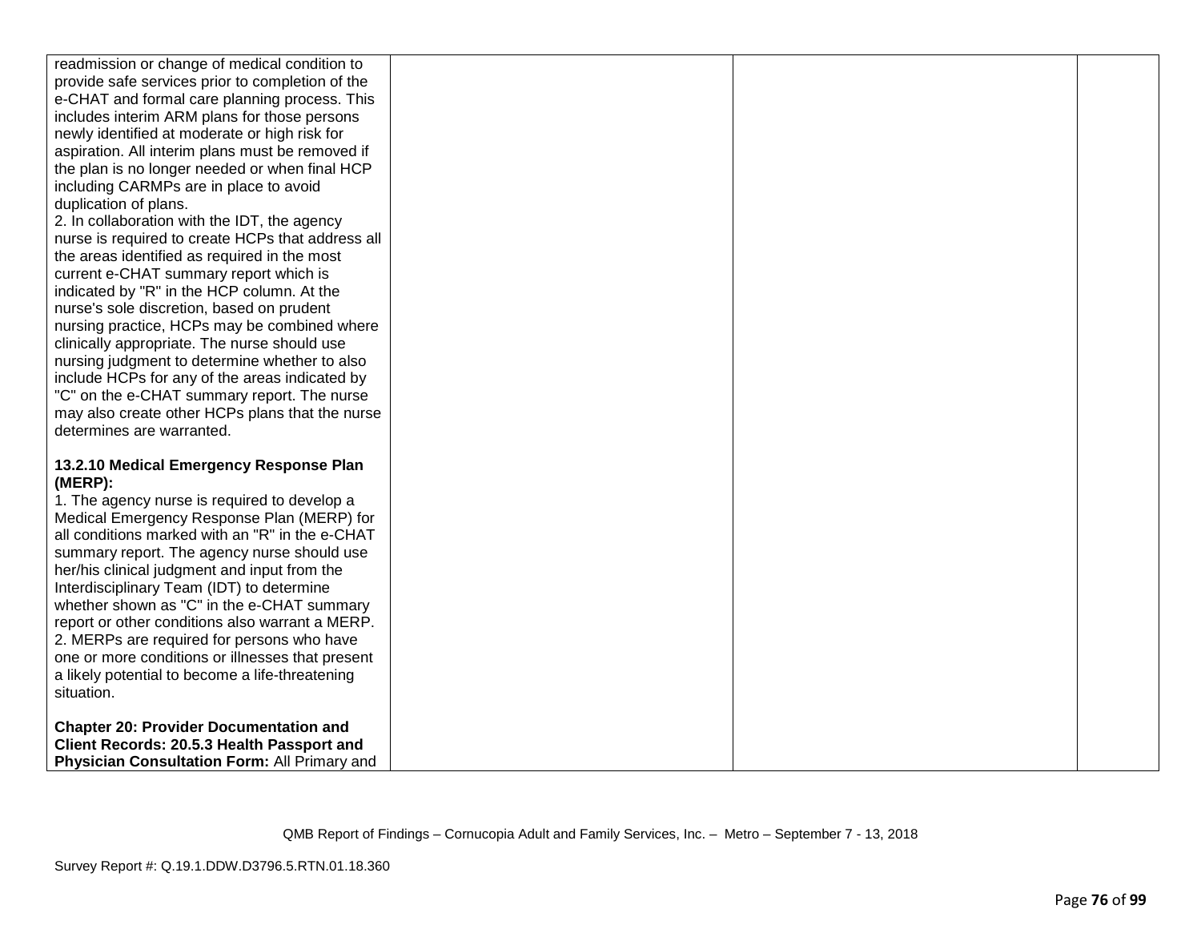| | | | |
|---|---|---|---|
| readmission or change of medical condition to provide safe services prior to completion of the e-CHAT and formal care planning process. This includes interim ARM plans for those persons newly identified at moderate or high risk for aspiration. All interim plans must be removed if the plan is no longer needed or when final HCP including CARMPs are in place to avoid duplication of plans.<br>2. In collaboration with the IDT, the agency nurse is required to create HCPs that address all the areas identified as required in the most current e-CHAT summary report which is indicated by "R" in the HCP column. At the nurse's sole discretion, based on prudent nursing practice, HCPs may be combined where clinically appropriate. The nurse should use nursing judgment to determine whether to also include HCPs for any of the areas indicated by "C" on the e-CHAT summary report. The nurse may also create other HCPs plans that the nurse determines are warranted.<br><br>**13.2.10 Medical Emergency Response Plan (MERP):**<br>1. The agency nurse is required to develop a Medical Emergency Response Plan (MERP) for all conditions marked with an "R" in the e-CHAT summary report. The agency nurse should use her/his clinical judgment and input from the Interdisciplinary Team (IDT) to determine whether shown as "C" in the e-CHAT summary report or other conditions also warrant a MERP.<br>2. MERPs are required for persons who have one or more conditions or illnesses that present a likely potential to become a life-threatening situation.<br><br>**Chapter 20: Provider Documentation and Client Records: 20.5.3 Health Passport and Physician Consultation Form:** All Primary and | | | |

QMB Report of Findings – Cornucopia Adult and Family Services, Inc. – Metro – September 7 - 13, 2018

Survey Report #: Q.19.1.DDW.D3796.5.RTN.01.18.360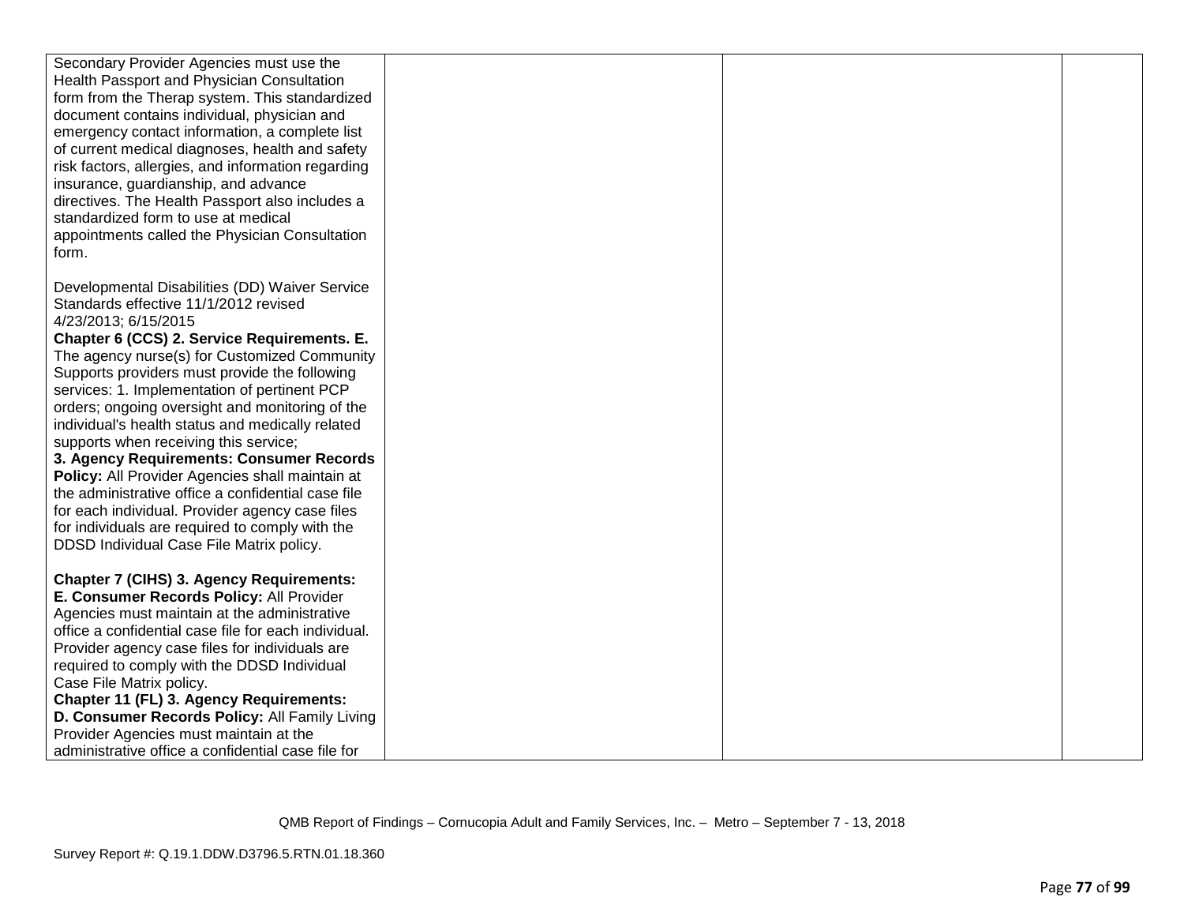| | | | |
|---|---|---|---|
| Secondary Provider Agencies must use the Health Passport and Physician Consultation form from the Therap system. This standardized document contains individual, physician and emergency contact information, a complete list of current medical diagnoses, health and safety risk factors, allergies, and information regarding insurance, guardianship, and advance directives. The Health Passport also includes a standardized form to use at medical appointments called the Physician Consultation form.<br><br>Developmental Disabilities (DD) Waiver Service Standards effective 11/1/2012 revised 4/23/2013; 6/15/2015<br>**Chapter 6 (CCS) 2. Service Requirements. E.** The agency nurse(s) for Customized Community Supports providers must provide the following services: 1. Implementation of pertinent PCP orders; ongoing oversight and monitoring of the individual's health status and medically related supports when receiving this service;<br>**3. Agency Requirements: Consumer Records Policy:** All Provider Agencies shall maintain at the administrative office a confidential case file for each individual. Provider agency case files for individuals are required to comply with the DDSD Individual Case File Matrix policy.<br><br>**Chapter 7 (CIHS) 3. Agency Requirements: E. Consumer Records Policy:** All Provider Agencies must maintain at the administrative office a confidential case file for each individual. Provider agency case files for individuals are required to comply with the DDSD Individual Case File Matrix policy.<br>**Chapter 11 (FL) 3. Agency Requirements: D. Consumer Records Policy:** All Family Living Provider Agencies must maintain at the administrative office a confidential case file for | | | |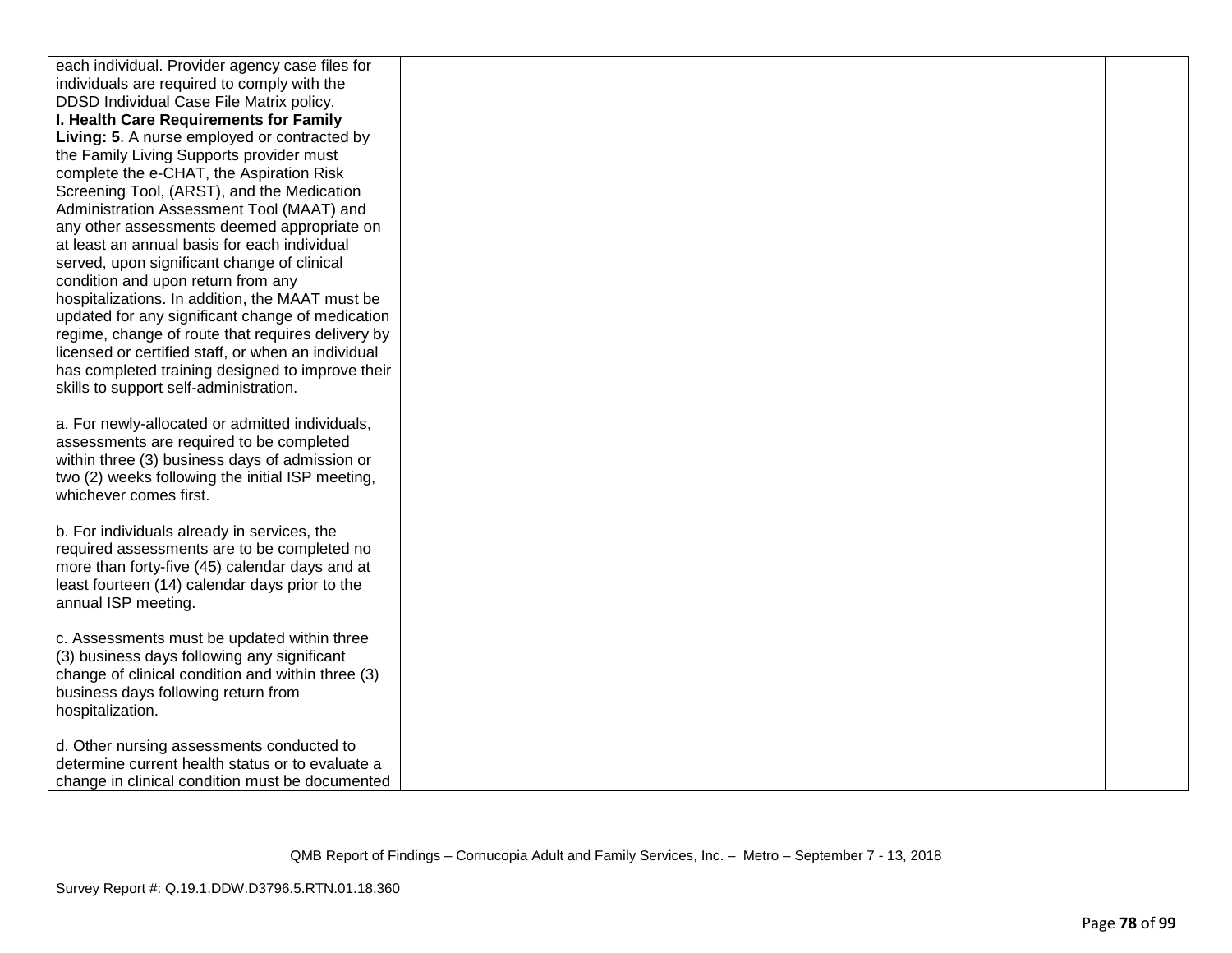| | | | |
|---|---|---|---|
| each individual. Provider agency case files for individuals are required to comply with the DDSD Individual Case File Matrix policy.<br>**I. Health Care Requirements for Family Living: 5**. A nurse employed or contracted by the Family Living Supports provider must complete the e-CHAT, the Aspiration Risk Screening Tool, (ARST), and the Medication Administration Assessment Tool (MAAT) and any other assessments deemed appropriate on at least an annual basis for each individual served, upon significant change of clinical condition and upon return from any hospitalizations. In addition, the MAAT must be updated for any significant change of medication regime, change of route that requires delivery by licensed or certified staff, or when an individual has completed training designed to improve their skills to support self-administration.<br><br>a. For newly-allocated or admitted individuals, assessments are required to be completed within three (3) business days of admission or two (2) weeks following the initial ISP meeting, whichever comes first.<br><br>b. For individuals already in services, the required assessments are to be completed no more than forty-five (45) calendar days and at least fourteen (14) calendar days prior to the annual ISP meeting.<br><br>c. Assessments must be updated within three (3) business days following any significant change of clinical condition and within three (3) business days following return from hospitalization.<br><br>d. Other nursing assessments conducted to determine current health status or to evaluate a change in clinical condition must be documented | | | |

QMB Report of Findings – Cornucopia Adult and Family Services, Inc. – Metro – September 7 - 13, 2018

Survey Report #: Q.19.1.DDW.D3796.5.RTN.01.18.360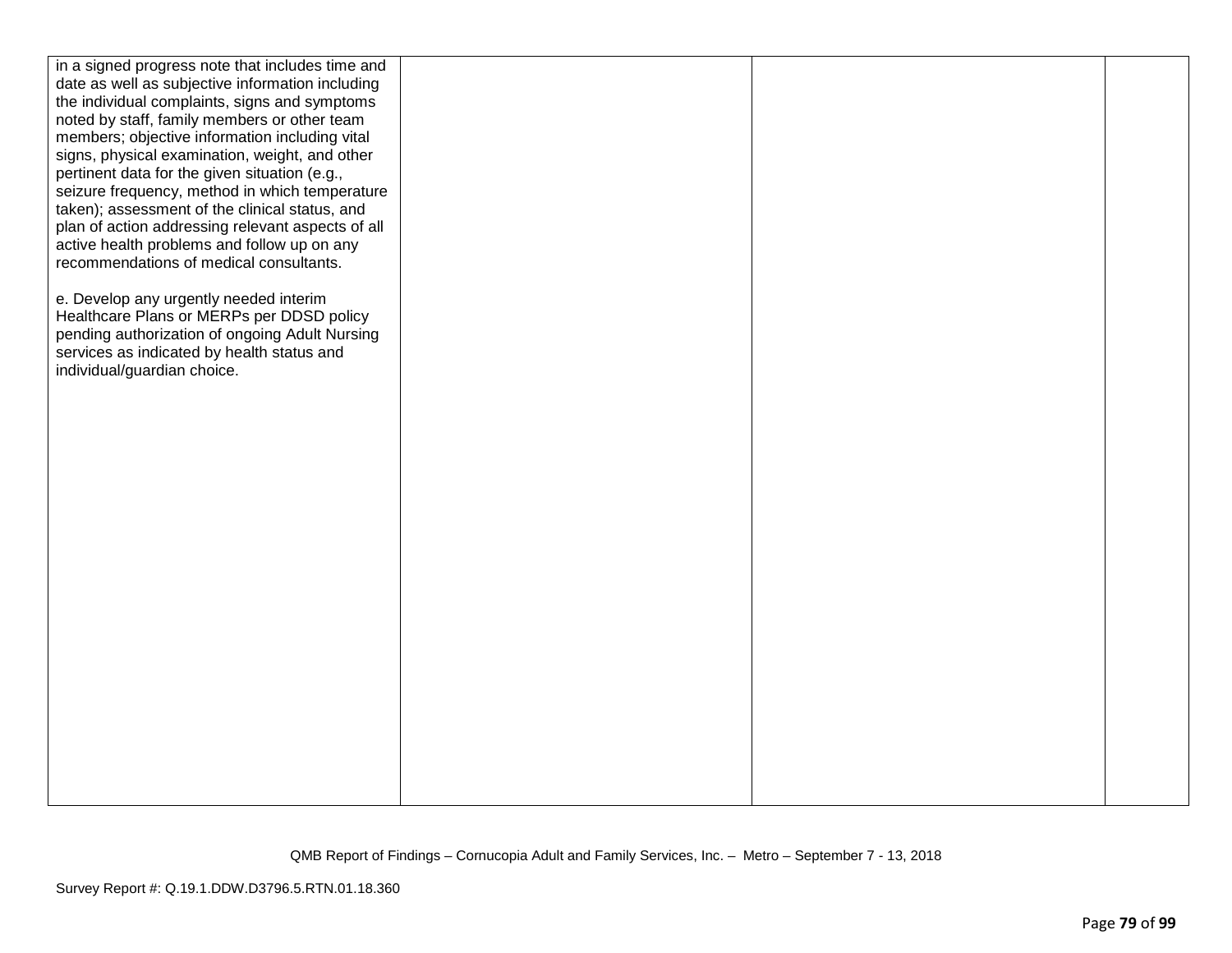| | | | |
|---|---|---|---|
| in a signed progress note that includes time and date as well as subjective information including the individual complaints, signs and symptoms noted by staff, family members or other team members; objective information including vital signs, physical examination, weight, and other pertinent data for the given situation (e.g., seizure frequency, method in which temperature taken); assessment of the clinical status, and plan of action addressing relevant aspects of all active health problems and follow up on any recommendations of medical consultants.<br><br>e. Develop any urgently needed interim Healthcare Plans or MERPs per DDSD policy pending authorization of ongoing Adult Nursing services as indicated by health status and individual/guardian choice. | | | |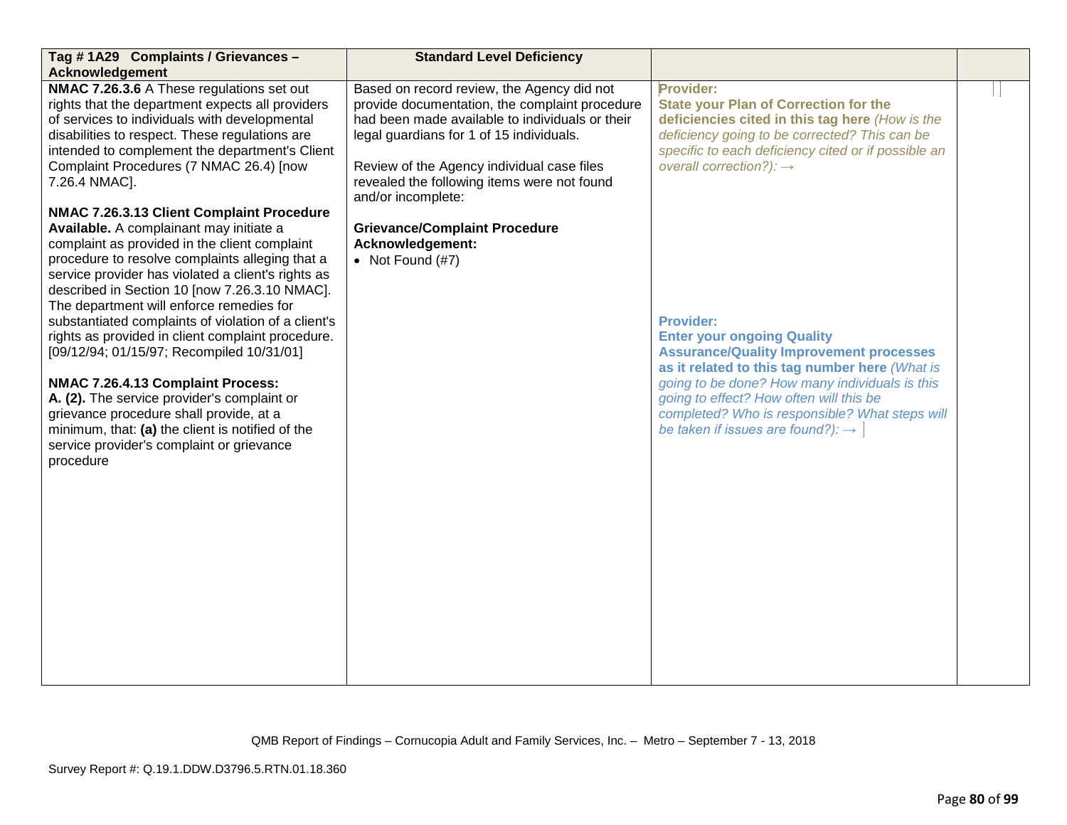| Tag # 1A29 Complaints / Grievances – Acknowledgement | Standard Level Deficiency | | |
|---|---|---|---|
| **NMAC 7.26.3.6** A These regulations set out rights that the department expects all providers of services to individuals with developmental disabilities to respect. These regulations are intended to complement the department's Client Complaint Procedures (7 NMAC 26.4) [now 7.26.4 NMAC].<br><br>**NMAC 7.26.3.13 Client Complaint Procedure Available.** A complainant may initiate a complaint as provided in the client complaint procedure to resolve complaints alleging that a service provider has violated a client's rights as described in Section 10 [now 7.26.3.10 NMAC]. The department will enforce remedies for substantiated complaints of violation of a client's rights as provided in client complaint procedure. [09/12/94; 01/15/97; Recompiled 10/31/01]<br><br>**NMAC 7.26.4.13 Complaint Process:**<br>**A. (2).** The service provider's complaint or grievance procedure shall provide, at a minimum, that: **(a)** the client is notified of the service provider's complaint or grievance procedure | Based on record review, the Agency did not provide documentation, the complaint procedure had been made available to individuals or their legal guardians for 1 of 15 individuals.<br><br>Review of the Agency individual case files revealed the following items were not found and/or incomplete:<br><br>**Grievance/Complaint Procedure Acknowledgement:**<br>• Not Found (#7) | **Provider:**<br>**State your Plan of Correction for the deficiencies cited in this tag here** *(How is the deficiency going to be corrected? This can be specific to each deficiency cited or if possible an overall correction?):* →<br><br>**Provider:**<br>**Enter your ongoing Quality Assurance/Quality Improvement processes as it related to this tag number here** *(What is going to be done? How many individuals is this going to effect? How often will this be completed? Who is responsible? What steps will be taken if issues are found?):* → | |

QMB Report of Findings – Cornucopia Adult and Family Services, Inc. – Metro – September 7 - 13, 2018

Survey Report #: Q.19.1.DDW.D3796.5.RTN.01.18.360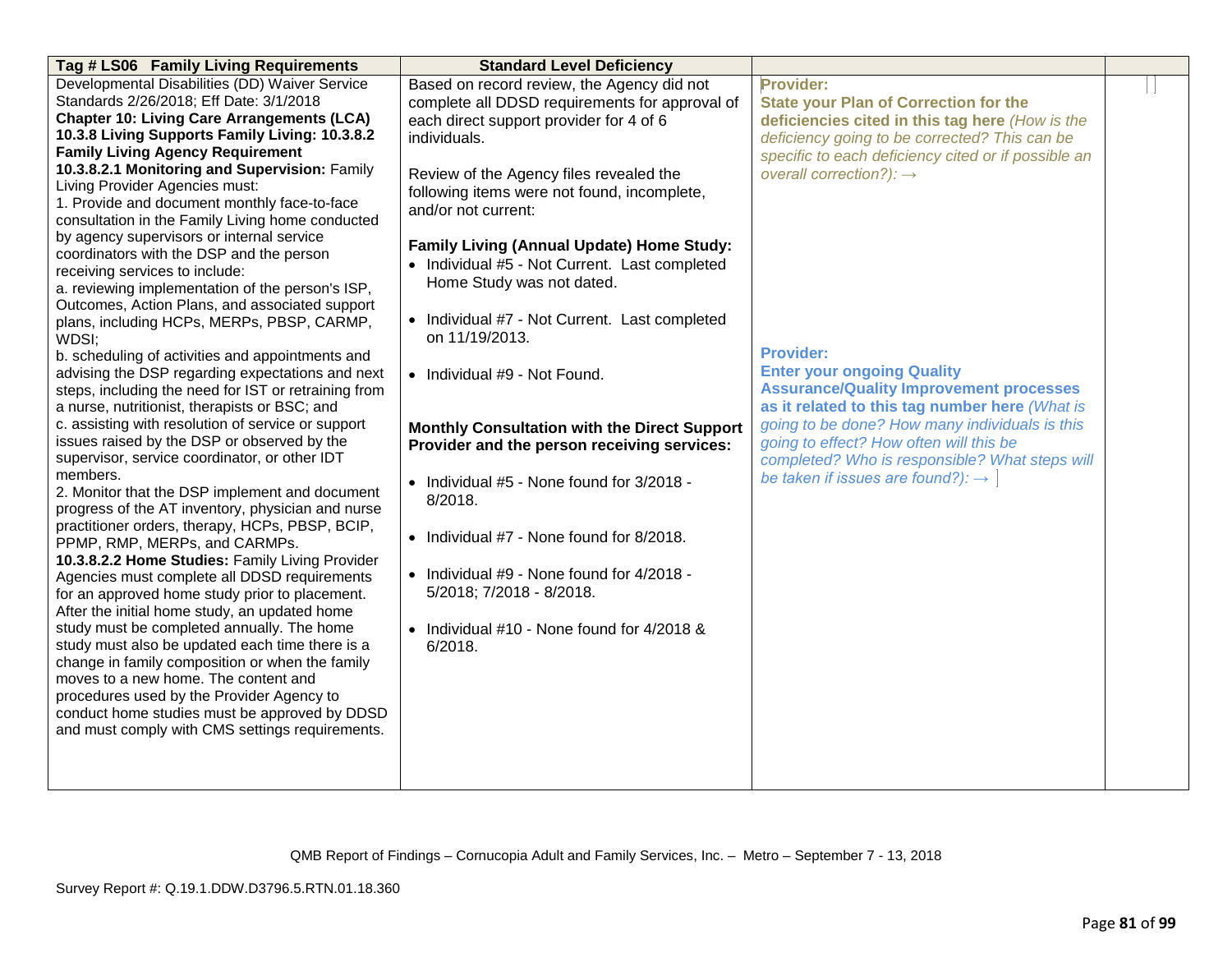| Tag # LS06 Family Living Requirements | Standard Level Deficiency | | |
|---|---|---|---|
| Developmental Disabilities (DD) Waiver Service Standards 2/26/2018; Eff Date: 3/1/2018<br>**Chapter 10: Living Care Arrangements (LCA) 10.3.8 Living Supports Family Living: 10.3.8.2 Family Living Agency Requirement**<br>**10.3.8.2.1 Monitoring and Supervision:** Family Living Provider Agencies must:<br>1. Provide and document monthly face-to-face consultation in the Family Living home conducted by agency supervisors or internal service coordinators with the DSP and the person receiving services to include:<br>a. reviewing implementation of the person's ISP, Outcomes, Action Plans, and associated support plans, including HCPs, MERPs, PBSP, CARMP, WDSI;<br>b. scheduling of activities and appointments and advising the DSP regarding expectations and next steps, including the need for IST or retraining from a nurse, nutritionist, therapists or BSC; and<br>c. assisting with resolution of service or support issues raised by the DSP or observed by the supervisor, service coordinator, or other IDT members.<br>2. Monitor that the DSP implement and document progress of the AT inventory, physician and nurse practitioner orders, therapy, HCPs, PBSP, BCIP, PPMP, RMP, MERPs, and CARMPs.<br>**10.3.8.2.2 Home Studies:** Family Living Provider Agencies must complete all DDSD requirements for an approved home study prior to placement. After the initial home study, an updated home study must be completed annually. The home study must also be updated each time there is a change in family composition or when the family moves to a new home. The content and procedures used by the Provider Agency to conduct home studies must be approved by DDSD and must comply with CMS settings requirements. | Based on record review, the Agency did not complete all DDSD requirements for approval of each direct support provider for 4 of 6 individuals.<br><br>Review of the Agency files revealed the following items were not found, incomplete, and/or not current:<br><br>**Family Living (Annual Update) Home Study:**<br>• Individual #5 - Not Current. Last completed Home Study was not dated.<br><br>• Individual #7 - Not Current. Last completed on 11/19/2013.<br><br>• Individual #9 - Not Found.<br><br>**Monthly Consultation with the Direct Support Provider and the person receiving services:**<br><br>• Individual #5 - None found for 3/2018 - 8/2018.<br><br>• Individual #7 - None found for 8/2018.<br><br>• Individual #9 - None found for 4/2018 - 5/2018; 7/2018 - 8/2018.<br><br>• Individual #10 - None found for 4/2018 & 6/2018. | **Provider:**<br>**State your Plan of Correction for the deficiencies cited in this tag here** *(How is the deficiency going to be corrected? This can be specific to each deficiency cited or if possible an overall correction?):* →<br><br>**Provider:**<br>**Enter your ongoing Quality Assurance/Quality Improvement processes as it related to this tag number here** *(What is going to be done? How many individuals is this going to effect? How often will this be completed? Who is responsible? What steps will be taken if issues are found?):* → | |

QMB Report of Findings – Cornucopia Adult and Family Services, Inc. – Metro – September 7 - 13, 2018

Survey Report #: Q.19.1.DDW.D3796.5.RTN.01.18.360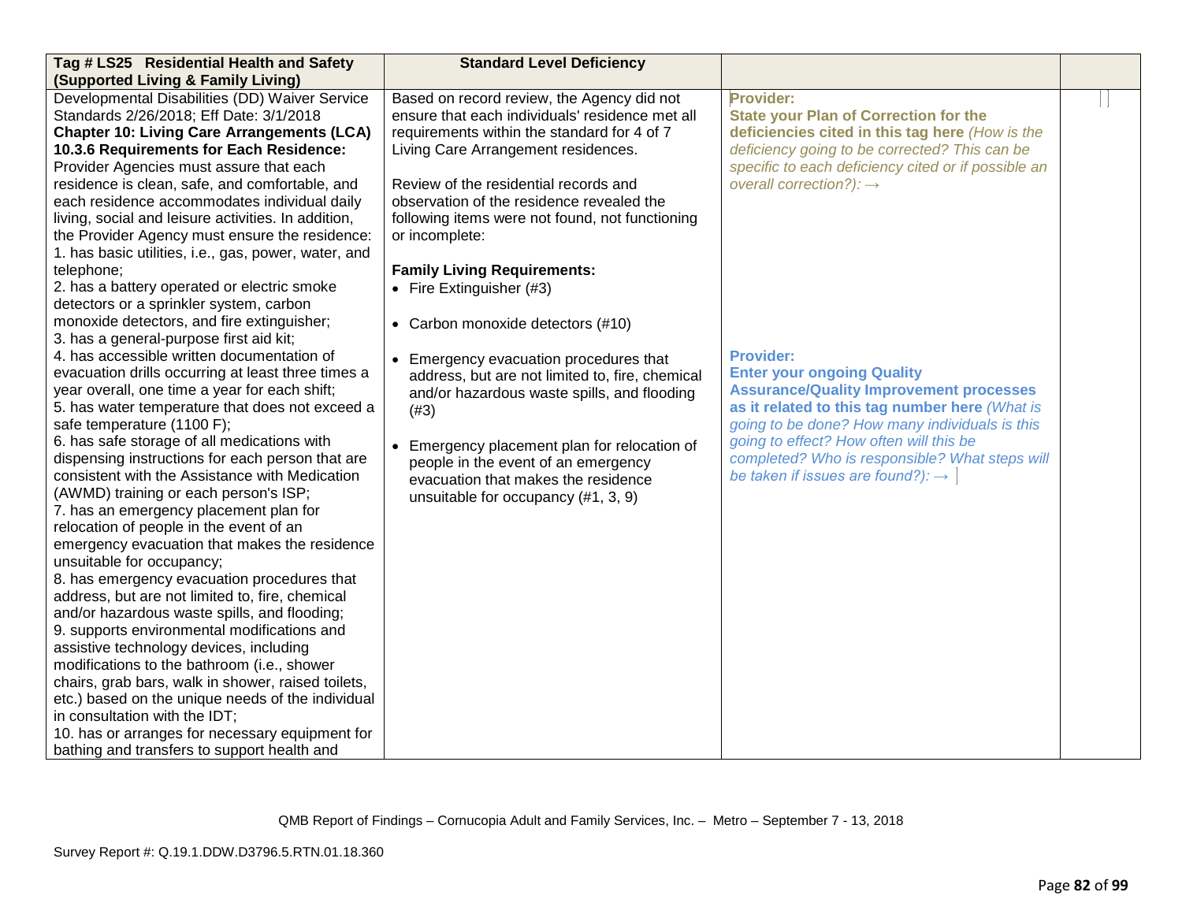| Tag # LS25 Residential Health and Safety (Supported Living & Family Living) | Standard Level Deficiency | | |
|---|---|---|---|
| Developmental Disabilities (DD) Waiver Service Standards 2/26/2018; Eff Date: 3/1/2018<br>**Chapter 10: Living Care Arrangements (LCA)**<br>**10.3.6 Requirements for Each Residence:** Provider Agencies must assure that each residence is clean, safe, and comfortable, and each residence accommodates individual daily living, social and leisure activities. In addition, the Provider Agency must ensure the residence:<br>1. has basic utilities, i.e., gas, power, water, and telephone;<br>2. has a battery operated or electric smoke detectors or a sprinkler system, carbon monoxide detectors, and fire extinguisher;<br>3. has a general-purpose first aid kit;<br>4. has accessible written documentation of evacuation drills occurring at least three times a year overall, one time a year for each shift;<br>5. has water temperature that does not exceed a safe temperature (1100 F);<br>6. has safe storage of all medications with dispensing instructions for each person that are consistent with the Assistance with Medication (AWMD) training or each person's ISP;<br>7. has an emergency placement plan for relocation of people in the event of an emergency evacuation that makes the residence unsuitable for occupancy;<br>8. has emergency evacuation procedures that address, but are not limited to, fire, chemical and/or hazardous waste spills, and flooding;<br>9. supports environmental modifications and assistive technology devices, including modifications to the bathroom (i.e., shower chairs, grab bars, walk in shower, raised toilets, etc.) based on the unique needs of the individual in consultation with the IDT;<br>10. has or arranges for necessary equipment for bathing and transfers to support health and | Based on record review, the Agency did not ensure that each individuals' residence met all requirements within the standard for 4 of 7 Living Care Arrangement residences.<br><br>Review of the residential records and observation of the residence revealed the following items were not found, not functioning or incomplete:<br><br>**Family Living Requirements:**<br>• Fire Extinguisher (#3)<br><br>• Carbon monoxide detectors (#10)<br><br>• Emergency evacuation procedures that address, but are not limited to, fire, chemical and/or hazardous waste spills, and flooding (#3)<br><br>• Emergency placement plan for relocation of people in the event of an emergency evacuation that makes the residence unsuitable for occupancy (#1, 3, 9) | **Provider:**<br>**State your Plan of Correction for the deficiencies cited in this tag here** *(How is the deficiency going to be corrected? This can be specific to each deficiency cited or if possible an overall correction?):* →<br><br>**Provider:**<br>**Enter your ongoing Quality Assurance/Quality Improvement processes as it related to this tag number here** *(What is going to be done? How many individuals is this going to effect? How often will this be completed? Who is responsible? What steps will be taken if issues are found?):* → | |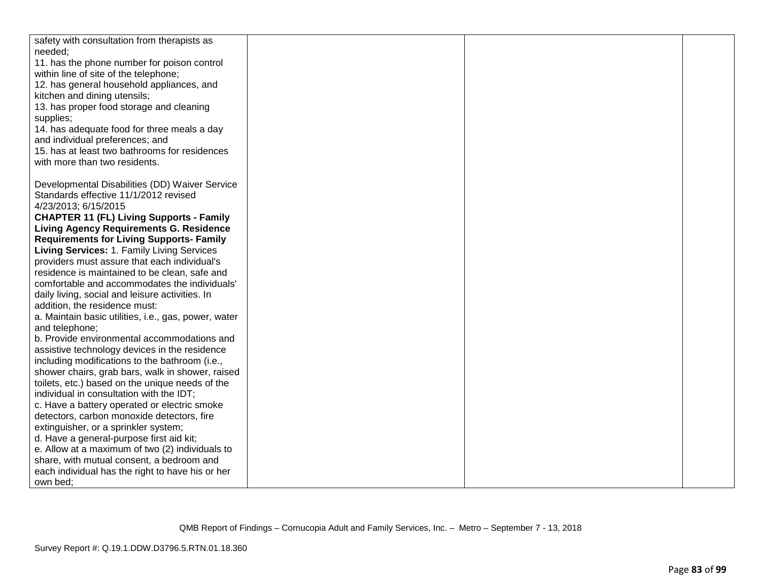| | | | |
|---|---|---|---|
| safety with consultation from therapists as needed;<br>11. has the phone number for poison control within line of site of the telephone;<br>12. has general household appliances, and kitchen and dining utensils;<br>13. has proper food storage and cleaning supplies;<br>14. has adequate food for three meals a day and individual preferences; and<br>15. has at least two bathrooms for residences with more than two residents.<br><br>Developmental Disabilities (DD) Waiver Service Standards effective 11/1/2012 revised 4/23/2013; 6/15/2015<br>**CHAPTER 11 (FL) Living Supports - Family Living Agency Requirements G. Residence Requirements for Living Supports- Family Living Services:** 1. Family Living Services providers must assure that each individual's residence is maintained to be clean, safe and comfortable and accommodates the individuals' daily living, social and leisure activities. In addition, the residence must:<br>a. Maintain basic utilities, i.e., gas, power, water and telephone;<br>b. Provide environmental accommodations and assistive technology devices in the residence including modifications to the bathroom (i.e., shower chairs, grab bars, walk in shower, raised toilets, etc.) based on the unique needs of the individual in consultation with the IDT;<br>c. Have a battery operated or electric smoke detectors, carbon monoxide detectors, fire extinguisher, or a sprinkler system;<br>d. Have a general-purpose first aid kit;<br>e. Allow at a maximum of two (2) individuals to share, with mutual consent, a bedroom and each individual has the right to have his or her own bed; | | | |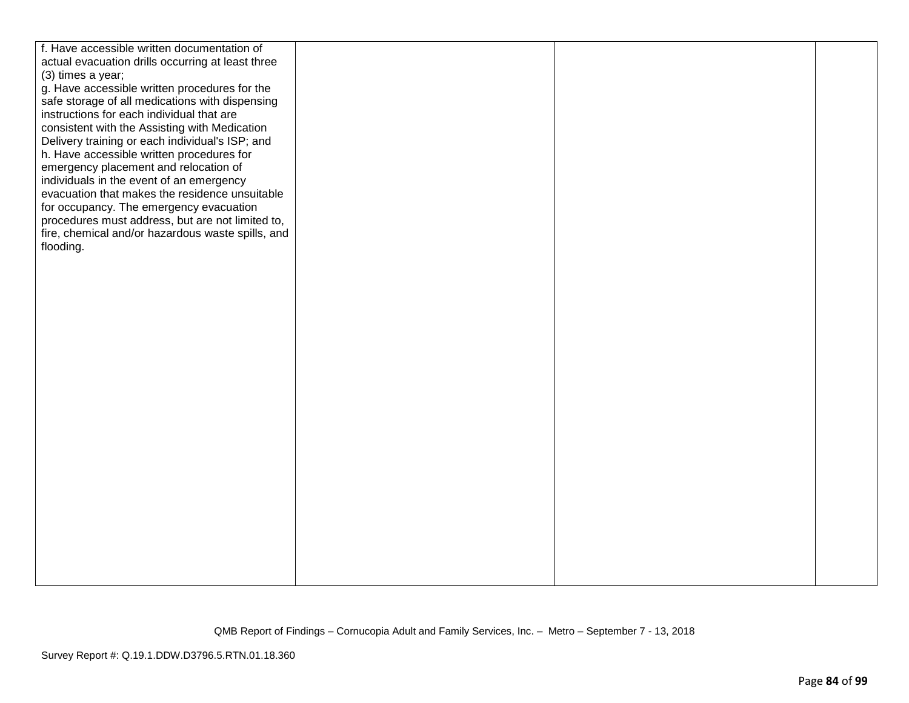| | | | |
|---|---|---|---|
| f. Have accessible written documentation of actual evacuation drills occurring at least three (3) times a year;<br>g. Have accessible written procedures for the safe storage of all medications with dispensing instructions for each individual that are consistent with the Assisting with Medication Delivery training or each individual's ISP; and<br>h. Have accessible written procedures for emergency placement and relocation of individuals in the event of an emergency evacuation that makes the residence unsuitable for occupancy. The emergency evacuation procedures must address, but are not limited to, fire, chemical and/or hazardous waste spills, and flooding. | | | |

QMB Report of Findings – Cornucopia Adult and Family Services, Inc. – Metro – September 7 - 13, 2018

Survey Report #: Q.19.1.DDW.D3796.5.RTN.01.18.360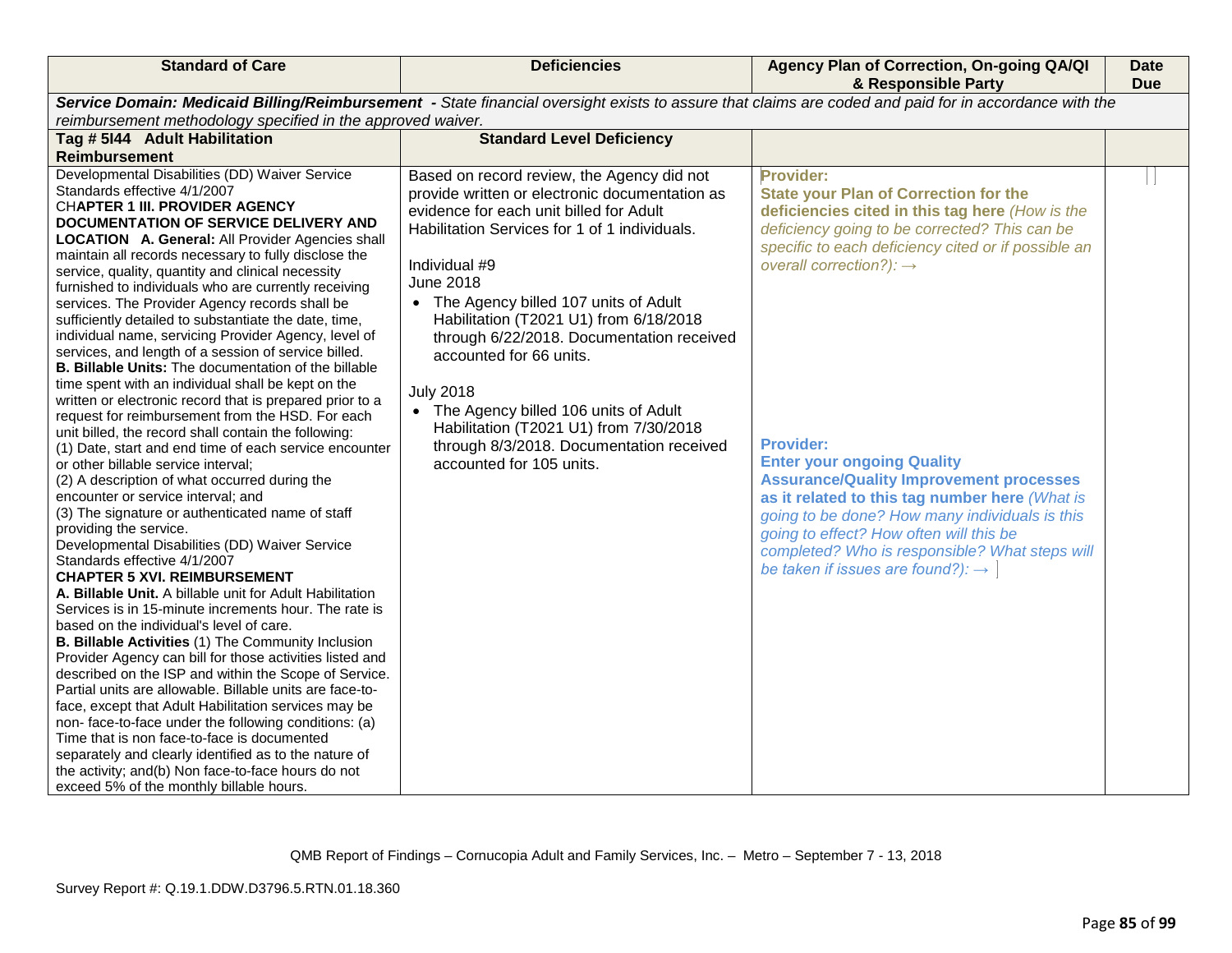| Standard of Care | Deficiencies | Agency Plan of Correction, On-going QA/QI & Responsible Party | Date Due |
|---|---|---|---|
| ***Service Domain: Medicaid Billing/Reimbursement** - State financial oversight exists to assure that claims are coded and paid for in accordance with the reimbursement methodology specified in the approved waiver.* | | | |
| **Tag # 5I44 Adult Habilitation Reimbursement** | **Standard Level Deficiency** | | |
| Developmental Disabilities (DD) Waiver Service Standards effective 4/1/2007<br>**CHAPTER 1 III. PROVIDER AGENCY DOCUMENTATION OF SERVICE DELIVERY AND LOCATION A. General:** All Provider Agencies shall maintain all records necessary to fully disclose the service, quality, quantity and clinical necessity furnished to individuals who are currently receiving services. The Provider Agency records shall be sufficiently detailed to substantiate the date, time, individual name, servicing Provider Agency, level of services, and length of a session of service billed.<br>**B. Billable Units:** The documentation of the billable time spent with an individual shall be kept on the written or electronic record that is prepared prior to a request for reimbursement from the HSD. For each unit billed, the record shall contain the following:<br>(1) Date, start and end time of each service encounter or other billable service interval;<br>(2) A description of what occurred during the encounter or service interval; and<br>(3) The signature or authenticated name of staff providing the service.<br>Developmental Disabilities (DD) Waiver Service Standards effective 4/1/2007<br>**CHAPTER 5 XVI. REIMBURSEMENT**<br>**A. Billable Unit.** A billable unit for Adult Habilitation Services is in 15-minute increments hour. The rate is based on the individual's level of care.<br>**B. Billable Activities** (1) The Community Inclusion Provider Agency can bill for those activities listed and described on the ISP and within the Scope of Service. Partial units are allowable. Billable units are face-to-face, except that Adult Habilitation services may be non- face-to-face under the following conditions: (a) Time that is non face-to-face is documented separately and clearly identified as to the nature of the activity; and(b) Non face-to-face hours do not exceed 5% of the monthly billable hours. | Based on record review, the Agency did not provide written or electronic documentation as evidence for each unit billed for Adult Habilitation Services for 1 of 1 individuals.<br><br>Individual #9<br>June 2018<br>• The Agency billed 107 units of Adult Habilitation (T2021 U1) from 6/18/2018 through 6/22/2018. Documentation received accounted for 66 units.<br><br>July 2018<br>• The Agency billed 106 units of Adult Habilitation (T2021 U1) from 7/30/2018 through 8/3/2018. Documentation received accounted for 105 units. | **Provider:**<br>**State your Plan of Correction for the deficiencies cited in this tag here** *(How is the deficiency going to be corrected? This can be specific to each deficiency cited or if possible an overall correction?): →*<br><br>**Provider:**<br>**Enter your ongoing Quality Assurance/Quality Improvement processes as it related to this tag number here** *(What is going to be done? How many individuals is this going to effect? How often will this be completed? Who is responsible? What steps will be taken if issues are found?): →* | |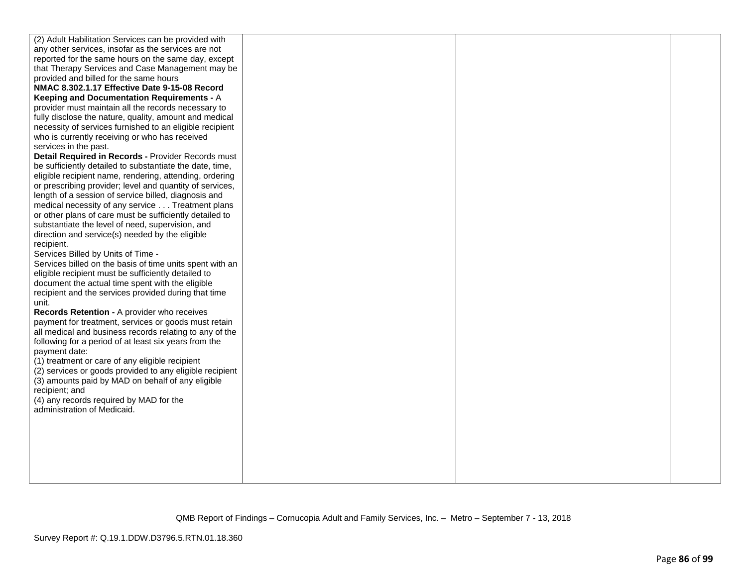| | | | |
|---|---|---|---|
| (2) Adult Habilitation Services can be provided with any other services, insofar as the services are not reported for the same hours on the same day, except that Therapy Services and Case Management may be provided and billed for the same hours<br>**NMAC 8.302.1.17 Effective Date 9-15-08 Record Keeping and Documentation Requirements -** A provider must maintain all the records necessary to fully disclose the nature, quality, amount and medical necessity of services furnished to an eligible recipient who is currently receiving or who has received services in the past.<br>**Detail Required in Records -** Provider Records must be sufficiently detailed to substantiate the date, time, eligible recipient name, rendering, attending, ordering or prescribing provider; level and quantity of services, length of a session of service billed, diagnosis and medical necessity of any service . . . Treatment plans or other plans of care must be sufficiently detailed to substantiate the level of need, supervision, and direction and service(s) needed by the eligible recipient.<br>Services Billed by Units of Time -<br>Services billed on the basis of time units spent with an eligible recipient must be sufficiently detailed to document the actual time spent with the eligible recipient and the services provided during that time unit.<br>**Records Retention -** A provider who receives payment for treatment, services or goods must retain all medical and business records relating to any of the following for a period of at least six years from the payment date:<br>(1) treatment or care of any eligible recipient<br>(2) services or goods provided to any eligible recipient<br>(3) amounts paid by MAD on behalf of any eligible recipient; and<br>(4) any records required by MAD for the administration of Medicaid. | | | |

QMB Report of Findings – Cornucopia Adult and Family Services, Inc. – Metro – September 7 - 13, 2018

Survey Report #: Q.19.1.DDW.D3796.5.RTN.01.18.360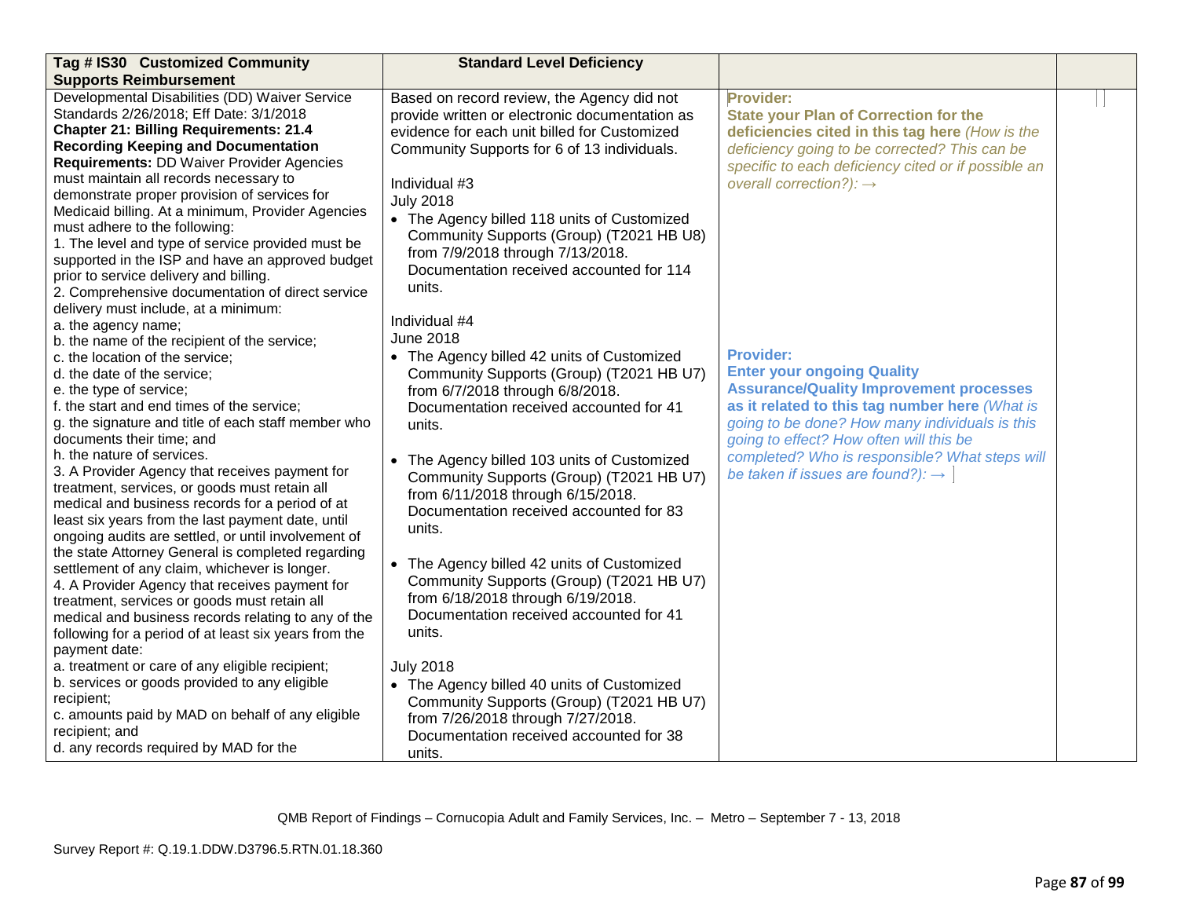| Tag # IS30 Customized Community Supports Reimbursement | Standard Level Deficiency | | |
|---|---|---|---|
| Developmental Disabilities (DD) Waiver Service Standards 2/26/2018; Eff Date: 3/1/2018<br>**Chapter 21: Billing Requirements: 21.4 Recording Keeping and Documentation Requirements:** DD Waiver Provider Agencies must maintain all records necessary to demonstrate proper provision of services for Medicaid billing. At a minimum, Provider Agencies must adhere to the following:<br>1. The level and type of service provided must be supported in the ISP and have an approved budget prior to service delivery and billing.<br>2. Comprehensive documentation of direct service delivery must include, at a minimum:<br>a. the agency name;<br>b. the name of the recipient of the service;<br>c. the location of the service;<br>d. the date of the service;<br>e. the type of service;<br>f. the start and end times of the service;<br>g. the signature and title of each staff member who documents their time; and<br>h. the nature of services.<br>3. A Provider Agency that receives payment for treatment, services, or goods must retain all medical and business records for a period of at least six years from the last payment date, until ongoing audits are settled, or until involvement of the state Attorney General is completed regarding settlement of any claim, whichever is longer.<br>4. A Provider Agency that receives payment for treatment, services or goods must retain all medical and business records relating to any of the following for a period of at least six years from the payment date:<br>a. treatment or care of any eligible recipient;<br>b. services or goods provided to any eligible recipient;<br>c. amounts paid by MAD on behalf of any eligible recipient; and<br>d. any records required by MAD for the | Based on record review, the Agency did not provide written or electronic documentation as evidence for each unit billed for Customized Community Supports for 6 of 13 individuals.<br><br>Individual #3<br>July 2018<br>• The Agency billed 118 units of Customized Community Supports (Group) (T2021 HB U8) from 7/9/2018 through 7/13/2018. Documentation received accounted for 114 units.<br><br>Individual #4<br>June 2018<br>• The Agency billed 42 units of Customized Community Supports (Group) (T2021 HB U7) from 6/7/2018 through 6/8/2018. Documentation received accounted for 41 units.<br><br>• The Agency billed 103 units of Customized Community Supports (Group) (T2021 HB U7) from 6/11/2018 through 6/15/2018. Documentation received accounted for 83 units.<br><br>• The Agency billed 42 units of Customized Community Supports (Group) (T2021 HB U7) from 6/18/2018 through 6/19/2018. Documentation received accounted for 41 units.<br><br>July 2018<br>• The Agency billed 40 units of Customized Community Supports (Group) (T2021 HB U7) from 7/26/2018 through 7/27/2018. Documentation received accounted for 38 units. | **Provider:**<br>**State your Plan of Correction for the deficiencies cited in this tag here** *(How is the deficiency going to be corrected? This can be specific to each deficiency cited or if possible an overall correction?):* →<br><br>**Provider:**<br>**Enter your ongoing Quality Assurance/Quality Improvement processes as it related to this tag number here** *(What is going to be done? How many individuals is this going to effect? How often will this be completed? Who is responsible? What steps will be taken if issues are found?):* → | |

QMB Report of Findings – Cornucopia Adult and Family Services, Inc. – Metro – September 7 - 13, 2018

Survey Report #: Q.19.1.DDW.D3796.5.RTN.01.18.360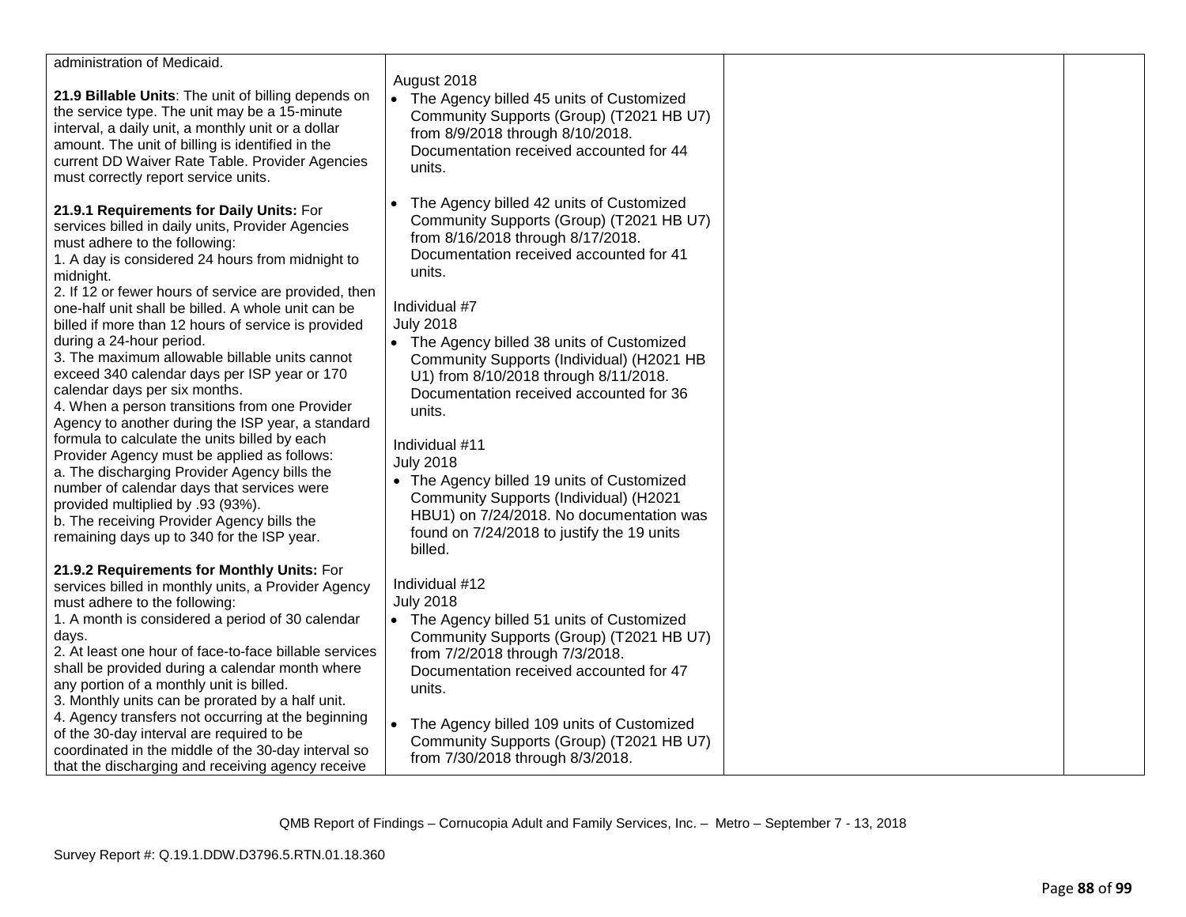| | | | |
|---|---|---|---|
| administration of Medicaid.<br><br>**21.9 Billable Units**: The unit of billing depends on the service type. The unit may be a 15-minute interval, a daily unit, a monthly unit or a dollar amount. The unit of billing is identified in the current DD Waiver Rate Table. Provider Agencies must correctly report service units.<br><br>**21.9.1 Requirements for Daily Units:** For services billed in daily units, Provider Agencies must adhere to the following:<br>1. A day is considered 24 hours from midnight to midnight.<br>2. If 12 or fewer hours of service are provided, then one-half unit shall be billed. A whole unit can be billed if more than 12 hours of service is provided during a 24-hour period.<br>3. The maximum allowable billable units cannot exceed 340 calendar days per ISP year or 170 calendar days per six months.<br>4. When a person transitions from one Provider Agency to another during the ISP year, a standard formula to calculate the units billed by each Provider Agency must be applied as follows:<br>a. The discharging Provider Agency bills the number of calendar days that services were provided multiplied by .93 (93%).<br>b. The receiving Provider Agency bills the remaining days up to 340 for the ISP year.<br><br>**21.9.2 Requirements for Monthly Units:** For services billed in monthly units, a Provider Agency must adhere to the following:<br>1. A month is considered a period of 30 calendar days.<br>2. At least one hour of face-to-face billable services shall be provided during a calendar month where any portion of a monthly unit is billed.<br>3. Monthly units can be prorated by a half unit.<br>4. Agency transfers not occurring at the beginning of the 30-day interval are required to be coordinated in the middle of the 30-day interval so that the discharging and receiving agency receive | August 2018<br>• The Agency billed 45 units of Customized Community Supports (Group) (T2021 HB U7) from 8/9/2018 through 8/10/2018. Documentation received accounted for 44 units.<br><br>• The Agency billed 42 units of Customized Community Supports (Group) (T2021 HB U7) from 8/16/2018 through 8/17/2018. Documentation received accounted for 41 units.<br><br>Individual #7<br>July 2018<br>• The Agency billed 38 units of Customized Community Supports (Individual) (H2021 HB U1) from 8/10/2018 through 8/11/2018. Documentation received accounted for 36 units.<br><br>Individual #11<br>July 2018<br>• The Agency billed 19 units of Customized Community Supports (Individual) (H2021 HBU1) on 7/24/2018. No documentation was found on 7/24/2018 to justify the 19 units billed.<br><br>Individual #12<br>July 2018<br>• The Agency billed 51 units of Customized Community Supports (Group) (T2021 HB U7) from 7/2/2018 through 7/3/2018. Documentation received accounted for 47 units.<br><br>• The Agency billed 109 units of Customized Community Supports (Group) (T2021 HB U7) from 7/30/2018 through 8/3/2018. | | |

QMB Report of Findings – Cornucopia Adult and Family Services, Inc. – Metro – September 7 - 13, 2018

Survey Report #: Q.19.1.DDW.D3796.5.RTN.01.18.360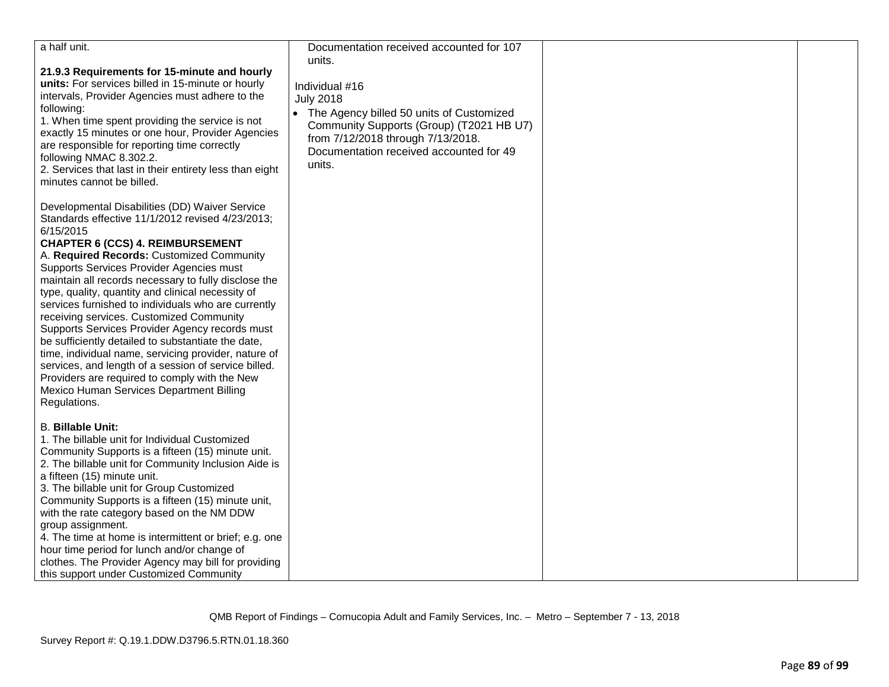| | | | |
|---|---|---|---|
| a half unit.<br><br>**21.9.3 Requirements for 15-minute and hourly units:** For services billed in 15-minute or hourly intervals, Provider Agencies must adhere to the following:<br>1. When time spent providing the service is not exactly 15 minutes or one hour, Provider Agencies are responsible for reporting time correctly following NMAC 8.302.2.<br>2. Services that last in their entirety less than eight minutes cannot be billed.<br><br>Developmental Disabilities (DD) Waiver Service Standards effective 11/1/2012 revised 4/23/2013; 6/15/2015<br>**CHAPTER 6 (CCS) 4. REIMBURSEMENT**<br>A. **Required Records:** Customized Community Supports Services Provider Agencies must maintain all records necessary to fully disclose the type, quality, quantity and clinical necessity of services furnished to individuals who are currently receiving services. Customized Community Supports Services Provider Agency records must be sufficiently detailed to substantiate the date, time, individual name, servicing provider, nature of services, and length of a session of service billed. Providers are required to comply with the New Mexico Human Services Department Billing Regulations.<br><br>B. **Billable Unit:**<br>1. The billable unit for Individual Customized Community Supports is a fifteen (15) minute unit.<br>2. The billable unit for Community Inclusion Aide is a fifteen (15) minute unit.<br>3. The billable unit for Group Customized Community Supports is a fifteen (15) minute unit, with the rate category based on the NM DDW group assignment.<br>4. The time at home is intermittent or brief; e.g. one hour time period for lunch and/or change of clothes. The Provider Agency may bill for providing this support under Customized Community | Documentation received accounted for 107 units.<br><br>Individual #16<br>July 2018<br>• The Agency billed 50 units of Customized Community Supports (Group) (T2021 HB U7) from 7/12/2018 through 7/13/2018. Documentation received accounted for 49 units. | | |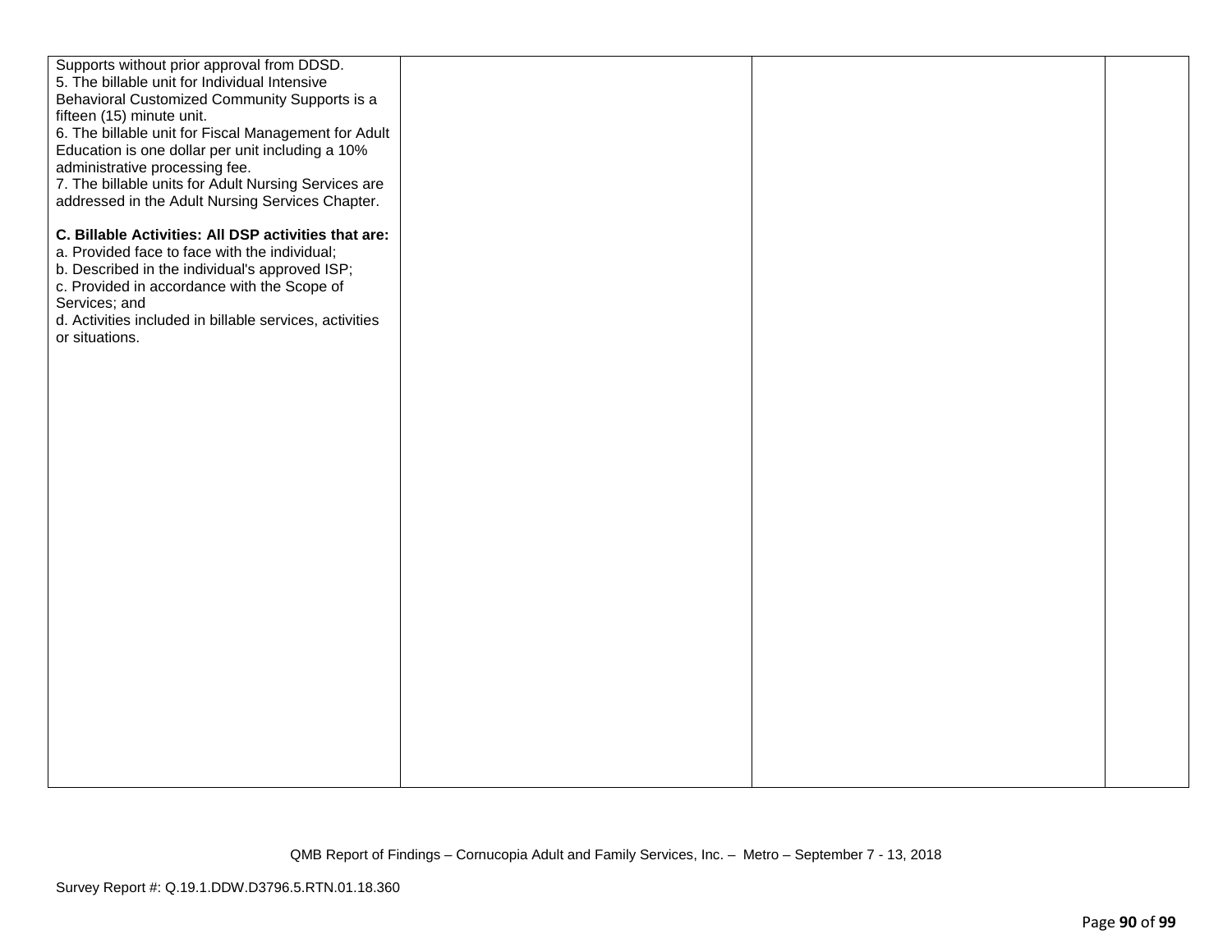| | | | |
|---|---|---|---|
| Supports without prior approval from DDSD.<br>5. The billable unit for Individual Intensive Behavioral Customized Community Supports is a fifteen (15) minute unit.<br>6. The billable unit for Fiscal Management for Adult Education is one dollar per unit including a 10% administrative processing fee.<br>7. The billable units for Adult Nursing Services are addressed in the Adult Nursing Services Chapter.<br><br>**C. Billable Activities: All DSP activities that are:**<br>a. Provided face to face with the individual;<br>b. Described in the individual's approved ISP;<br>c. Provided in accordance with the Scope of Services; and<br>d. Activities included in billable services, activities or situations. | | | |

QMB Report of Findings – Cornucopia Adult and Family Services, Inc. – Metro – September 7 - 13, 2018

Survey Report #: Q.19.1.DDW.D3796.5.RTN.01.18.360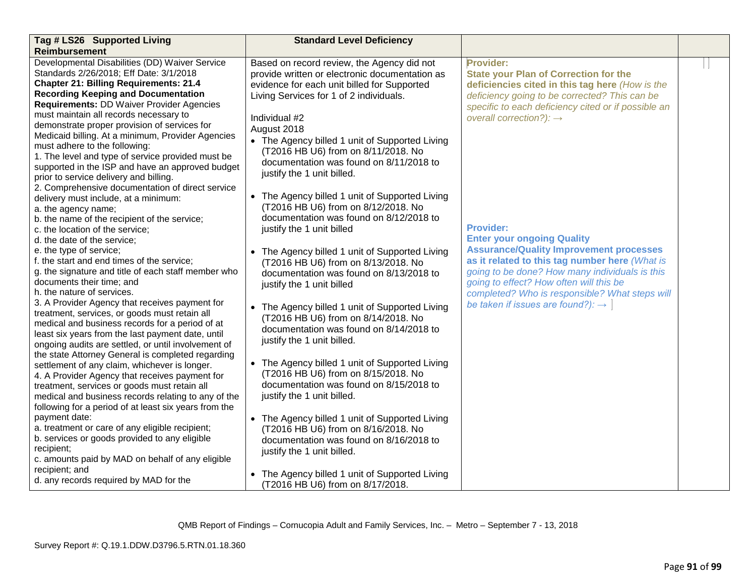| Tag # LS26 Supported Living Reimbursement | Standard Level Deficiency | | |
|---|---|---|---|
| Developmental Disabilities (DD) Waiver Service Standards 2/26/2018; Eff Date: 3/1/2018<br>**Chapter 21: Billing Requirements: 21.4 Recording Keeping and Documentation Requirements:** DD Waiver Provider Agencies must maintain all records necessary to demonstrate proper provision of services for Medicaid billing. At a minimum, Provider Agencies must adhere to the following:<br>1. The level and type of service provided must be supported in the ISP and have an approved budget prior to service delivery and billing.<br>2. Comprehensive documentation of direct service delivery must include, at a minimum:<br>a. the agency name;<br>b. the name of the recipient of the service;<br>c. the location of the service;<br>d. the date of the service;<br>e. the type of service;<br>f. the start and end times of the service;<br>g. the signature and title of each staff member who documents their time; and<br>h. the nature of services.<br>3. A Provider Agency that receives payment for treatment, services, or goods must retain all medical and business records for a period of at least six years from the last payment date, until ongoing audits are settled, or until involvement of the state Attorney General is completed regarding settlement of any claim, whichever is longer.<br>4. A Provider Agency that receives payment for treatment, services or goods must retain all medical and business records relating to any of the following for a period of at least six years from the payment date:<br>a. treatment or care of any eligible recipient;<br>b. services or goods provided to any eligible recipient;<br>c. amounts paid by MAD on behalf of any eligible recipient; and<br>d. any records required by MAD for the | Based on record review, the Agency did not provide written or electronic documentation as evidence for each unit billed for Supported Living Services for 1 of 2 individuals.<br><br>Individual #2<br>August 2018<br>• The Agency billed 1 unit of Supported Living (T2016 HB U6) from on 8/11/2018. No documentation was found on 8/11/2018 to justify the 1 unit billed.<br><br>• The Agency billed 1 unit of Supported Living (T2016 HB U6) from on 8/12/2018. No documentation was found on 8/12/2018 to justify the 1 unit billed<br><br>• The Agency billed 1 unit of Supported Living (T2016 HB U6) from on 8/13/2018. No documentation was found on 8/13/2018 to justify the 1 unit billed<br><br>• The Agency billed 1 unit of Supported Living (T2016 HB U6) from on 8/14/2018. No documentation was found on 8/14/2018 to justify the 1 unit billed.<br><br>• The Agency billed 1 unit of Supported Living (T2016 HB U6) from on 8/15/2018. No documentation was found on 8/15/2018 to justify the 1 unit billed.<br><br>• The Agency billed 1 unit of Supported Living (T2016 HB U6) from on 8/16/2018. No documentation was found on 8/16/2018 to justify the 1 unit billed.<br><br>• The Agency billed 1 unit of Supported Living (T2016 HB U6) from on 8/17/2018. | **Provider:**<br>**State your Plan of Correction for the deficiencies cited in this tag here** *(How is the deficiency going to be corrected? This can be specific to each deficiency cited or if possible an overall correction?):* →<br><br><br><br><br>**Provider:**<br>**Enter your ongoing Quality Assurance/Quality Improvement processes as it related to this tag number here** *(What is going to be done? How many individuals is this going to effect? How often will this be completed? Who is responsible? What steps will be taken if issues are found?):* → | |

QMB Report of Findings – Cornucopia Adult and Family Services, Inc. – Metro – September 7 - 13, 2018

Survey Report #: Q.19.1.DDW.D3796.5.RTN.01.18.360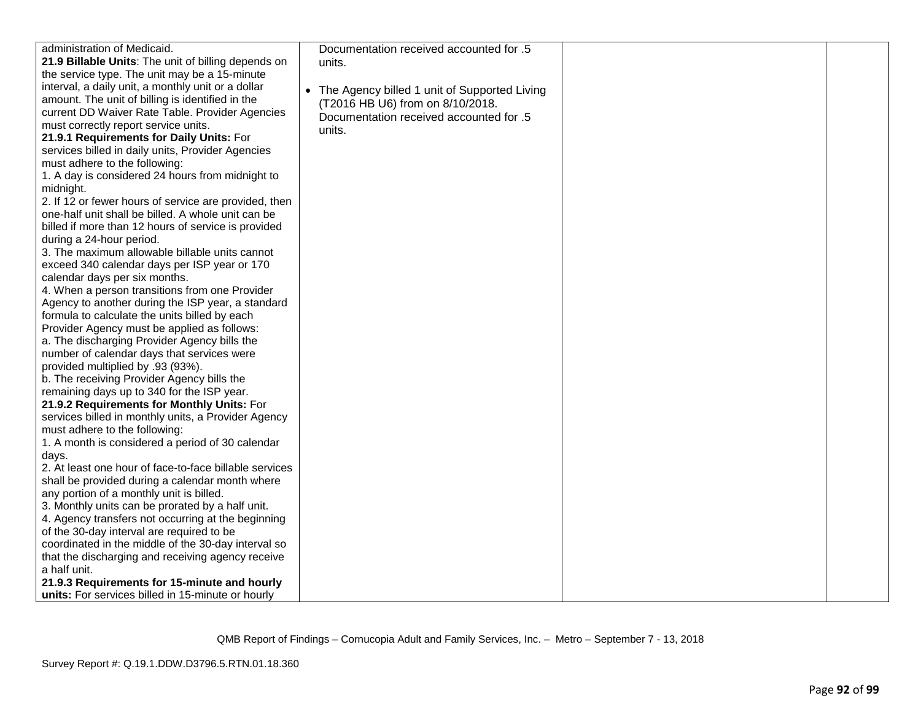| | | | |
|---|---|---|---|
| administration of Medicaid.<br>**21.9 Billable Units**: The unit of billing depends on the service type. The unit may be a 15-minute interval, a daily unit, a monthly unit or a dollar amount. The unit of billing is identified in the current DD Waiver Rate Table. Provider Agencies must correctly report service units.<br>**21.9.1 Requirements for Daily Units:** For services billed in daily units, Provider Agencies must adhere to the following:<br>1. A day is considered 24 hours from midnight to midnight.<br>2. If 12 or fewer hours of service are provided, then one-half unit shall be billed. A whole unit can be billed if more than 12 hours of service is provided during a 24-hour period.<br>3. The maximum allowable billable units cannot exceed 340 calendar days per ISP year or 170 calendar days per six months.<br>4. When a person transitions from one Provider Agency to another during the ISP year, a standard formula to calculate the units billed by each Provider Agency must be applied as follows:<br>a. The discharging Provider Agency bills the number of calendar days that services were provided multiplied by .93 (93%).<br>b. The receiving Provider Agency bills the remaining days up to 340 for the ISP year.<br>**21.9.2 Requirements for Monthly Units:** For services billed in monthly units, a Provider Agency must adhere to the following:<br>1. A month is considered a period of 30 calendar days.<br>2. At least one hour of face-to-face billable services shall be provided during a calendar month where any portion of a monthly unit is billed.<br>3. Monthly units can be prorated by a half unit.<br>4. Agency transfers not occurring at the beginning of the 30-day interval are required to be coordinated in the middle of the 30-day interval so that the discharging and receiving agency receive a half unit.<br>**21.9.3 Requirements for 15-minute and hourly units:** For services billed in 15-minute or hourly | Documentation received accounted for .5 units.<br><br>• The Agency billed 1 unit of Supported Living (T2016 HB U6) from on 8/10/2018. Documentation received accounted for .5 units. | | |

QMB Report of Findings – Cornucopia Adult and Family Services, Inc. – Metro – September 7 - 13, 2018

Survey Report #: Q.19.1.DDW.D3796.5.RTN.01.18.360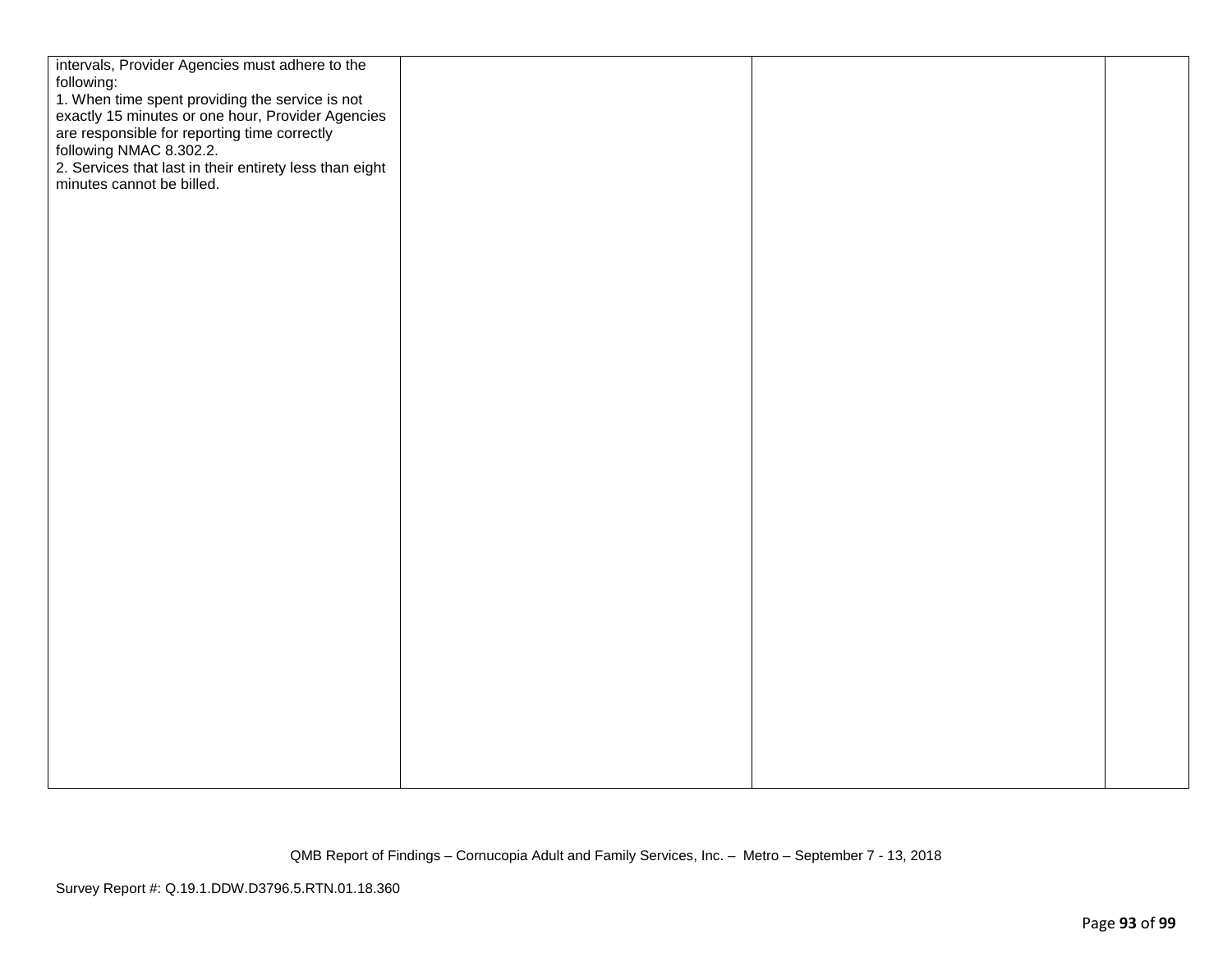| | | | |
|---|---|---|---|
| intervals, Provider Agencies must adhere to the following:<br>1. When time spent providing the service is not exactly 15 minutes or one hour, Provider Agencies are responsible for reporting time correctly following NMAC 8.302.2.<br>2. Services that last in their entirety less than eight minutes cannot be billed. | | | |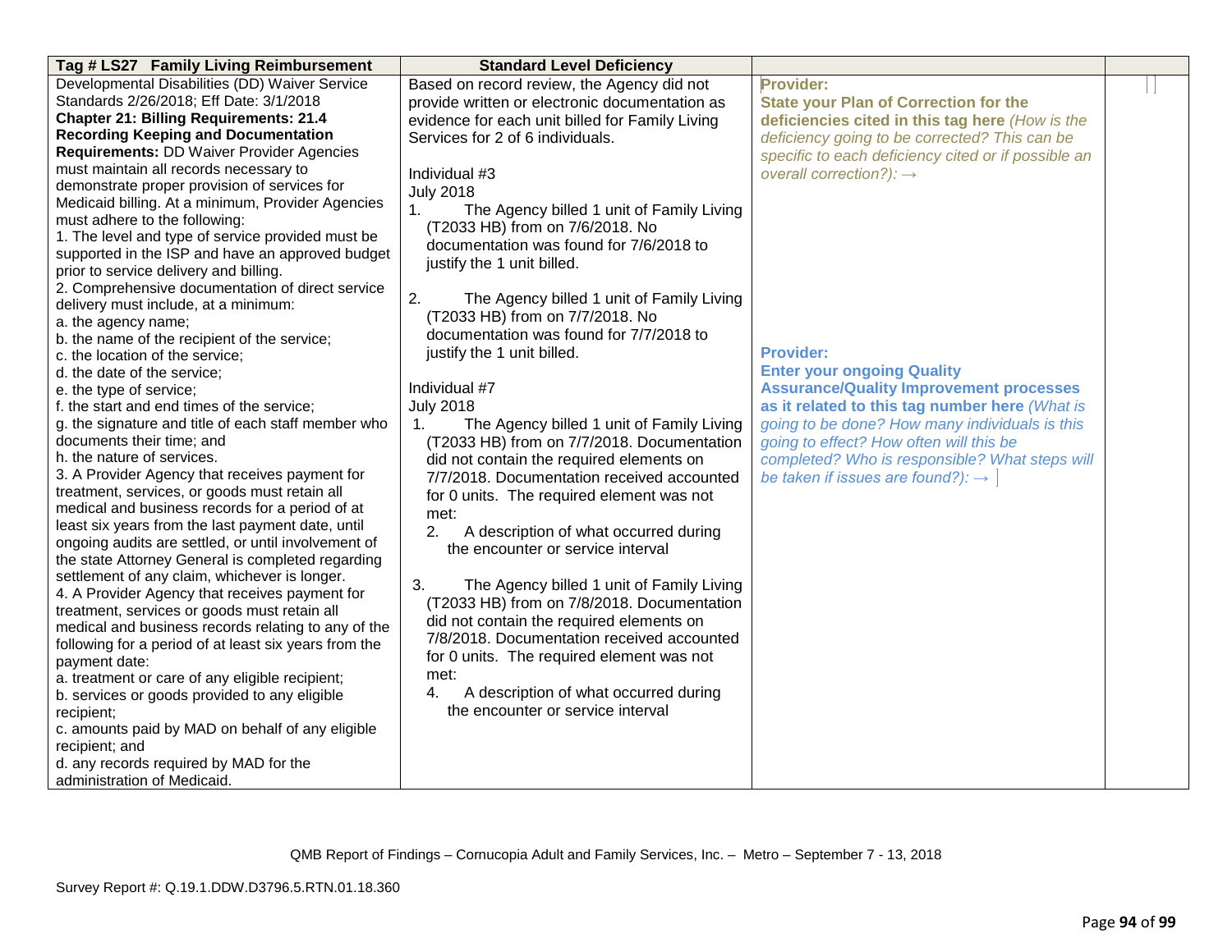| Tag # LS27 Family Living Reimbursement | Standard Level Deficiency | | |
|---|---|---|---|
| Developmental Disabilities (DD) Waiver Service Standards 2/26/2018; Eff Date: 3/1/2018<br>**Chapter 21: Billing Requirements: 21.4 Recording Keeping and Documentation Requirements:** DD Waiver Provider Agencies must maintain all records necessary to demonstrate proper provision of services for Medicaid billing. At a minimum, Provider Agencies must adhere to the following:<br>1. The level and type of service provided must be supported in the ISP and have an approved budget prior to service delivery and billing.<br>2. Comprehensive documentation of direct service delivery must include, at a minimum:<br>a. the agency name;<br>b. the name of the recipient of the service;<br>c. the location of the service;<br>d. the date of the service;<br>e. the type of service;<br>f. the start and end times of the service;<br>g. the signature and title of each staff member who documents their time; and<br>h. the nature of services.<br>3. A Provider Agency that receives payment for treatment, services, or goods must retain all medical and business records for a period of at least six years from the last payment date, until ongoing audits are settled, or until involvement of the state Attorney General is completed regarding settlement of any claim, whichever is longer.<br>4. A Provider Agency that receives payment for treatment, services or goods must retain all medical and business records relating to any of the following for a period of at least six years from the payment date:<br>a. treatment or care of any eligible recipient;<br>b. services or goods provided to any eligible recipient;<br>c. amounts paid by MAD on behalf of any eligible recipient; and<br>d. any records required by MAD for the administration of Medicaid. | Based on record review, the Agency did not provide written or electronic documentation as evidence for each unit billed for Family Living Services for 2 of 6 individuals.<br><br>Individual #3<br>July 2018<br>1. The Agency billed 1 unit of Family Living (T2033 HB) from on 7/6/2018. No documentation was found for 7/6/2018 to justify the 1 unit billed.<br><br>2. The Agency billed 1 unit of Family Living (T2033 HB) from on 7/7/2018. No documentation was found for 7/7/2018 to justify the 1 unit billed.<br><br>Individual #7<br>July 2018<br>1. The Agency billed 1 unit of Family Living (T2033 HB) from on 7/7/2018. Documentation did not contain the required elements on 7/7/2018. Documentation received accounted for 0 units. The required element was not met:<br>2. A description of what occurred during the encounter or service interval<br><br>3. The Agency billed 1 unit of Family Living (T2033 HB) from on 7/8/2018. Documentation did not contain the required elements on 7/8/2018. Documentation received accounted for 0 units. The required element was not met:<br>4. A description of what occurred during the encounter or service interval | **Provider:**<br>**State your Plan of Correction for the deficiencies cited in this tag here** *(How is the deficiency going to be corrected? This can be specific to each deficiency cited or if possible an overall correction?):* →<br><br>**Provider:**<br>**Enter your ongoing Quality Assurance/Quality Improvement processes as it related to this tag number here** *(What is going to be done? How many individuals is this going to effect? How often will this be completed? Who is responsible? What steps will be taken if issues are found?):* → | |

QMB Report of Findings – Cornucopia Adult and Family Services, Inc. – Metro – September 7 - 13, 2018

Survey Report #: Q.19.1.DDW.D3796.5.RTN.01.18.360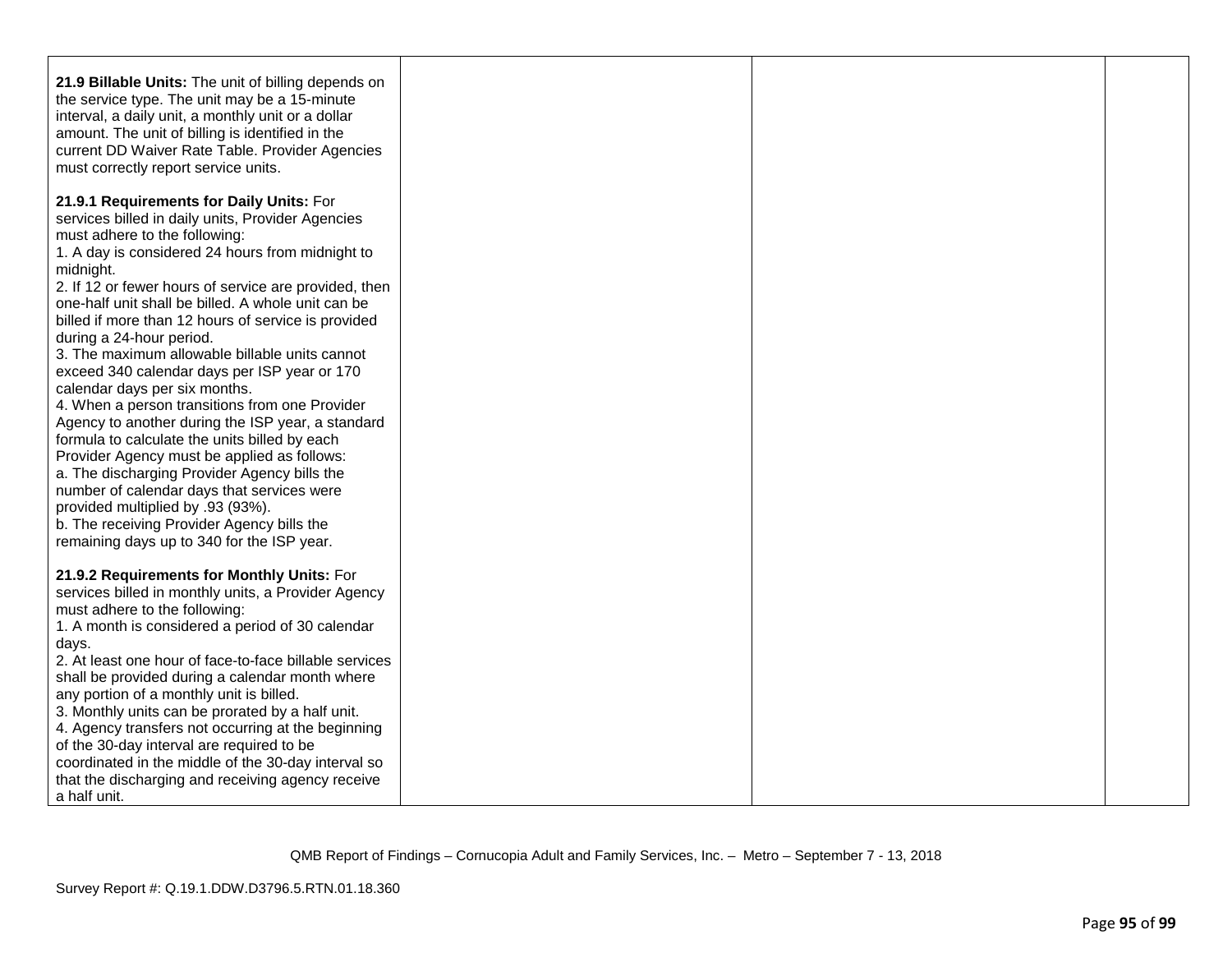| | | | |
|---|---|---|---|
| **21.9 Billable Units:** The unit of billing depends on the service type. The unit may be a 15-minute interval, a daily unit, a monthly unit or a dollar amount. The unit of billing is identified in the current DD Waiver Rate Table. Provider Agencies must correctly report service units.<br><br>**21.9.1 Requirements for Daily Units:** For services billed in daily units, Provider Agencies must adhere to the following:<br>1. A day is considered 24 hours from midnight to midnight.<br>2. If 12 or fewer hours of service are provided, then one-half unit shall be billed. A whole unit can be billed if more than 12 hours of service is provided during a 24-hour period.<br>3. The maximum allowable billable units cannot exceed 340 calendar days per ISP year or 170 calendar days per six months.<br>4. When a person transitions from one Provider Agency to another during the ISP year, a standard formula to calculate the units billed by each Provider Agency must be applied as follows:<br>a. The discharging Provider Agency bills the number of calendar days that services were provided multiplied by .93 (93%).<br>b. The receiving Provider Agency bills the remaining days up to 340 for the ISP year.<br><br>**21.9.2 Requirements for Monthly Units:** For services billed in monthly units, a Provider Agency must adhere to the following:<br>1. A month is considered a period of 30 calendar days.<br>2. At least one hour of face-to-face billable services shall be provided during a calendar month where any portion of a monthly unit is billed.<br>3. Monthly units can be prorated by a half unit.<br>4. Agency transfers not occurring at the beginning of the 30-day interval are required to be coordinated in the middle of the 30-day interval so that the discharging and receiving agency receive a half unit. | | | |

QMB Report of Findings – Cornucopia Adult and Family Services, Inc. – Metro – September 7 - 13, 2018

Survey Report #: Q.19.1.DDW.D3796.5.RTN.01.18.360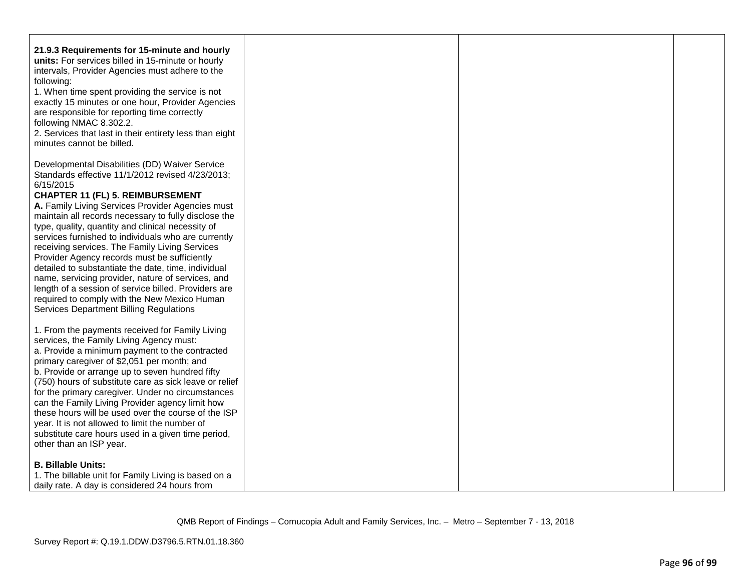| | | | |
|---|---|---|---|
| **21.9.3 Requirements for 15-minute and hourly units:** For services billed in 15-minute or hourly intervals, Provider Agencies must adhere to the following:<br>1. When time spent providing the service is not exactly 15 minutes or one hour, Provider Agencies are responsible for reporting time correctly following NMAC 8.302.2.<br>2. Services that last in their entirety less than eight minutes cannot be billed.<br><br>Developmental Disabilities (DD) Waiver Service Standards effective 11/1/2012 revised 4/23/2013; 6/15/2015<br>**CHAPTER 11 (FL) 5. REIMBURSEMENT**<br>**A.** Family Living Services Provider Agencies must maintain all records necessary to fully disclose the type, quality, quantity and clinical necessity of services furnished to individuals who are currently receiving services. The Family Living Services Provider Agency records must be sufficiently detailed to substantiate the date, time, individual name, servicing provider, nature of services, and length of a session of service billed. Providers are required to comply with the New Mexico Human Services Department Billing Regulations<br><br>1. From the payments received for Family Living services, the Family Living Agency must:<br>a. Provide a minimum payment to the contracted primary caregiver of $2,051 per month; and<br>b. Provide or arrange up to seven hundred fifty (750) hours of substitute care as sick leave or relief for the primary caregiver. Under no circumstances can the Family Living Provider agency limit how these hours will be used over the course of the ISP year. It is not allowed to limit the number of substitute care hours used in a given time period, other than an ISP year.<br><br>**B. Billable Units:**<br>1. The billable unit for Family Living is based on a daily rate. A day is considered 24 hours from | | | |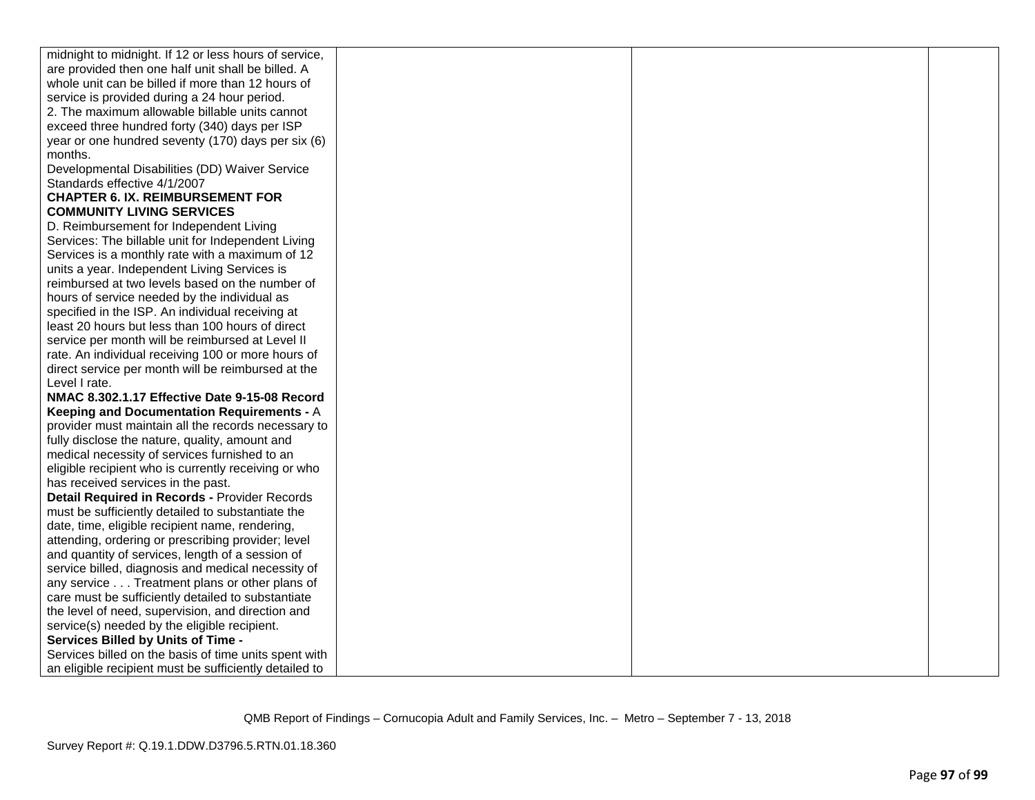| | | | |
|---|---|---|---|
| midnight to midnight. If 12 or less hours of service, are provided then one half unit shall be billed. A whole unit can be billed if more than 12 hours of service is provided during a 24 hour period.<br>2. The maximum allowable billable units cannot exceed three hundred forty (340) days per ISP year or one hundred seventy (170) days per six (6) months.<br>Developmental Disabilities (DD) Waiver Service Standards effective 4/1/2007<br>**CHAPTER 6. IX. REIMBURSEMENT FOR COMMUNITY LIVING SERVICES**<br>D. Reimbursement for Independent Living Services: The billable unit for Independent Living Services is a monthly rate with a maximum of 12 units a year. Independent Living Services is reimbursed at two levels based on the number of hours of service needed by the individual as specified in the ISP. An individual receiving at least 20 hours but less than 100 hours of direct service per month will be reimbursed at Level II rate. An individual receiving 100 or more hours of direct service per month will be reimbursed at the Level I rate.<br>**NMAC 8.302.1.17 Effective Date 9-15-08 Record Keeping and Documentation Requirements -** A provider must maintain all the records necessary to fully disclose the nature, quality, amount and medical necessity of services furnished to an eligible recipient who is currently receiving or who has received services in the past.<br>**Detail Required in Records -** Provider Records must be sufficiently detailed to substantiate the date, time, eligible recipient name, rendering, attending, ordering or prescribing provider; level and quantity of services, length of a session of service billed, diagnosis and medical necessity of any service . . . Treatment plans or other plans of care must be sufficiently detailed to substantiate the level of need, supervision, and direction and service(s) needed by the eligible recipient.<br>**Services Billed by Units of Time -**<br>Services billed on the basis of time units spent with an eligible recipient must be sufficiently detailed to | | | |

QMB Report of Findings – Cornucopia Adult and Family Services, Inc. – Metro – September 7 - 13, 2018

Survey Report #: Q.19.1.DDW.D3796.5.RTN.01.18.360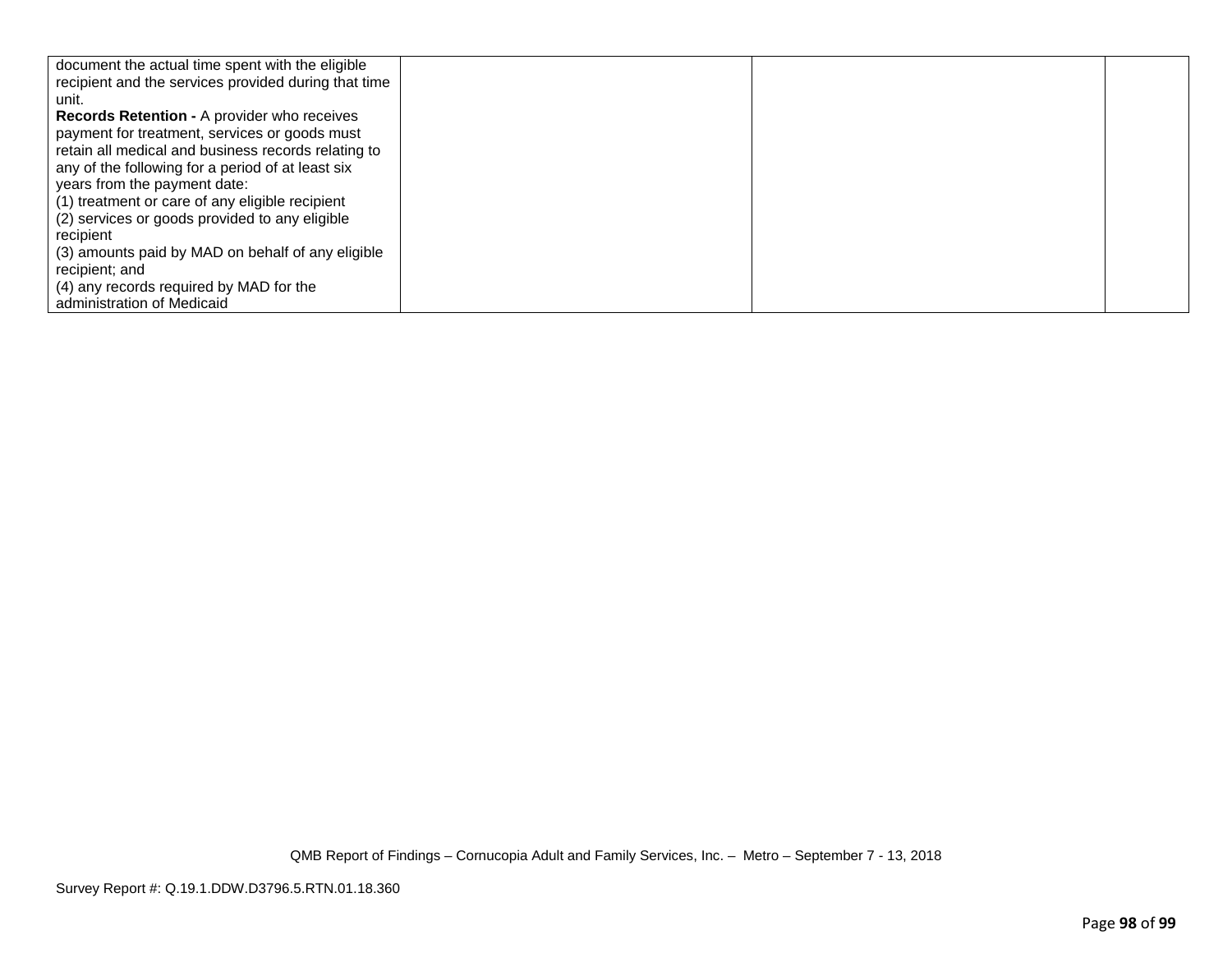| | | | |
|---|---|---|---|
| document the actual time spent with the eligible recipient and the services provided during that time unit.<br>**Records Retention -** A provider who receives payment for treatment, services or goods must retain all medical and business records relating to any of the following for a period of at least six years from the payment date:<br>(1) treatment or care of any eligible recipient<br>(2) services or goods provided to any eligible recipient<br>(3) amounts paid by MAD on behalf of any eligible recipient; and<br>(4) any records required by MAD for the administration of Medicaid | | | |

QMB Report of Findings – Cornucopia Adult and Family Services, Inc. – Metro – September 7 - 13, 2018

Survey Report #: Q.19.1.DDW.D3796.5.RTN.01.18.360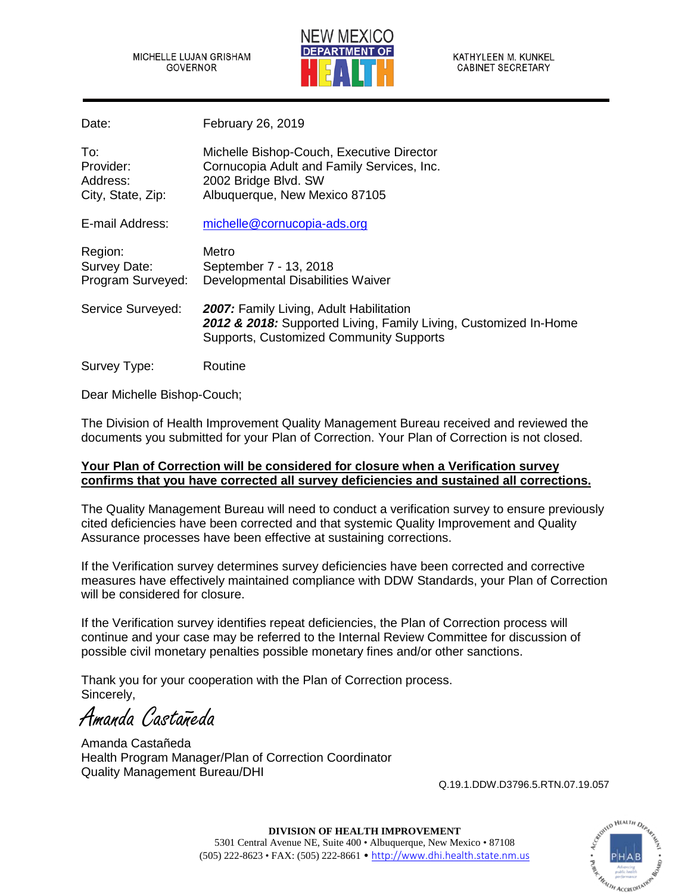MICHELLE LUJAN GRISHAM
GOVERNOR

NEW MEXICO
DEPARTMENT OF
HEALTH

KATHYLEEN M. KUNKEL
CABINET SECRETARY

| | |
|---|---|
| Date: | February 26, 2019 |
| To: | Michelle Bishop-Couch, Executive Director |
| Provider: | Cornucopia Adult and Family Services, Inc. |
| Address: | 2002 Bridge Blvd. SW |
| City, State, Zip: | Albuquerque, New Mexico 87105 |
| E-mail Address: | michelle@cornucopia-ads.org |
| Region: | Metro |
| Survey Date: | September 7 - 13, 2018 |
| Program Surveyed: | Developmental Disabilities Waiver |
| Service Surveyed: | ***2007:*** Family Living, Adult Habilitation<br>***2012 & 2018:*** Supported Living, Family Living, Customized In-Home Supports, Customized Community Supports |
| Survey Type: | Routine |

Dear Michelle Bishop-Couch;

The Division of Health Improvement Quality Management Bureau received and reviewed the documents you submitted for your Plan of Correction. Your Plan of Correction is not closed.

**Your Plan of Correction will be considered for closure when a Verification survey confirms that you have corrected all survey deficiencies and sustained all corrections.**

The Quality Management Bureau will need to conduct a verification survey to ensure previously cited deficiencies have been corrected and that systemic Quality Improvement and Quality Assurance processes have been effective at sustaining corrections.

If the Verification survey determines survey deficiencies have been corrected and corrective measures have effectively maintained compliance with DDW Standards, your Plan of Correction will be considered for closure.

If the Verification survey identifies repeat deficiencies, the Plan of Correction process will continue and your case may be referred to the Internal Review Committee for discussion of possible civil monetary penalties possible monetary fines and/or other sanctions.

Thank you for your cooperation with the Plan of Correction process.
Sincerely,

*Amanda Castañeda*

Amanda Castañeda
Health Program Manager/Plan of Correction Coordinator
Quality Management Bureau/DHI

Q.19.1.DDW.D3796.5.RTN.07.19.057

**DIVISION OF HEALTH IMPROVEMENT**
5301 Central Avenue NE, Suite 400 • Albuquerque, New Mexico • 87108
(505) 222-8623 • FAX: (505) 222-8661 • http://www.dhi.health.state.nm.us